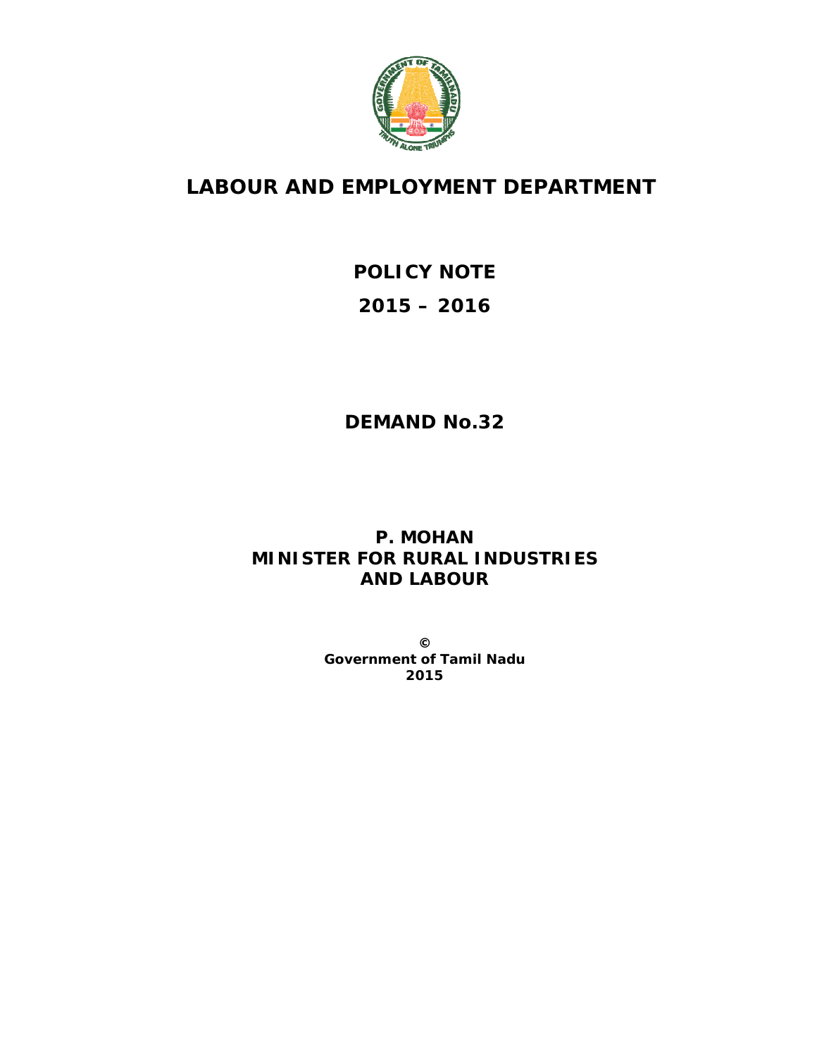# LABOUR AND EMPLOYMENT DEPARTMENT

## POLICY NOTE

## 2015 – 2016

## DEMAND No.32

**P. MOHAN**
**MINISTER FOR RURAL INDUSTRIES AND LABOUR**

**©**
**Government of Tamil Nadu**
**2015**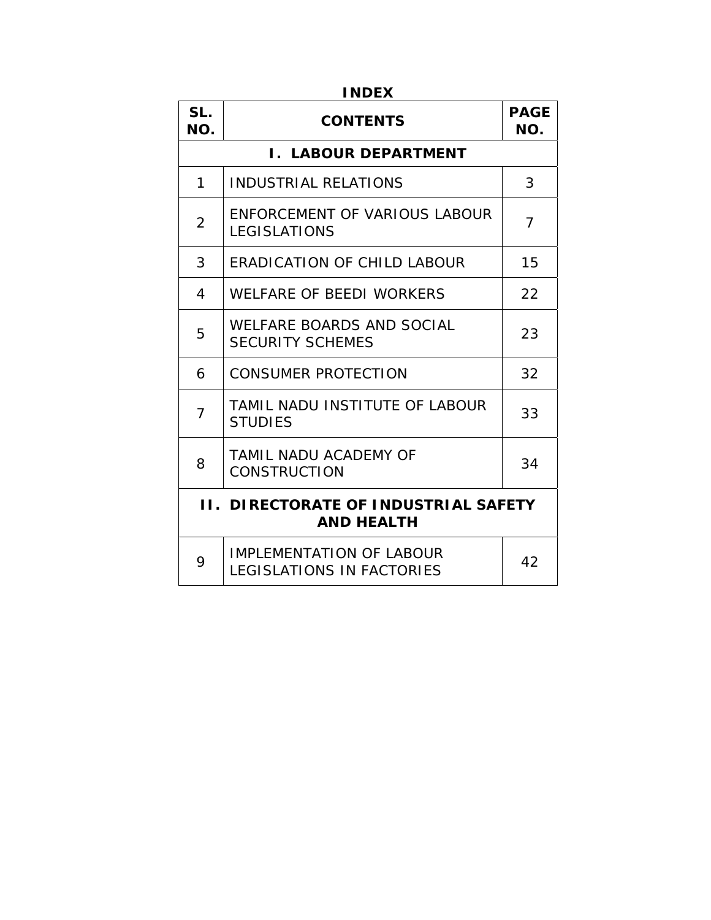# INDEX

| SL. NO. | CONTENTS | PAGE NO. |
|---|---|---|
| **I. LABOUR DEPARTMENT** | | |
| 1 | INDUSTRIAL RELATIONS | 3 |
| 2 | ENFORCEMENT OF VARIOUS LABOUR LEGISLATIONS | 7 |
| 3 | ERADICATION OF CHILD LABOUR | 15 |
| 4 | WELFARE OF BEEDI WORKERS | 22 |
| 5 | WELFARE BOARDS AND SOCIAL SECURITY SCHEMES | 23 |
| 6 | CONSUMER PROTECTION | 32 |
| 7 | TAMIL NADU INSTITUTE OF LABOUR STUDIES | 33 |
| 8 | TAMIL NADU ACADEMY OF CONSTRUCTION | 34 |
| **II. DIRECTORATE OF INDUSTRIAL SAFETY AND HEALTH** | | |
| 9 | IMPLEMENTATION OF LABOUR LEGISLATIONS IN FACTORIES | 42 |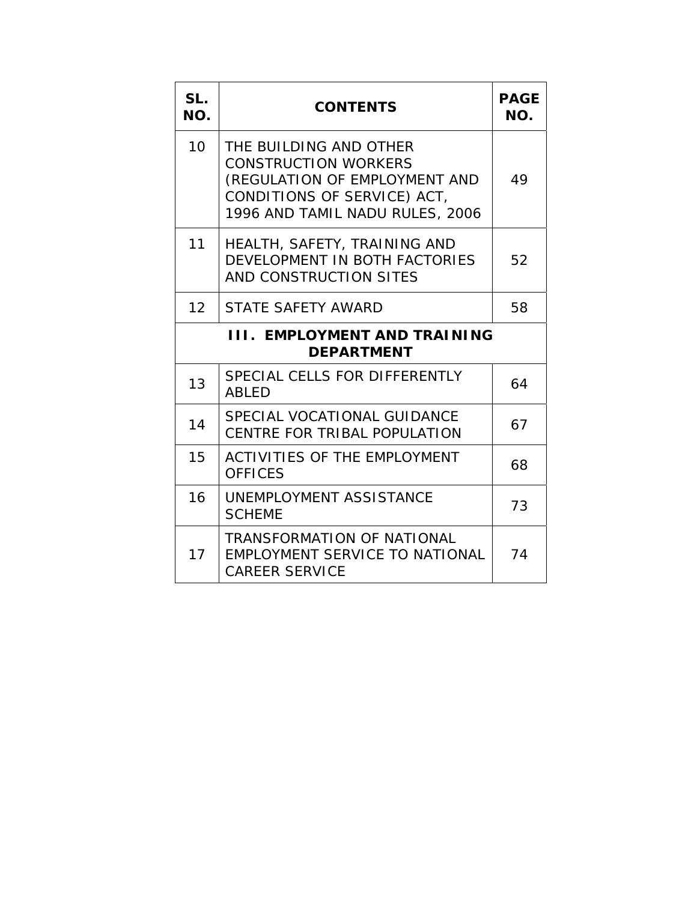| SL. NO. | CONTENTS | PAGE NO. |
| --- | --- | --- |
| 10 | THE BUILDING AND OTHER CONSTRUCTION WORKERS (REGULATION OF EMPLOYMENT AND CONDITIONS OF SERVICE) ACT, 1996 AND TAMIL NADU RULES, 2006 | 49 |
| 11 | HEALTH, SAFETY, TRAINING AND DEVELOPMENT IN BOTH FACTORIES AND CONSTRUCTION SITES | 52 |
| 12 | STATE SAFETY AWARD | 58 |
| **III. EMPLOYMENT AND TRAINING DEPARTMENT** | | |
| 13 | SPECIAL CELLS FOR DIFFERENTLY ABLED | 64 |
| 14 | SPECIAL VOCATIONAL GUIDANCE CENTRE FOR TRIBAL POPULATION | 67 |
| 15 | ACTIVITIES OF THE EMPLOYMENT OFFICES | 68 |
| 16 | UNEMPLOYMENT ASSISTANCE SCHEME | 73 |
| 17 | TRANSFORMATION OF NATIONAL EMPLOYMENT SERVICE TO NATIONAL CAREER SERVICE | 74 |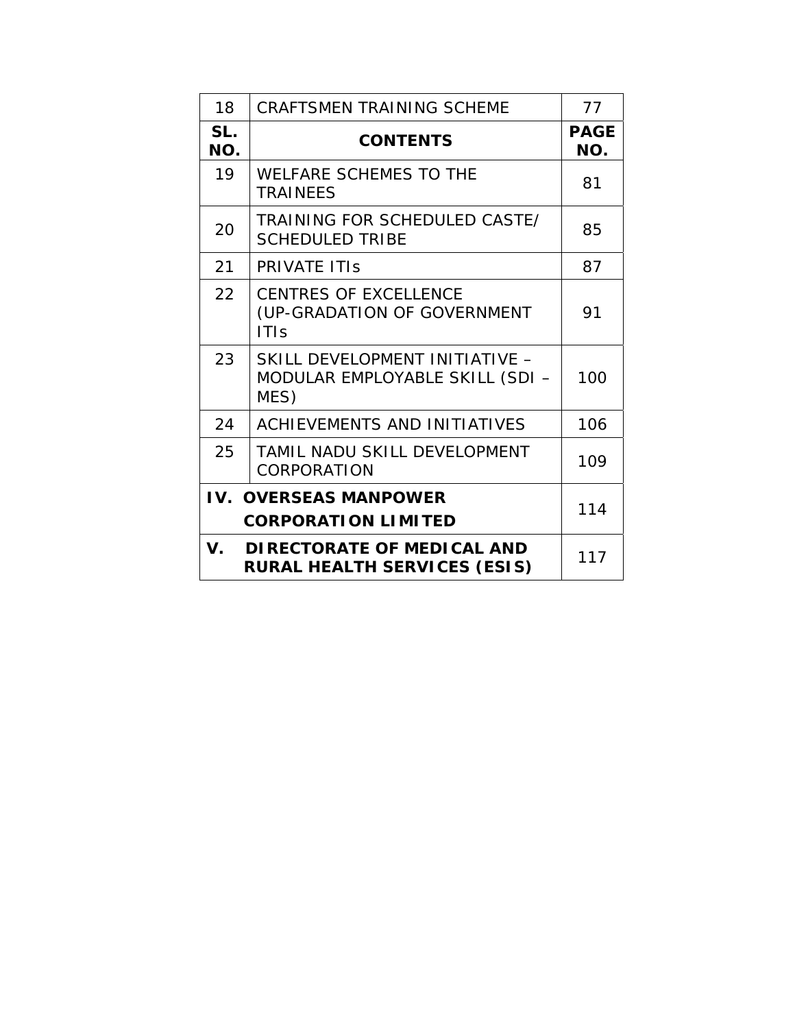| 18 | CRAFTSMEN TRAINING SCHEME | 77 |
|---|---|---|
| **SL. NO.** | **CONTENTS** | **PAGE NO.** |
| 19 | WELFARE SCHEMES TO THE TRAINEES | 81 |
| 20 | TRAINING FOR SCHEDULED CASTE/ SCHEDULED TRIBE | 85 |
| 21 | PRIVATE ITIs | 87 |
| 22 | CENTRES OF EXCELLENCE (UP-GRADATION OF GOVERNMENT ITIs | 91 |
| 23 | SKILL DEVELOPMENT INITIATIVE – MODULAR EMPLOYABLE SKILL (SDI – MES) | 100 |
| 24 | ACHIEVEMENTS AND INITIATIVES | 106 |
| 25 | TAMIL NADU SKILL DEVELOPMENT CORPORATION | 109 |
| **IV. OVERSEAS MANPOWER CORPORATION LIMITED** | | 114 |
| **V. DIRECTORATE OF MEDICAL AND RURAL HEALTH SERVICES (ESIS)** | | 117 |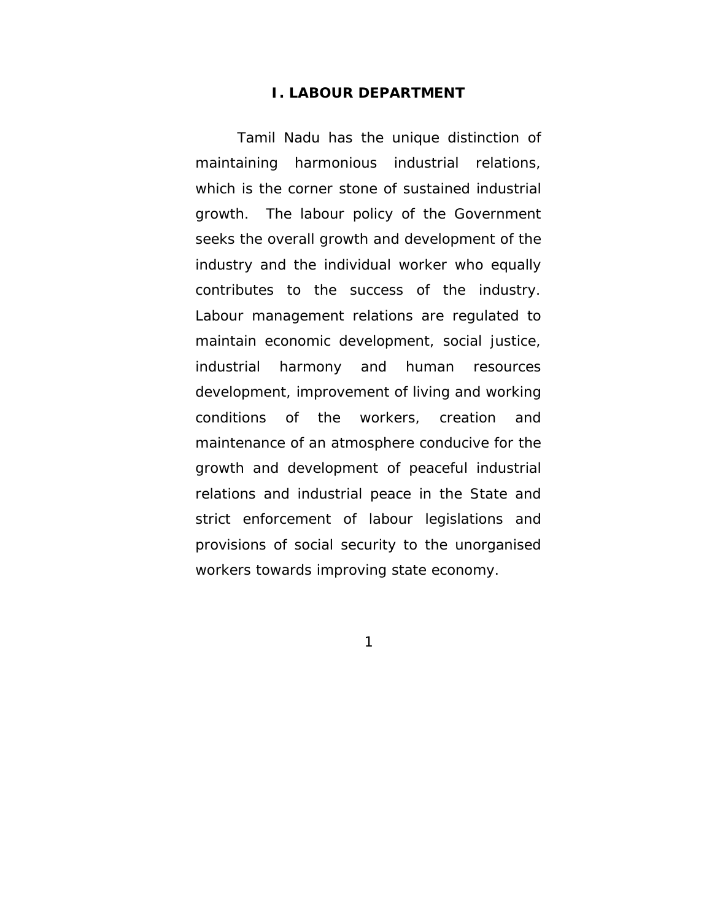# I. LABOUR DEPARTMENT

Tamil Nadu has the unique distinction of maintaining harmonious industrial relations, which is the corner stone of sustained industrial growth. The labour policy of the Government seeks the overall growth and development of the industry and the individual worker who equally contributes to the success of the industry. Labour management relations are regulated to maintain economic development, social justice, industrial harmony and human resources development, improvement of living and working conditions of the workers, creation and maintenance of an atmosphere conducive for the growth and development of peaceful industrial relations and industrial peace in the State and strict enforcement of labour legislations and provisions of social security to the unorganised workers towards improving state economy.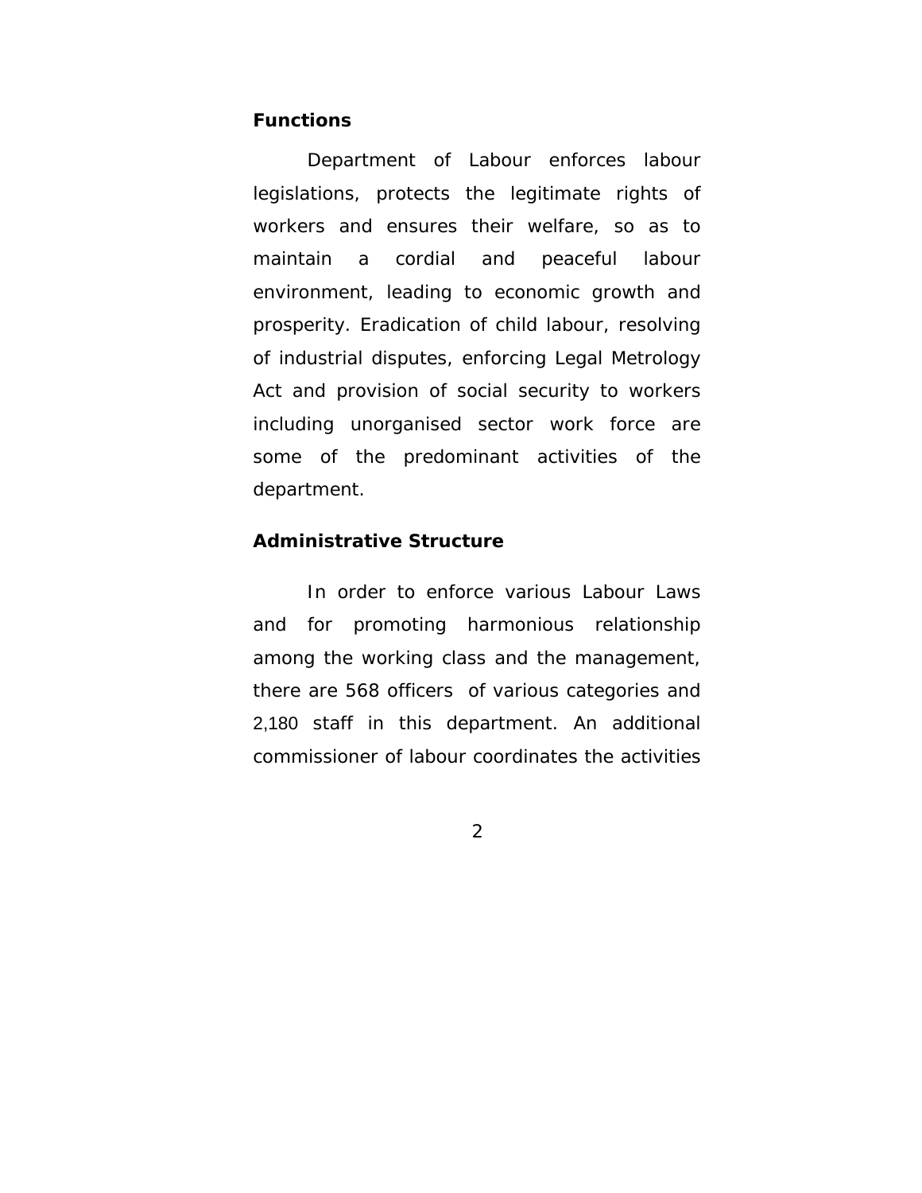**Functions**

Department of Labour enforces labour legislations, protects the legitimate rights of workers and ensures their welfare, so as to maintain a cordial and peaceful labour environment, leading to economic growth and prosperity. Eradication of child labour, resolving of industrial disputes, enforcing Legal Metrology Act and provision of social security to workers including unorganised sector work force are some of the predominant activities of the department.

**Administrative Structure**

In order to enforce various Labour Laws and for promoting harmonious relationship among the working class and the management, there are 568 officers of various categories and 2,180 staff in this department. An additional commissioner of labour coordinates the activities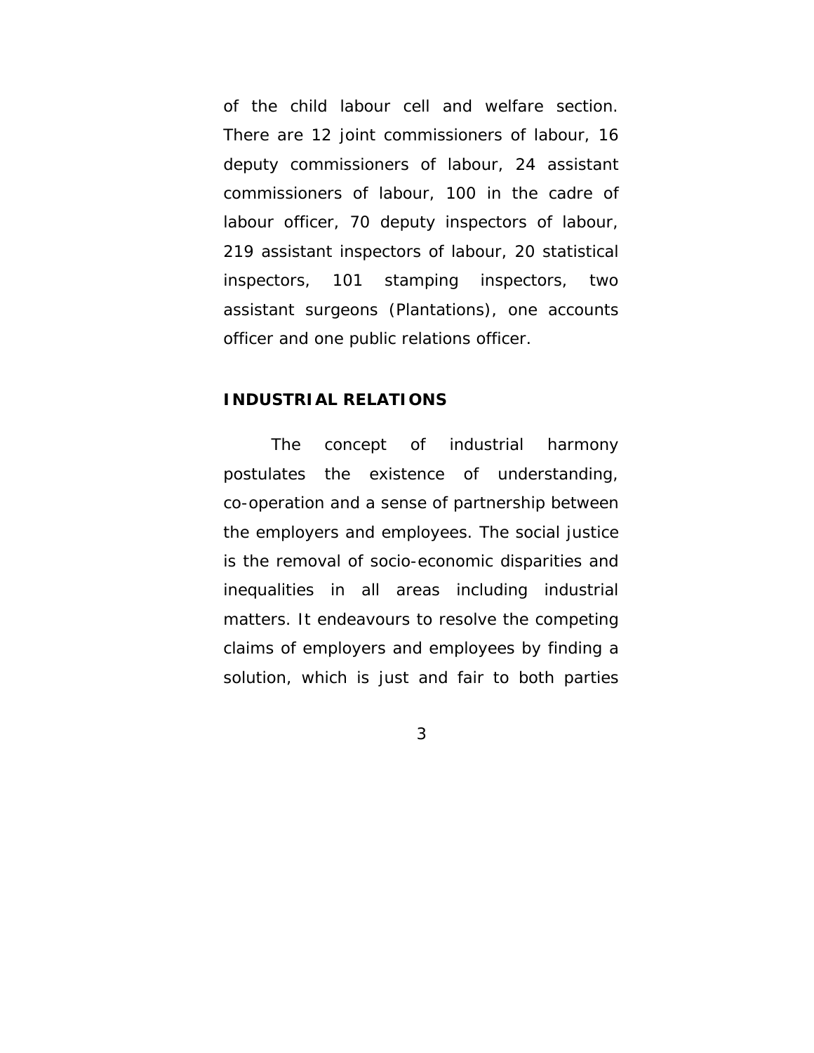of the child labour cell and welfare section. There are 12 joint commissioners of labour, 16 deputy commissioners of labour, 24 assistant commissioners of labour, 100 in the cadre of labour officer, 70 deputy inspectors of labour, 219 assistant inspectors of labour, 20 statistical inspectors, 101 stamping inspectors, two assistant surgeons (Plantations), one accounts officer and one public relations officer.

**INDUSTRIAL RELATIONS**

The concept of industrial harmony postulates the existence of understanding, co-operation and a sense of partnership between the employers and employees. The social justice is the removal of socio-economic disparities and inequalities in all areas including industrial matters. It endeavours to resolve the competing claims of employers and employees by finding a solution, which is just and fair to both parties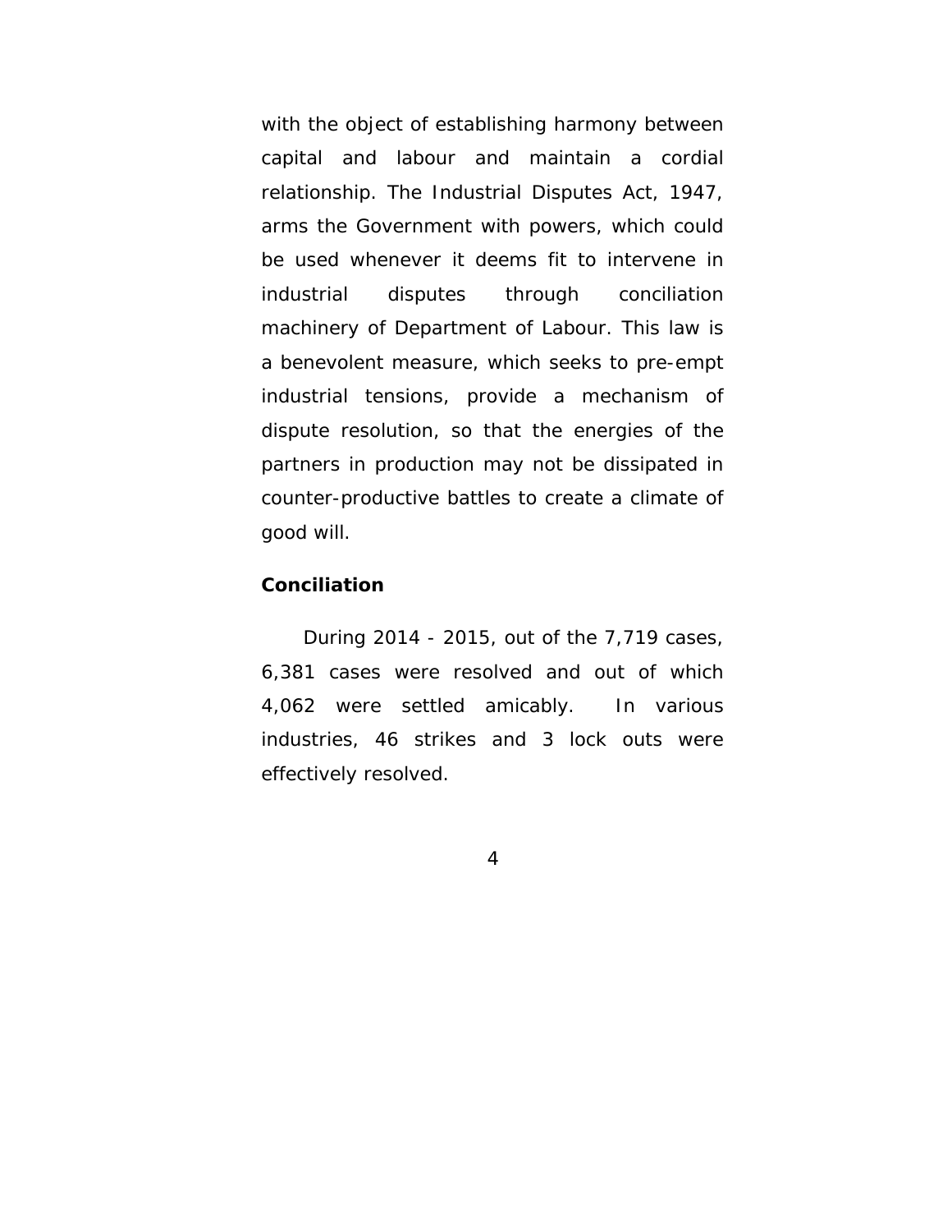with the object of establishing harmony between capital and labour and maintain a cordial relationship. The Industrial Disputes Act, 1947, arms the Government with powers, which could be used whenever it deems fit to intervene in industrial disputes through conciliation machinery of Department of Labour. This law is a benevolent measure, which seeks to pre-empt industrial tensions, provide a mechanism of dispute resolution, so that the energies of the partners in production may not be dissipated in counter-productive battles to create a climate of good will.

**Conciliation**

During 2014 - 2015, out of the 7,719 cases, 6,381 cases were resolved and out of which 4,062 were settled amicably. In various industries, 46 strikes and 3 lock outs were effectively resolved.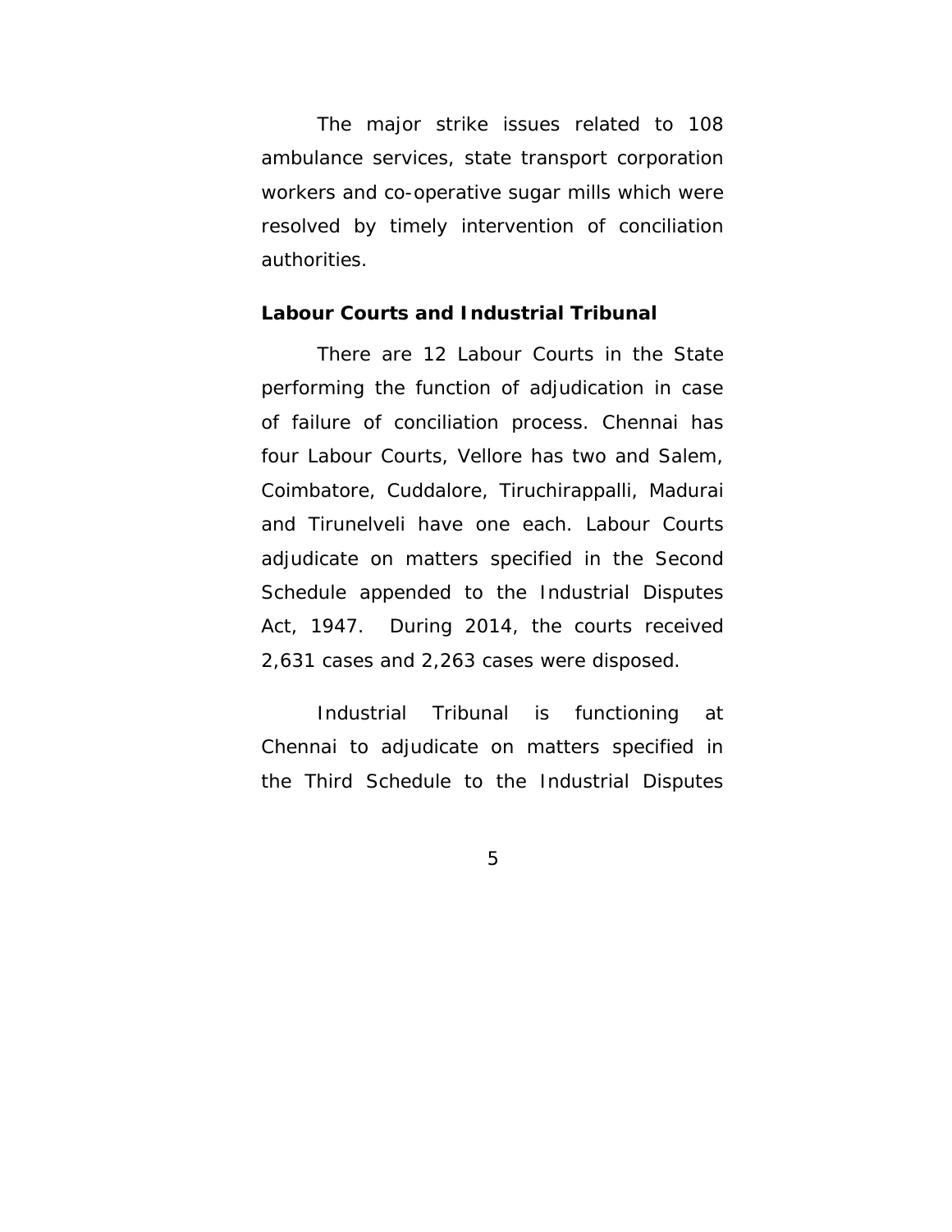The major strike issues related to 108 ambulance services, state transport corporation workers and co-operative sugar mills which were resolved by timely intervention of conciliation authorities.

**Labour Courts and Industrial Tribunal**

There are 12 Labour Courts in the State performing the function of adjudication in case of failure of conciliation process. Chennai has four Labour Courts, Vellore has two and Salem, Coimbatore, Cuddalore, Tiruchirappalli, Madurai and Tirunelveli have one each. Labour Courts adjudicate on matters specified in the Second Schedule appended to the Industrial Disputes Act, 1947. During 2014, the courts received 2,631 cases and 2,263 cases were disposed.

Industrial Tribunal is functioning at Chennai to adjudicate on matters specified in the Third Schedule to the Industrial Disputes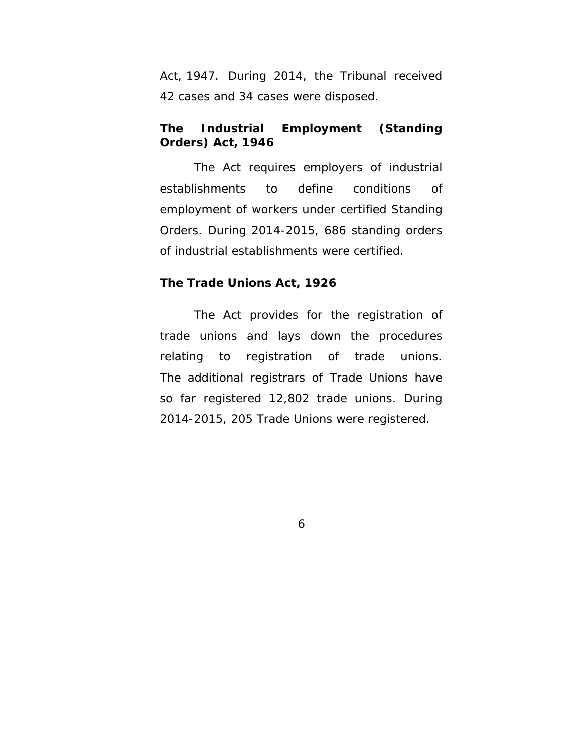Act, 1947. During 2014, the Tribunal received 42 cases and 34 cases were disposed.

**The Industrial Employment (Standing Orders) Act, 1946**

The Act requires employers of industrial establishments to define conditions of employment of workers under certified Standing Orders. During 2014-2015, 686 standing orders of industrial establishments were certified.

**The Trade Unions Act, 1926**

The Act provides for the registration of trade unions and lays down the procedures relating to registration of trade unions. The additional registrars of Trade Unions have so far registered 12,802 trade unions. During 2014-2015, 205 Trade Unions were registered.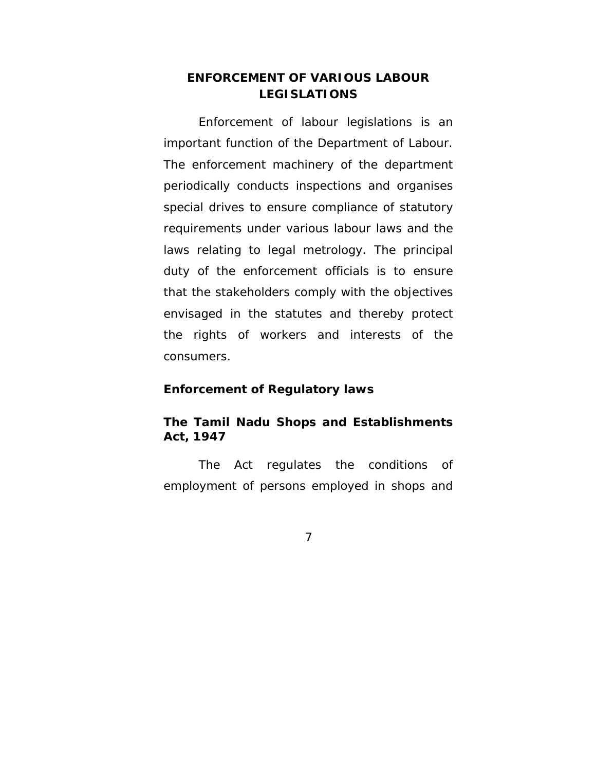## ENFORCEMENT OF VARIOUS LABOUR LEGISLATIONS

Enforcement of labour legislations is an important function of the Department of Labour. The enforcement machinery of the department periodically conducts inspections and organises special drives to ensure compliance of statutory requirements under various labour laws and the laws relating to legal metrology. The principal duty of the enforcement officials is to ensure that the stakeholders comply with the objectives envisaged in the statutes and thereby protect the rights of workers and interests of the consumers.

### Enforcement of Regulatory laws

#### The Tamil Nadu Shops and Establishments Act, 1947

The Act regulates the conditions of employment of persons employed in shops and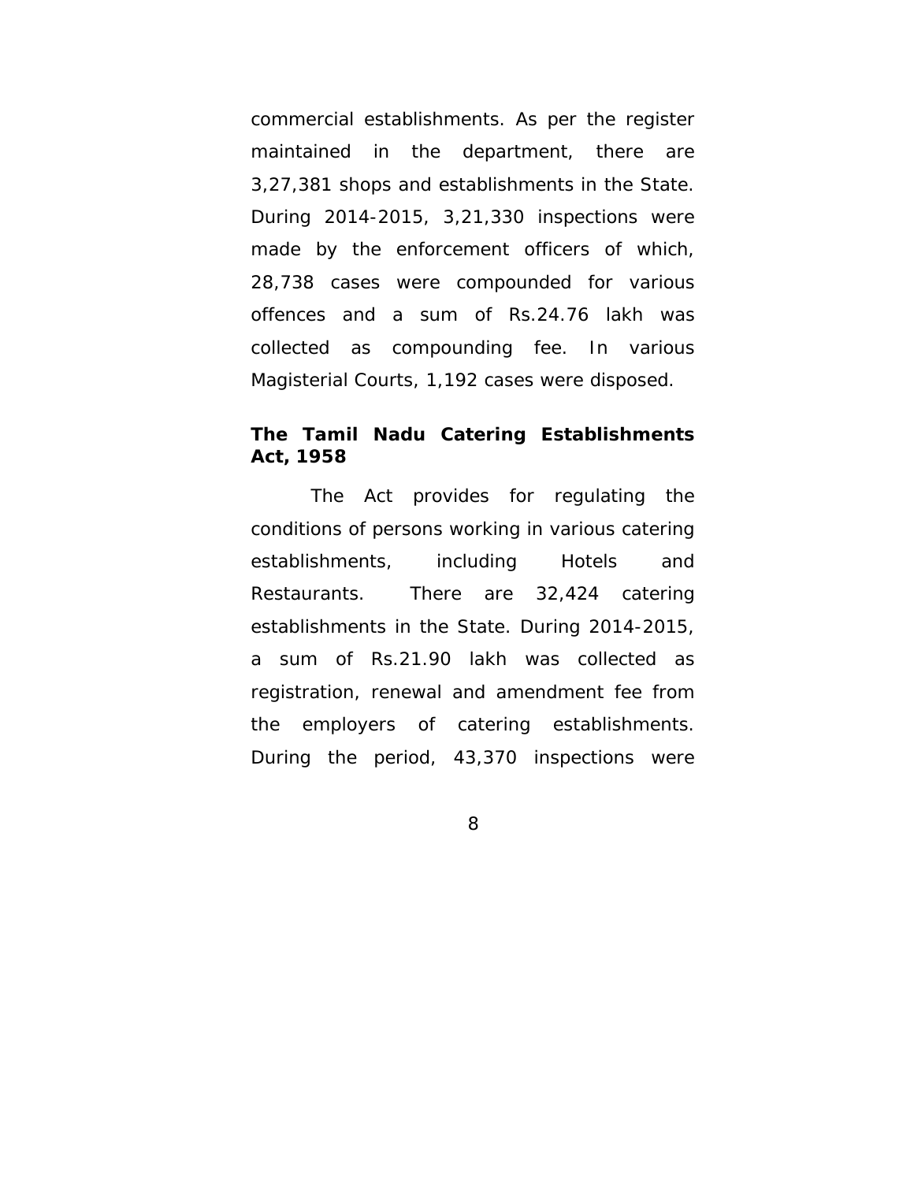commercial establishments. As per the register maintained in the department, there are 3,27,381 shops and establishments in the State. During 2014-2015, 3,21,330 inspections were made by the enforcement officers of which, 28,738 cases were compounded for various offences and a sum of Rs.24.76 lakh was collected as compounding fee. In various Magisterial Courts, 1,192 cases were disposed.

**The Tamil Nadu Catering Establishments Act, 1958**

The Act provides for regulating the conditions of persons working in various catering establishments, including Hotels and Restaurants. There are 32,424 catering establishments in the State. During 2014-2015, a sum of Rs.21.90 lakh was collected as registration, renewal and amendment fee from the employers of catering establishments. During the period, 43,370 inspections were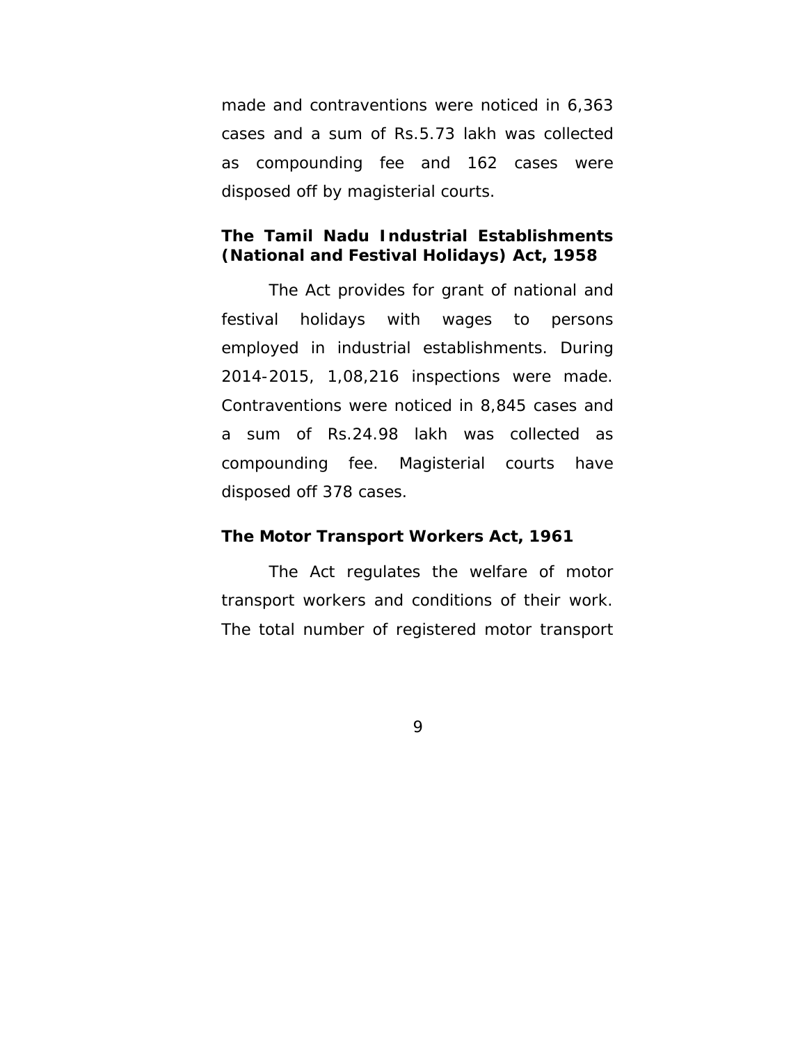made and contraventions were noticed in 6,363 cases and a sum of Rs.5.73 lakh was collected as compounding fee and 162 cases were disposed off by magisterial courts.

**The Tamil Nadu Industrial Establishments (National and Festival Holidays) Act, 1958**

The Act provides for grant of national and festival holidays with wages to persons employed in industrial establishments. During 2014-2015, 1,08,216 inspections were made. Contraventions were noticed in 8,845 cases and a sum of Rs.24.98 lakh was collected as compounding fee. Magisterial courts have disposed off 378 cases.

**The Motor Transport Workers Act, 1961**

The Act regulates the welfare of motor transport workers and conditions of their work. The total number of registered motor transport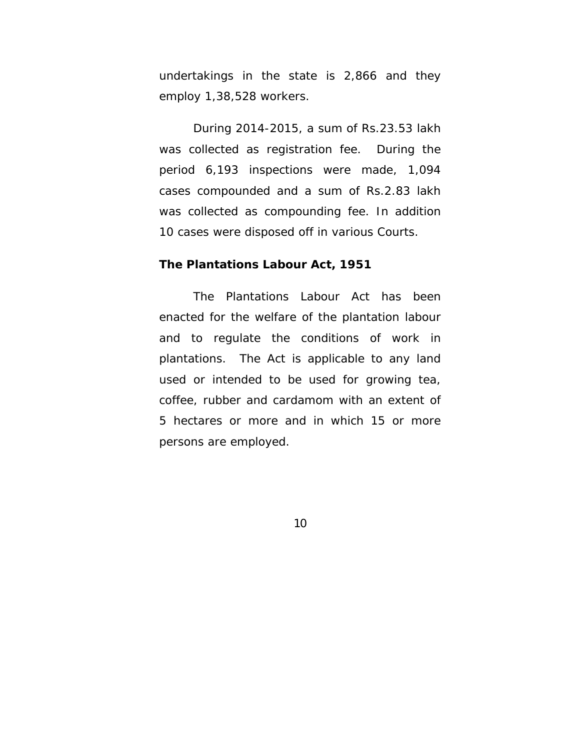undertakings in the state is 2,866 and they employ 1,38,528 workers.

During 2014-2015, a sum of Rs.23.53 lakh was collected as registration fee. During the period 6,193 inspections were made, 1,094 cases compounded and a sum of Rs.2.83 lakh was collected as compounding fee. In addition 10 cases were disposed off in various Courts.

**The Plantations Labour Act, 1951**

The Plantations Labour Act has been enacted for the welfare of the plantation labour and to regulate the conditions of work in plantations. The Act is applicable to any land used or intended to be used for growing tea, coffee, rubber and cardamom with an extent of 5 hectares or more and in which 15 or more persons are employed.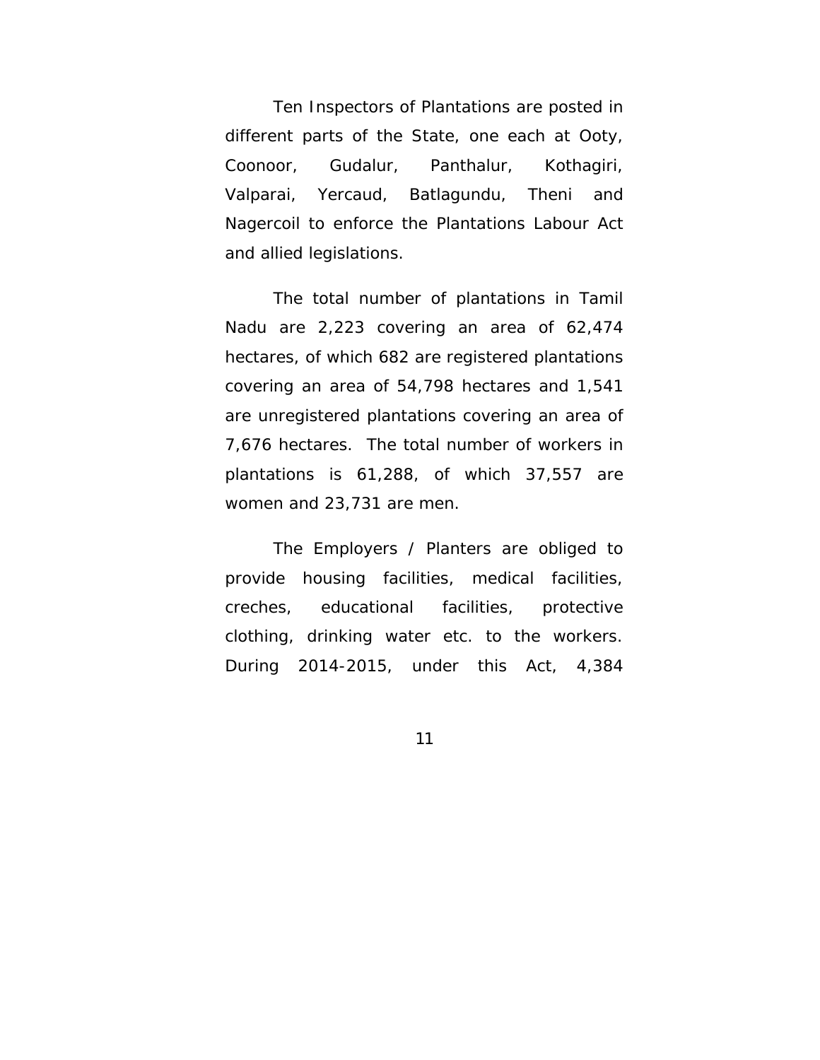Ten Inspectors of Plantations are posted in different parts of the State, one each at Ooty, Coonoor, Gudalur, Panthalur, Kothagiri, Valparai, Yercaud, Batlagundu, Theni and Nagercoil to enforce the Plantations Labour Act and allied legislations.

The total number of plantations in Tamil Nadu are 2,223 covering an area of 62,474 hectares, of which 682 are registered plantations covering an area of 54,798 hectares and 1,541 are unregistered plantations covering an area of 7,676 hectares. The total number of workers in plantations is 61,288, of which 37,557 are women and 23,731 are men.

The Employers / Planters are obliged to provide housing facilities, medical facilities, creches, educational facilities, protective clothing, drinking water etc. to the workers. During 2014-2015, under this Act, 4,384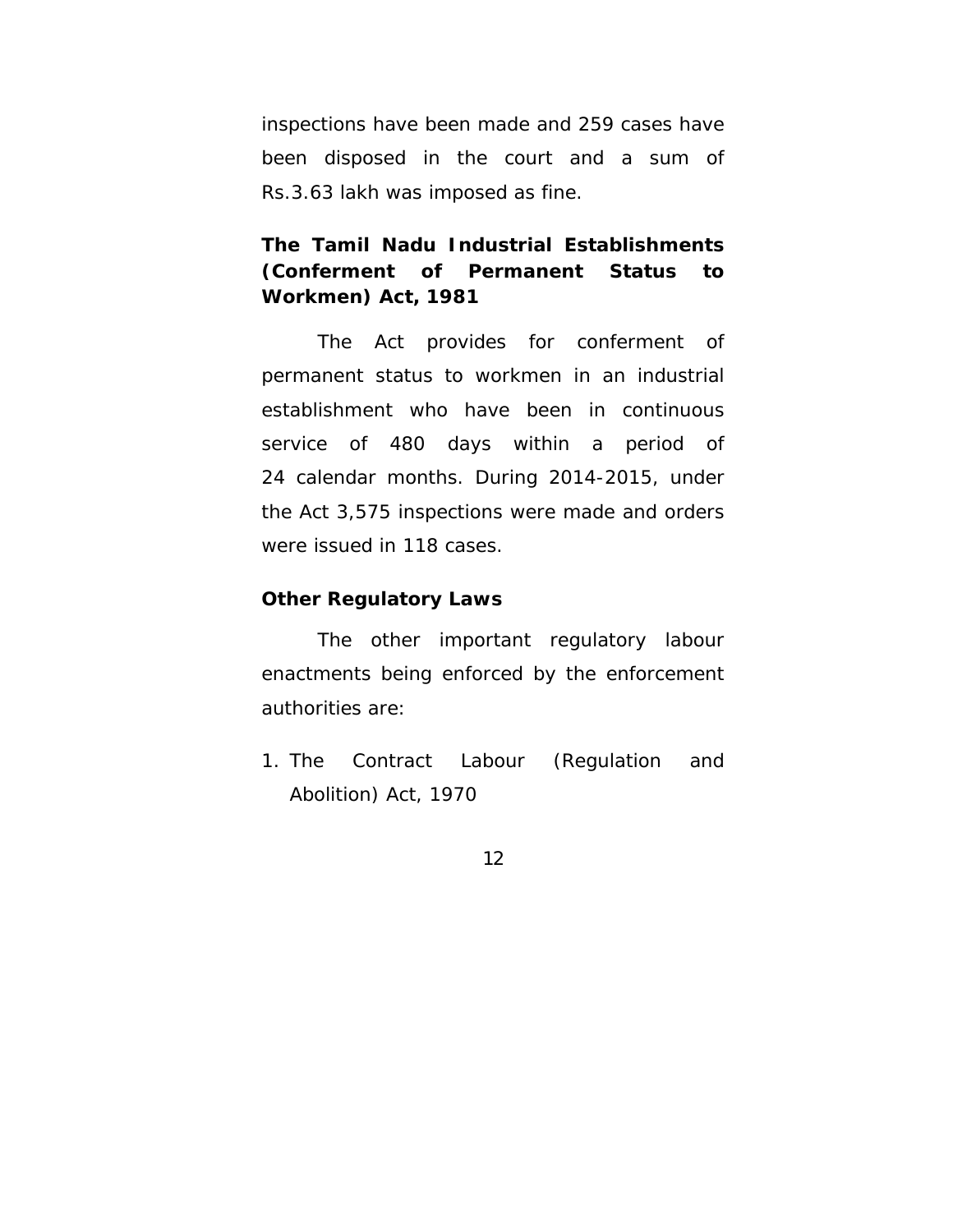inspections have been made and 259 cases have been disposed in the court and a sum of Rs.3.63 lakh was imposed as fine.

### The Tamil Nadu Industrial Establishments (Conferment of Permanent Status to Workmen) Act, 1981

The Act provides for conferment of permanent status to workmen in an industrial establishment who have been in continuous service of 480 days within a period of 24 calendar months. During 2014-2015, under the Act 3,575 inspections were made and orders were issued in 118 cases.

### Other Regulatory Laws

The other important regulatory labour enactments being enforced by the enforcement authorities are:

1. The Contract Labour (Regulation and Abolition) Act, 1970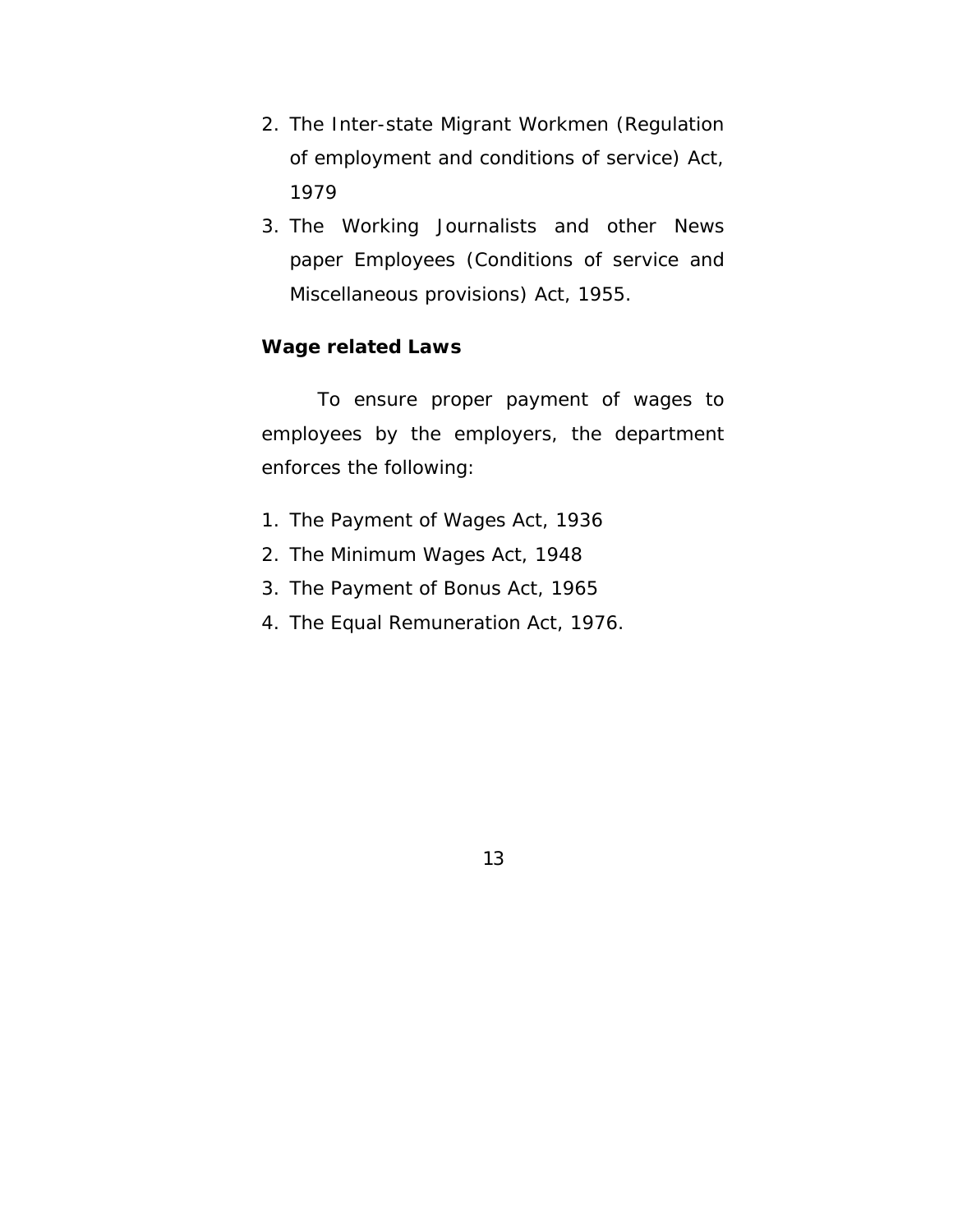2. The Inter-state Migrant Workmen (Regulation of employment and conditions of service) Act, 1979
3. The Working Journalists and other News paper Employees (Conditions of service and Miscellaneous provisions) Act, 1955.

**Wage related Laws**

To ensure proper payment of wages to employees by the employers, the department enforces the following:

1. The Payment of Wages Act, 1936
2. The Minimum Wages Act, 1948
3. The Payment of Bonus Act, 1965
4. The Equal Remuneration Act, 1976.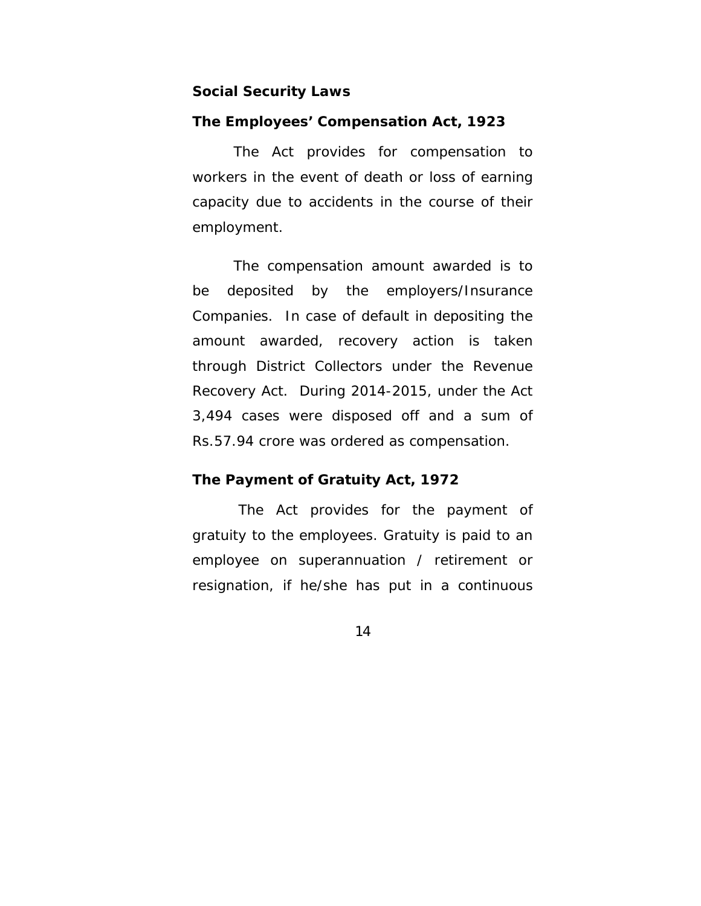## Social Security Laws

### The Employees' Compensation Act, 1923

The Act provides for compensation to workers in the event of death or loss of earning capacity due to accidents in the course of their employment.

The compensation amount awarded is to be deposited by the employers/Insurance Companies. In case of default in depositing the amount awarded, recovery action is taken through District Collectors under the Revenue Recovery Act. During 2014-2015, under the Act 3,494 cases were disposed off and a sum of Rs.57.94 crore was ordered as compensation.

### The Payment of Gratuity Act, 1972

The Act provides for the payment of gratuity to the employees. Gratuity is paid to an employee on superannuation / retirement or resignation, if he/she has put in a continuous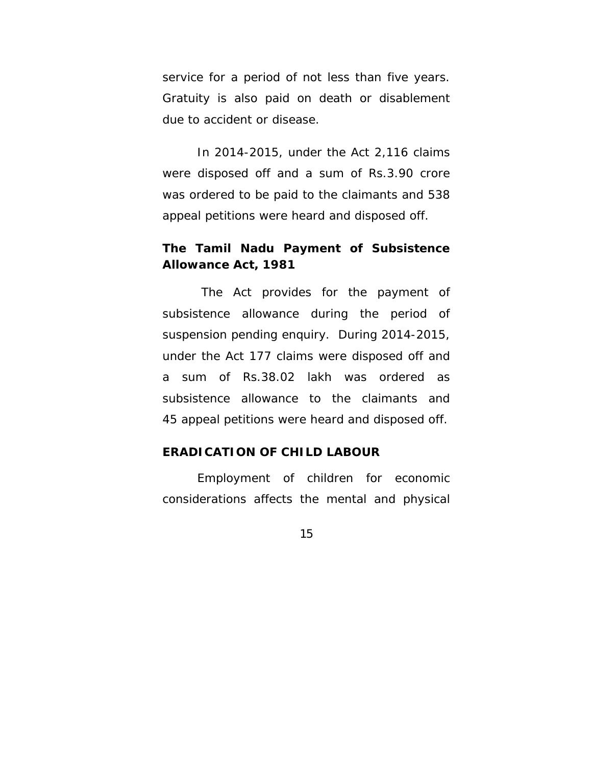service for a period of not less than five years. Gratuity is also paid on death or disablement due to accident or disease.

In 2014-2015, under the Act 2,116 claims were disposed off and a sum of Rs.3.90 crore was ordered to be paid to the claimants and 538 appeal petitions were heard and disposed off.

**The Tamil Nadu Payment of Subsistence Allowance Act, 1981**

The Act provides for the payment of subsistence allowance during the period of suspension pending enquiry. During 2014-2015, under the Act 177 claims were disposed off and a sum of Rs.38.02 lakh was ordered as subsistence allowance to the claimants and 45 appeal petitions were heard and disposed off.

## ERADICATION OF CHILD LABOUR

Employment of children for economic considerations affects the mental and physical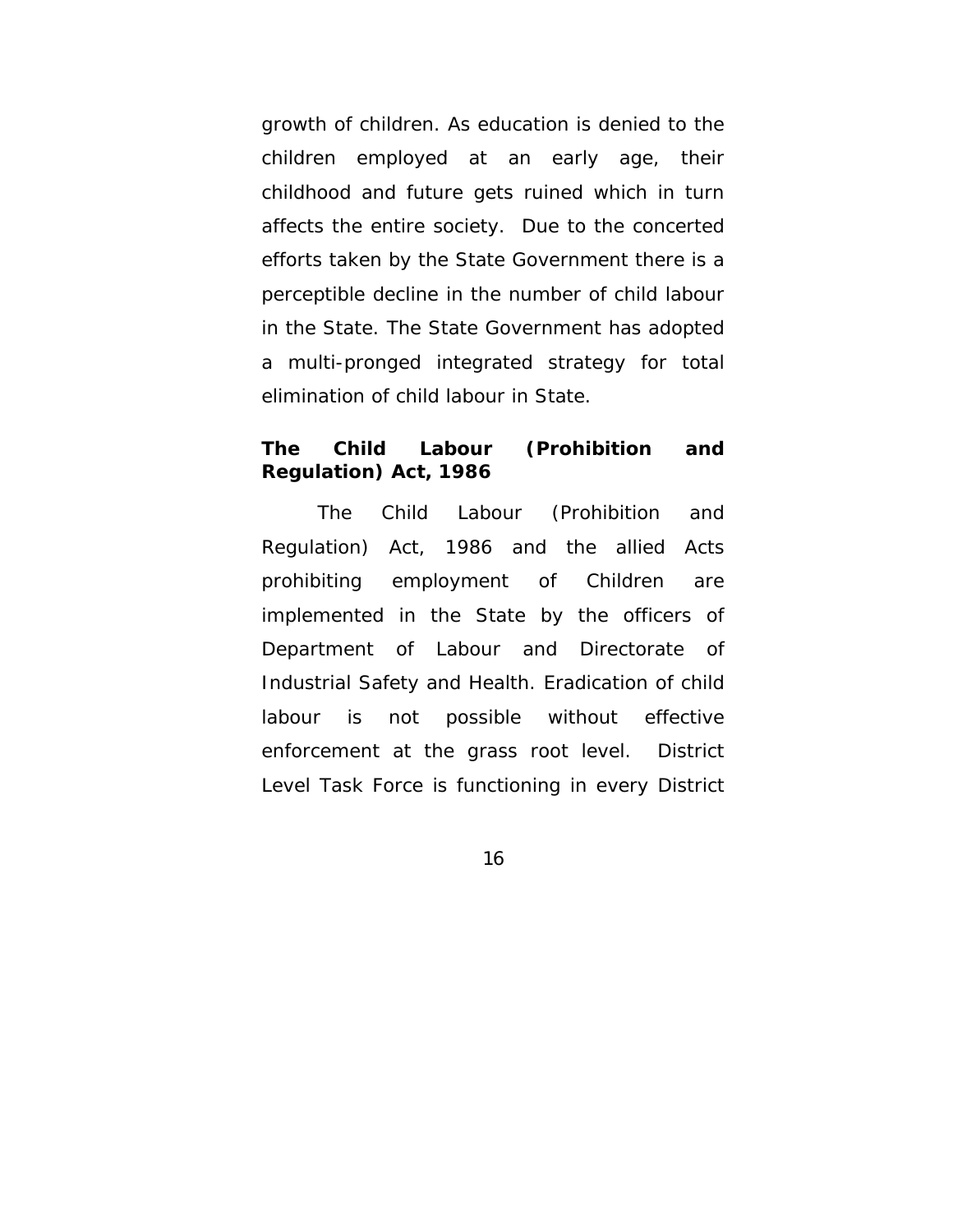growth of children. As education is denied to the children employed at an early age, their childhood and future gets ruined which in turn affects the entire society. Due to the concerted efforts taken by the State Government there is a perceptible decline in the number of child labour in the State. The State Government has adopted a multi-pronged integrated strategy for total elimination of child labour in State.

### The Child Labour (Prohibition and Regulation) Act, 1986

The Child Labour (Prohibition and Regulation) Act, 1986 and the allied Acts prohibiting employment of Children are implemented in the State by the officers of Department of Labour and Directorate of Industrial Safety and Health. Eradication of child labour is not possible without effective enforcement at the grass root level. District Level Task Force is functioning in every District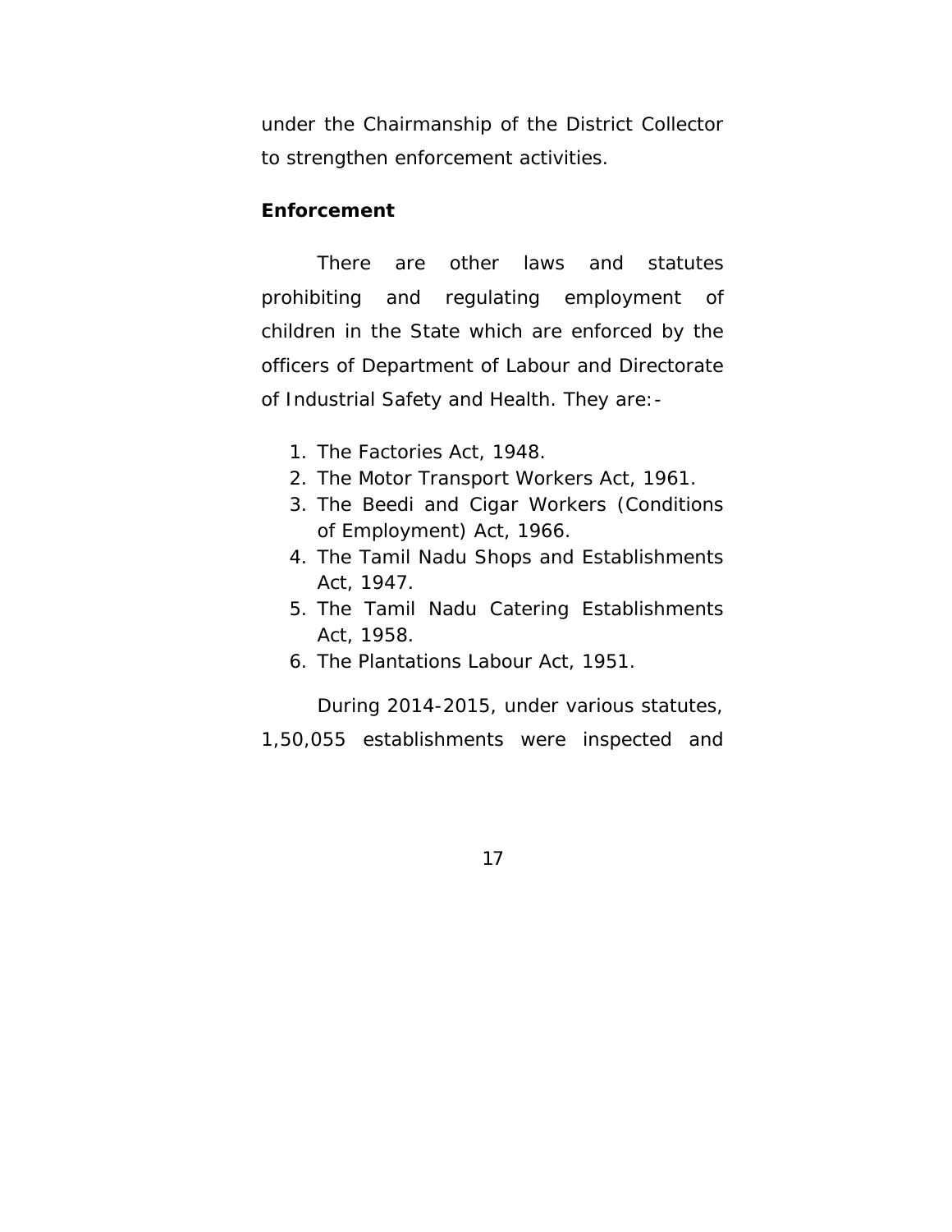under the Chairmanship of the District Collector to strengthen enforcement activities.

**Enforcement**

There are other laws and statutes prohibiting and regulating employment of children in the State which are enforced by the officers of Department of Labour and Directorate of Industrial Safety and Health. They are:-

1. The Factories Act, 1948.
2. The Motor Transport Workers Act, 1961.
3. The Beedi and Cigar Workers (Conditions of Employment) Act, 1966.
4. The Tamil Nadu Shops and Establishments Act, 1947.
5. The Tamil Nadu Catering Establishments Act, 1958.
6. The Plantations Labour Act, 1951.

During 2014-2015, under various statutes, 1,50,055 establishments were inspected and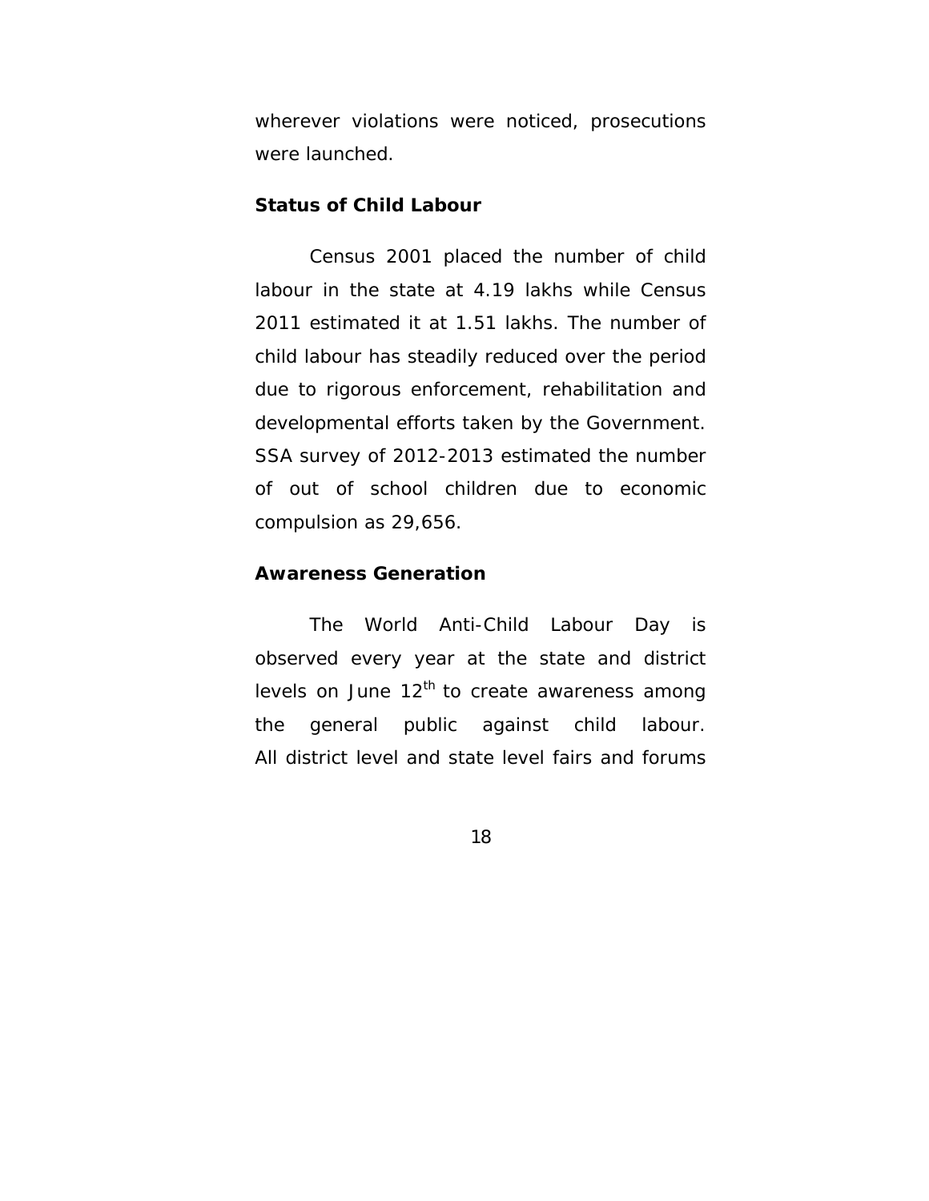wherever violations were noticed, prosecutions were launched.

**Status of Child Labour**

Census 2001 placed the number of child labour in the state at 4.19 lakhs while Census 2011 estimated it at 1.51 lakhs. The number of child labour has steadily reduced over the period due to rigorous enforcement, rehabilitation and developmental efforts taken by the Government. SSA survey of 2012-2013 estimated the number of out of school children due to economic compulsion as 29,656.

**Awareness Generation**

The World Anti-Child Labour Day is observed every year at the state and district levels on June 12th to create awareness among the general public against child labour. All district level and state level fairs and forums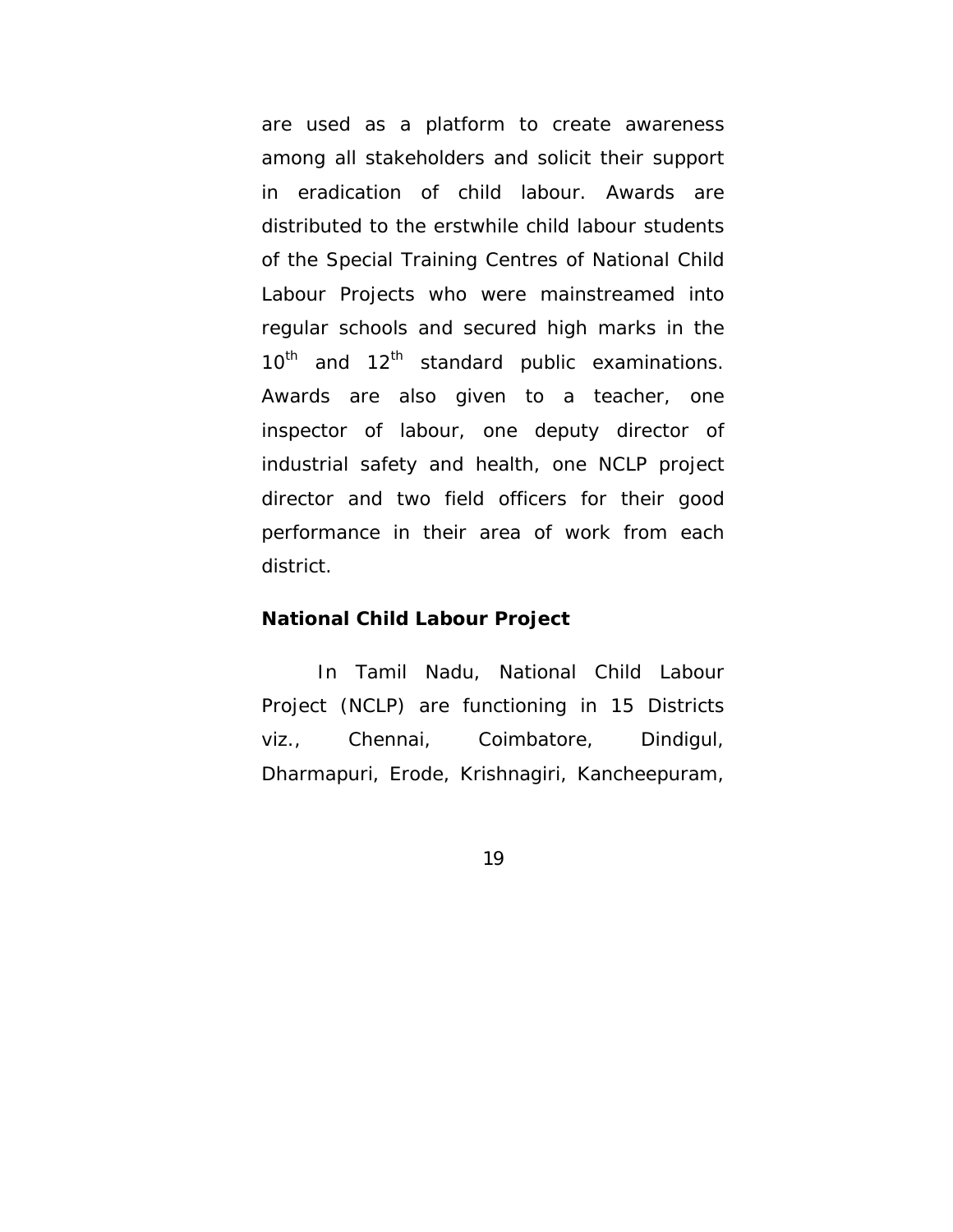are used as a platform to create awareness among all stakeholders and solicit their support in eradication of child labour. Awards are distributed to the erstwhile child labour students of the Special Training Centres of National Child Labour Projects who were mainstreamed into regular schools and secured high marks in the $10^{th}$ and $12^{th}$ standard public examinations. Awards are also given to a teacher, one inspector of labour, one deputy director of industrial safety and health, one NCLP project director and two field officers for their good performance in their area of work from each district.

**National Child Labour Project**

In Tamil Nadu, National Child Labour Project (NCLP) are functioning in 15 Districts viz., Chennai, Coimbatore, Dindigul, Dharmapuri, Erode, Krishnagiri, Kancheepuram,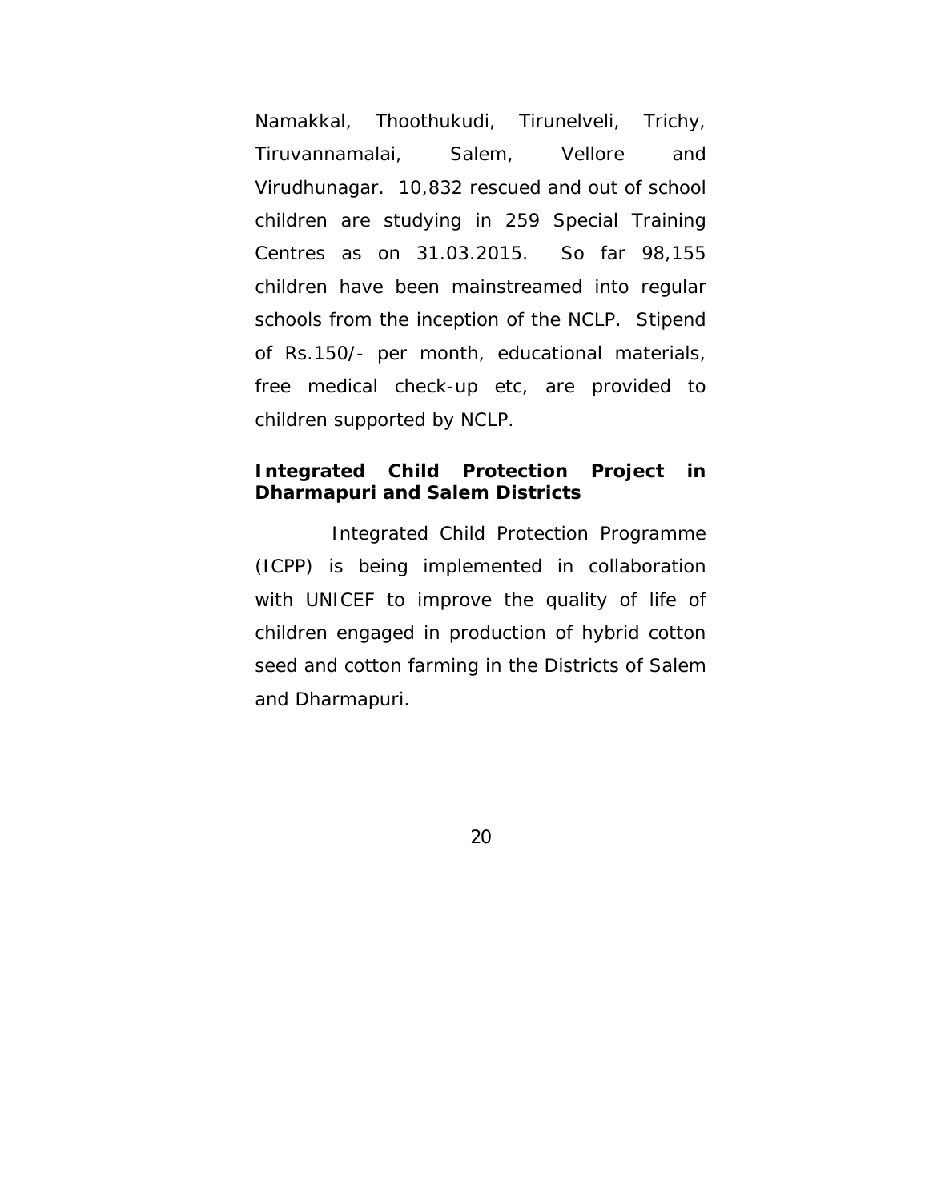Namakkal, Thoothukudi, Tirunelveli, Trichy, Tiruvannamalai, Salem, Vellore and Virudhunagar. 10,832 rescued and out of school children are studying in 259 Special Training Centres as on 31.03.2015. So far 98,155 children have been mainstreamed into regular schools from the inception of the NCLP. Stipend of Rs.150/- per month, educational materials, free medical check-up etc, are provided to children supported by NCLP.

**Integrated Child Protection Project in Dharmapuri and Salem Districts**

Integrated Child Protection Programme (ICPP) is being implemented in collaboration with UNICEF to improve the quality of life of children engaged in production of hybrid cotton seed and cotton farming in the Districts of Salem and Dharmapuri.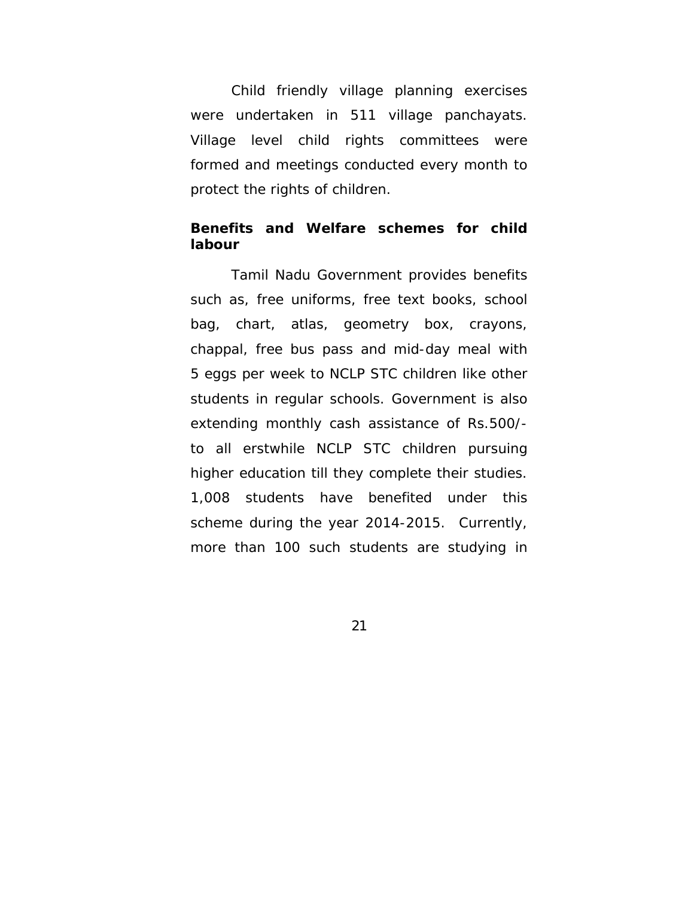Child friendly village planning exercises were undertaken in 511 village panchayats. Village level child rights committees were formed and meetings conducted every month to protect the rights of children.

**Benefits and Welfare schemes for child labour**

Tamil Nadu Government provides benefits such as, free uniforms, free text books, school bag, chart, atlas, geometry box, crayons, chappal, free bus pass and mid-day meal with 5 eggs per week to NCLP STC children like other students in regular schools. Government is also extending monthly cash assistance of Rs.500/- to all erstwhile NCLP STC children pursuing higher education till they complete their studies. 1,008 students have benefited under this scheme during the year 2014-2015. Currently, more than 100 such students are studying in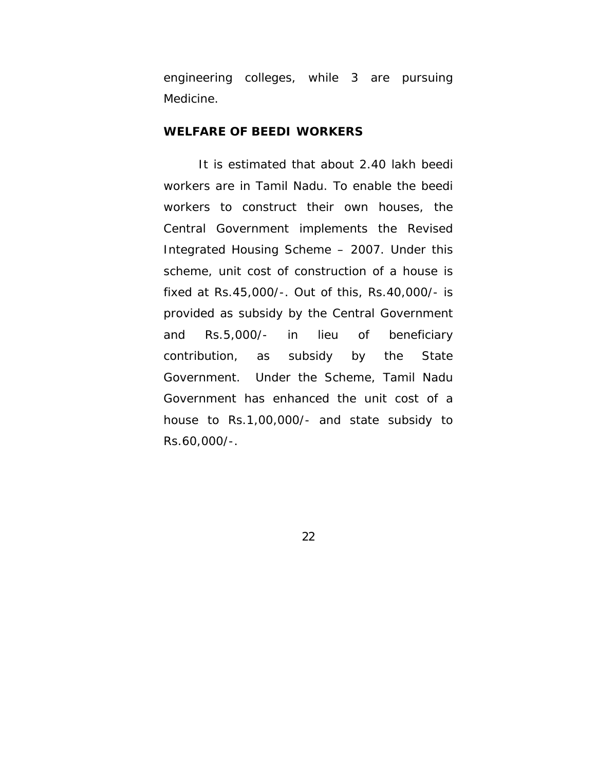engineering colleges, while 3 are pursuing Medicine.

**WELFARE OF BEEDI WORKERS**

It is estimated that about 2.40 lakh beedi workers are in Tamil Nadu. To enable the beedi workers to construct their own houses, the Central Government implements the Revised Integrated Housing Scheme – 2007. Under this scheme, unit cost of construction of a house is fixed at Rs.45,000/-. Out of this, Rs.40,000/- is provided as subsidy by the Central Government and Rs.5,000/- in lieu of beneficiary contribution, as subsidy by the State Government. Under the Scheme, Tamil Nadu Government has enhanced the unit cost of a house to Rs.1,00,000/- and state subsidy to Rs.60,000/-.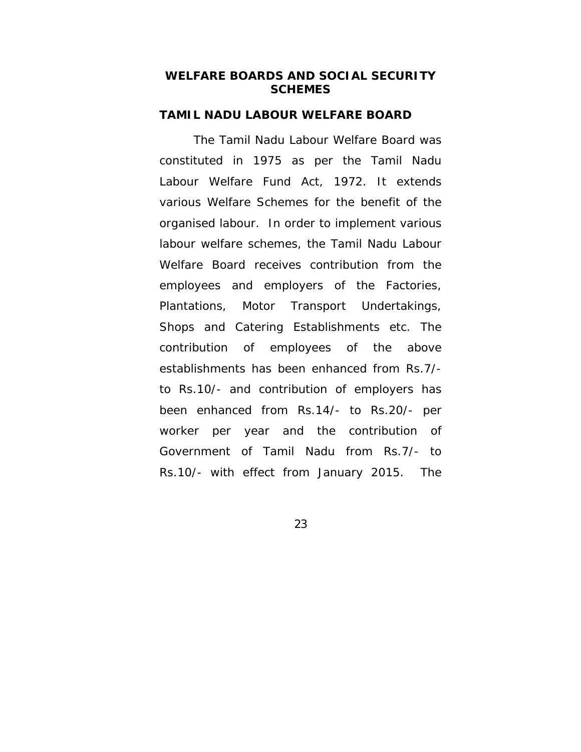## WELFARE BOARDS AND SOCIAL SECURITY SCHEMES

### TAMIL NADU LABOUR WELFARE BOARD

The Tamil Nadu Labour Welfare Board was constituted in 1975 as per the Tamil Nadu Labour Welfare Fund Act, 1972. It extends various Welfare Schemes for the benefit of the organised labour. In order to implement various labour welfare schemes, the Tamil Nadu Labour Welfare Board receives contribution from the employees and employers of the Factories, Plantations, Motor Transport Undertakings, Shops and Catering Establishments etc. The contribution of employees of the above establishments has been enhanced from Rs.7/- to Rs.10/- and contribution of employers has been enhanced from Rs.14/- to Rs.20/- per worker per year and the contribution of Government of Tamil Nadu from Rs.7/- to Rs.10/- with effect from January 2015. The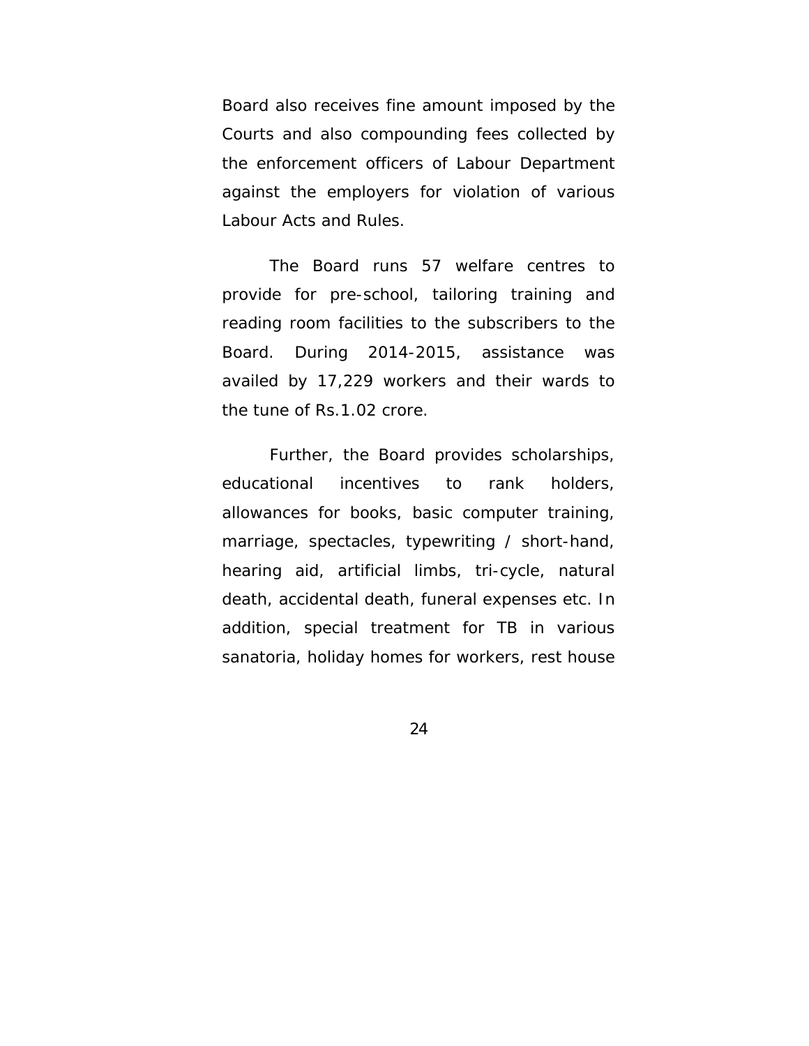Board also receives fine amount imposed by the Courts and also compounding fees collected by the enforcement officers of Labour Department against the employers for violation of various Labour Acts and Rules.

The Board runs 57 welfare centres to provide for pre-school, tailoring training and reading room facilities to the subscribers to the Board. During 2014-2015, assistance was availed by 17,229 workers and their wards to the tune of Rs.1.02 crore.

Further, the Board provides scholarships, educational incentives to rank holders, allowances for books, basic computer training, marriage, spectacles, typewriting / short-hand, hearing aid, artificial limbs, tri-cycle, natural death, accidental death, funeral expenses etc. In addition, special treatment for TB in various sanatoria, holiday homes for workers, rest house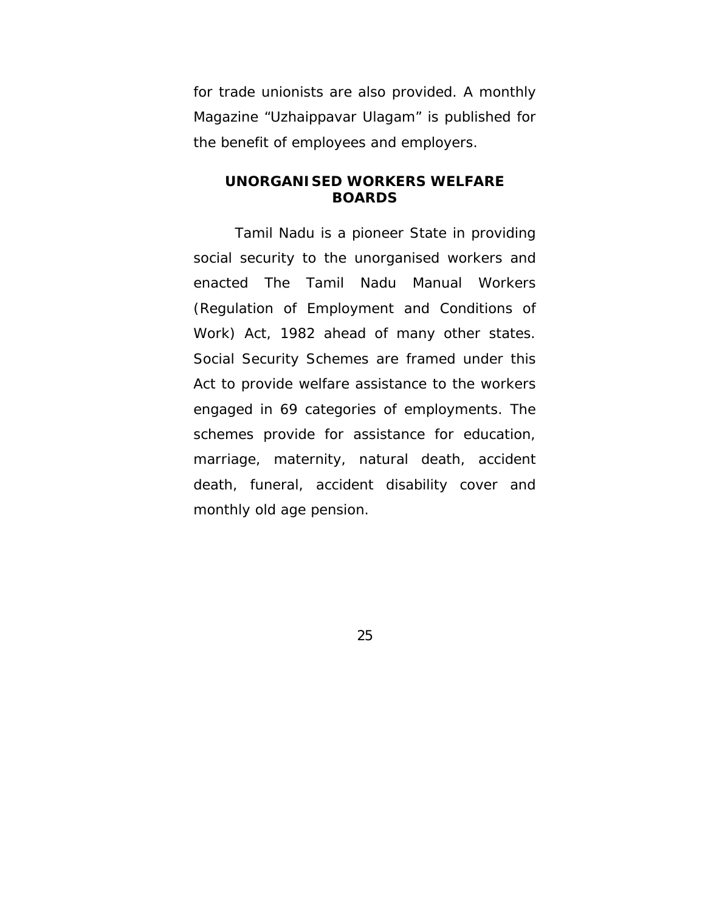for trade unionists are also provided. A monthly Magazine “Uzhaippavar Ulagam” is published for the benefit of employees and employers.

## UNORGANISED WORKERS WELFARE BOARDS

Tamil Nadu is a pioneer State in providing social security to the unorganised workers and enacted The Tamil Nadu Manual Workers (Regulation of Employment and Conditions of Work) Act, 1982 ahead of many other states. Social Security Schemes are framed under this Act to provide welfare assistance to the workers engaged in 69 categories of employments. The schemes provide for assistance for education, marriage, maternity, natural death, accident death, funeral, accident disability cover and monthly old age pension.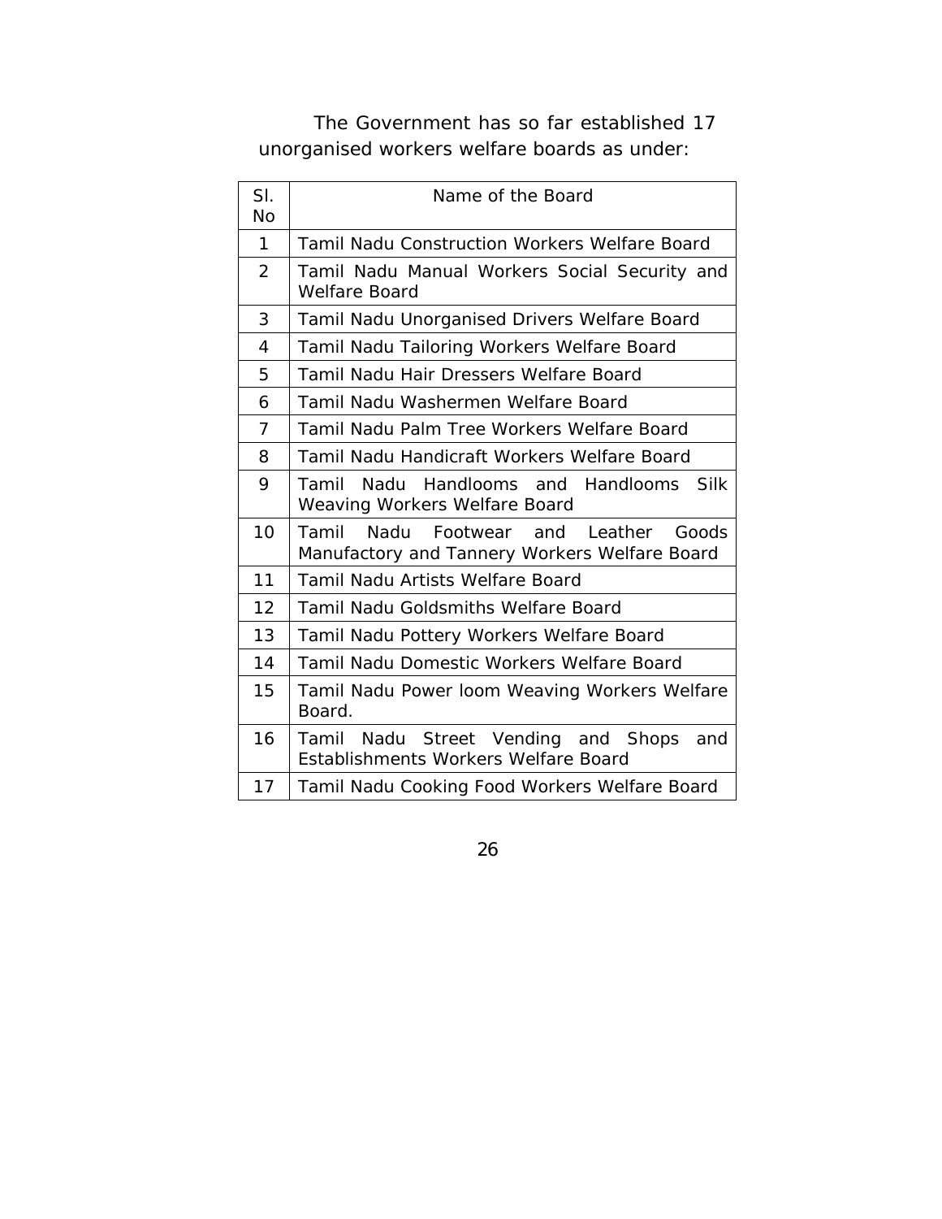The Government has so far established 17 unorganised workers welfare boards as under:

| Sl. No | Name of the Board |
|---|---|
| 1 | Tamil Nadu Construction Workers Welfare Board |
| 2 | Tamil Nadu Manual Workers Social Security and Welfare Board |
| 3 | Tamil Nadu Unorganised Drivers Welfare Board |
| 4 | Tamil Nadu Tailoring Workers Welfare Board |
| 5 | Tamil Nadu Hair Dressers Welfare Board |
| 6 | Tamil Nadu Washermen Welfare Board |
| 7 | Tamil Nadu Palm Tree Workers Welfare Board |
| 8 | Tamil Nadu Handicraft Workers Welfare Board |
| 9 | Tamil Nadu Handlooms and Handlooms Silk Weaving Workers Welfare Board |
| 10 | Tamil Nadu Footwear and Leather Goods Manufactory and Tannery Workers Welfare Board |
| 11 | Tamil Nadu Artists Welfare Board |
| 12 | Tamil Nadu Goldsmiths Welfare Board |
| 13 | Tamil Nadu Pottery Workers Welfare Board |
| 14 | Tamil Nadu Domestic Workers Welfare Board |
| 15 | Tamil Nadu Power loom Weaving Workers Welfare Board. |
| 16 | Tamil Nadu Street Vending and Shops and Establishments Workers Welfare Board |
| 17 | Tamil Nadu Cooking Food Workers Welfare Board |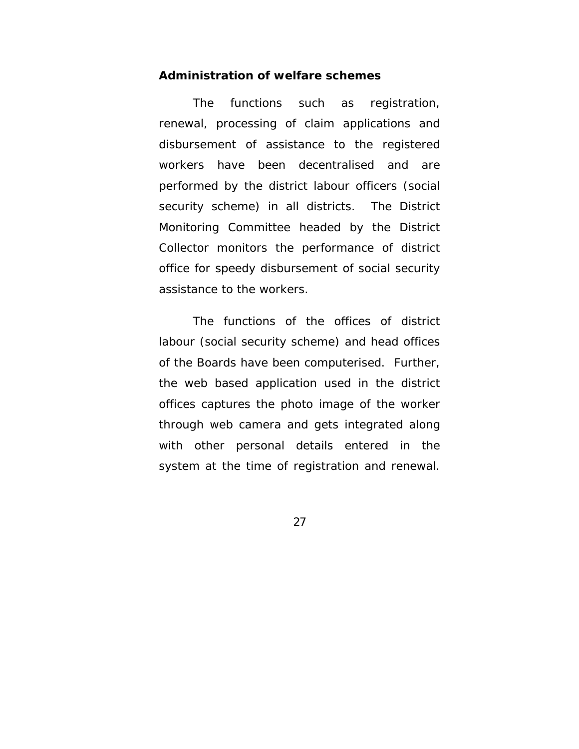**Administration of welfare schemes**

The functions such as registration, renewal, processing of claim applications and disbursement of assistance to the registered workers have been decentralised and are performed by the district labour officers (social security scheme) in all districts. The District Monitoring Committee headed by the District Collector monitors the performance of district office for speedy disbursement of social security assistance to the workers.

The functions of the offices of district labour (social security scheme) and head offices of the Boards have been computerised. Further, the web based application used in the district offices captures the photo image of the worker through web camera and gets integrated along with other personal details entered in the system at the time of registration and renewal.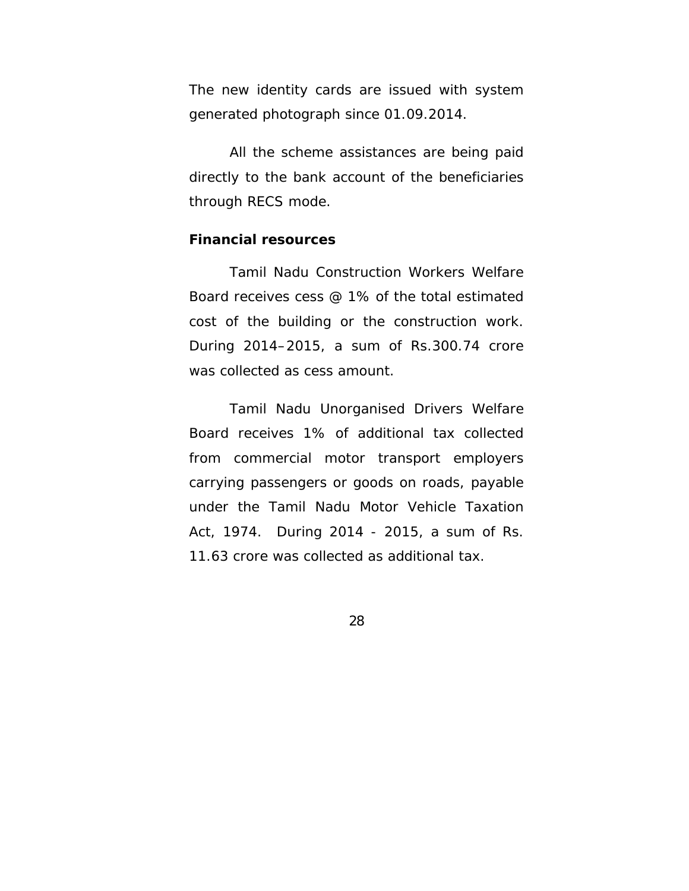The new identity cards are issued with system generated photograph since 01.09.2014.

All the scheme assistances are being paid directly to the bank account of the beneficiaries through RECS mode.

**Financial resources**

Tamil Nadu Construction Workers Welfare Board receives cess @ 1% of the total estimated cost of the building or the construction work. During 2014–2015, a sum of Rs.300.74 crore was collected as cess amount.

Tamil Nadu Unorganised Drivers Welfare Board receives 1% of additional tax collected from commercial motor transport employers carrying passengers or goods on roads, payable under the Tamil Nadu Motor Vehicle Taxation Act, 1974. During 2014 - 2015, a sum of Rs. 11.63 crore was collected as additional tax.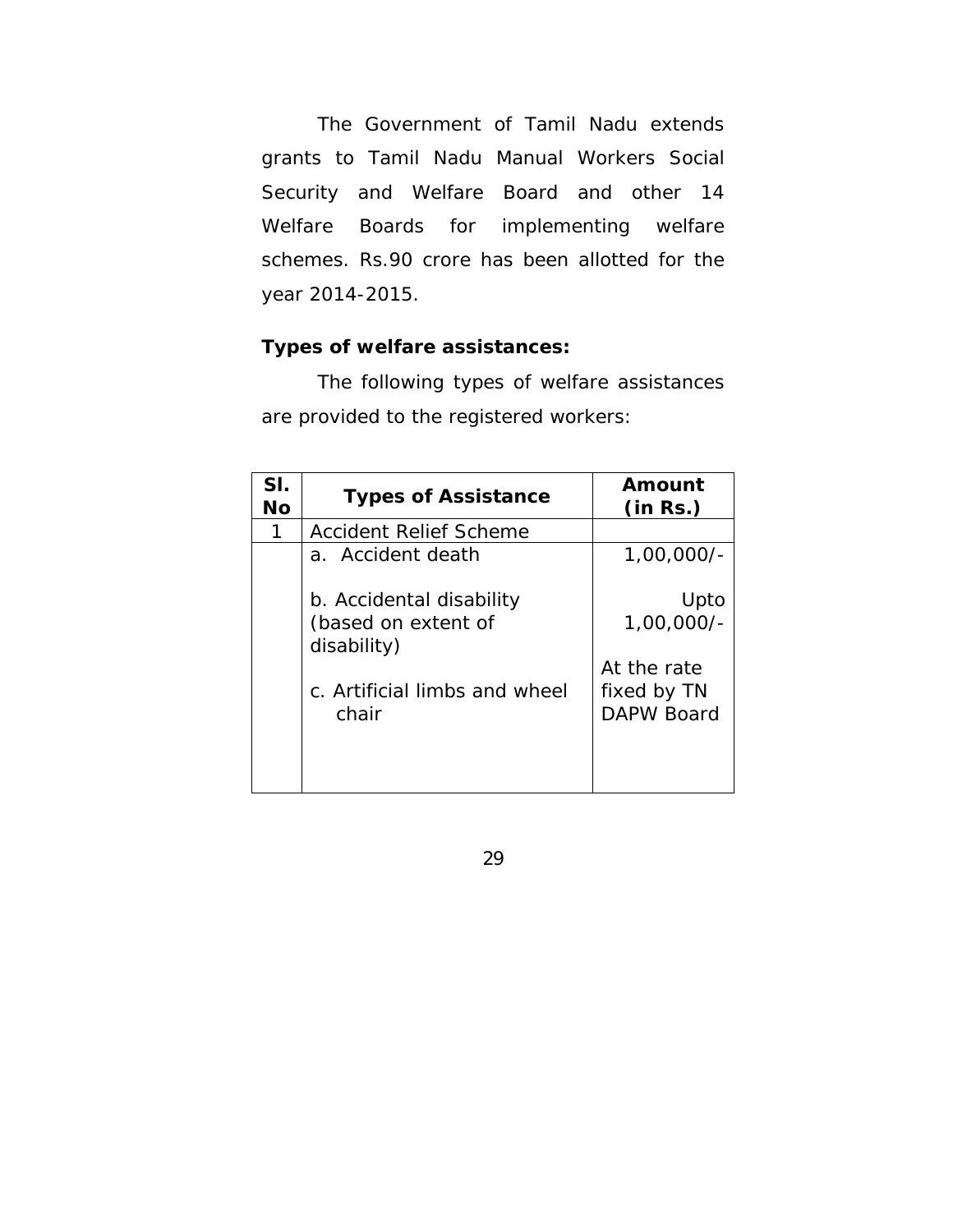The Government of Tamil Nadu extends grants to Tamil Nadu Manual Workers Social Security and Welfare Board and other 14 Welfare Boards for implementing welfare schemes. Rs.90 crore has been allotted for the year 2014-2015.

**Types of welfare assistances:**

The following types of welfare assistances are provided to the registered workers:

| Sl. No | Types of Assistance | Amount (in Rs.) |
|---|---|---|
| 1 | Accident Relief Scheme | |
| | a. Accident death | 1,00,000/- |
| | b. Accidental disability (based on extent of disability) | Upto 1,00,000/- |
| | c. Artificial limbs and wheel chair | At the rate fixed by TN DAPW Board |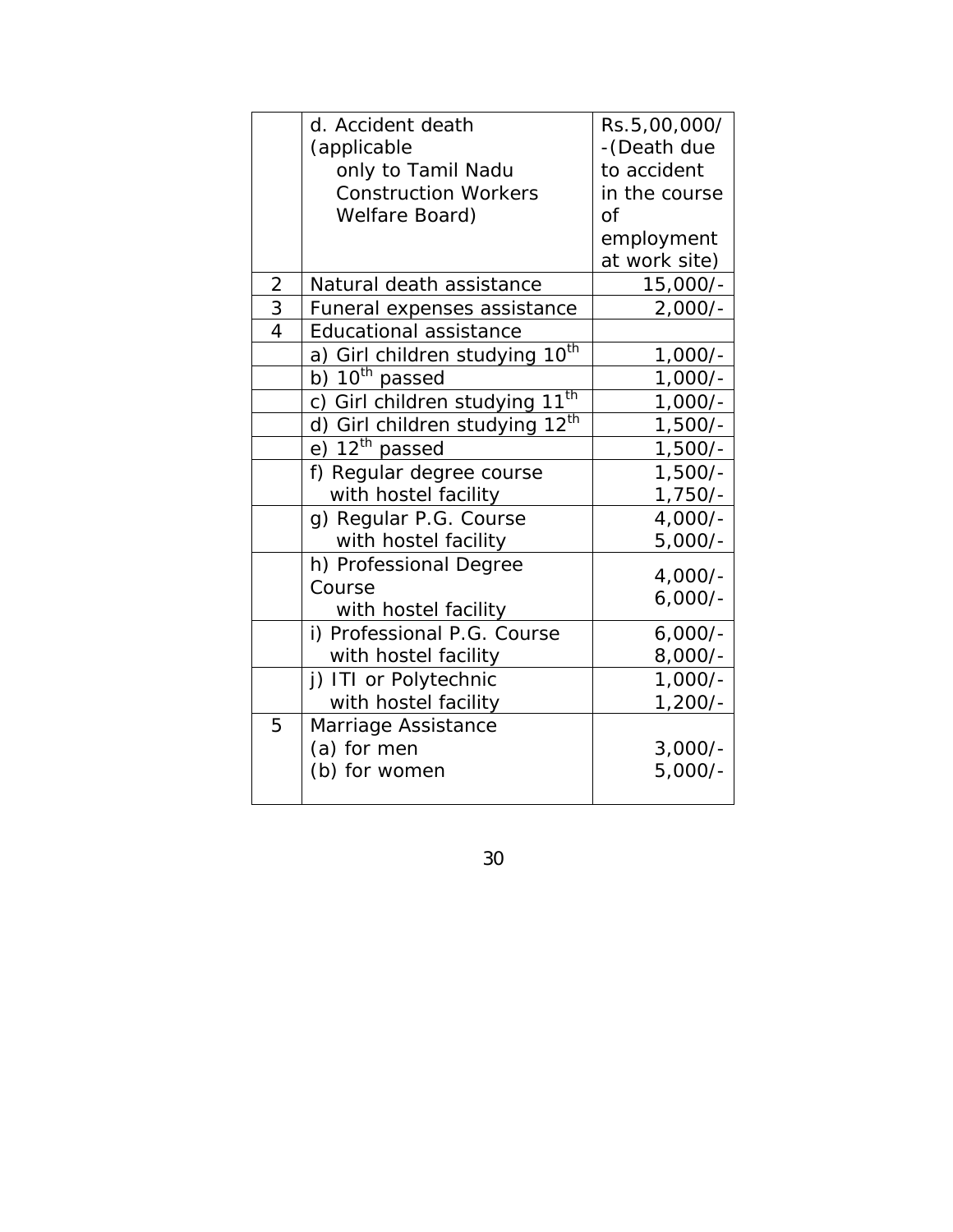| | | |
|---|---|---|
| | d. Accident death (applicable only to Tamil Nadu Construction Workers Welfare Board) | Rs.5,00,000/-(Death due to accident in the course of employment at work site) |
| 2 | Natural death assistance | 15,000/- |
| 3 | Funeral expenses assistance | 2,000/- |
| 4 | Educational assistance | |
| | a) Girl children studying 10th | 1,000/- |
| | b) 10th passed | 1,000/- |
| | c) Girl children studying 11th | 1,000/- |
| | d) Girl children studying 12th | 1,500/- |
| | e) 12th passed | 1,500/- |
| | f) Regular degree course<br>with hostel facility | 1,500/-<br>1,750/- |
| | g) Regular P.G. Course<br>with hostel facility | 4,000/-<br>5,000/- |
| | h) Professional Degree Course<br>with hostel facility | 4,000/-<br>6,000/- |
| | i) Professional P.G. Course<br>with hostel facility | 6,000/-<br>8,000/- |
| | j) ITI or Polytechnic<br>with hostel facility | 1,000/-<br>1,200/- |
| 5 | Marriage Assistance<br>(a) for men<br>(b) for women | <br>3,000/-<br>5,000/- |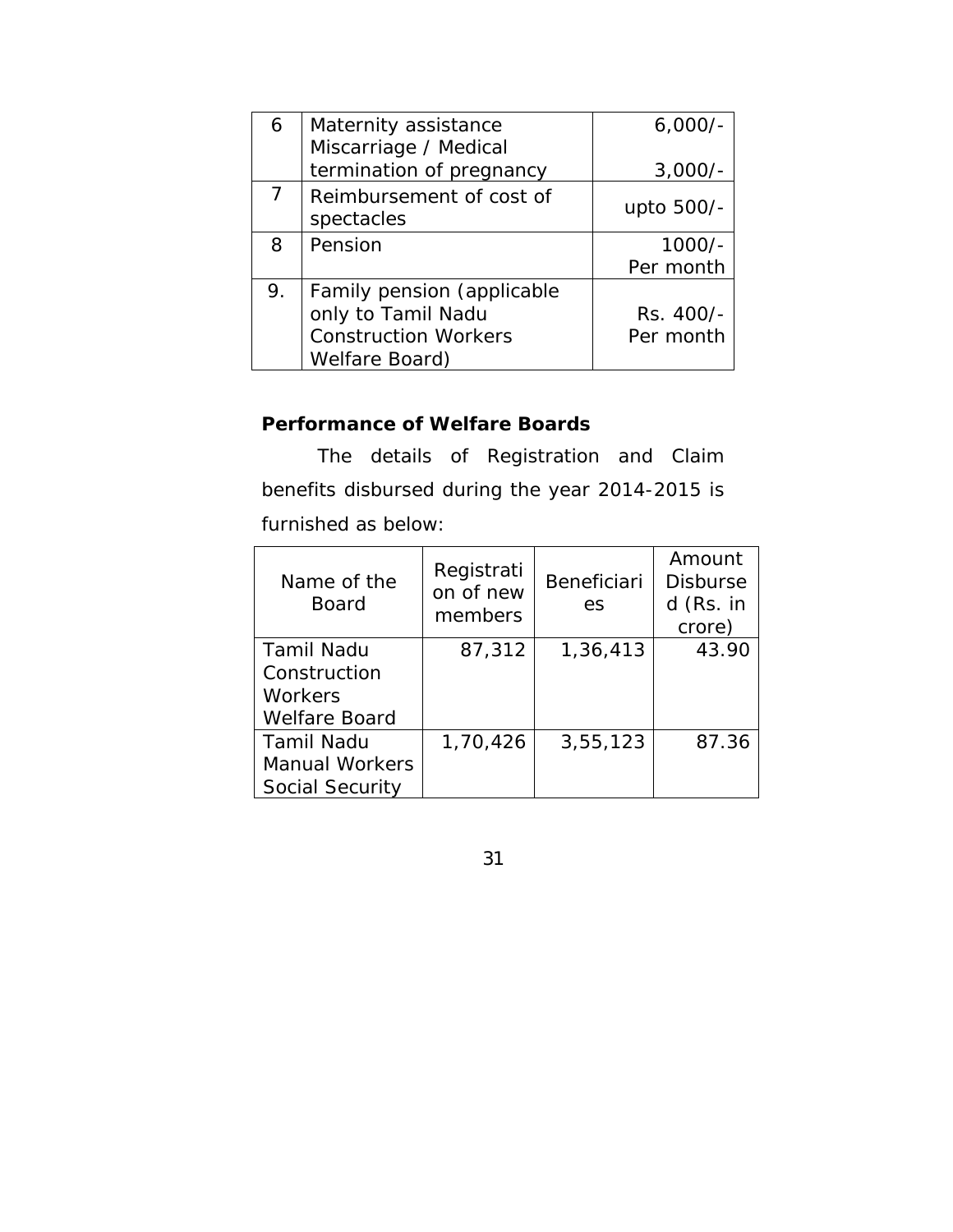| 6 | Maternity assistance<br>Miscarriage / Medical termination of pregnancy | 6,000/-<br><br>3,000/- |
|---|---|---|
| 7 | Reimbursement of cost of spectacles | upto 500/- |
| 8 | Pension | 1000/-<br>Per month |
| 9. | Family pension (applicable only to Tamil Nadu Construction Workers Welfare Board) | Rs. 400/-<br>Per month |

**Performance of Welfare Boards**

The details of Registration and Claim benefits disbursed during the year 2014-2015 is furnished as below:

| Name of the Board | Registration of new members | Beneficiaries | Amount Disbursed (Rs. in crore) |
|---|---|---|---|
| Tamil Nadu Construction Workers Welfare Board | 87,312 | 1,36,413 | 43.90 |
| Tamil Nadu Manual Workers Social Security | 1,70,426 | 3,55,123 | 87.36 |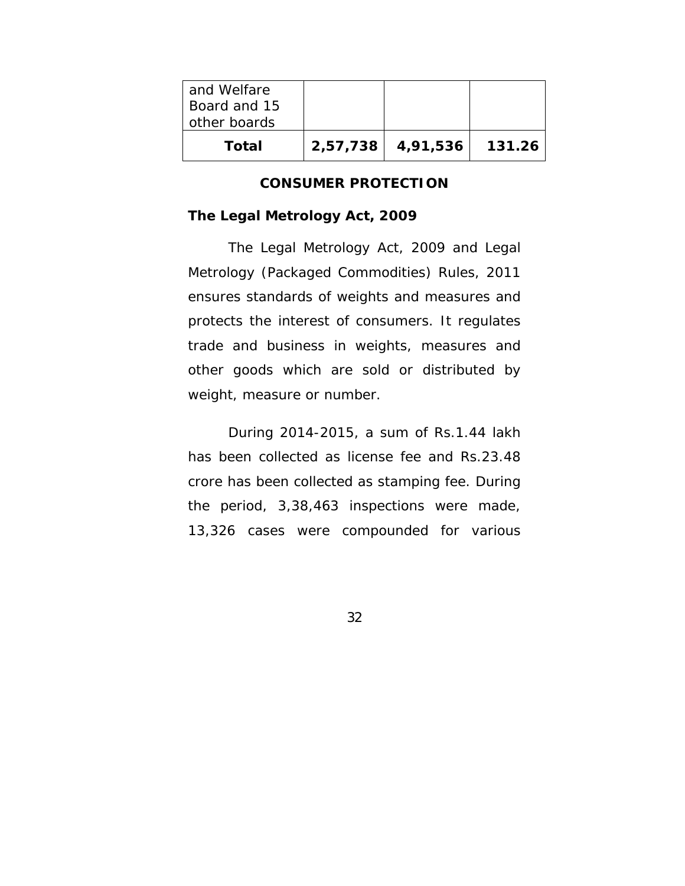| and Welfare Board and 15 other boards | | | |
|---|---|---|---|
| **Total** | **2,57,738** | **4,91,536** | **131.26** |

## CONSUMER PROTECTION

### The Legal Metrology Act, 2009

The Legal Metrology Act, 2009 and Legal Metrology (Packaged Commodities) Rules, 2011 ensures standards of weights and measures and protects the interest of consumers. It regulates trade and business in weights, measures and other goods which are sold or distributed by weight, measure or number.

During 2014-2015, a sum of Rs.1.44 lakh has been collected as license fee and Rs.23.48 crore has been collected as stamping fee. During the period, 3,38,463 inspections were made, 13,326 cases were compounded for various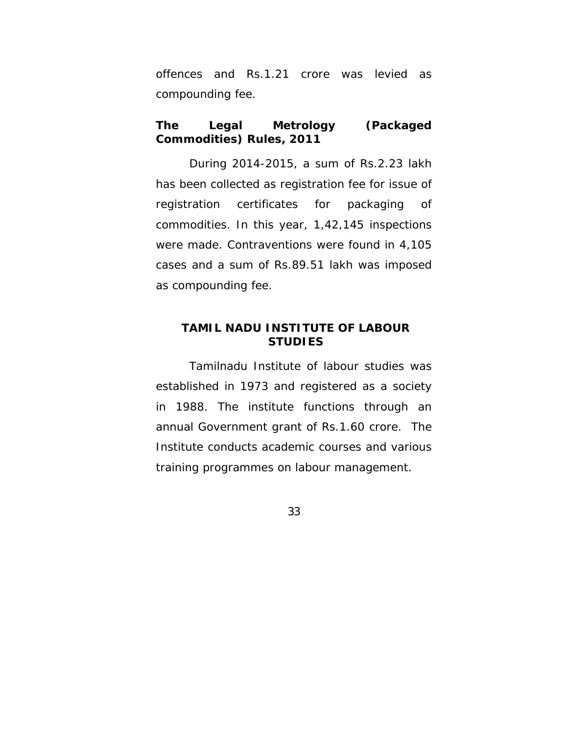offences and Rs.1.21 crore was levied as compounding fee.

**The Legal Metrology (Packaged Commodities) Rules, 2011**

During 2014-2015, a sum of Rs.2.23 lakh has been collected as registration fee for issue of registration certificates for packaging of commodities. In this year, 1,42,145 inspections were made. Contraventions were found in 4,105 cases and a sum of Rs.89.51 lakh was imposed as compounding fee.

## TAMIL NADU INSTITUTE OF LABOUR STUDIES

Tamilnadu Institute of labour studies was established in 1973 and registered as a society in 1988. The institute functions through an annual Government grant of Rs.1.60 crore. The Institute conducts academic courses and various training programmes on labour management.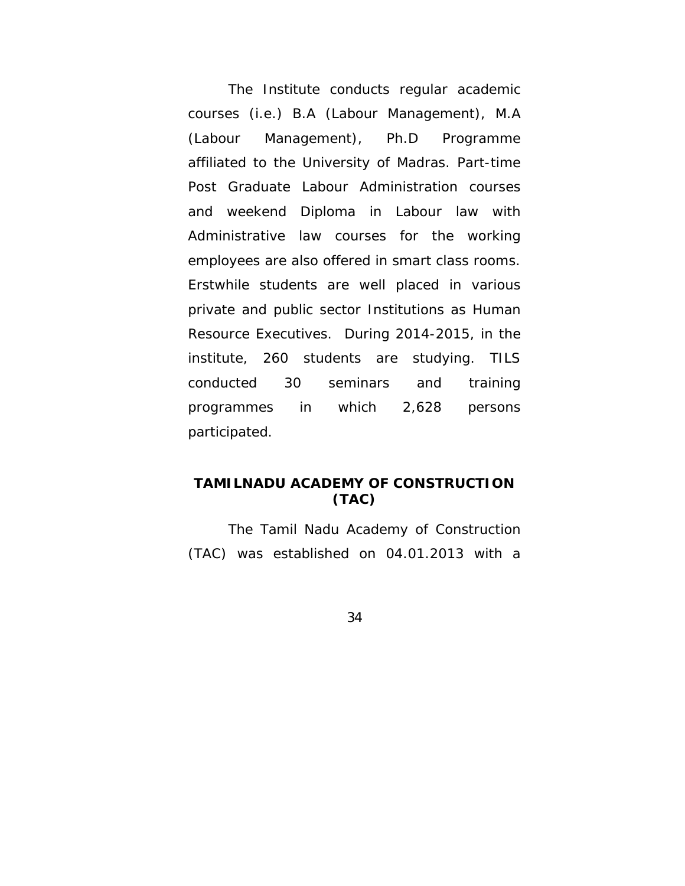The Institute conducts regular academic courses (i.e.) B.A (Labour Management), M.A (Labour Management), Ph.D Programme affiliated to the University of Madras. Part-time Post Graduate Labour Administration courses and weekend Diploma in Labour law with Administrative law courses for the working employees are also offered in smart class rooms. Erstwhile students are well placed in various private and public sector Institutions as Human Resource Executives. During 2014-2015, in the institute, 260 students are studying. TILS conducted 30 seminars and training programmes in which 2,628 persons participated.

## TAMILNADU ACADEMY OF CONSTRUCTION (TAC)

The Tamil Nadu Academy of Construction (TAC) was established on 04.01.2013 with a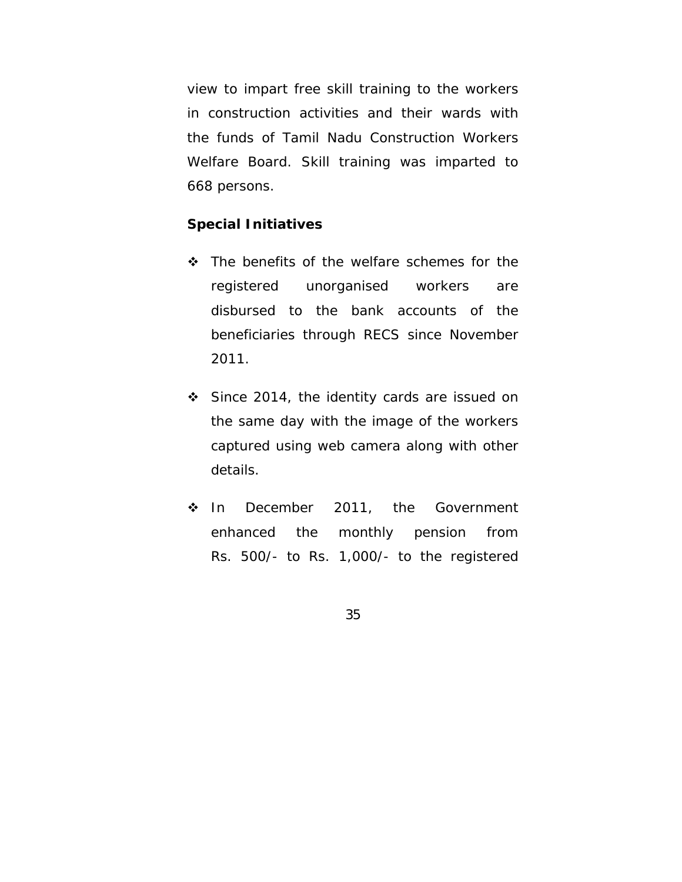view to impart free skill training to the workers in construction activities and their wards with the funds of Tamil Nadu Construction Workers Welfare Board. Skill training was imparted to 668 persons.

**Special Initiatives**

- The benefits of the welfare schemes for the registered unorganised workers are disbursed to the bank accounts of the beneficiaries through RECS since November 2011.

- Since 2014, the identity cards are issued on the same day with the image of the workers captured using web camera along with other details.

- In December 2011, the Government enhanced the monthly pension from Rs. 500/- to Rs. 1,000/- to the registered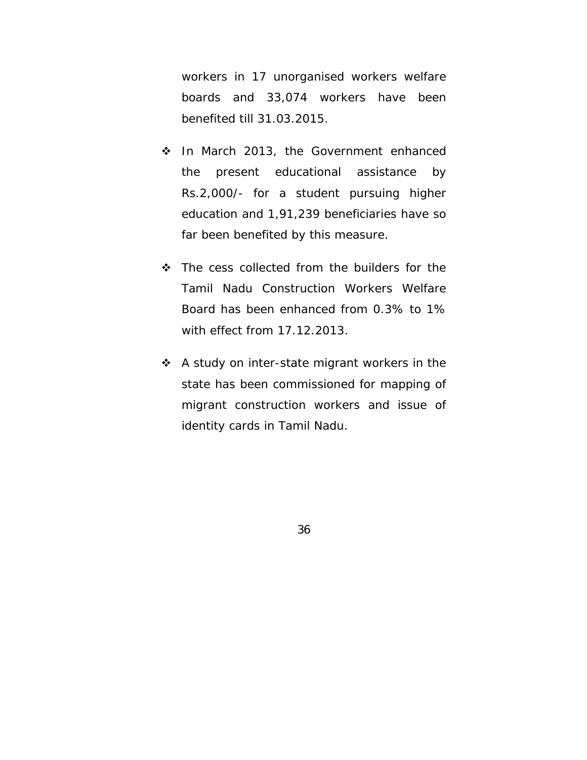workers in 17 unorganised workers welfare boards and 33,074 workers have been benefited till 31.03.2015.

- In March 2013, the Government enhanced the present educational assistance by Rs.2,000/- for a student pursuing higher education and 1,91,239 beneficiaries have so far been benefited by this measure.
- The cess collected from the builders for the Tamil Nadu Construction Workers Welfare Board has been enhanced from 0.3% to 1% with effect from 17.12.2013.
- A study on inter-state migrant workers in the state has been commissioned for mapping of migrant construction workers and issue of identity cards in Tamil Nadu.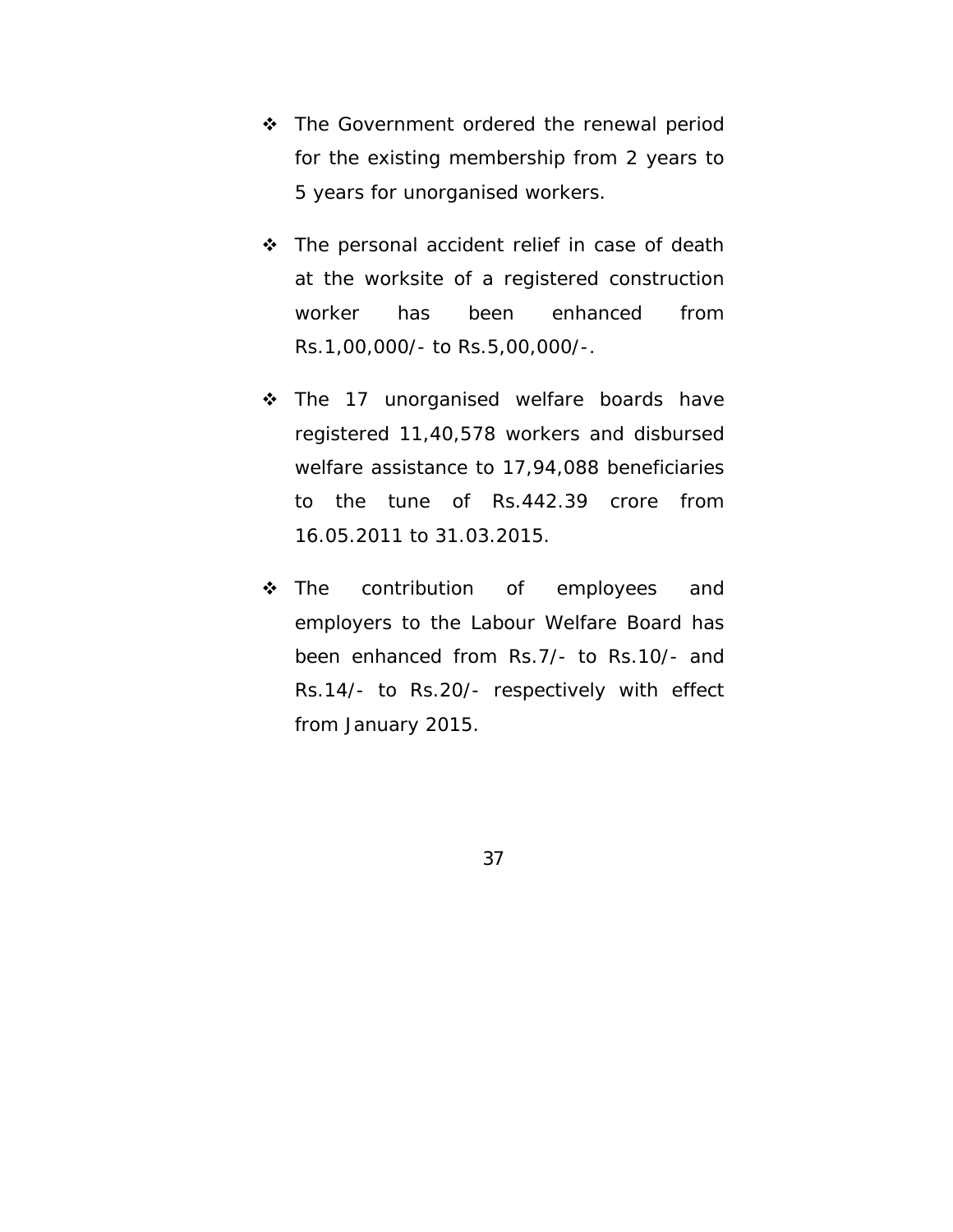- The Government ordered the renewal period for the existing membership from 2 years to 5 years for unorganised workers.

- The personal accident relief in case of death at the worksite of a registered construction worker has been enhanced from Rs.1,00,000/- to Rs.5,00,000/-.

- The 17 unorganised welfare boards have registered 11,40,578 workers and disbursed welfare assistance to 17,94,088 beneficiaries to the tune of Rs.442.39 crore from 16.05.2011 to 31.03.2015.

- The contribution of employees and employers to the Labour Welfare Board has been enhanced from Rs.7/- to Rs.10/- and Rs.14/- to Rs.20/- respectively with effect from January 2015.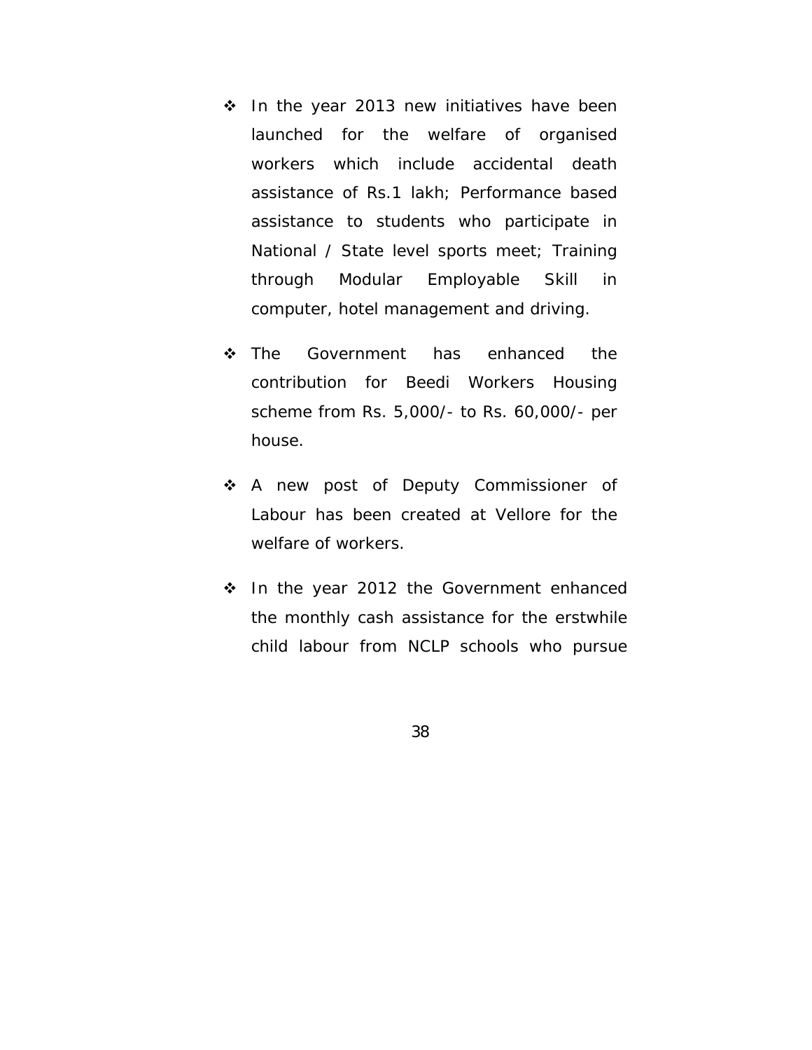- In the year 2013 new initiatives have been launched for the welfare of organised workers which include accidental death assistance of Rs.1 lakh; Performance based assistance to students who participate in National / State level sports meet; Training through Modular Employable Skill in computer, hotel management and driving.

- The Government has enhanced the contribution for Beedi Workers Housing scheme from Rs. 5,000/- to Rs. 60,000/- per house.

- A new post of Deputy Commissioner of Labour has been created at Vellore for the welfare of workers.

- In the year 2012 the Government enhanced the monthly cash assistance for the erstwhile child labour from NCLP schools who pursue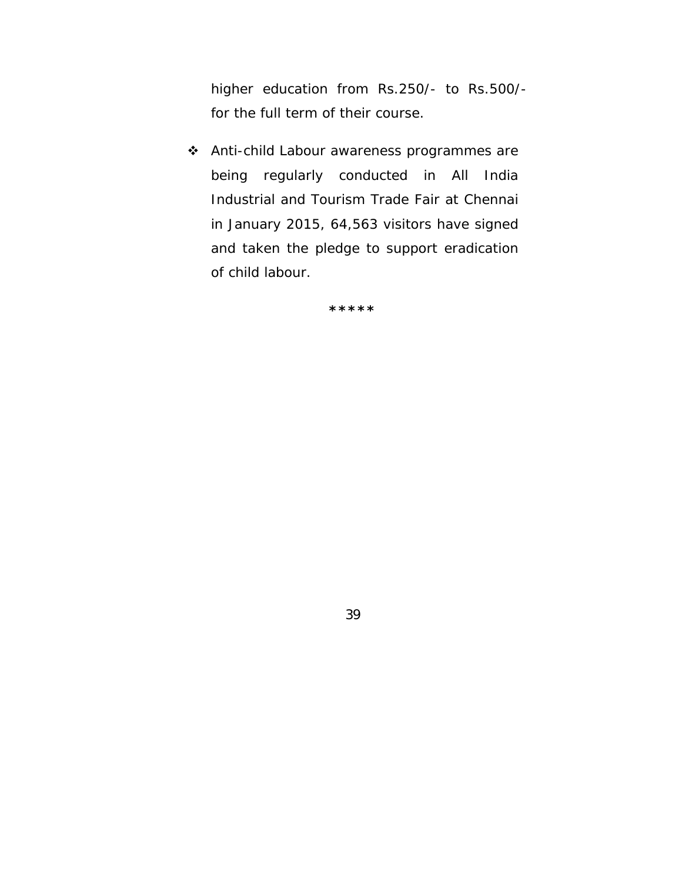higher education from Rs.250/- to Rs.500/- for the full term of their course.

- Anti-child Labour awareness programmes are being regularly conducted in All India Industrial and Tourism Trade Fair at Chennai in January 2015, 64,563 visitors have signed and taken the pledge to support eradication of child labour.

*****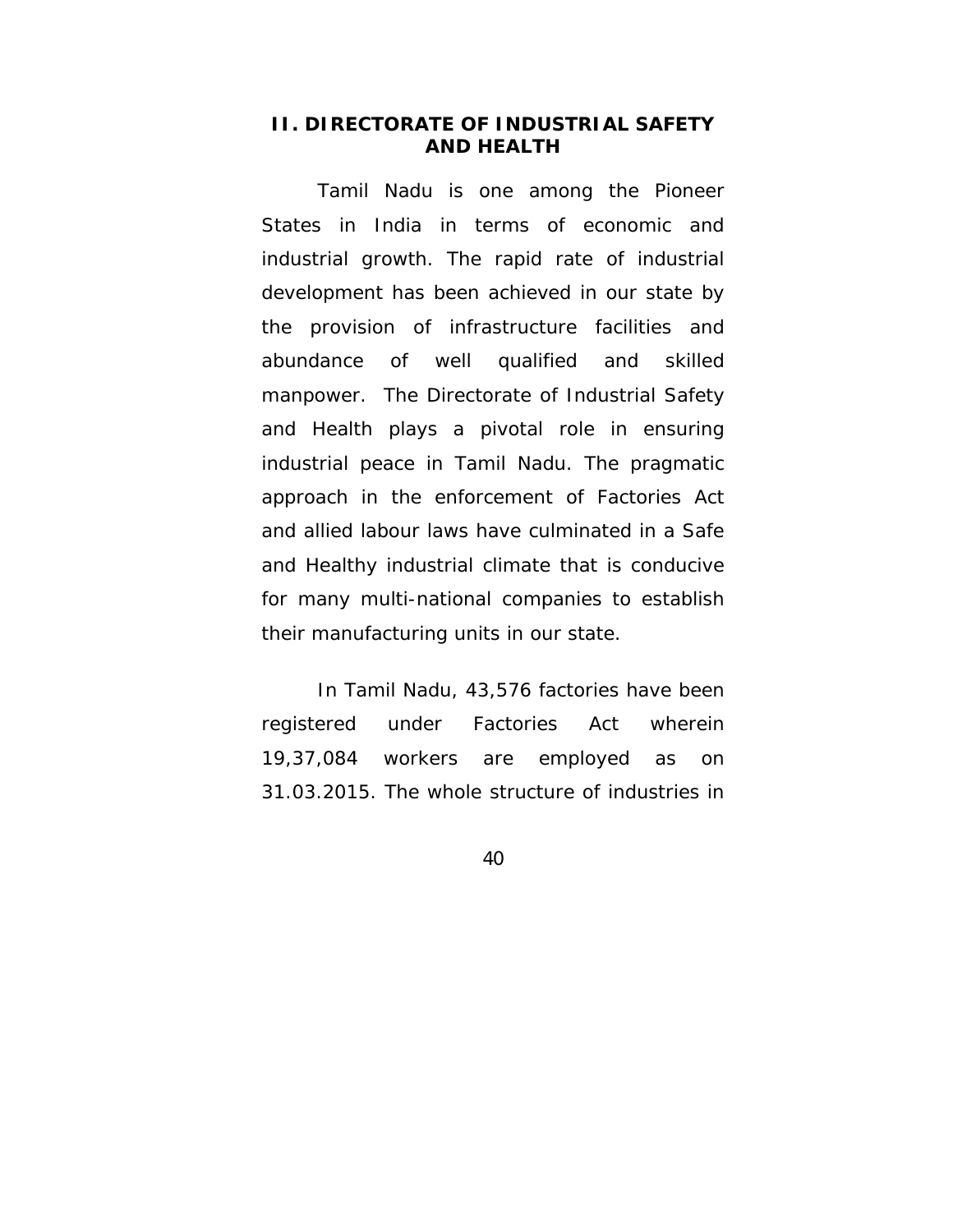## II. DIRECTORATE OF INDUSTRIAL SAFETY AND HEALTH

Tamil Nadu is one among the Pioneer States in India in terms of economic and industrial growth. The rapid rate of industrial development has been achieved in our state by the provision of infrastructure facilities and abundance of well qualified and skilled manpower. The Directorate of Industrial Safety and Health plays a pivotal role in ensuring industrial peace in Tamil Nadu. The pragmatic approach in the enforcement of Factories Act and allied labour laws have culminated in a Safe and Healthy industrial climate that is conducive for many multi-national companies to establish their manufacturing units in our state.

In Tamil Nadu, 43,576 factories have been registered under Factories Act wherein 19,37,084 workers are employed as on 31.03.2015. The whole structure of industries in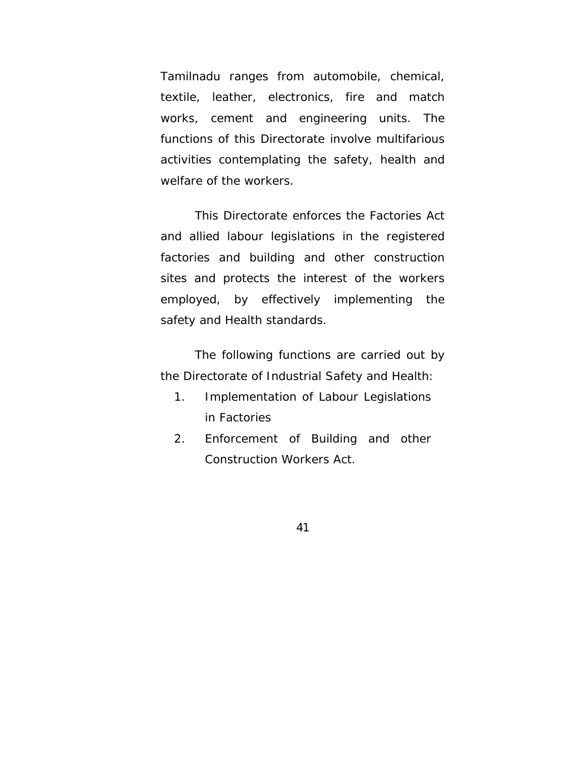Tamilnadu ranges from automobile, chemical, textile, leather, electronics, fire and match works, cement and engineering units. The functions of this Directorate involve multifarious activities contemplating the safety, health and welfare of the workers.

This Directorate enforces the Factories Act and allied labour legislations in the registered factories and building and other construction sites and protects the interest of the workers employed, by effectively implementing the safety and Health standards.

The following functions are carried out by the Directorate of Industrial Safety and Health:

1. Implementation of Labour Legislations in Factories
2. Enforcement of Building and other Construction Workers Act.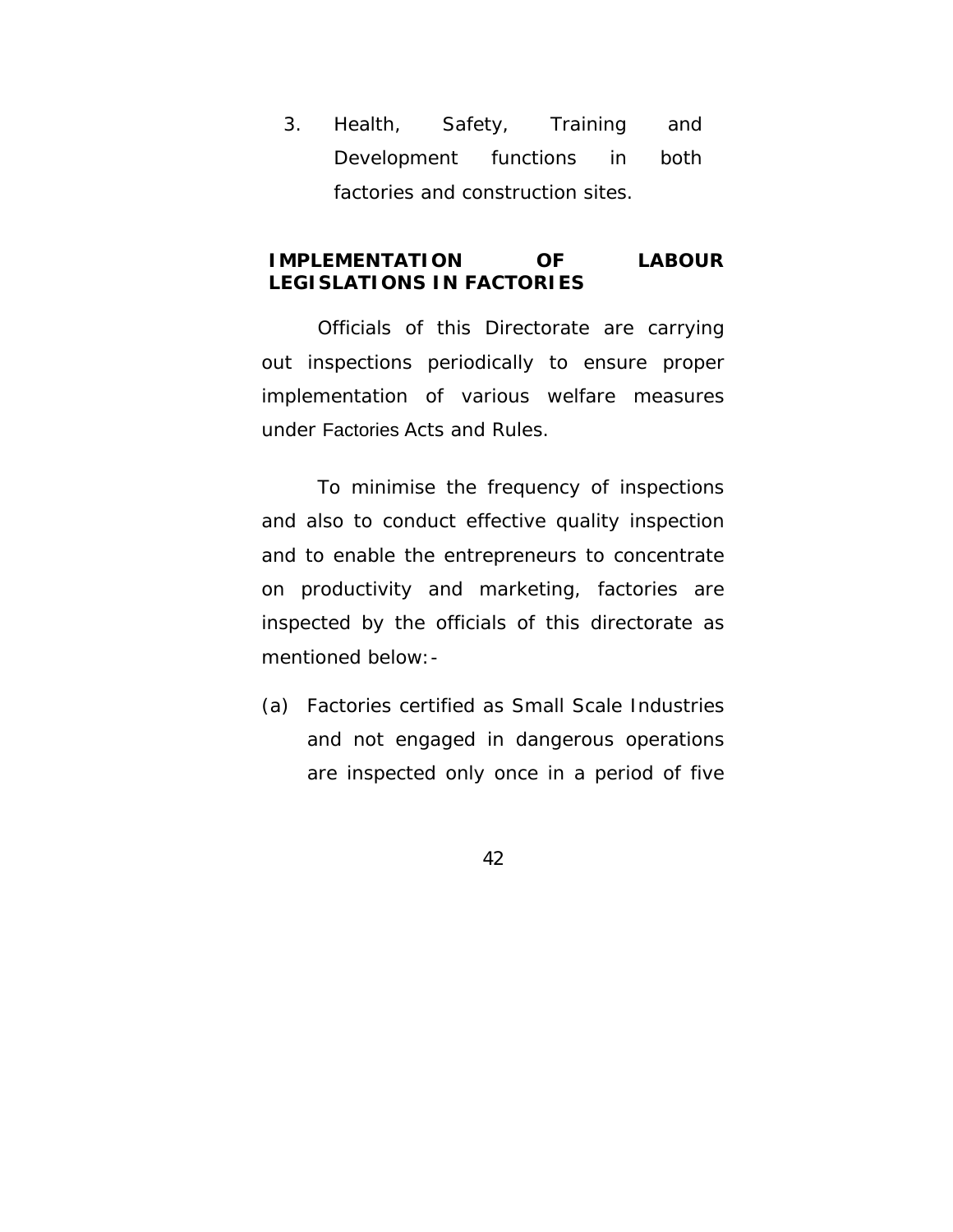3. Health, Safety, Training and Development functions in both factories and construction sites.

## IMPLEMENTATION OF LABOUR LEGISLATIONS IN FACTORIES

Officials of this Directorate are carrying out inspections periodically to ensure proper implementation of various welfare measures under Factories Acts and Rules.

To minimise the frequency of inspections and also to conduct effective quality inspection and to enable the entrepreneurs to concentrate on productivity and marketing, factories are inspected by the officials of this directorate as mentioned below:-

(a) Factories certified as Small Scale Industries and not engaged in dangerous operations are inspected only once in a period of five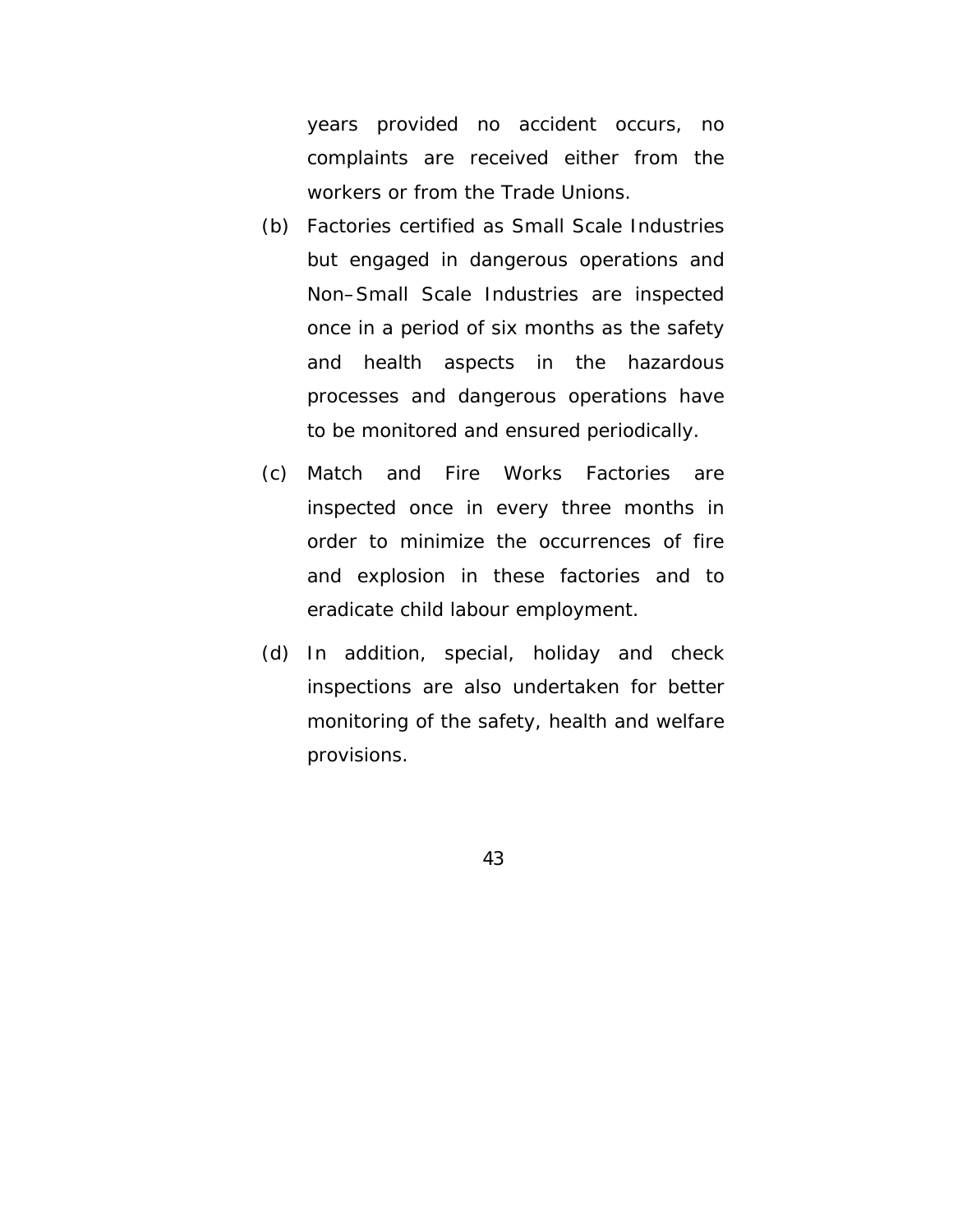years provided no accident occurs, no complaints are received either from the workers or from the Trade Unions.

(b) Factories certified as Small Scale Industries but engaged in dangerous operations and Non–Small Scale Industries are inspected once in a period of six months as the safety and health aspects in the hazardous processes and dangerous operations have to be monitored and ensured periodically.

(c) Match and Fire Works Factories are inspected once in every three months in order to minimize the occurrences of fire and explosion in these factories and to eradicate child labour employment.

(d) In addition, special, holiday and check inspections are also undertaken for better monitoring of the safety, health and welfare provisions.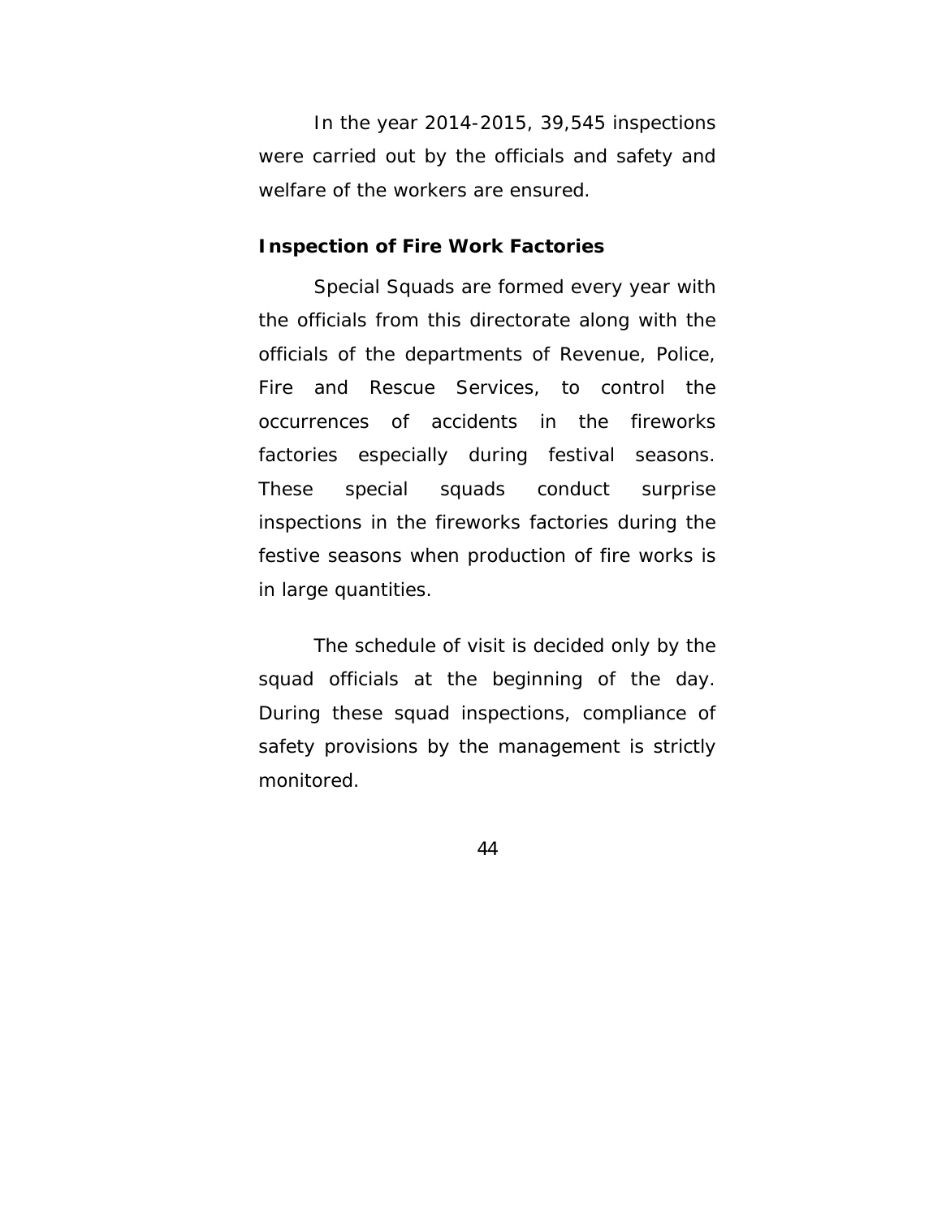In the year 2014-2015, 39,545 inspections were carried out by the officials and safety and welfare of the workers are ensured.

**Inspection of Fire Work Factories**

Special Squads are formed every year with the officials from this directorate along with the officials of the departments of Revenue, Police, Fire and Rescue Services, to control the occurrences of accidents in the fireworks factories especially during festival seasons. These special squads conduct surprise inspections in the fireworks factories during the festive seasons when production of fire works is in large quantities.

The schedule of visit is decided only by the squad officials at the beginning of the day. During these squad inspections, compliance of safety provisions by the management is strictly monitored.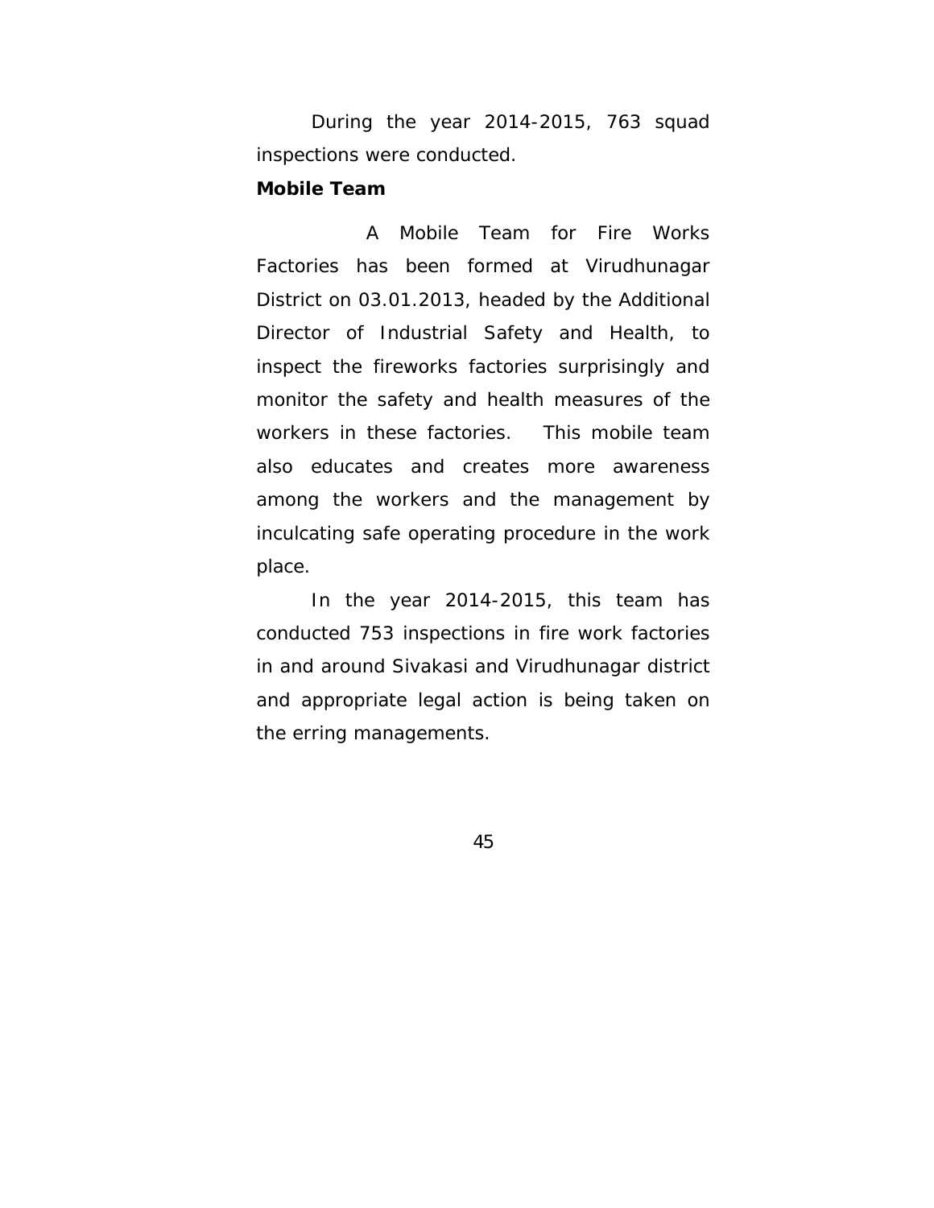During the year 2014-2015, 763 squad inspections were conducted.

**Mobile Team**

A Mobile Team for Fire Works Factories has been formed at Virudhunagar District on 03.01.2013, headed by the Additional Director of Industrial Safety and Health, to inspect the fireworks factories surprisingly and monitor the safety and health measures of the workers in these factories. This mobile team also educates and creates more awareness among the workers and the management by inculcating safe operating procedure in the work place.

In the year 2014-2015, this team has conducted 753 inspections in fire work factories in and around Sivakasi and Virudhunagar district and appropriate legal action is being taken on the erring managements.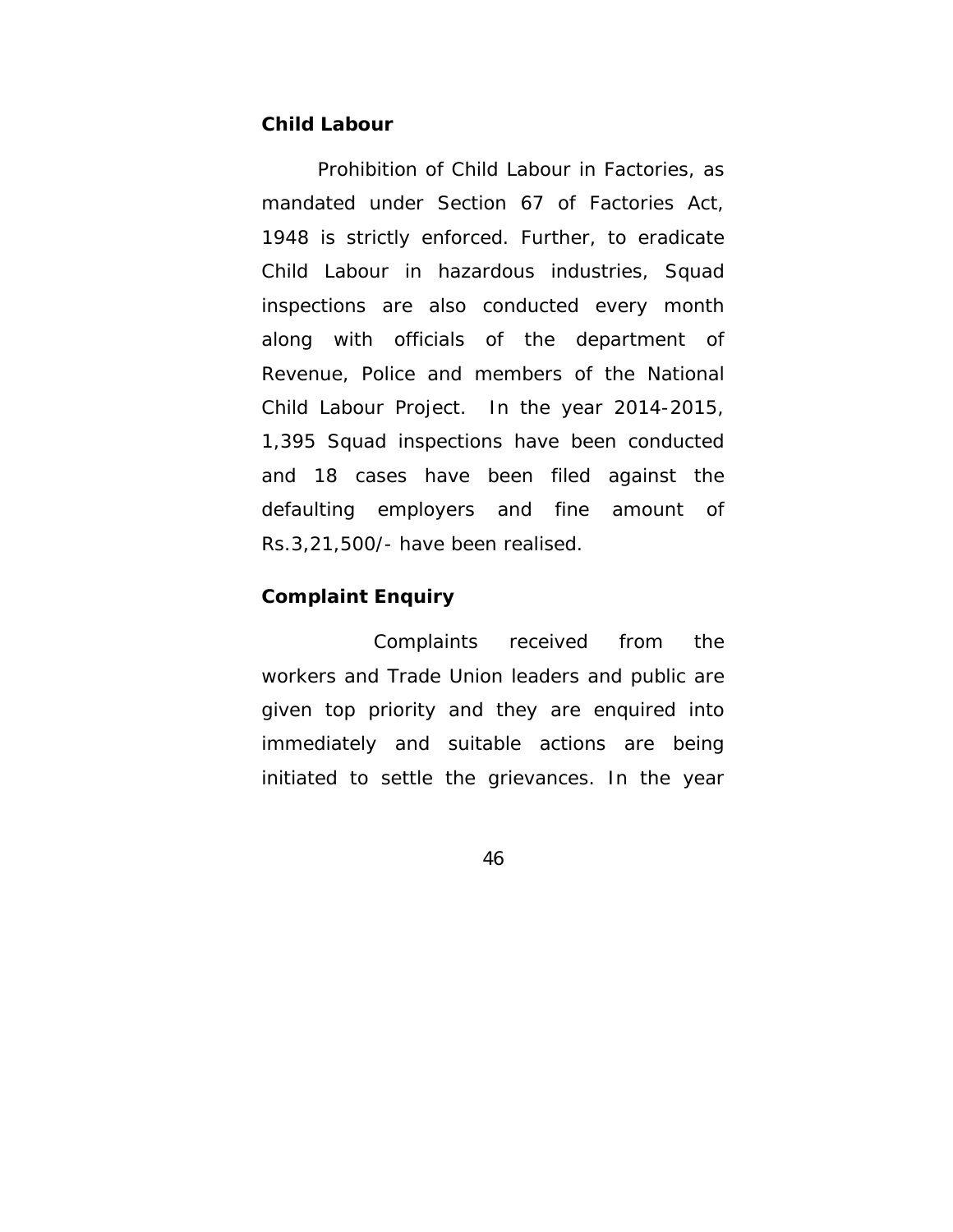**Child Labour**

Prohibition of Child Labour in Factories, as mandated under Section 67 of Factories Act, 1948 is strictly enforced. Further, to eradicate Child Labour in hazardous industries, Squad inspections are also conducted every month along with officials of the department of Revenue, Police and members of the National Child Labour Project. In the year 2014-2015, 1,395 Squad inspections have been conducted and 18 cases have been filed against the defaulting employers and fine amount of Rs.3,21,500/- have been realised.

**Complaint Enquiry**

Complaints received from the workers and Trade Union leaders and public are given top priority and they are enquired into immediately and suitable actions are being initiated to settle the grievances. In the year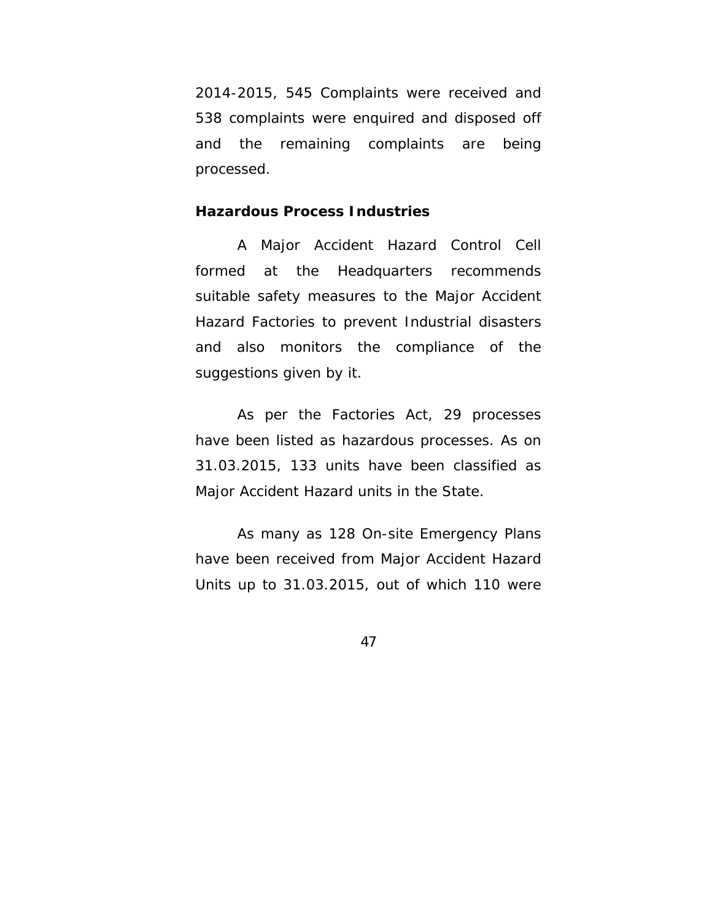2014-2015, 545 Complaints were received and 538 complaints were enquired and disposed off and the remaining complaints are being processed.

**Hazardous Process Industries**

A Major Accident Hazard Control Cell formed at the Headquarters recommends suitable safety measures to the Major Accident Hazard Factories to prevent Industrial disasters and also monitors the compliance of the suggestions given by it.

As per the Factories Act, 29 processes have been listed as hazardous processes. As on 31.03.2015, 133 units have been classified as Major Accident Hazard units in the State.

As many as 128 On-site Emergency Plans have been received from Major Accident Hazard Units up to 31.03.2015, out of which 110 were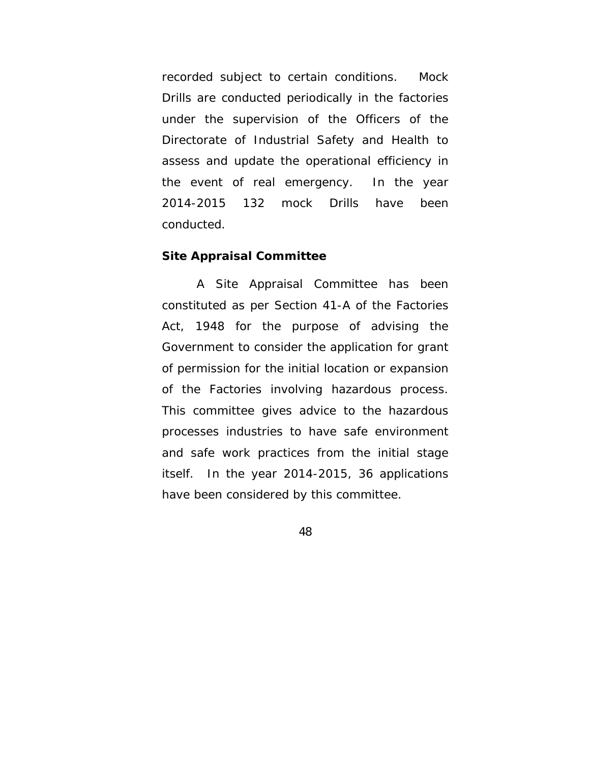recorded subject to certain conditions. Mock Drills are conducted periodically in the factories under the supervision of the Officers of the Directorate of Industrial Safety and Health to assess and update the operational efficiency in the event of real emergency. In the year 2014-2015 132 mock Drills have been conducted.

**Site Appraisal Committee**

A Site Appraisal Committee has been constituted as per Section 41-A of the Factories Act, 1948 for the purpose of advising the Government to consider the application for grant of permission for the initial location or expansion of the Factories involving hazardous process. This committee gives advice to the hazardous processes industries to have safe environment and safe work practices from the initial stage itself. In the year 2014-2015, 36 applications have been considered by this committee.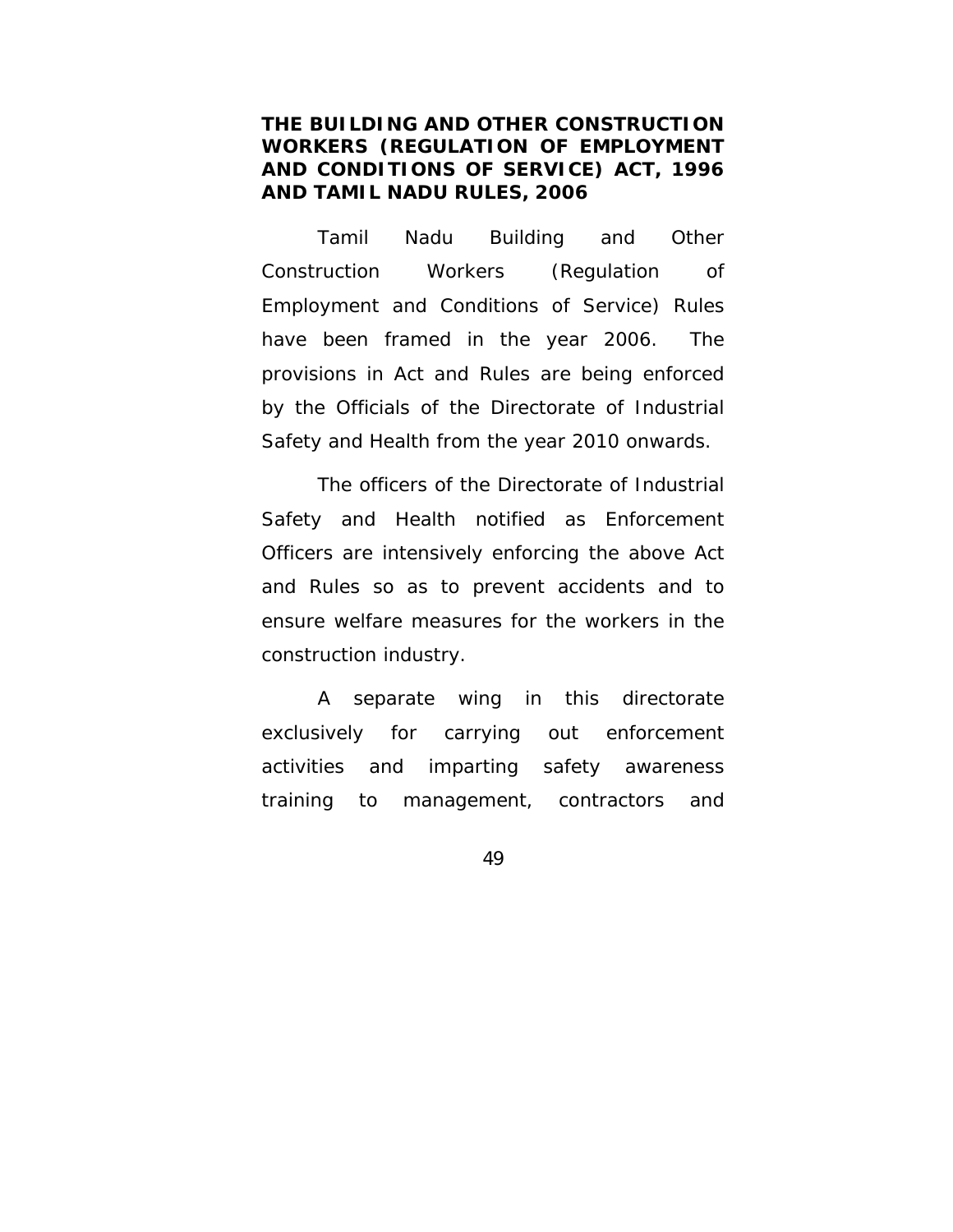**THE BUILDING AND OTHER CONSTRUCTION WORKERS (REGULATION OF EMPLOYMENT AND CONDITIONS OF SERVICE) ACT, 1996 AND TAMIL NADU RULES, 2006**

Tamil Nadu Building and Other Construction Workers (Regulation of Employment and Conditions of Service) Rules have been framed in the year 2006. The provisions in Act and Rules are being enforced by the Officials of the Directorate of Industrial Safety and Health from the year 2010 onwards.

The officers of the Directorate of Industrial Safety and Health notified as Enforcement Officers are intensively enforcing the above Act and Rules so as to prevent accidents and to ensure welfare measures for the workers in the construction industry.

A separate wing in this directorate exclusively for carrying out enforcement activities and imparting safety awareness training to management, contractors and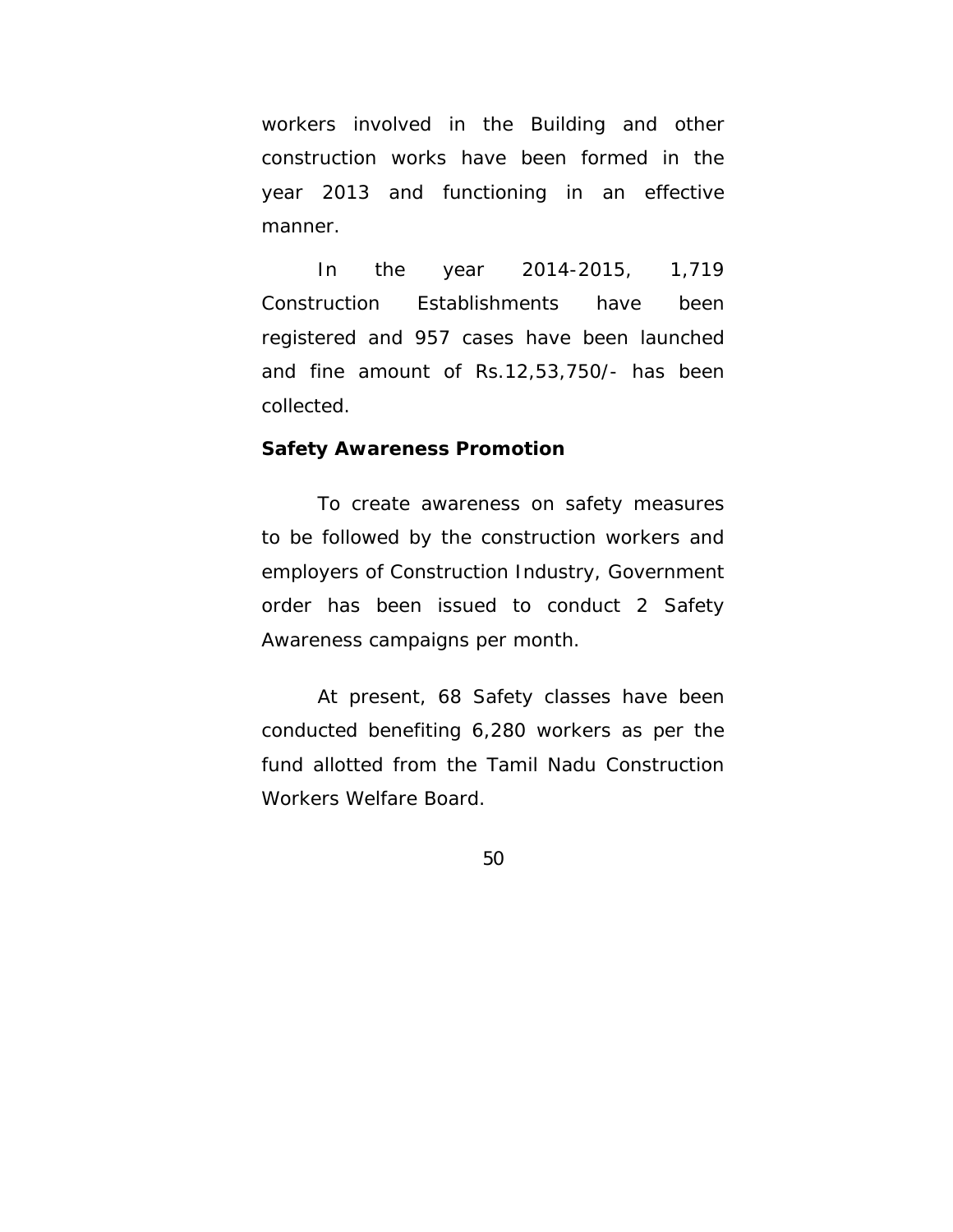workers involved in the Building and other construction works have been formed in the year 2013 and functioning in an effective manner.

In the year 2014-2015, 1,719 Construction Establishments have been registered and 957 cases have been launched and fine amount of Rs.12,53,750/- has been collected.

**Safety Awareness Promotion**

To create awareness on safety measures to be followed by the construction workers and employers of Construction Industry, Government order has been issued to conduct 2 Safety Awareness campaigns per month.

At present, 68 Safety classes have been conducted benefiting 6,280 workers as per the fund allotted from the Tamil Nadu Construction Workers Welfare Board.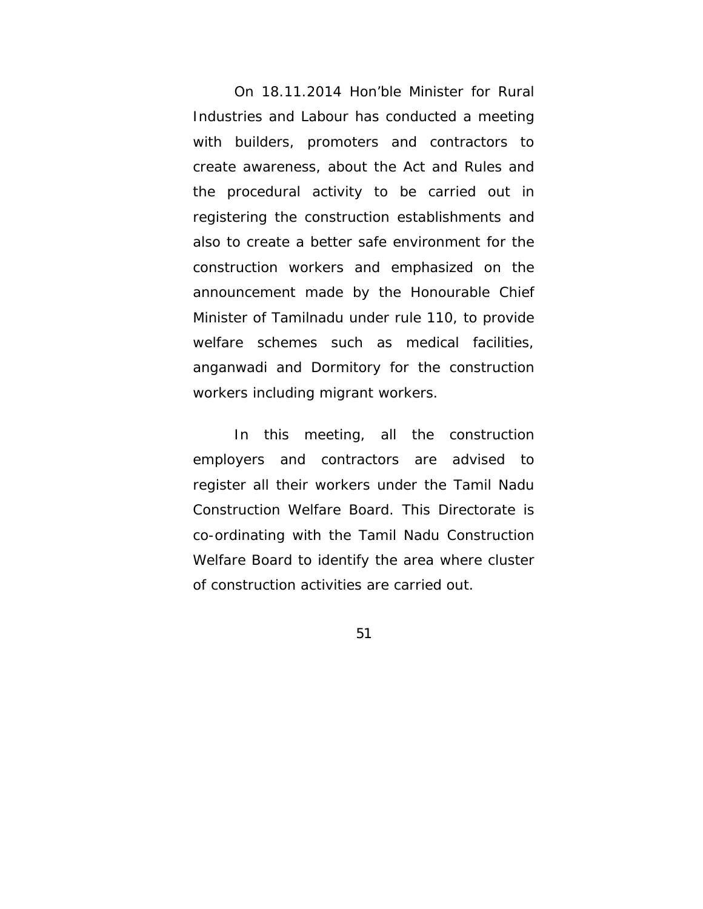On 18.11.2014 Hon'ble Minister for Rural Industries and Labour has conducted a meeting with builders, promoters and contractors to create awareness, about the Act and Rules and the procedural activity to be carried out in registering the construction establishments and also to create a better safe environment for the construction workers and emphasized on the announcement made by the Honourable Chief Minister of Tamilnadu under rule 110, to provide welfare schemes such as medical facilities, anganwadi and Dormitory for the construction workers including migrant workers.

In this meeting, all the construction employers and contractors are advised to register all their workers under the Tamil Nadu Construction Welfare Board. This Directorate is co-ordinating with the Tamil Nadu Construction Welfare Board to identify the area where cluster of construction activities are carried out.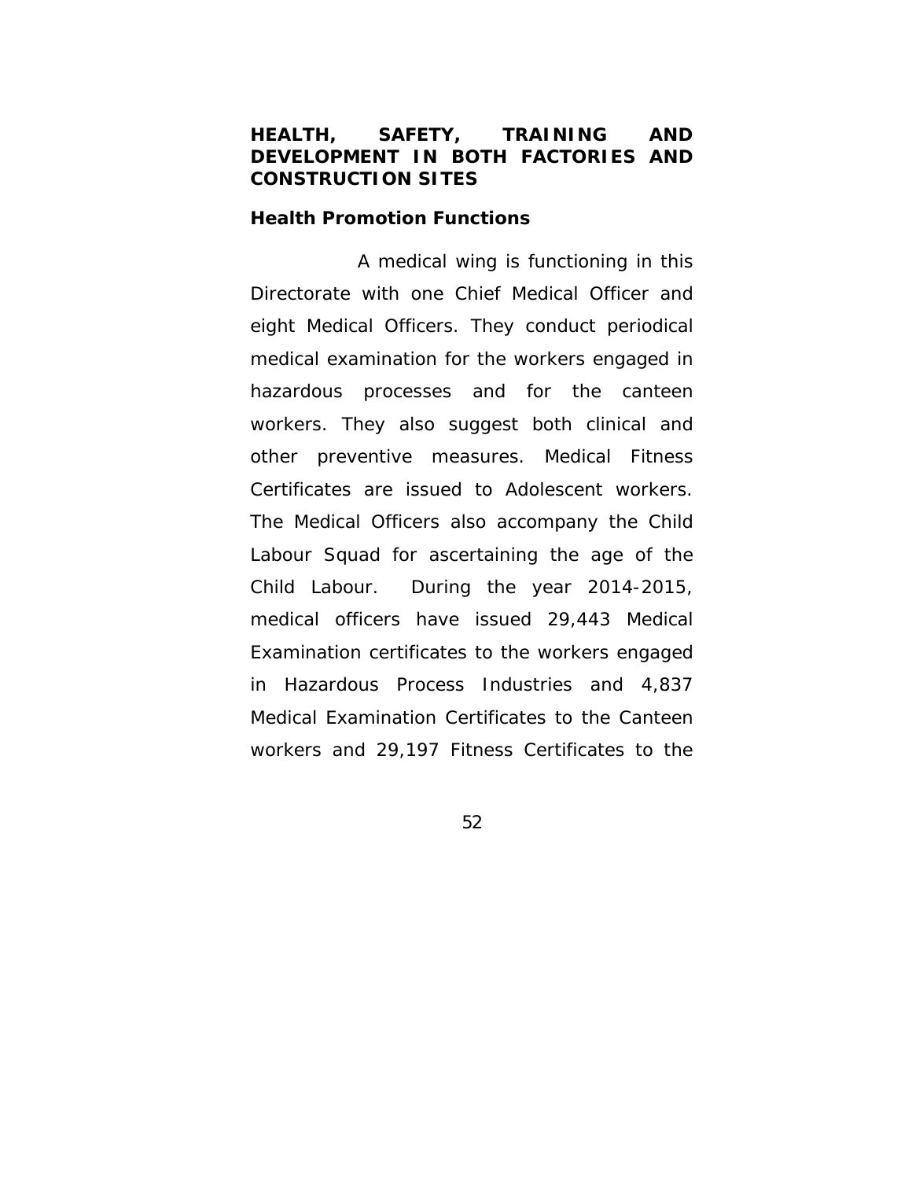## HEALTH, SAFETY, TRAINING AND DEVELOPMENT IN BOTH FACTORIES AND CONSTRUCTION SITES

### Health Promotion Functions

A medical wing is functioning in this Directorate with one Chief Medical Officer and eight Medical Officers. They conduct periodical medical examination for the workers engaged in hazardous processes and for the canteen workers. They also suggest both clinical and other preventive measures. Medical Fitness Certificates are issued to Adolescent workers. The Medical Officers also accompany the Child Labour Squad for ascertaining the age of the Child Labour. During the year 2014-2015, medical officers have issued 29,443 Medical Examination certificates to the workers engaged in Hazardous Process Industries and 4,837 Medical Examination Certificates to the Canteen workers and 29,197 Fitness Certificates to the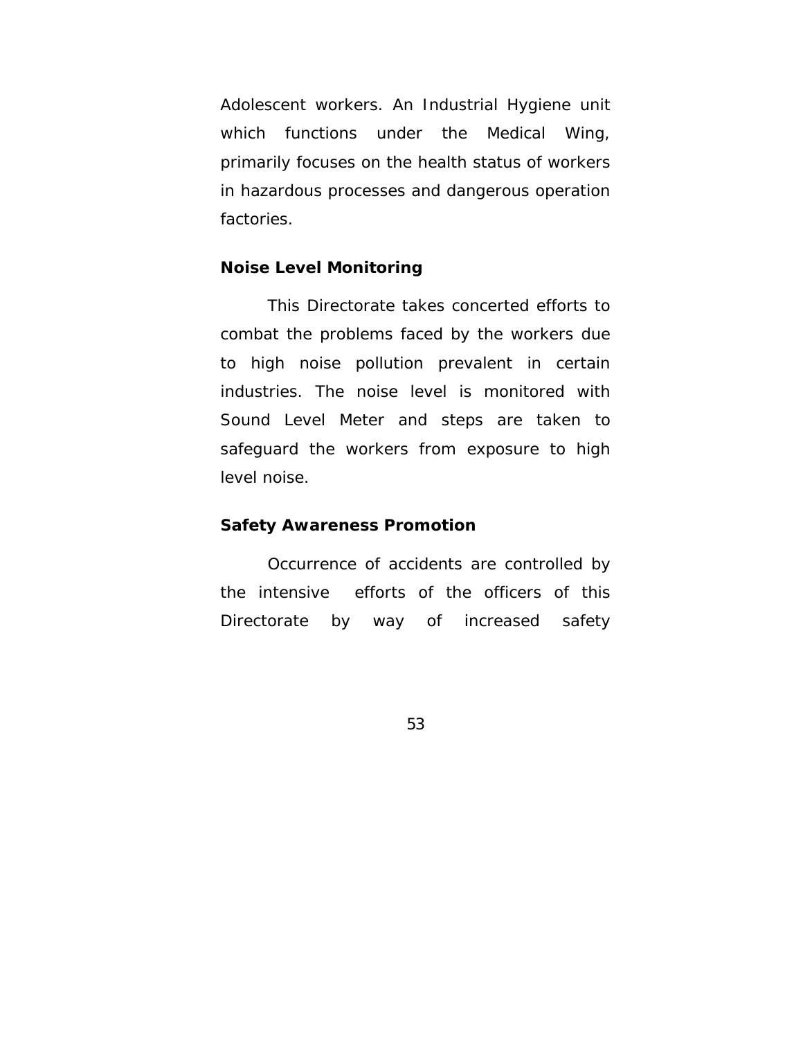Adolescent workers. An Industrial Hygiene unit which functions under the Medical Wing, primarily focuses on the health status of workers in hazardous processes and dangerous operation factories.

**Noise Level Monitoring**

This Directorate takes concerted efforts to combat the problems faced by the workers due to high noise pollution prevalent in certain industries. The noise level is monitored with Sound Level Meter and steps are taken to safeguard the workers from exposure to high level noise.

**Safety Awareness Promotion**

Occurrence of accidents are controlled by the intensive efforts of the officers of this Directorate by way of increased safety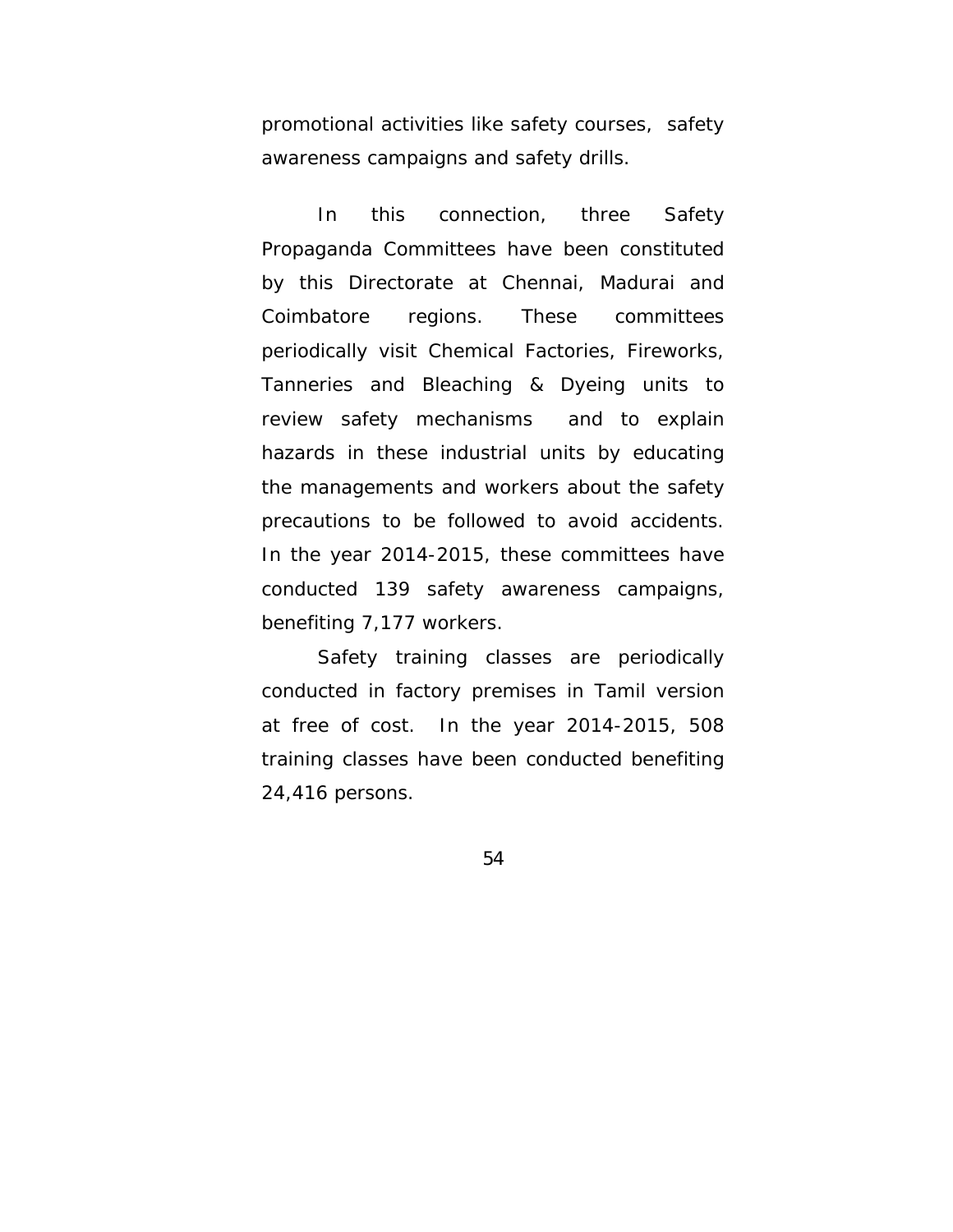promotional activities like safety courses, safety awareness campaigns and safety drills.

In this connection, three Safety Propaganda Committees have been constituted by this Directorate at Chennai, Madurai and Coimbatore regions. These committees periodically visit Chemical Factories, Fireworks, Tanneries and Bleaching & Dyeing units to review safety mechanisms and to explain hazards in these industrial units by educating the managements and workers about the safety precautions to be followed to avoid accidents. In the year 2014-2015, these committees have conducted 139 safety awareness campaigns, benefiting 7,177 workers.

Safety training classes are periodically conducted in factory premises in Tamil version at free of cost. In the year 2014-2015, 508 training classes have been conducted benefiting 24,416 persons.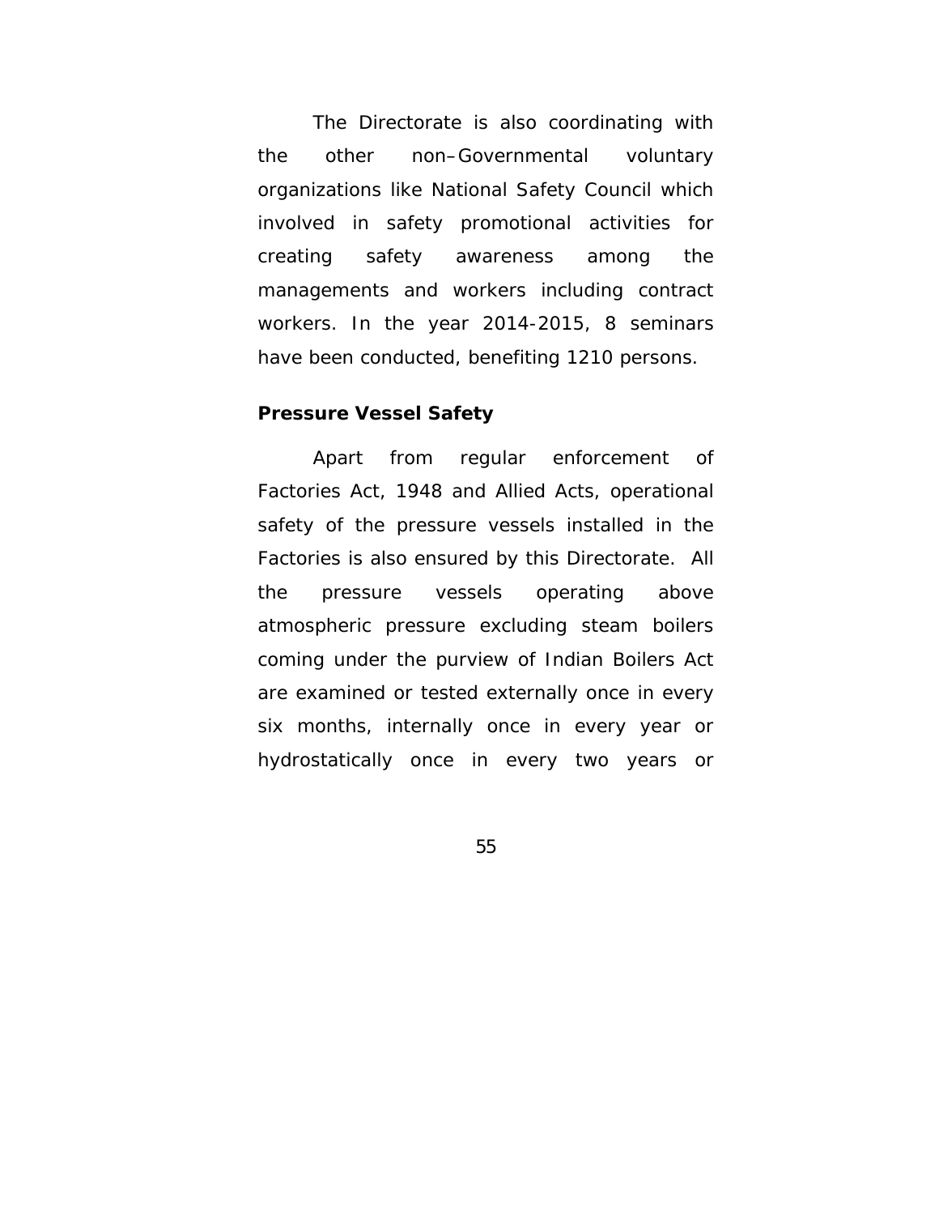The Directorate is also coordinating with the other non–Governmental voluntary organizations like National Safety Council which involved in safety promotional activities for creating safety awareness among the managements and workers including contract workers. In the year 2014-2015, 8 seminars have been conducted, benefiting 1210 persons.

**Pressure Vessel Safety**

Apart from regular enforcement of Factories Act, 1948 and Allied Acts, operational safety of the pressure vessels installed in the Factories is also ensured by this Directorate. All the pressure vessels operating above atmospheric pressure excluding steam boilers coming under the purview of Indian Boilers Act are examined or tested externally once in every six months, internally once in every year or hydrostatically once in every two years or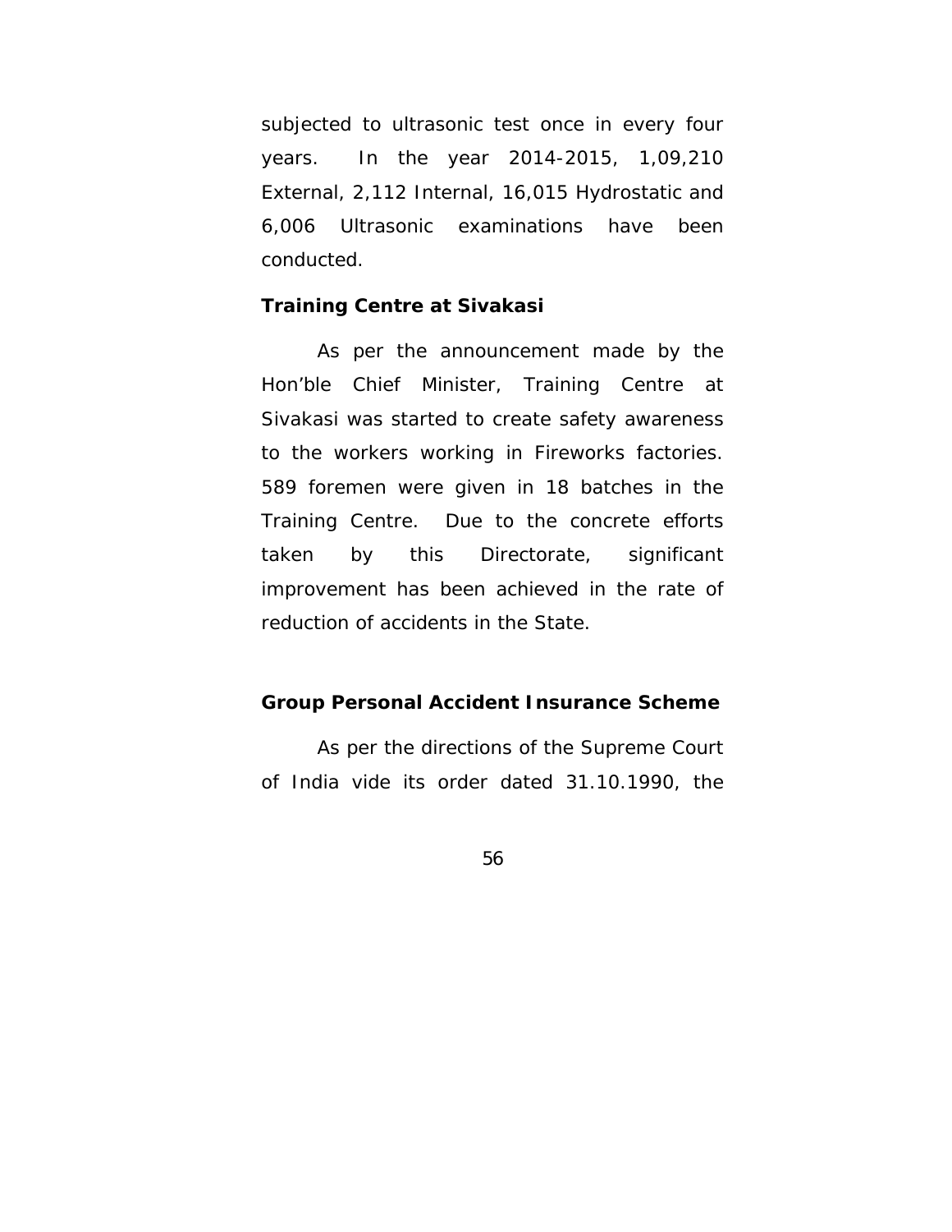subjected to ultrasonic test once in every four years. In the year 2014-2015, 1,09,210 External, 2,112 Internal, 16,015 Hydrostatic and 6,006 Ultrasonic examinations have been conducted.

**Training Centre at Sivakasi**

As per the announcement made by the Hon'ble Chief Minister, Training Centre at Sivakasi was started to create safety awareness to the workers working in Fireworks factories. 589 foremen were given in 18 batches in the Training Centre. Due to the concrete efforts taken by this Directorate, significant improvement has been achieved in the rate of reduction of accidents in the State.

**Group Personal Accident Insurance Scheme**

As per the directions of the Supreme Court of India vide its order dated 31.10.1990, the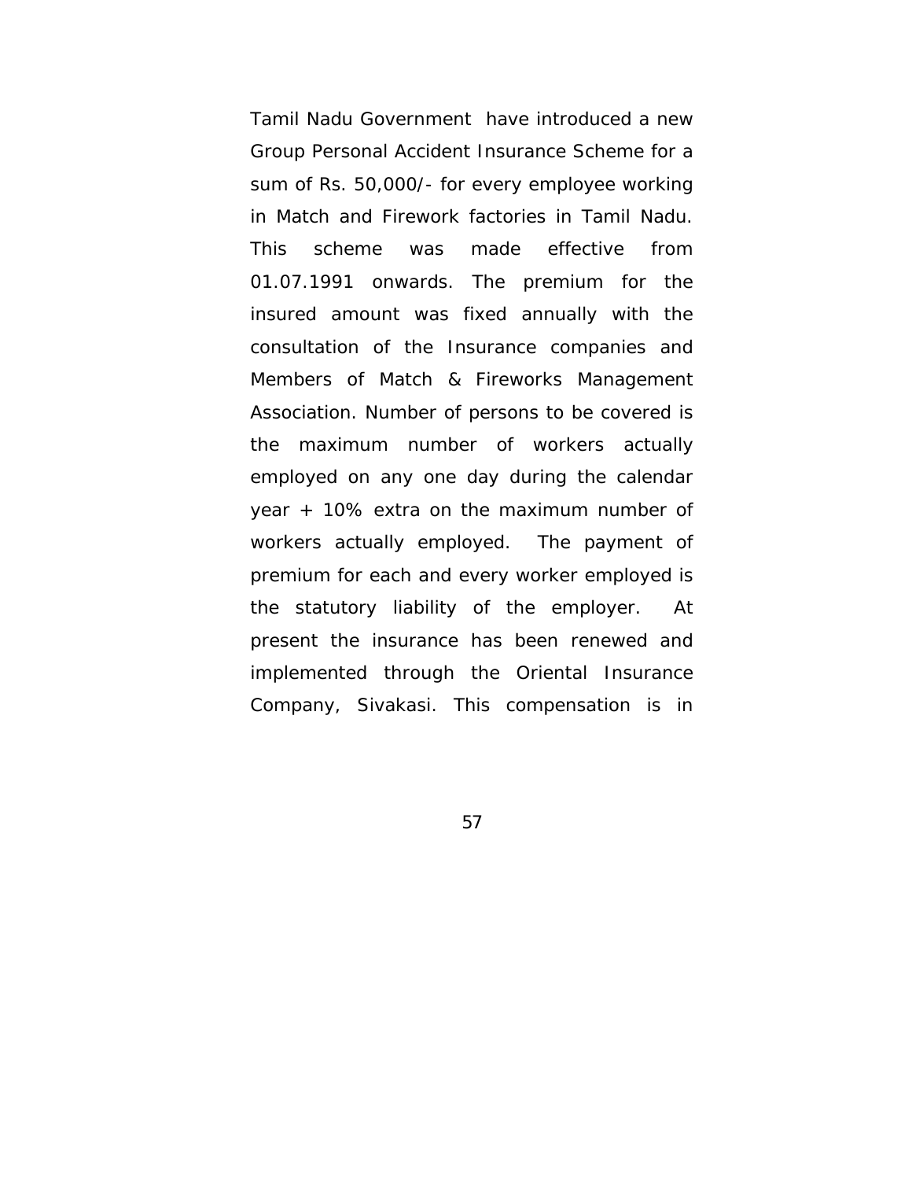Tamil Nadu Government have introduced a new Group Personal Accident Insurance Scheme for a sum of Rs. 50,000/- for every employee working in Match and Firework factories in Tamil Nadu. This scheme was made effective from 01.07.1991 onwards. The premium for the insured amount was fixed annually with the consultation of the Insurance companies and Members of Match & Fireworks Management Association. Number of persons to be covered is the maximum number of workers actually employed on any one day during the calendar year + 10% extra on the maximum number of workers actually employed. The payment of premium for each and every worker employed is the statutory liability of the employer. At present the insurance has been renewed and implemented through the Oriental Insurance Company, Sivakasi. This compensation is in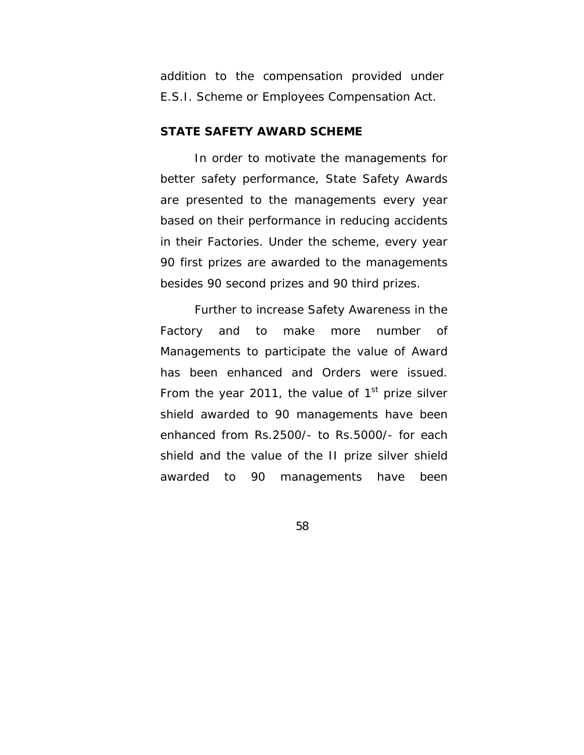addition to the compensation provided under E.S.I. Scheme or Employees Compensation Act.

**STATE SAFETY AWARD SCHEME**

In order to motivate the managements for better safety performance, State Safety Awards are presented to the managements every year based on their performance in reducing accidents in their Factories. Under the scheme, every year 90 first prizes are awarded to the managements besides 90 second prizes and 90 third prizes.

Further to increase Safety Awareness in the Factory and to make more number of Managements to participate the value of Award has been enhanced and Orders were issued. From the year 2011, the value of 1st prize silver shield awarded to 90 managements have been enhanced from Rs.2500/- to Rs.5000/- for each shield and the value of the II prize silver shield awarded to 90 managements have been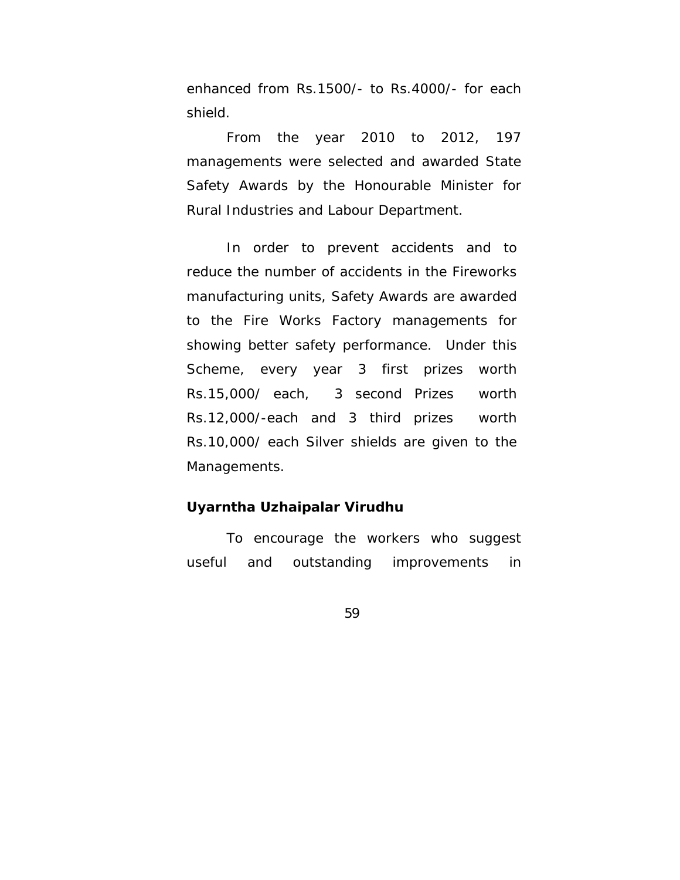enhanced from Rs.1500/- to Rs.4000/- for each shield.

From the year 2010 to 2012, 197 managements were selected and awarded State Safety Awards by the Honourable Minister for Rural Industries and Labour Department.

In order to prevent accidents and to reduce the number of accidents in the Fireworks manufacturing units, Safety Awards are awarded to the Fire Works Factory managements for showing better safety performance. Under this Scheme, every year 3 first prizes worth Rs.15,000/ each, 3 second Prizes worth Rs.12,000/-each and 3 third prizes worth Rs.10,000/ each Silver shields are given to the Managements.

**Uyarntha Uzhaipalar Virudhu**

To encourage the workers who suggest useful and outstanding improvements in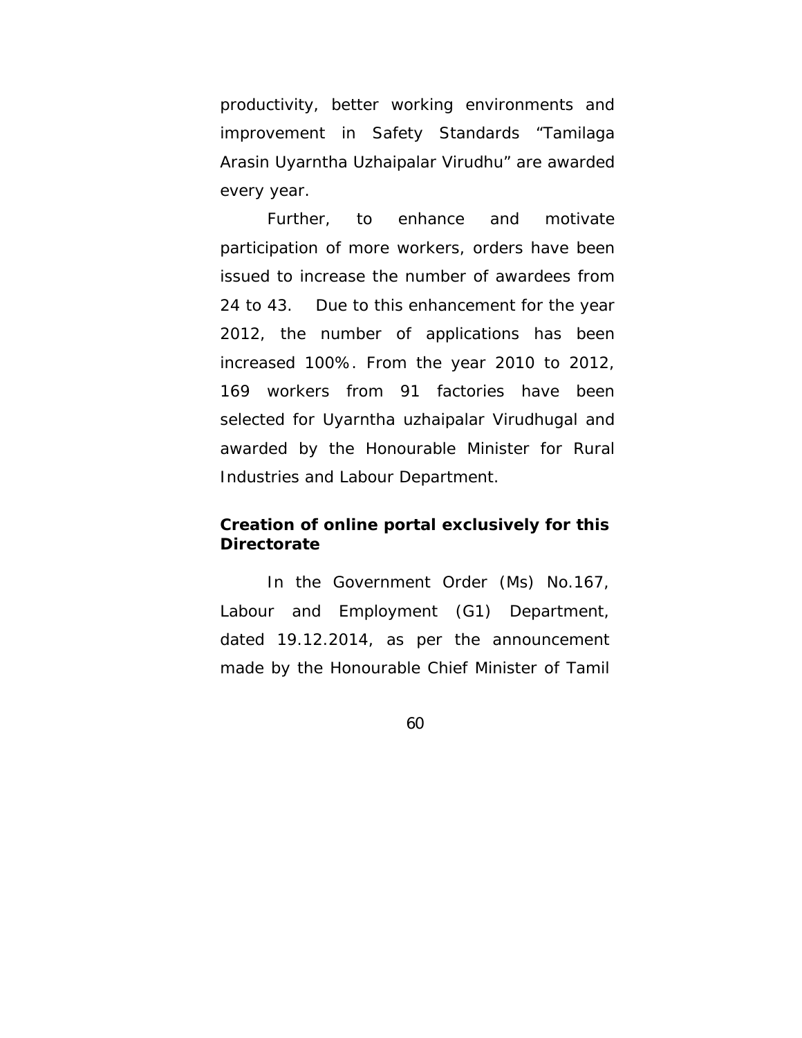productivity, better working environments and improvement in Safety Standards "Tamilaga Arasin Uyarntha Uzhaipalar Virudhu" are awarded every year.

Further, to enhance and motivate participation of more workers, orders have been issued to increase the number of awardees from 24 to 43. Due to this enhancement for the year 2012, the number of applications has been increased 100%. From the year 2010 to 2012, 169 workers from 91 factories have been selected for Uyarntha uzhaipalar Virudhugal and awarded by the Honourable Minister for Rural Industries and Labour Department.

**Creation of online portal exclusively for this Directorate**

In the Government Order (Ms) No.167, Labour and Employment (G1) Department, dated 19.12.2014, as per the announcement made by the Honourable Chief Minister of Tamil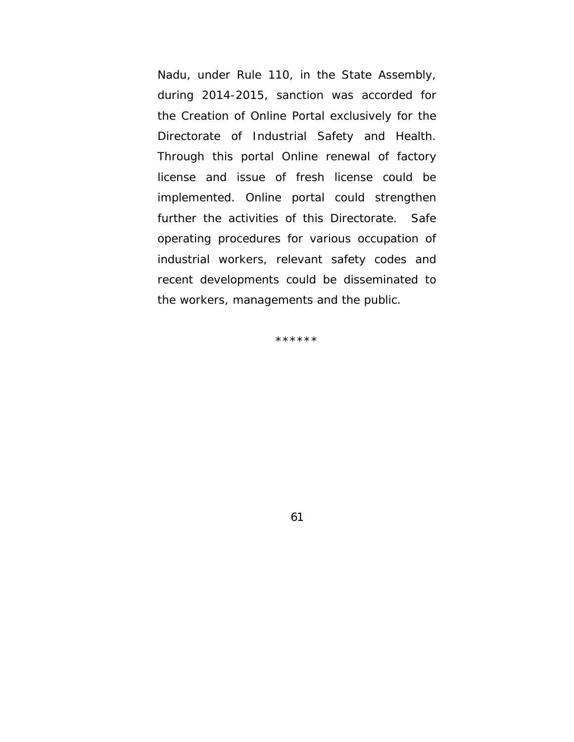Nadu, under Rule 110, in the State Assembly, during 2014-2015, sanction was accorded for the Creation of Online Portal exclusively for the Directorate of Industrial Safety and Health. Through this portal Online renewal of factory license and issue of fresh license could be implemented. Online portal could strengthen further the activities of this Directorate. Safe operating procedures for various occupation of industrial workers, relevant safety codes and recent developments could be disseminated to the workers, managements and the public.

******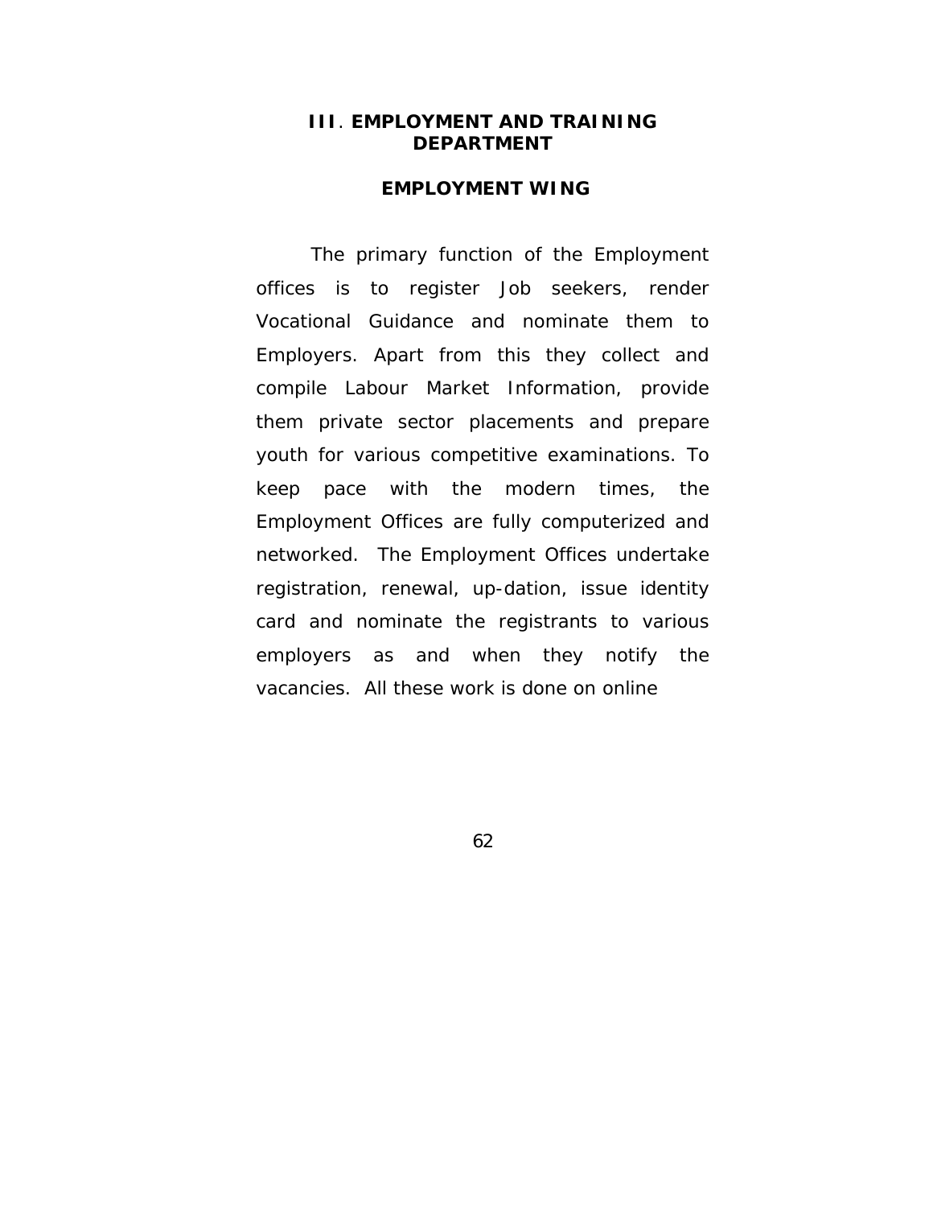## III. EMPLOYMENT AND TRAINING DEPARTMENT

### EMPLOYMENT WING

The primary function of the Employment offices is to register Job seekers, render Vocational Guidance and nominate them to Employers. Apart from this they collect and compile Labour Market Information, provide them private sector placements and prepare youth for various competitive examinations. To keep pace with the modern times, the Employment Offices are fully computerized and networked. The Employment Offices undertake registration, renewal, up-dation, issue identity card and nominate the registrants to various employers as and when they notify the vacancies. All these work is done on online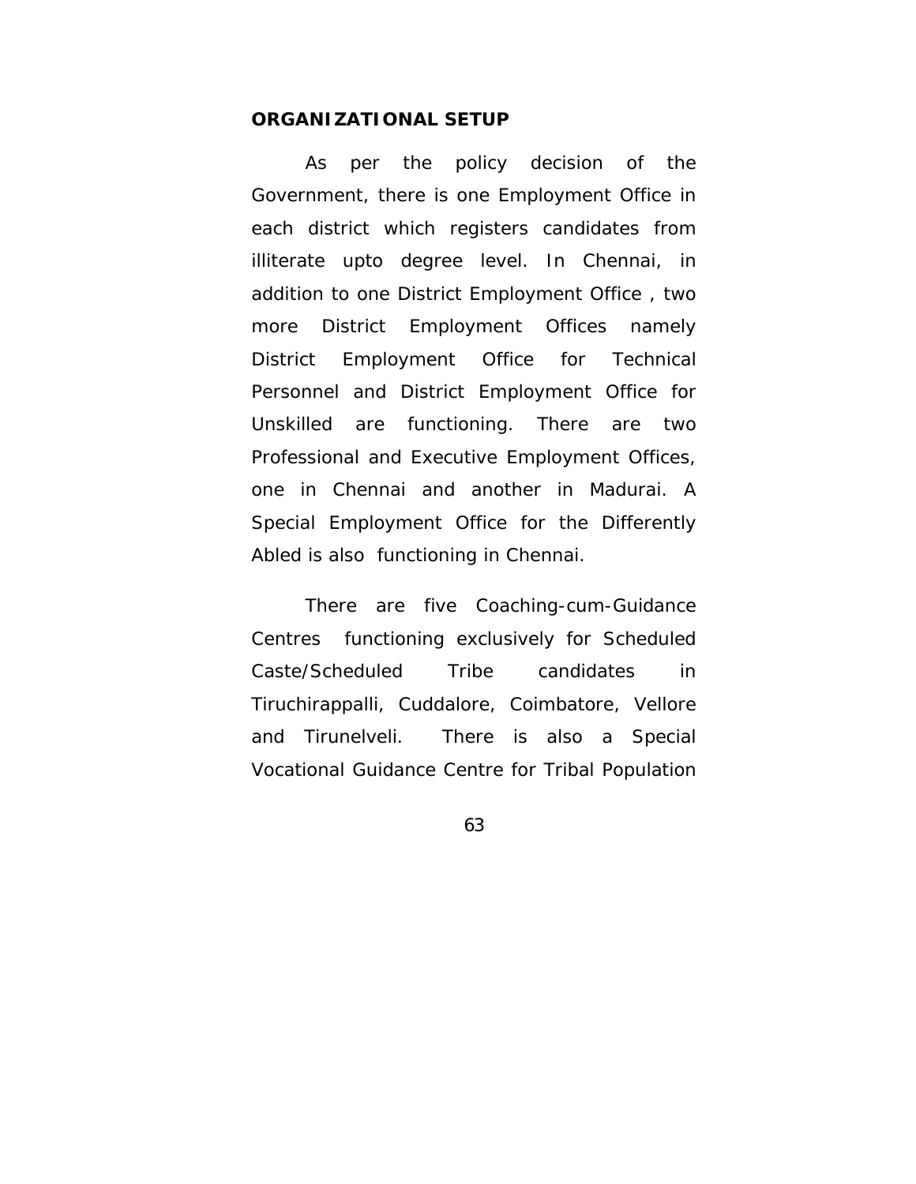**ORGANIZATIONAL SETUP**

As per the policy decision of the Government, there is one Employment Office in each district which registers candidates from illiterate upto degree level. In Chennai, in addition to one District Employment Office , two more District Employment Offices namely District Employment Office for Technical Personnel and District Employment Office for Unskilled are functioning. There are two Professional and Executive Employment Offices, one in Chennai and another in Madurai. A Special Employment Office for the Differently Abled is also functioning in Chennai.

There are five Coaching-cum-Guidance Centres functioning exclusively for Scheduled Caste/Scheduled Tribe candidates in Tiruchirappalli, Cuddalore, Coimbatore, Vellore and Tirunelveli. There is also a Special Vocational Guidance Centre for Tribal Population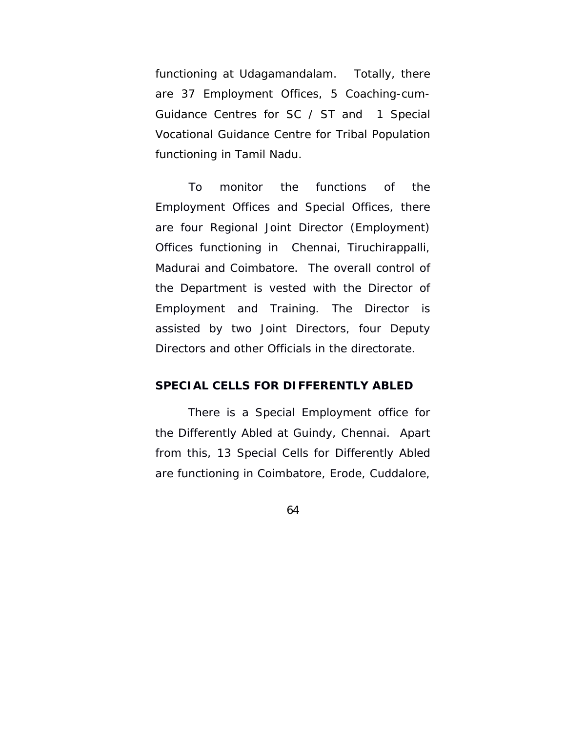functioning at Udagamandalam. Totally, there are 37 Employment Offices, 5 Coaching-cum-Guidance Centres for SC / ST and 1 Special Vocational Guidance Centre for Tribal Population functioning in Tamil Nadu.

To monitor the functions of the Employment Offices and Special Offices, there are four Regional Joint Director (Employment) Offices functioning in Chennai, Tiruchirappalli, Madurai and Coimbatore. The overall control of the Department is vested with the Director of Employment and Training. The Director is assisted by two Joint Directors, four Deputy Directors and other Officials in the directorate.

**SPECIAL CELLS FOR DIFFERENTLY ABLED**

There is a Special Employment office for the Differently Abled at Guindy, Chennai. Apart from this, 13 Special Cells for Differently Abled are functioning in Coimbatore, Erode, Cuddalore,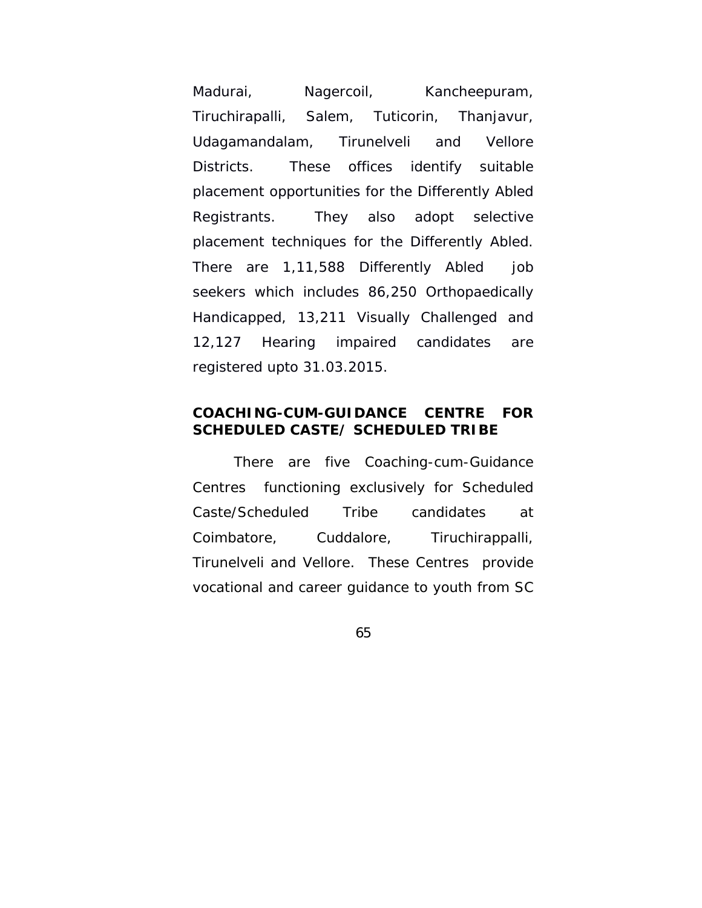Madurai, Nagercoil, Kancheepuram, Tiruchirapalli, Salem, Tuticorin, Thanjavur, Udagamandalam, Tirunelveli and Vellore Districts. These offices identify suitable placement opportunities for the Differently Abled Registrants. They also adopt selective placement techniques for the Differently Abled. There are 1,11,588 Differently Abled job seekers which includes 86,250 Orthopaedically Handicapped, 13,211 Visually Challenged and 12,127 Hearing impaired candidates are registered upto 31.03.2015.

**COACHING-CUM-GUIDANCE CENTRE FOR SCHEDULED CASTE/ SCHEDULED TRIBE**

There are five Coaching-cum-Guidance Centres functioning exclusively for Scheduled Caste/Scheduled Tribe candidates at Coimbatore, Cuddalore, Tiruchirappalli, Tirunelveli and Vellore. These Centres provide vocational and career guidance to youth from SC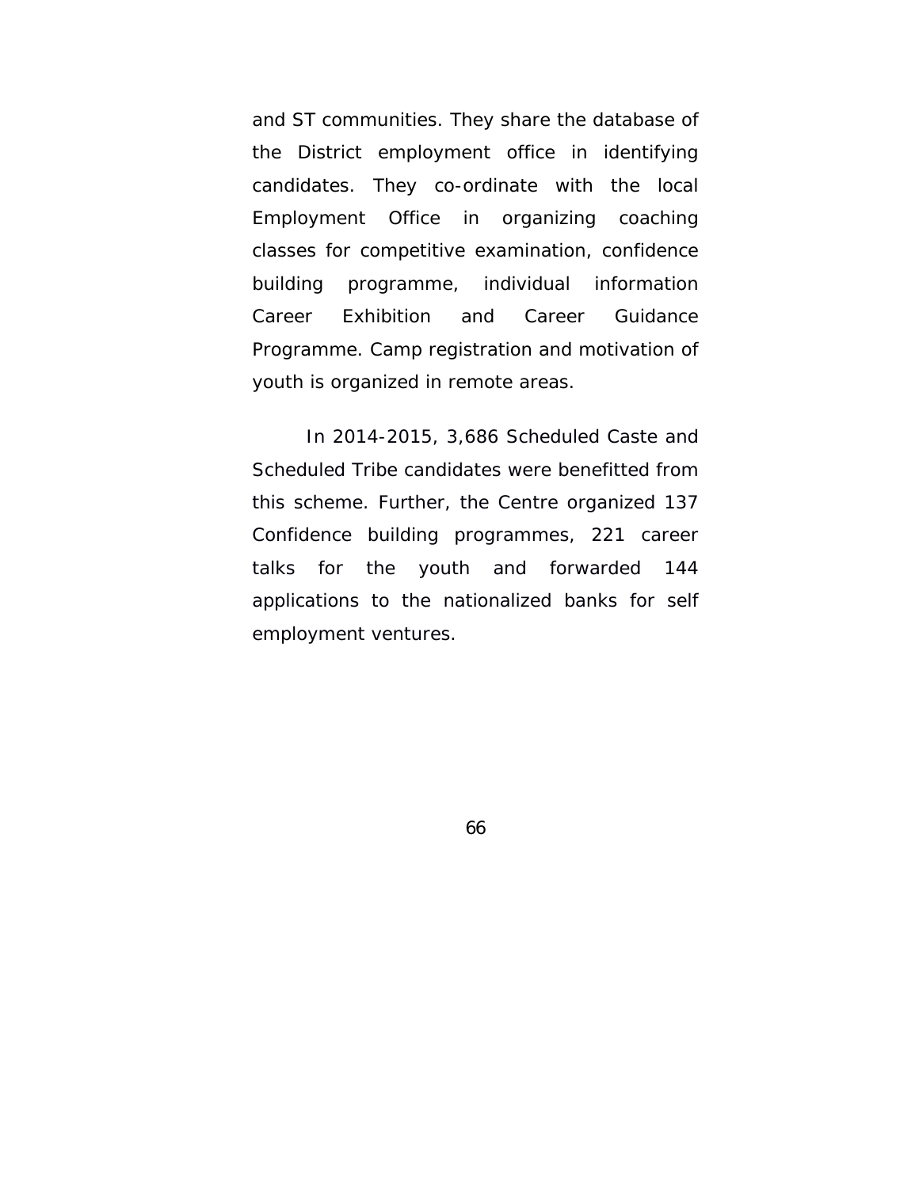and ST communities. They share the database of the District employment office in identifying candidates. They co-ordinate with the local Employment Office in organizing coaching classes for competitive examination, confidence building programme, individual information Career Exhibition and Career Guidance Programme. Camp registration and motivation of youth is organized in remote areas.

In 2014-2015, 3,686 Scheduled Caste and Scheduled Tribe candidates were benefitted from this scheme. Further, the Centre organized 137 Confidence building programmes, 221 career talks for the youth and forwarded 144 applications to the nationalized banks for self employment ventures.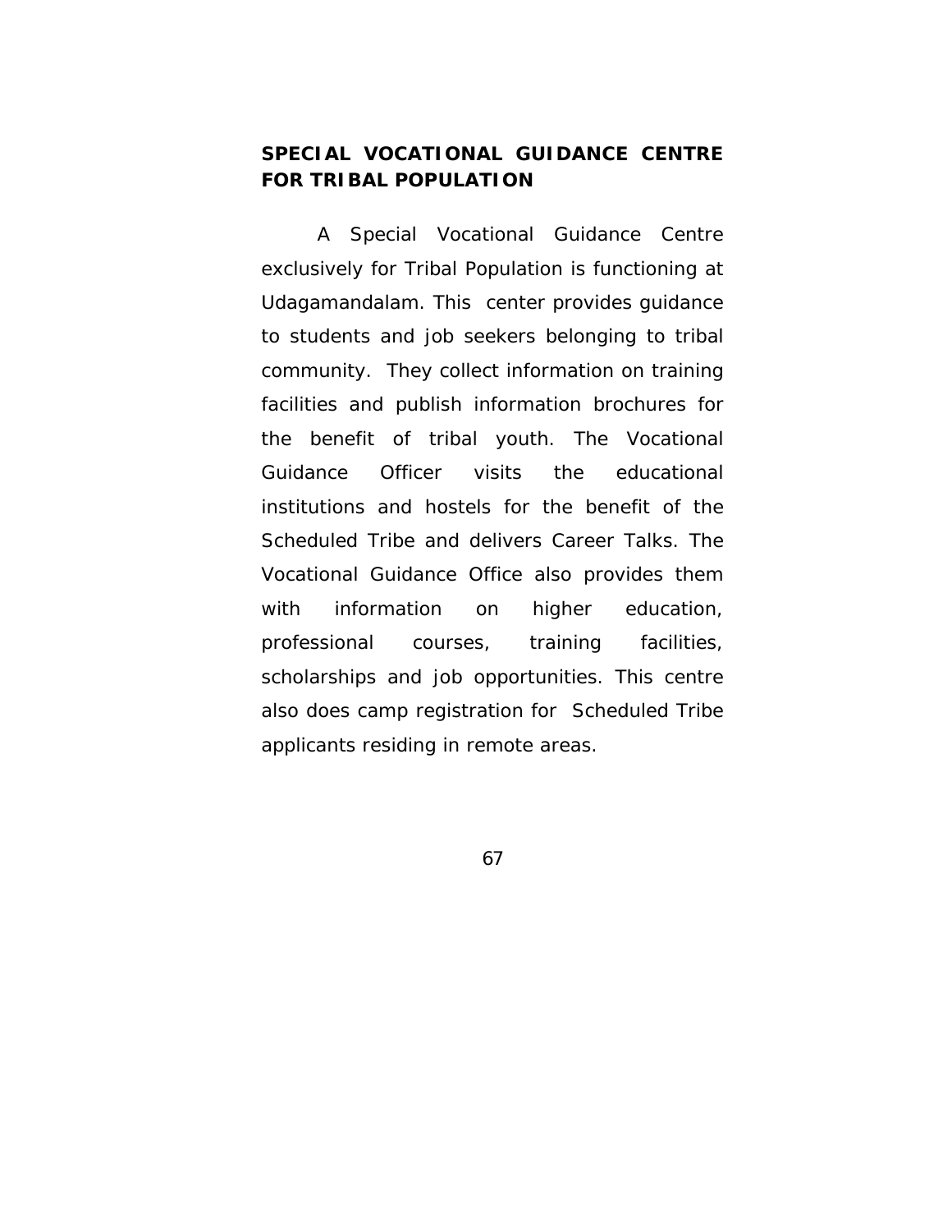## SPECIAL VOCATIONAL GUIDANCE CENTRE FOR TRIBAL POPULATION

A Special Vocational Guidance Centre exclusively for Tribal Population is functioning at Udagamandalam. This center provides guidance to students and job seekers belonging to tribal community. They collect information on training facilities and publish information brochures for the benefit of tribal youth. The Vocational Guidance Officer visits the educational institutions and hostels for the benefit of the Scheduled Tribe and delivers Career Talks. The Vocational Guidance Office also provides them with information on higher education, professional courses, training facilities, scholarships and job opportunities. This centre also does camp registration for Scheduled Tribe applicants residing in remote areas.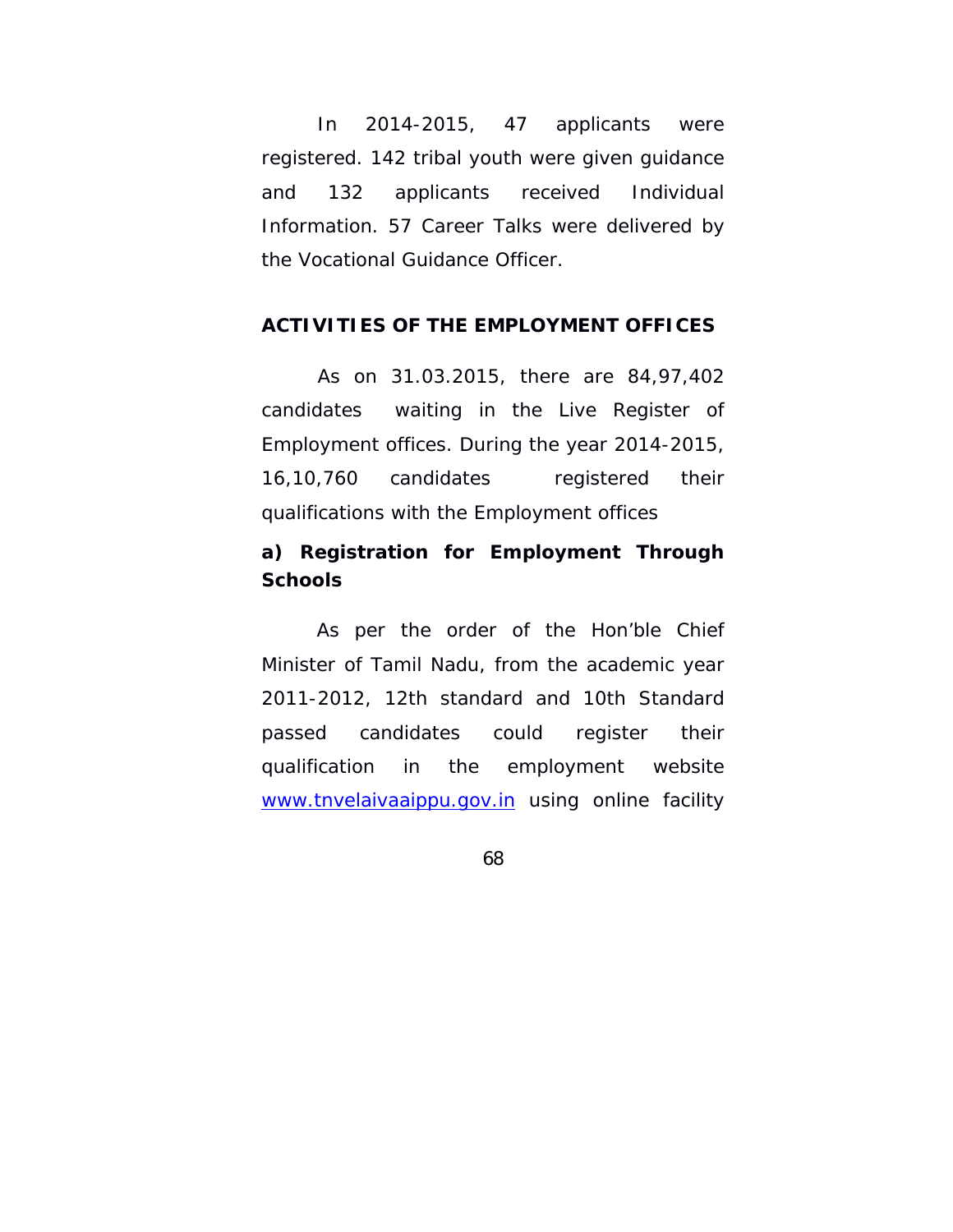In 2014-2015, 47 applicants were registered. 142 tribal youth were given guidance and 132 applicants received Individual Information. 57 Career Talks were delivered by the Vocational Guidance Officer.

## ACTIVITIES OF THE EMPLOYMENT OFFICES

As on 31.03.2015, there are 84,97,402 candidates waiting in the Live Register of Employment offices. During the year 2014-2015, 16,10,760 candidates registered their qualifications with the Employment offices

### a) Registration for Employment Through Schools

As per the order of the Hon'ble Chief Minister of Tamil Nadu, from the academic year 2011-2012, 12th standard and 10th Standard passed candidates could register their qualification in the employment website [www.tnvelaivaaippu.gov.in](http://www.tnvelaivaaippu.gov.in) using online facility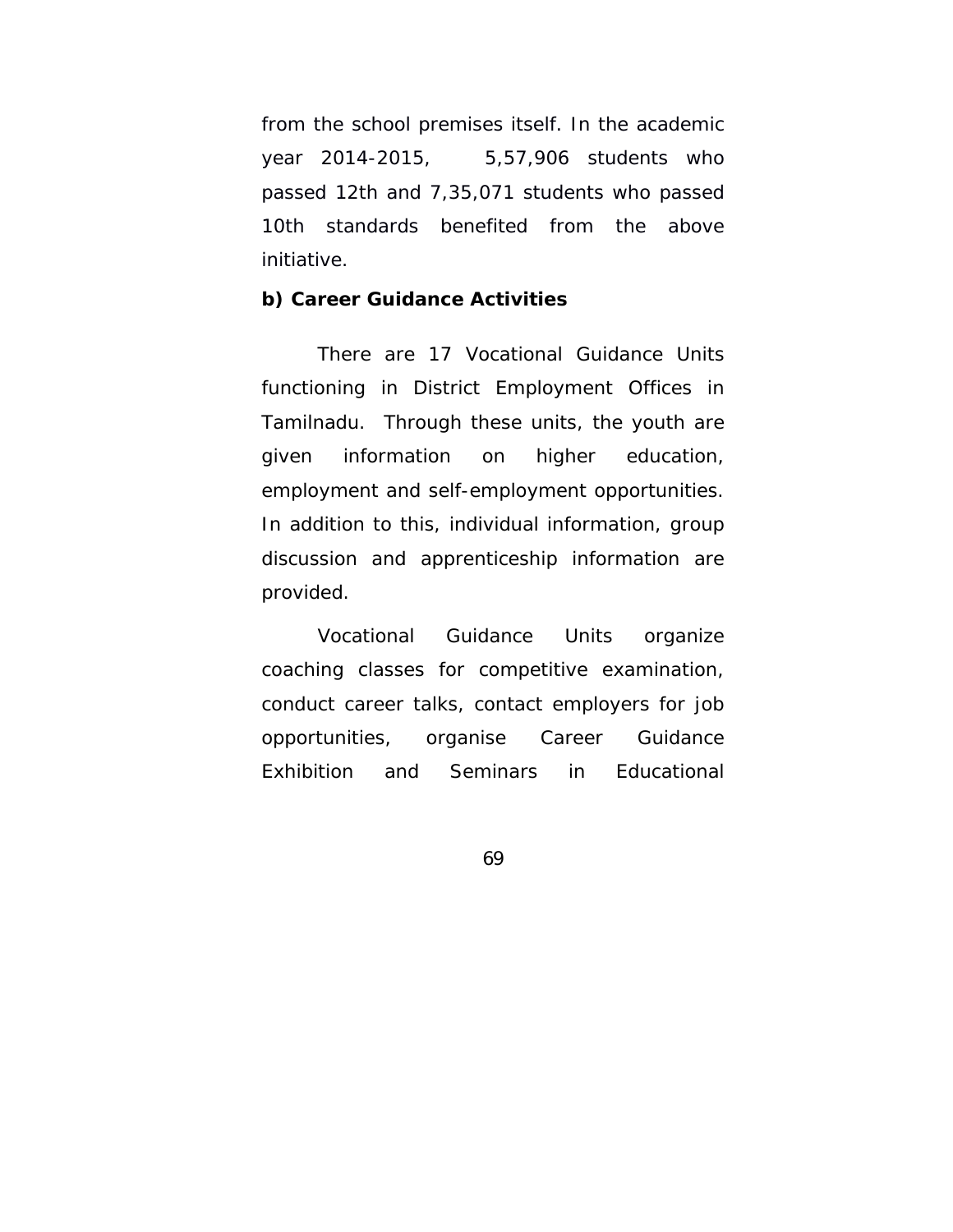from the school premises itself. In the academic year 2014-2015, 5,57,906 students who passed 12th and 7,35,071 students who passed 10th standards benefited from the above initiative.

**b) Career Guidance Activities**

There are 17 Vocational Guidance Units functioning in District Employment Offices in Tamilnadu. Through these units, the youth are given information on higher education, employment and self-employment opportunities. In addition to this, individual information, group discussion and apprenticeship information are provided.

Vocational Guidance Units organize coaching classes for competitive examination, conduct career talks, contact employers for job opportunities, organise Career Guidance Exhibition and Seminars in Educational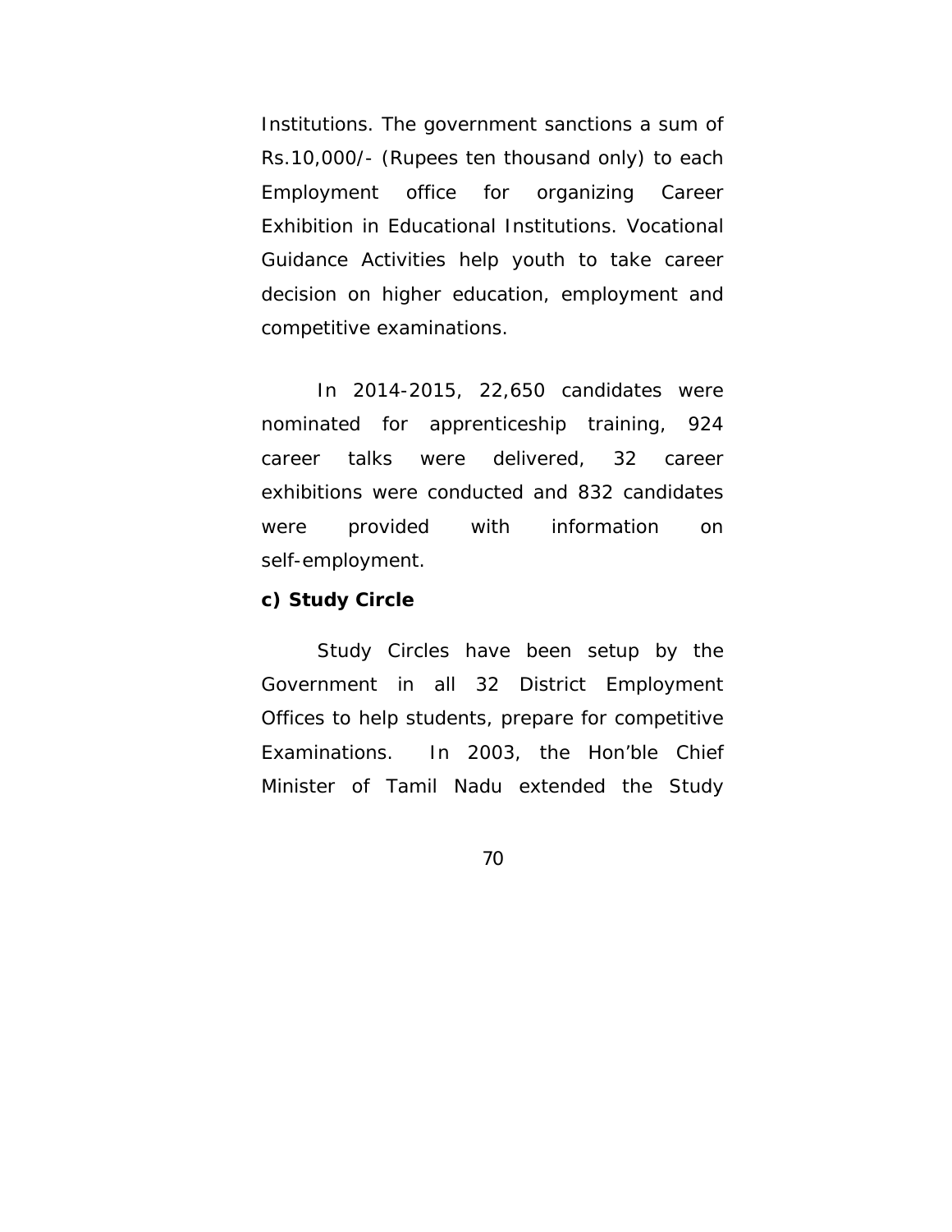Institutions. The government sanctions a sum of Rs.10,000/- (Rupees ten thousand only) to each Employment office for organizing Career Exhibition in Educational Institutions. Vocational Guidance Activities help youth to take career decision on higher education, employment and competitive examinations.

In 2014-2015, 22,650 candidates were nominated for apprenticeship training, 924 career talks were delivered, 32 career exhibitions were conducted and 832 candidates were provided with information on self-employment.

**c) Study Circle**

Study Circles have been setup by the Government in all 32 District Employment Offices to help students, prepare for competitive Examinations. In 2003, the Hon'ble Chief Minister of Tamil Nadu extended the Study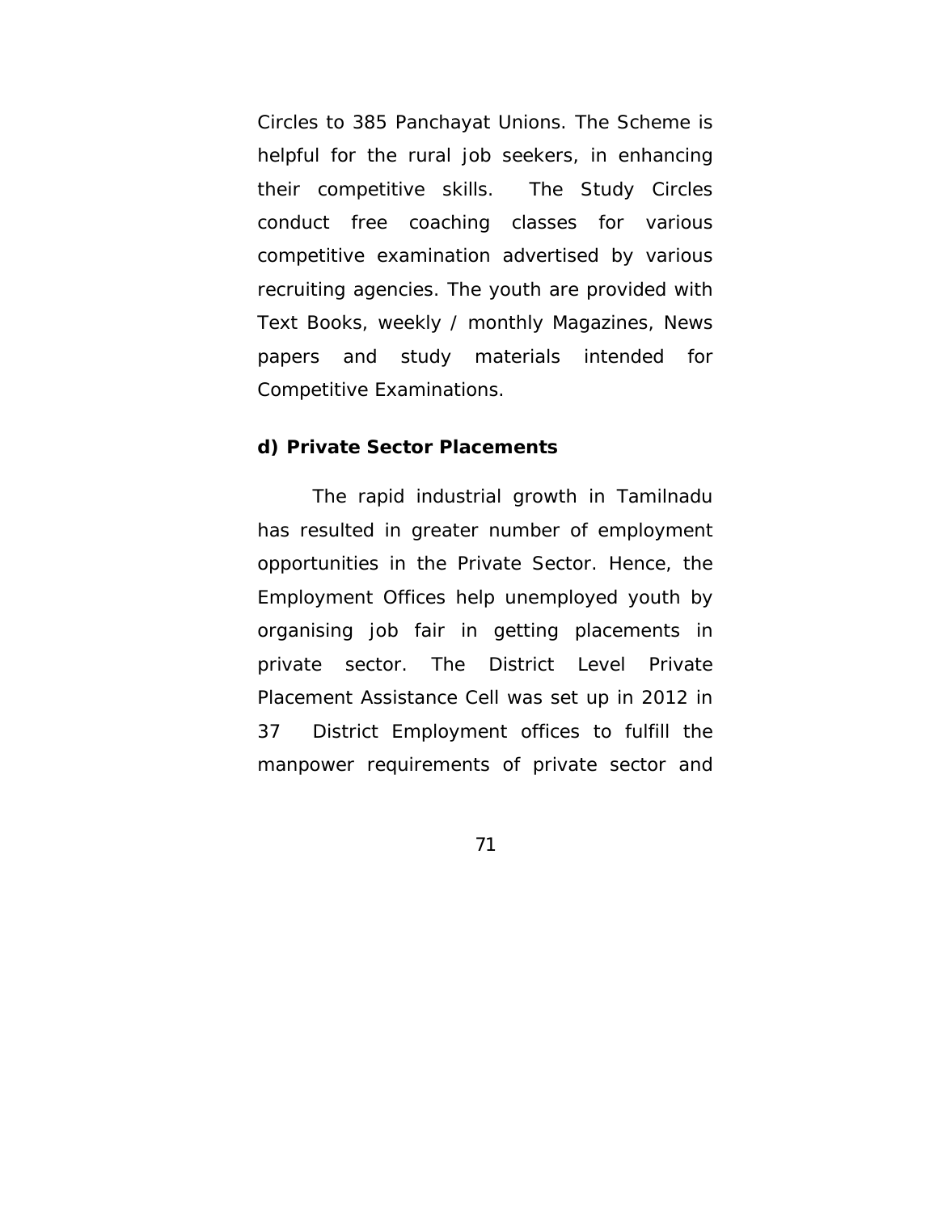Circles to 385 Panchayat Unions. The Scheme is helpful for the rural job seekers, in enhancing their competitive skills. The Study Circles conduct free coaching classes for various competitive examination advertised by various recruiting agencies. The youth are provided with Text Books, weekly / monthly Magazines, News papers and study materials intended for Competitive Examinations.

**d) Private Sector Placements**

The rapid industrial growth in Tamilnadu has resulted in greater number of employment opportunities in the Private Sector. Hence, the Employment Offices help unemployed youth by organising job fair in getting placements in private sector. The District Level Private Placement Assistance Cell was set up in 2012 in 37 District Employment offices to fulfill the manpower requirements of private sector and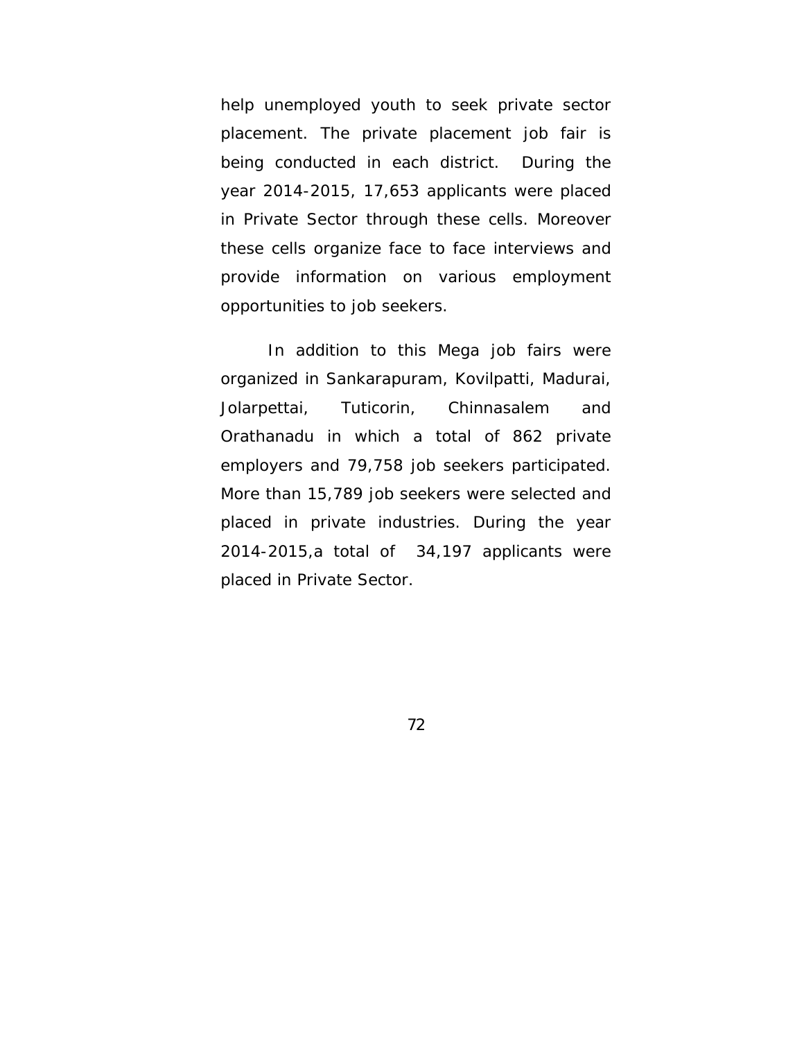help unemployed youth to seek private sector placement. The private placement job fair is being conducted in each district. During the year 2014-2015, 17,653 applicants were placed in Private Sector through these cells. Moreover these cells organize face to face interviews and provide information on various employment opportunities to job seekers.

In addition to this Mega job fairs were organized in Sankarapuram, Kovilpatti, Madurai, Jolarpettai, Tuticorin, Chinnasalem and Orathanadu in which a total of 862 private employers and 79,758 job seekers participated. More than 15,789 job seekers were selected and placed in private industries. During the year 2014-2015,a total of 34,197 applicants were placed in Private Sector.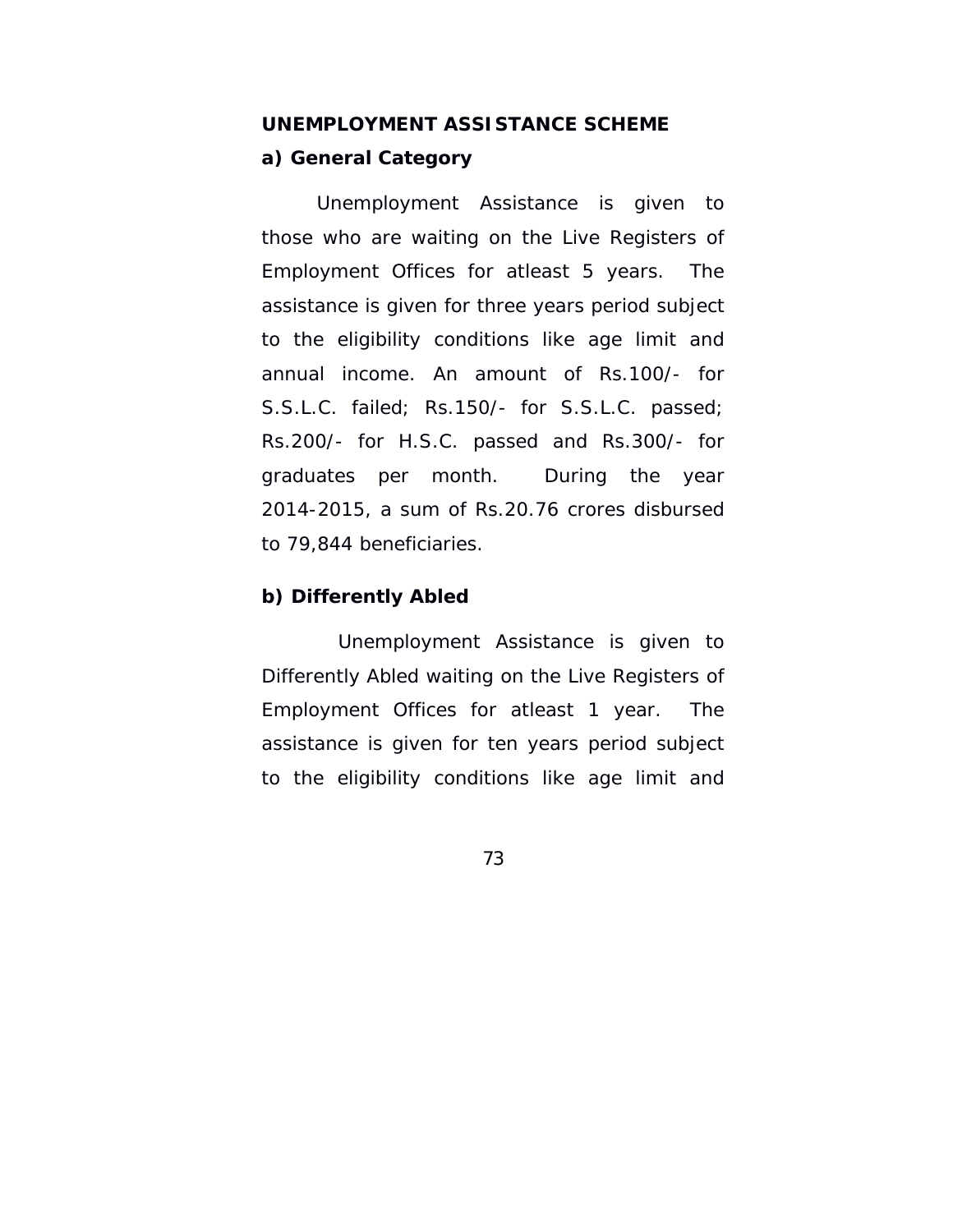**UNEMPLOYMENT ASSISTANCE SCHEME**

**a) General Category**

Unemployment Assistance is given to those who are waiting on the Live Registers of Employment Offices for atleast 5 years. The assistance is given for three years period subject to the eligibility conditions like age limit and annual income. An amount of Rs.100/- for S.S.L.C. failed; Rs.150/- for S.S.L.C. passed; Rs.200/- for H.S.C. passed and Rs.300/- for graduates per month. During the year 2014-2015, a sum of Rs.20.76 crores disbursed to 79,844 beneficiaries.

**b) Differently Abled**

Unemployment Assistance is given to Differently Abled waiting on the Live Registers of Employment Offices for atleast 1 year. The assistance is given for ten years period subject to the eligibility conditions like age limit and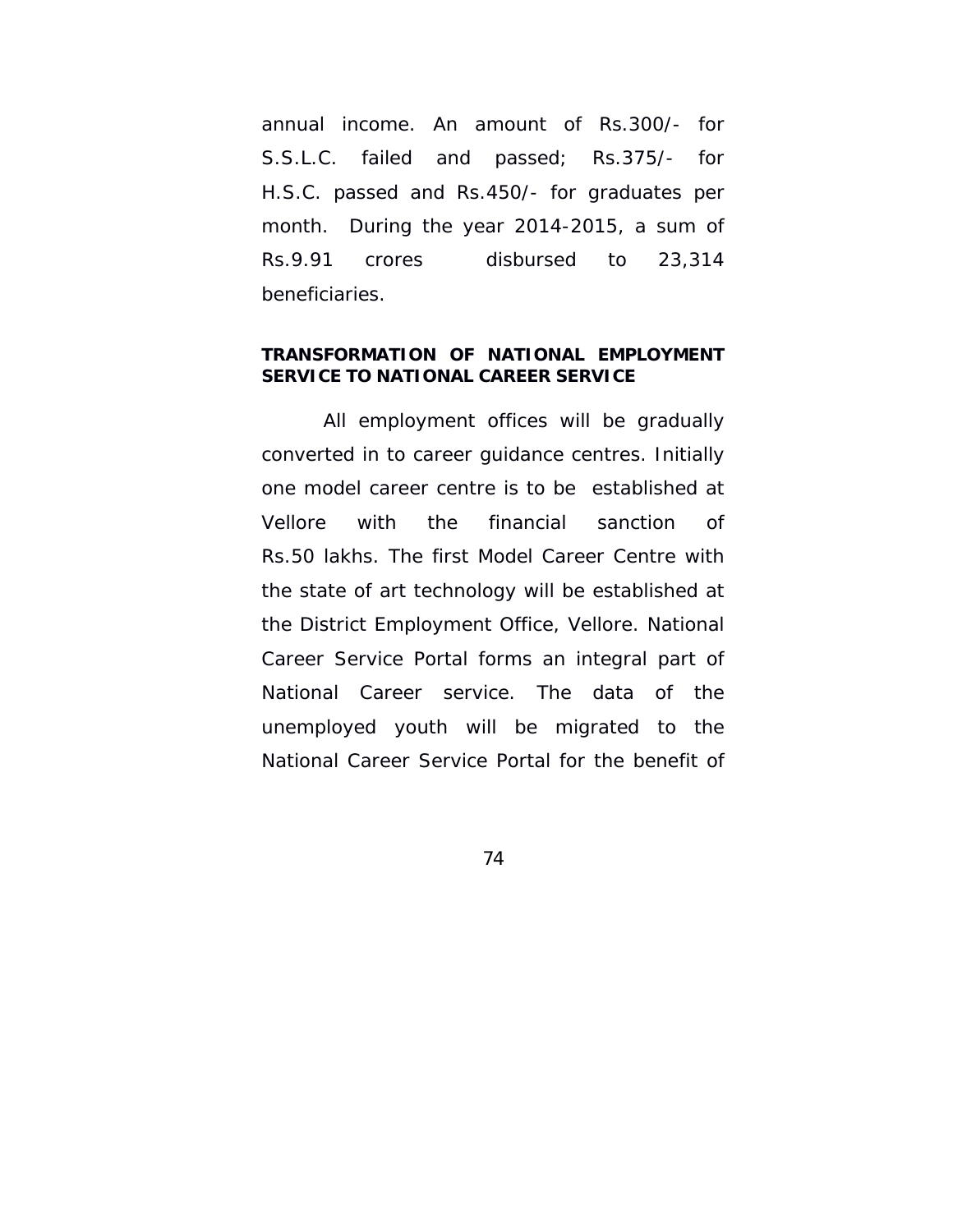annual income. An amount of Rs.300/- for S.S.L.C. failed and passed; Rs.375/- for H.S.C. passed and Rs.450/- for graduates per month. During the year 2014-2015, a sum of Rs.9.91 crores disbursed to 23,314 beneficiaries.

**TRANSFORMATION OF NATIONAL EMPLOYMENT SERVICE TO NATIONAL CAREER SERVICE**

All employment offices will be gradually converted in to career guidance centres. Initially one model career centre is to be established at Vellore with the financial sanction of Rs.50 lakhs. The first Model Career Centre with the state of art technology will be established at the District Employment Office, Vellore. National Career Service Portal forms an integral part of National Career service. The data of the unemployed youth will be migrated to the National Career Service Portal for the benefit of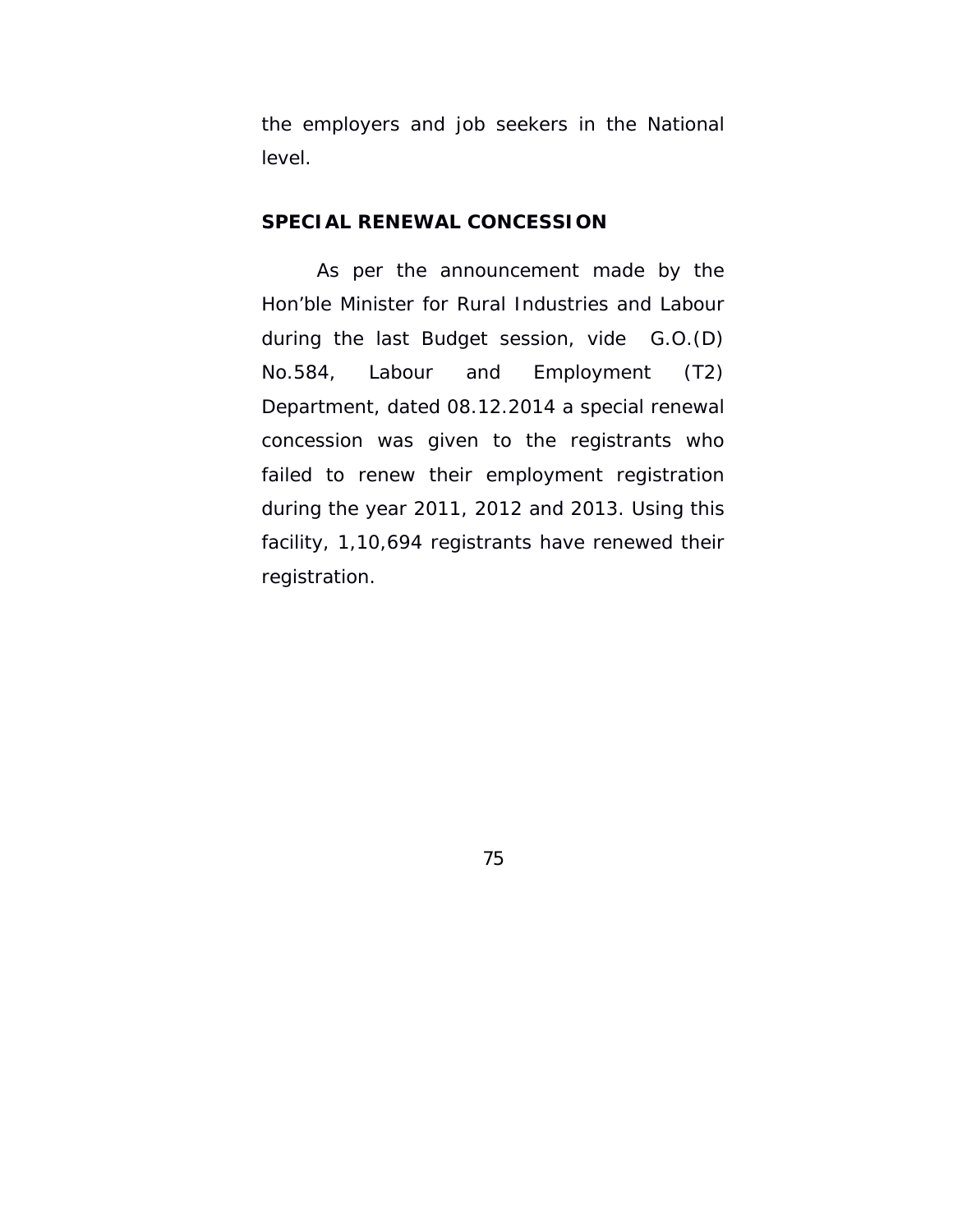the employers and job seekers in the National level.

**SPECIAL RENEWAL CONCESSION**

As per the announcement made by the Hon'ble Minister for Rural Industries and Labour during the last Budget session, vide G.O.(D) No.584, Labour and Employment (T2) Department, dated 08.12.2014 a special renewal concession was given to the registrants who failed to renew their employment registration during the year 2011, 2012 and 2013. Using this facility, 1,10,694 registrants have renewed their registration.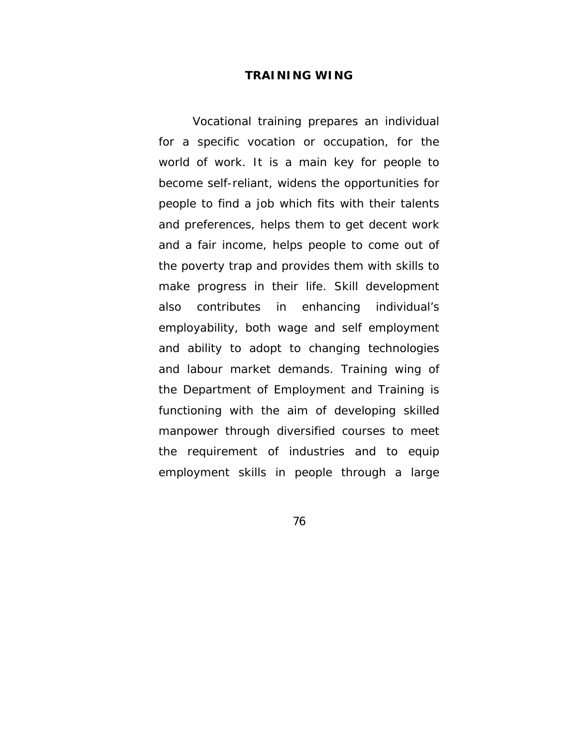## TRAINING WING

Vocational training prepares an individual for a specific vocation or occupation, for the world of work. It is a main key for people to become self-reliant, widens the opportunities for people to find a job which fits with their talents and preferences, helps them to get decent work and a fair income, helps people to come out of the poverty trap and provides them with skills to make progress in their life. Skill development also contributes in enhancing individual's employability, both wage and self employment and ability to adopt to changing technologies and labour market demands. Training wing of the Department of Employment and Training is functioning with the aim of developing skilled manpower through diversified courses to meet the requirement of industries and to equip employment skills in people through a large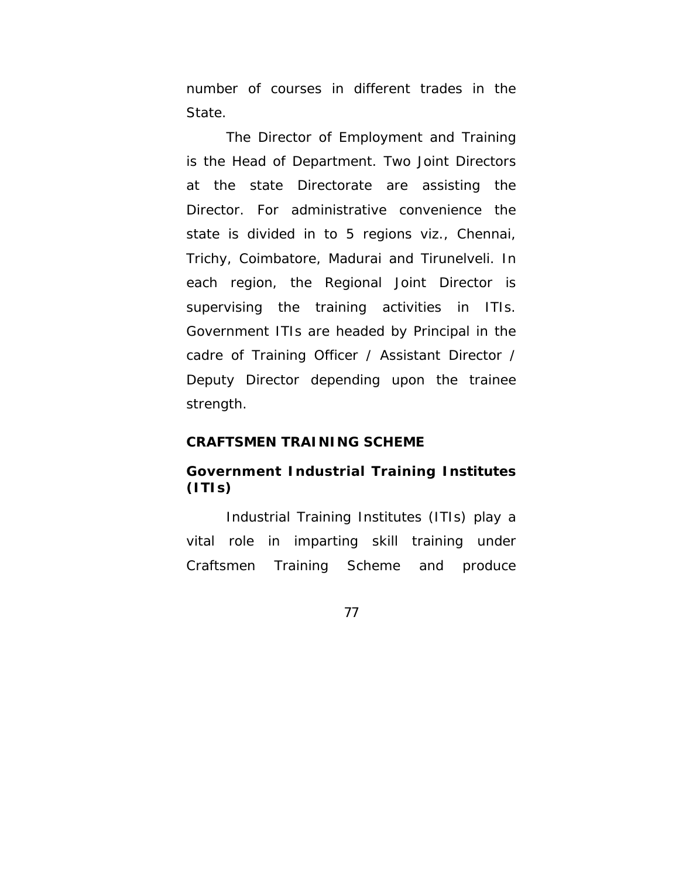number of courses in different trades in the State.

The Director of Employment and Training is the Head of Department. Two Joint Directors at the state Directorate are assisting the Director. For administrative convenience the state is divided in to 5 regions viz., Chennai, Trichy, Coimbatore, Madurai and Tirunelveli. In each region, the Regional Joint Director is supervising the training activities in ITIs. Government ITIs are headed by Principal in the cadre of Training Officer / Assistant Director / Deputy Director depending upon the trainee strength.

## CRAFTSMEN TRAINING SCHEME

### Government Industrial Training Institutes (ITIs)

Industrial Training Institutes (ITIs) play a vital role in imparting skill training under Craftsmen Training Scheme and produce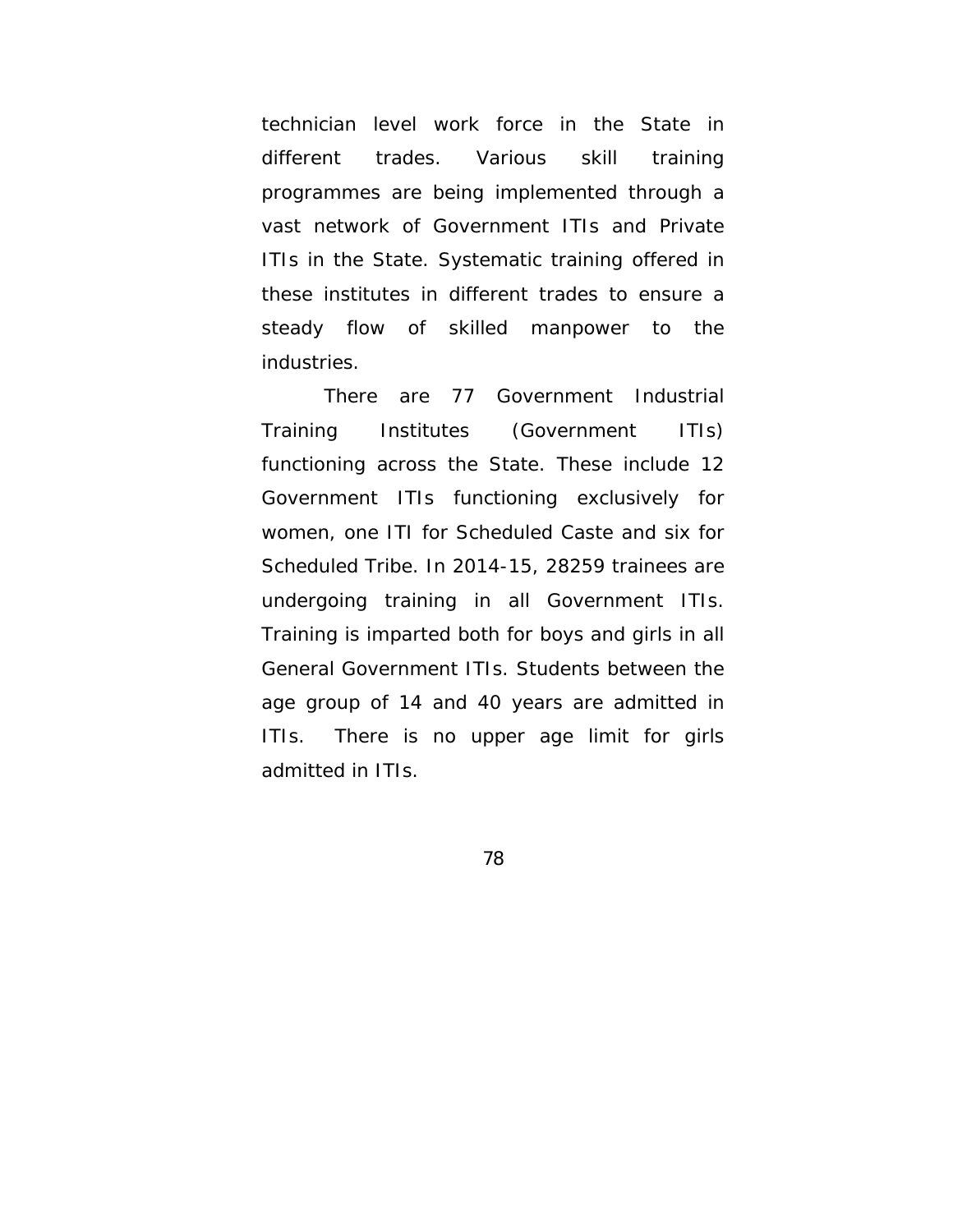technician level work force in the State in different trades. Various skill training programmes are being implemented through a vast network of Government ITIs and Private ITIs in the State. Systematic training offered in these institutes in different trades to ensure a steady flow of skilled manpower to the industries.

There are 77 Government Industrial Training Institutes (Government ITIs) functioning across the State. These include 12 Government ITIs functioning exclusively for women, one ITI for Scheduled Caste and six for Scheduled Tribe. In 2014-15, 28259 trainees are undergoing training in all Government ITIs. Training is imparted both for boys and girls in all General Government ITIs. Students between the age group of 14 and 40 years are admitted in ITIs. There is no upper age limit for girls admitted in ITIs.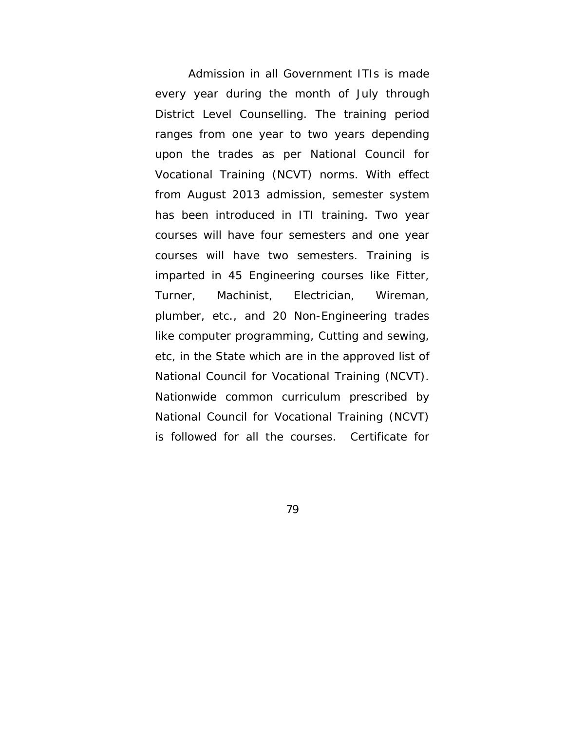Admission in all Government ITIs is made every year during the month of July through District Level Counselling. The training period ranges from one year to two years depending upon the trades as per National Council for Vocational Training (NCVT) norms. With effect from August 2013 admission, semester system has been introduced in ITI training. Two year courses will have four semesters and one year courses will have two semesters. Training is imparted in 45 Engineering courses like Fitter, Turner, Machinist, Electrician, Wireman, plumber, etc., and 20 Non-Engineering trades like computer programming, Cutting and sewing, etc, in the State which are in the approved list of National Council for Vocational Training (NCVT). Nationwide common curriculum prescribed by National Council for Vocational Training (NCVT) is followed for all the courses. Certificate for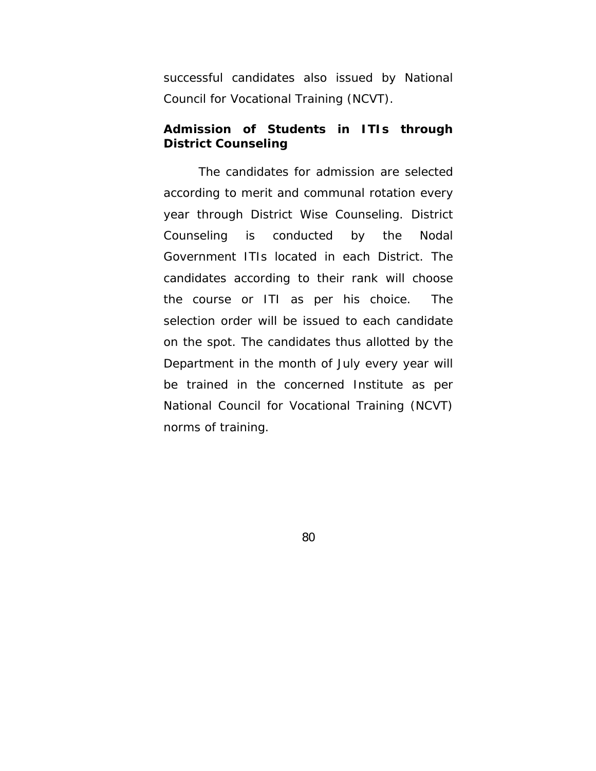successful candidates also issued by National Council for Vocational Training (NCVT).

**Admission of Students in ITIs through District Counseling**

The candidates for admission are selected according to merit and communal rotation every year through District Wise Counseling. District Counseling is conducted by the Nodal Government ITIs located in each District. The candidates according to their rank will choose the course or ITI as per his choice. The selection order will be issued to each candidate on the spot. The candidates thus allotted by the Department in the month of July every year will be trained in the concerned Institute as per National Council for Vocational Training (NCVT) norms of training.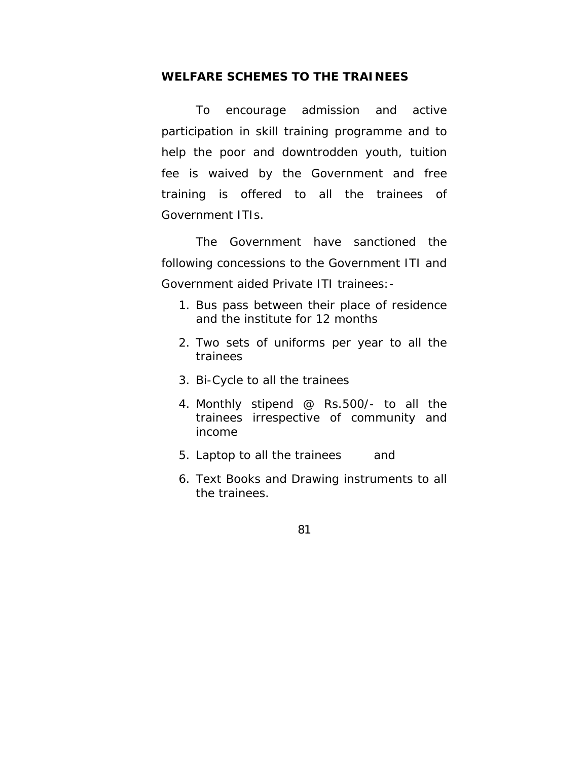## WELFARE SCHEMES TO THE TRAINEES

To encourage admission and active participation in skill training programme and to help the poor and downtrodden youth, tuition fee is waived by the Government and free training is offered to all the trainees of Government ITIs.

The Government have sanctioned the following concessions to the Government ITI and Government aided Private ITI trainees:-

1. Bus pass between their place of residence and the institute for 12 months
2. Two sets of uniforms per year to all the trainees
3. Bi-Cycle to all the trainees
4. Monthly stipend @ Rs.500/- to all the trainees irrespective of community and income
5. Laptop to all the trainees and
6. Text Books and Drawing instruments to all the trainees.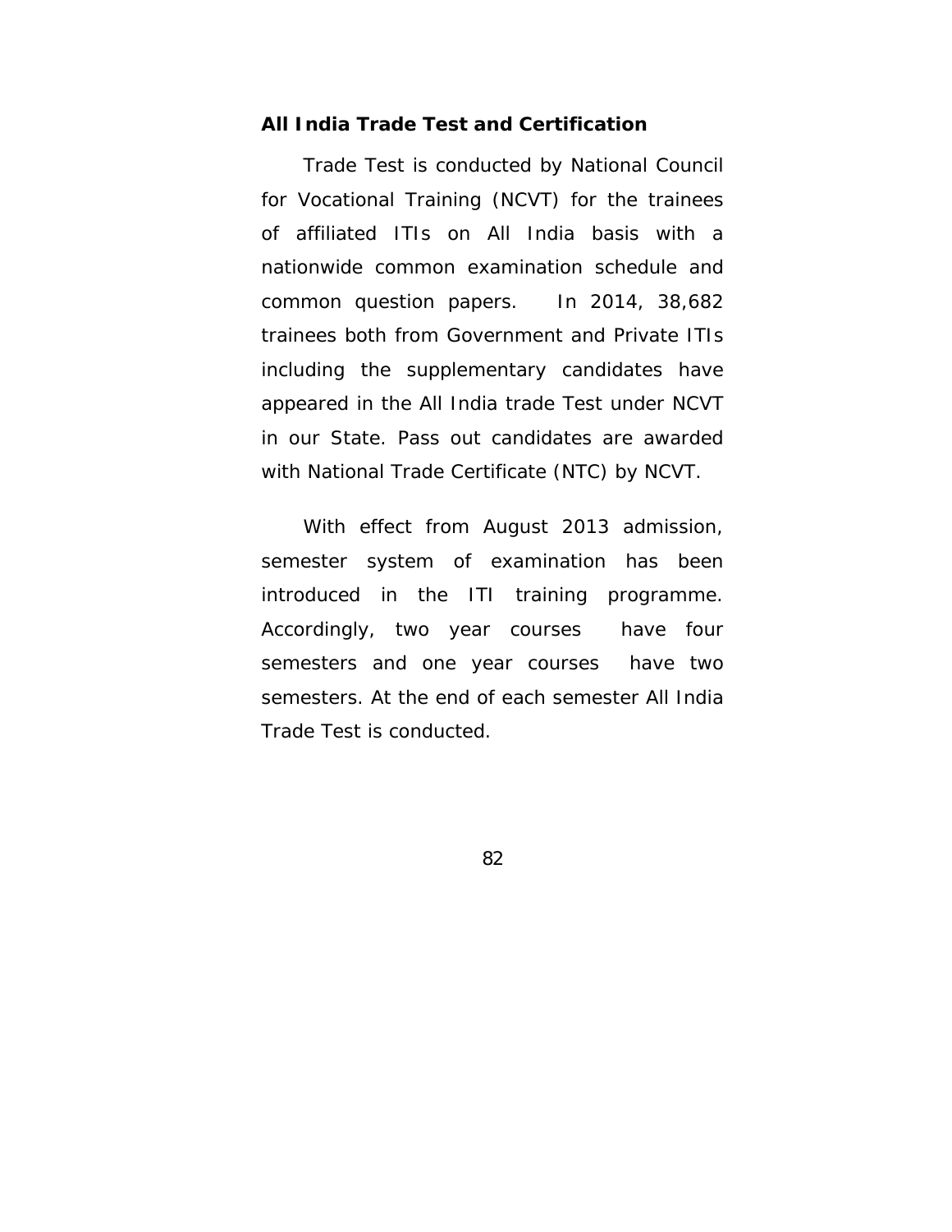**All India Trade Test and Certification**

Trade Test is conducted by National Council for Vocational Training (NCVT) for the trainees of affiliated ITIs on All India basis with a nationwide common examination schedule and common question papers. In 2014, 38,682 trainees both from Government and Private ITIs including the supplementary candidates have appeared in the All India trade Test under NCVT in our State. Pass out candidates are awarded with National Trade Certificate (NTC) by NCVT.

With effect from August 2013 admission, semester system of examination has been introduced in the ITI training programme. Accordingly, two year courses have four semesters and one year courses have two semesters. At the end of each semester All India Trade Test is conducted.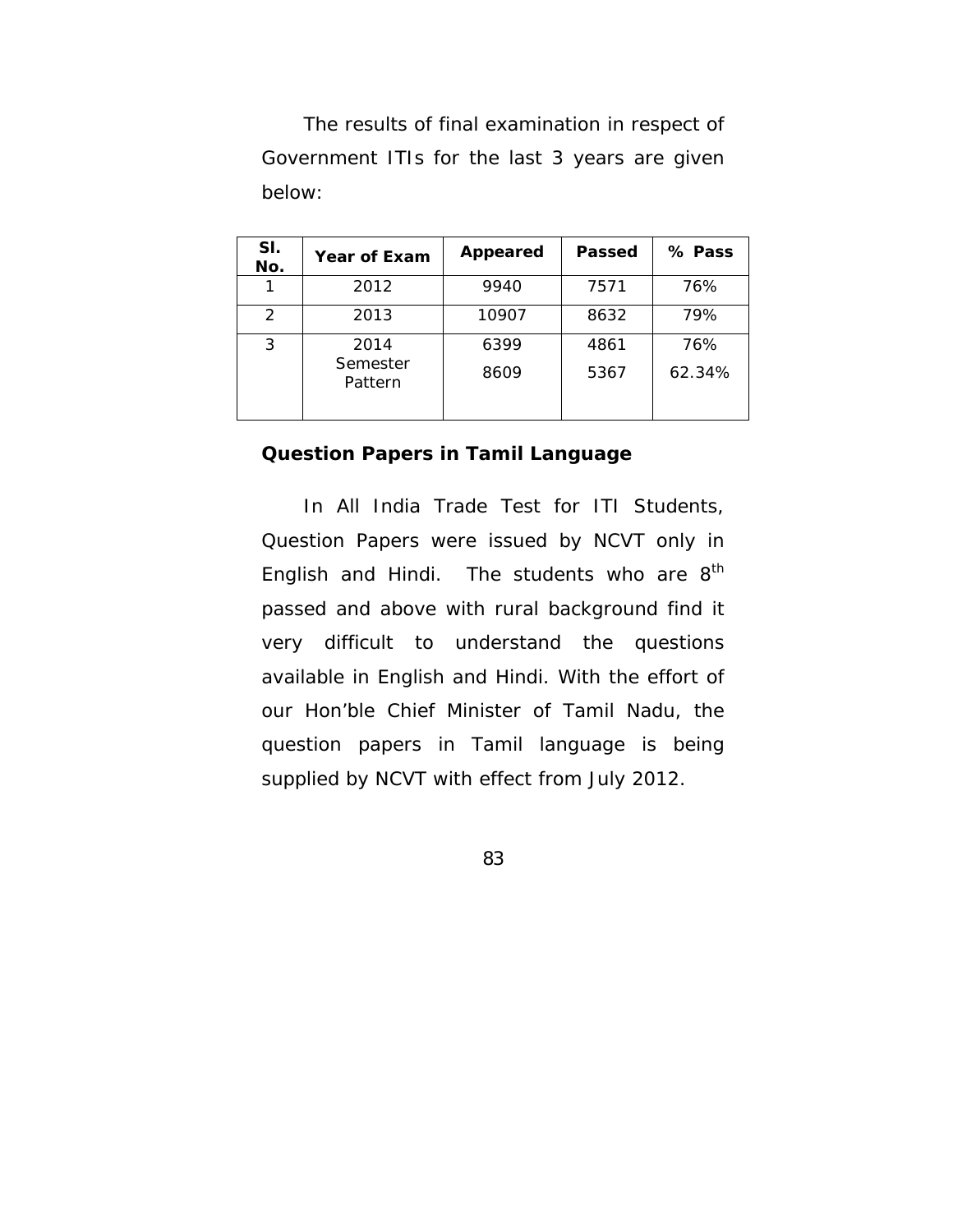The results of final examination in respect of Government ITIs for the last 3 years are given below:

| Sl. No. | Year of Exam | Appeared | Passed | % Pass |
|---|---|---|---|---|
| 1 | 2012 | 9940 | 7571 | 76% |
| 2 | 2013 | 10907 | 8632 | 79% |
| 3 | 2014 | 6399 | 4861 | 76% |
| | Semester Pattern | 8609 | 5367 | 62.34% |

**Question Papers in Tamil Language**

In All India Trade Test for ITI Students, Question Papers were issued by NCVT only in English and Hindi. The students who are 8th passed and above with rural background find it very difficult to understand the questions available in English and Hindi. With the effort of our Hon'ble Chief Minister of Tamil Nadu, the question papers in Tamil language is being supplied by NCVT with effect from July 2012.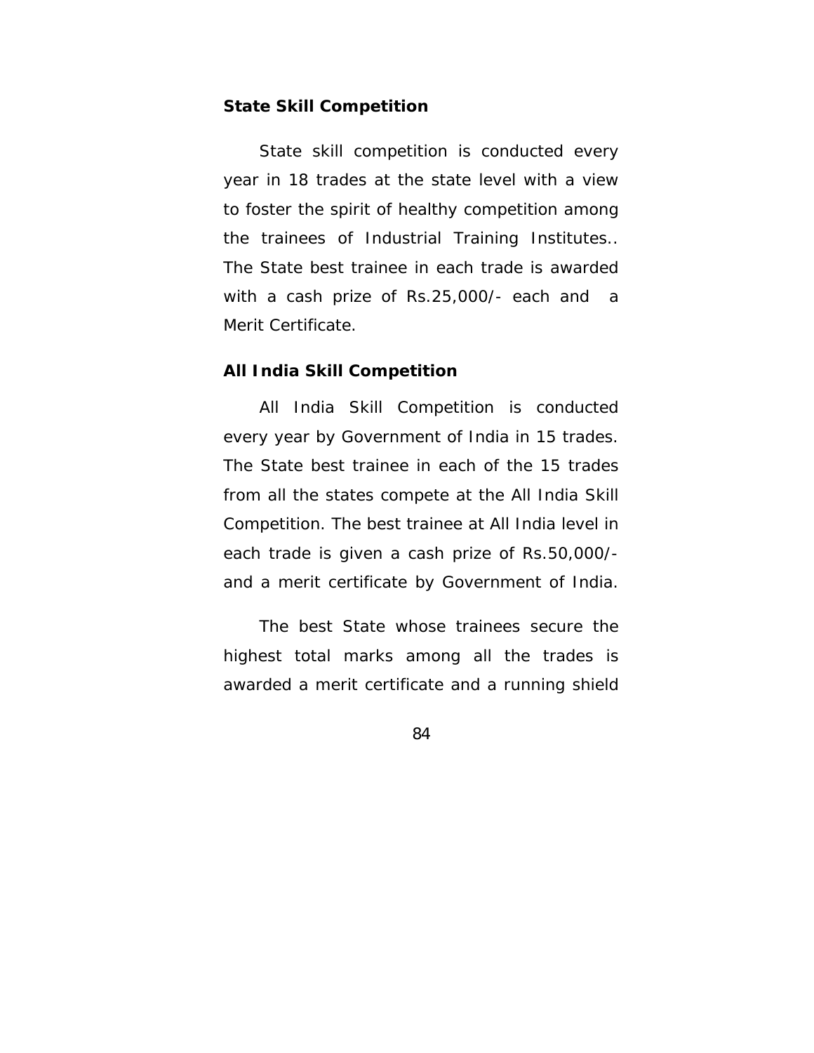## State Skill Competition

State skill competition is conducted every year in 18 trades at the state level with a view to foster the spirit of healthy competition among the trainees of Industrial Training Institutes.. The State best trainee in each trade is awarded with a cash prize of Rs.25,000/- each and a Merit Certificate.

## All India Skill Competition

All India Skill Competition is conducted every year by Government of India in 15 trades. The State best trainee in each of the 15 trades from all the states compete at the All India Skill Competition. The best trainee at All India level in each trade is given a cash prize of Rs.50,000/- and a merit certificate by Government of India.

The best State whose trainees secure the highest total marks among all the trades is awarded a merit certificate and a running shield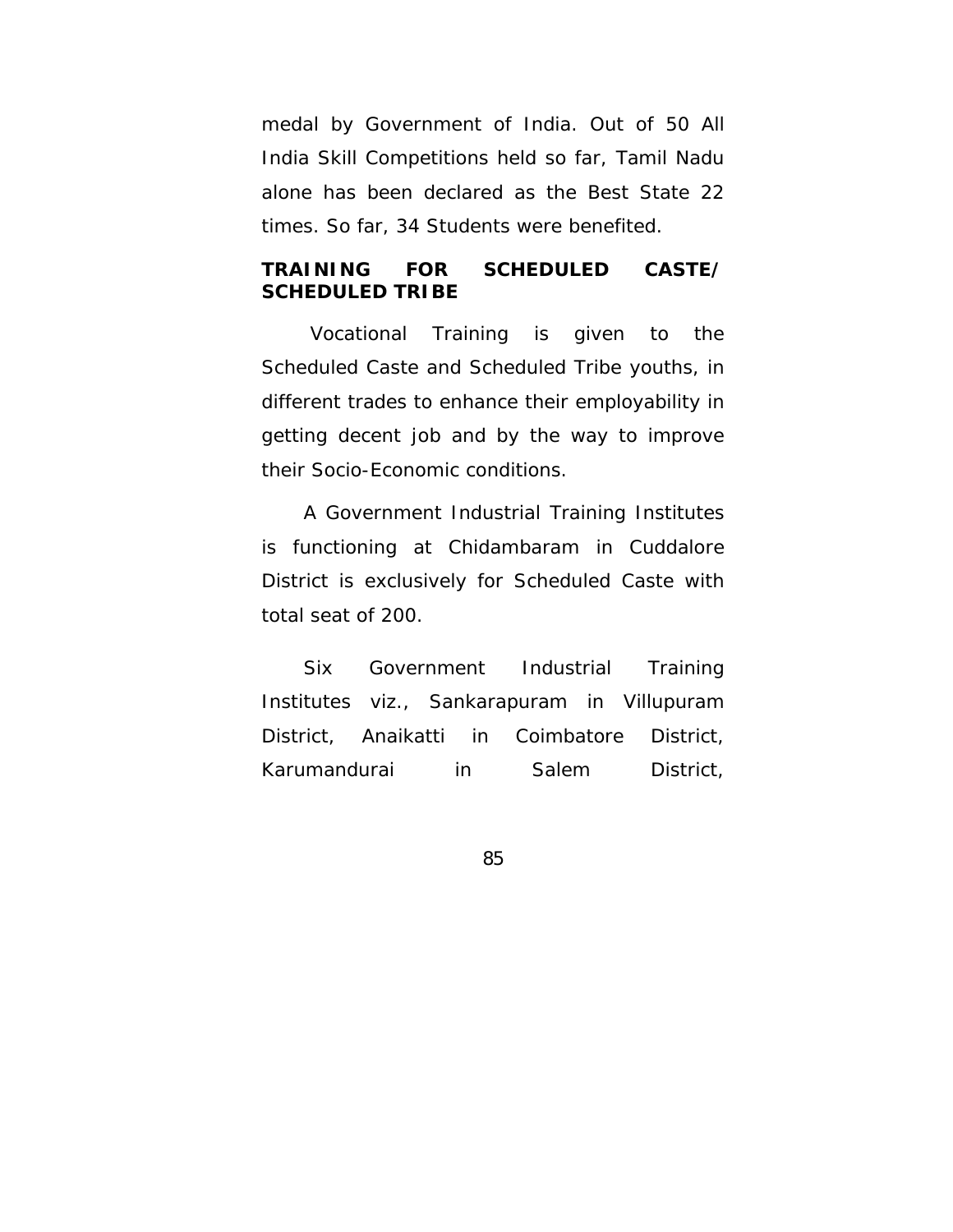medal by Government of India. Out of 50 All India Skill Competitions held so far, Tamil Nadu alone has been declared as the Best State 22 times. So far, 34 Students were benefited.

**TRAINING FOR SCHEDULED CASTE/ SCHEDULED TRIBE**

Vocational Training is given to the Scheduled Caste and Scheduled Tribe youths, in different trades to enhance their employability in getting decent job and by the way to improve their Socio-Economic conditions.

A Government Industrial Training Institutes is functioning at Chidambaram in Cuddalore District is exclusively for Scheduled Caste with total seat of 200.

Six Government Industrial Training Institutes viz., Sankarapuram in Villupuram District, Anaikatti in Coimbatore District, Karumandurai in Salem District,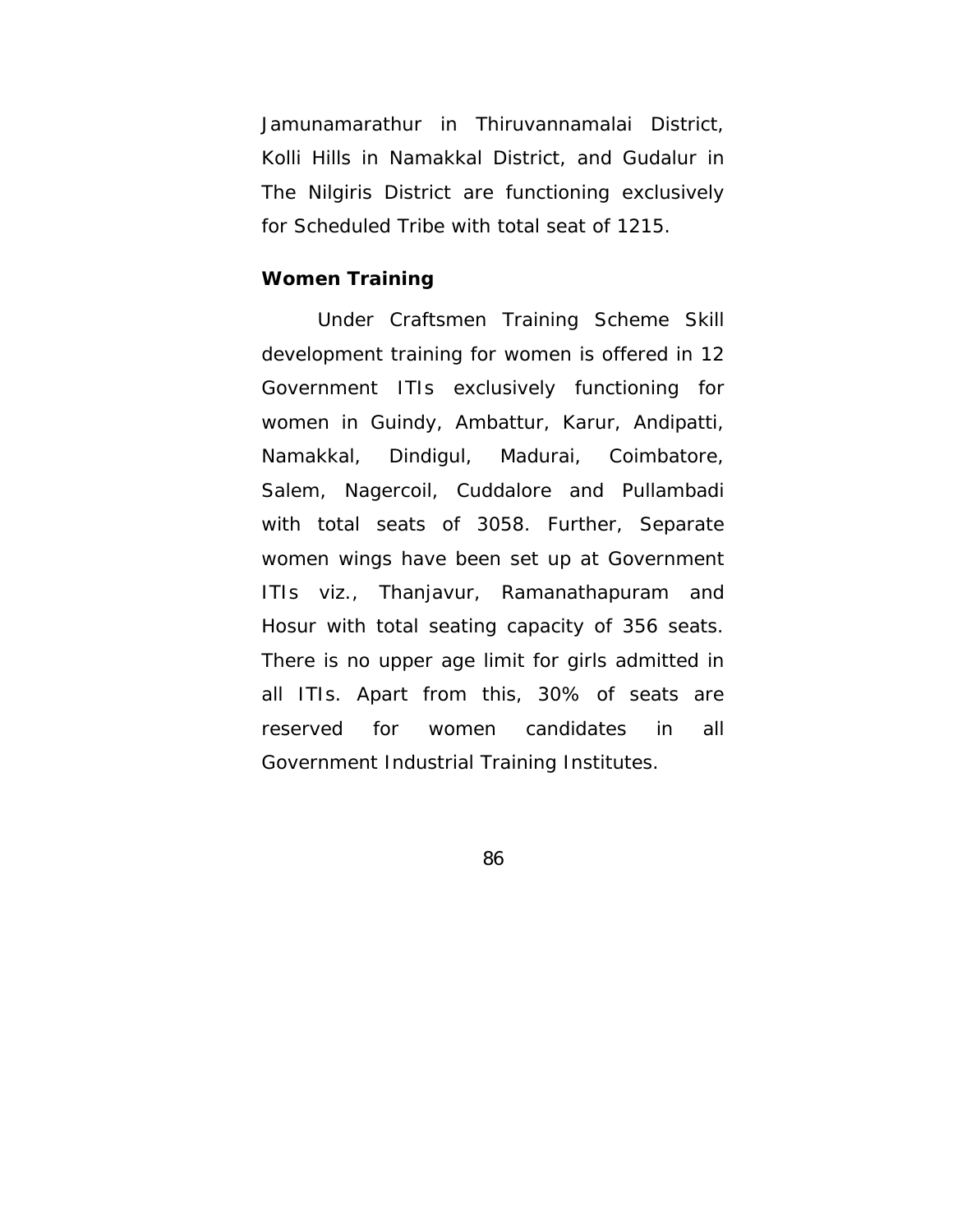Jamunamarathur in Thiruvannamalai District, Kolli Hills in Namakkal District, and Gudalur in The Nilgiris District are functioning exclusively for Scheduled Tribe with total seat of 1215.

**Women Training**

Under Craftsmen Training Scheme Skill development training for women is offered in 12 Government ITIs exclusively functioning for women in Guindy, Ambattur, Karur, Andipatti, Namakkal, Dindigul, Madurai, Coimbatore, Salem, Nagercoil, Cuddalore and Pullambadi with total seats of 3058. Further, Separate women wings have been set up at Government ITIs viz., Thanjavur, Ramanathapuram and Hosur with total seating capacity of 356 seats. There is no upper age limit for girls admitted in all ITIs. Apart from this, 30% of seats are reserved for women candidates in all Government Industrial Training Institutes.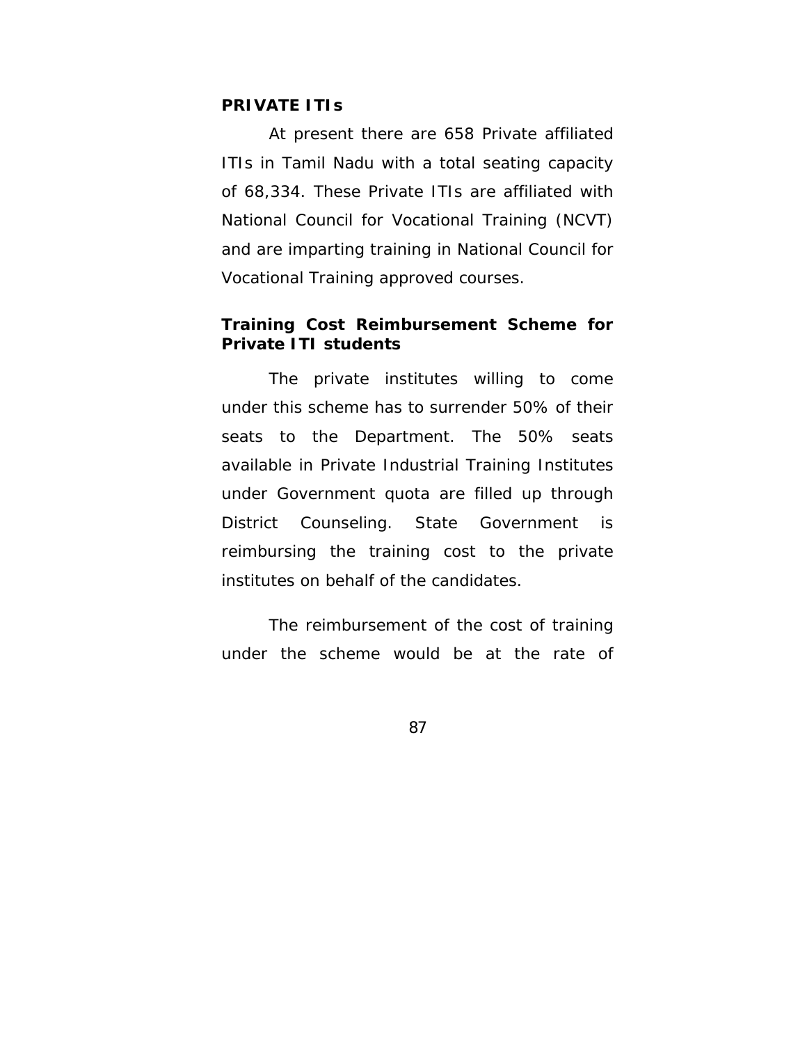### PRIVATE ITIs

At present there are 658 Private affiliated ITIs in Tamil Nadu with a total seating capacity of 68,334. These Private ITIs are affiliated with National Council for Vocational Training (NCVT) and are imparting training in National Council for Vocational Training approved courses.

### Training Cost Reimbursement Scheme for Private ITI students

The private institutes willing to come under this scheme has to surrender 50% of their seats to the Department. The 50% seats available in Private Industrial Training Institutes under Government quota are filled up through District Counseling. State Government is reimbursing the training cost to the private institutes on behalf of the candidates.

The reimbursement of the cost of training under the scheme would be at the rate of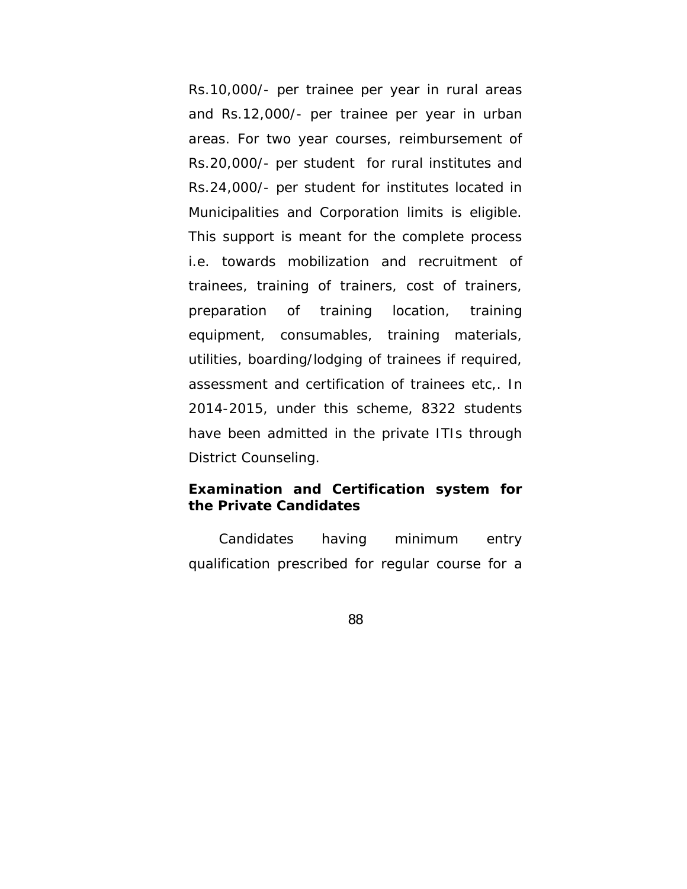Rs.10,000/- per trainee per year in rural areas and Rs.12,000/- per trainee per year in urban areas. For two year courses, reimbursement of Rs.20,000/- per student for rural institutes and Rs.24,000/- per student for institutes located in Municipalities and Corporation limits is eligible. This support is meant for the complete process i.e. towards mobilization and recruitment of trainees, training of trainers, cost of trainers, preparation of training location, training equipment, consumables, training materials, utilities, boarding/lodging of trainees if required, assessment and certification of trainees etc,. In 2014-2015, under this scheme, 8322 students have been admitted in the private ITIs through District Counseling.

**Examination and Certification system for the Private Candidates**

Candidates having minimum entry qualification prescribed for regular course for a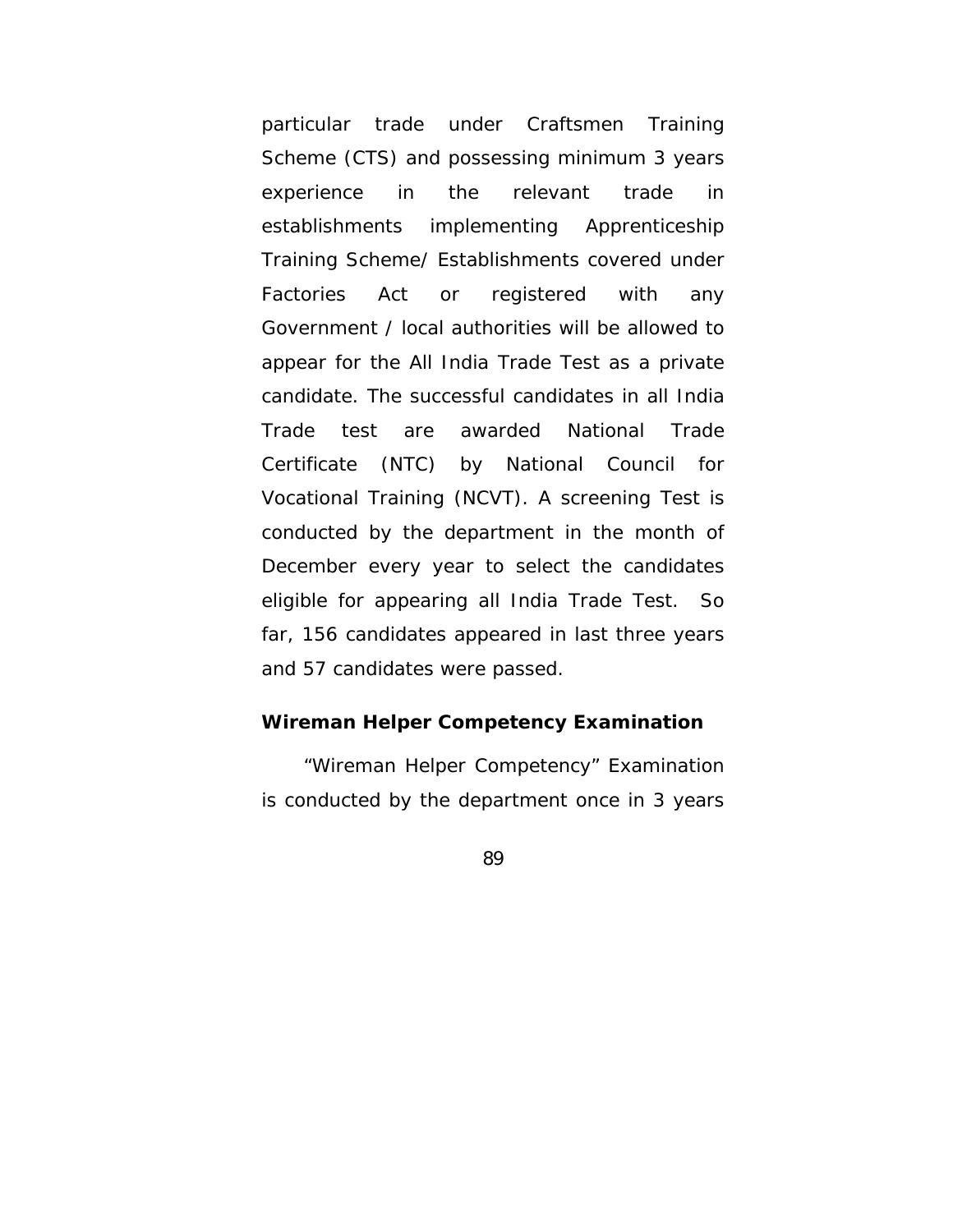particular trade under Craftsmen Training Scheme (CTS) and possessing minimum 3 years experience in the relevant trade in establishments implementing Apprenticeship Training Scheme/ Establishments covered under Factories Act or registered with any Government / local authorities will be allowed to appear for the All India Trade Test as a private candidate. The successful candidates in all India Trade test are awarded National Trade Certificate (NTC) by National Council for Vocational Training (NCVT). A screening Test is conducted by the department in the month of December every year to select the candidates eligible for appearing all India Trade Test. So far, 156 candidates appeared in last three years and 57 candidates were passed.

**Wireman Helper Competency Examination**

"Wireman Helper Competency" Examination is conducted by the department once in 3 years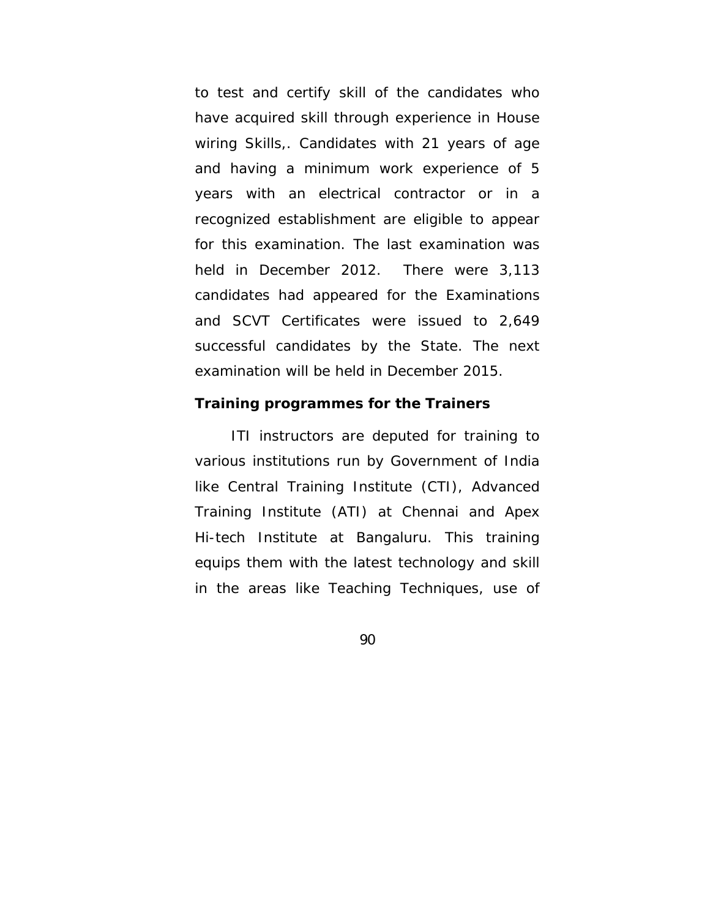to test and certify skill of the candidates who have acquired skill through experience in House wiring Skills,. Candidates with 21 years of age and having a minimum work experience of 5 years with an electrical contractor or in a recognized establishment are eligible to appear for this examination. The last examination was held in December 2012. There were 3,113 candidates had appeared for the Examinations and SCVT Certificates were issued to 2,649 successful candidates by the State. The next examination will be held in December 2015.

**Training programmes for the Trainers**

ITI instructors are deputed for training to various institutions run by Government of India like Central Training Institute (CTI), Advanced Training Institute (ATI) at Chennai and Apex Hi-tech Institute at Bangaluru. This training equips them with the latest technology and skill in the areas like Teaching Techniques, use of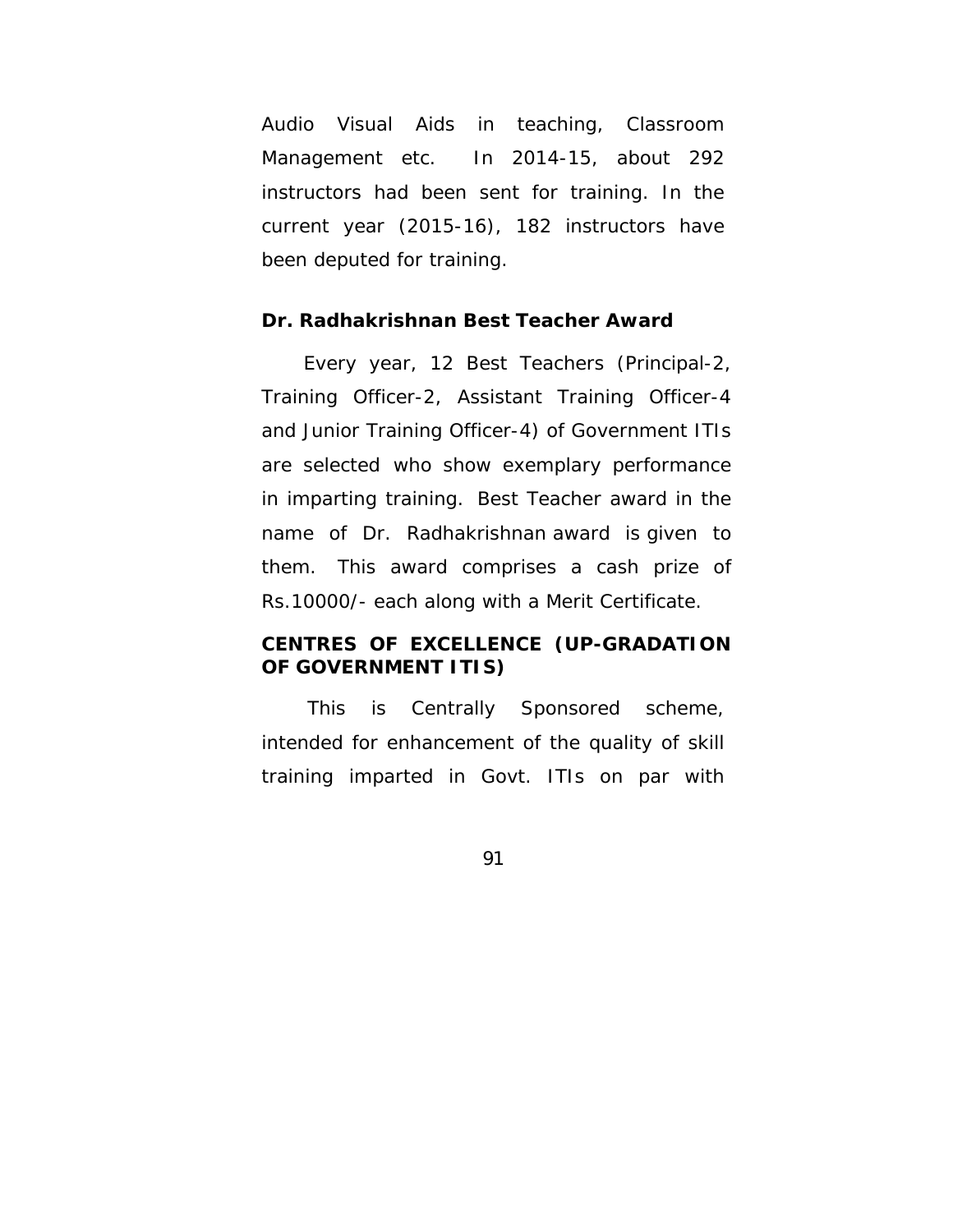Audio Visual Aids in teaching, Classroom Management etc. In 2014-15, about 292 instructors had been sent for training. In the current year (2015-16), 182 instructors have been deputed for training.

**Dr. Radhakrishnan Best Teacher Award**

Every year, 12 Best Teachers (Principal-2, Training Officer-2, Assistant Training Officer-4 and Junior Training Officer-4) of Government ITIs are selected who show exemplary performance in imparting training. Best Teacher award in the name of Dr. Radhakrishnan award is given to them. This award comprises a cash prize of Rs.10000/- each along with a Merit Certificate.

**CENTRES OF EXCELLENCE (UP-GRADATION OF GOVERNMENT ITIS)**

This is Centrally Sponsored scheme, intended for enhancement of the quality of skill training imparted in Govt. ITIs on par with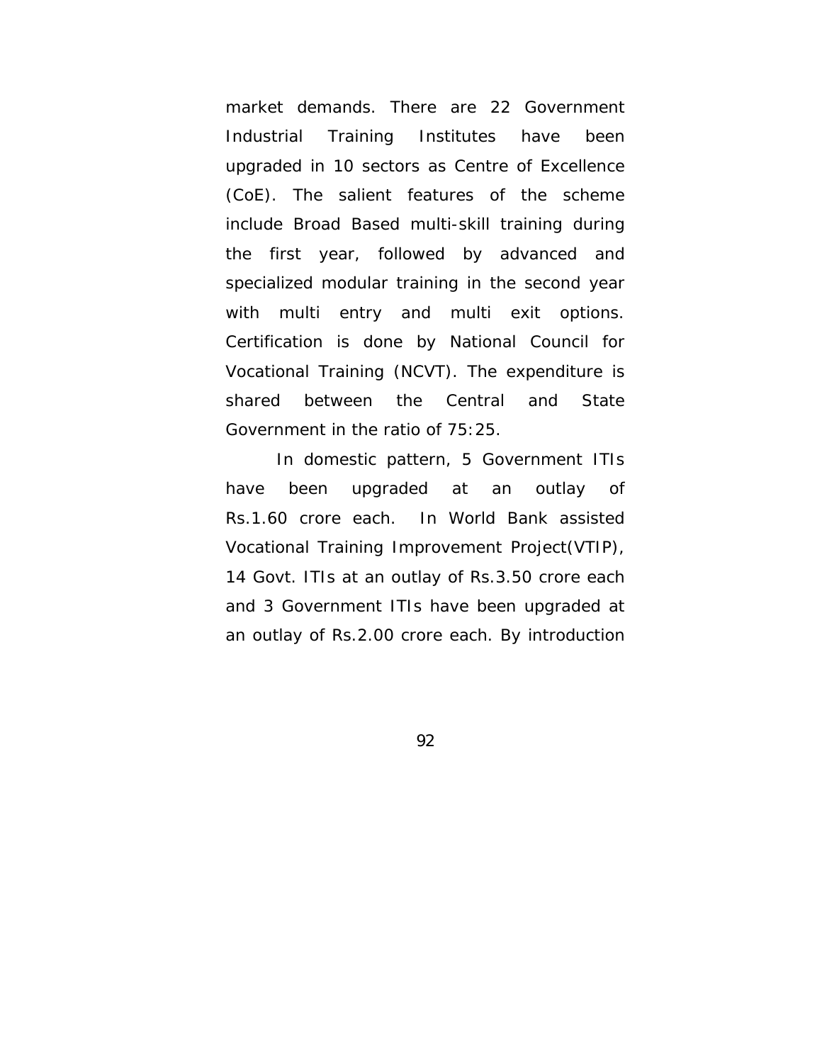market demands. There are 22 Government Industrial Training Institutes have been upgraded in 10 sectors as Centre of Excellence (CoE). The salient features of the scheme include Broad Based multi-skill training during the first year, followed by advanced and specialized modular training in the second year with multi entry and multi exit options. Certification is done by National Council for Vocational Training (NCVT). The expenditure is shared between the Central and State Government in the ratio of 75:25.

In domestic pattern, 5 Government ITIs have been upgraded at an outlay of Rs.1.60 crore each. In World Bank assisted Vocational Training Improvement Project(VTIP), 14 Govt. ITIs at an outlay of Rs.3.50 crore each and 3 Government ITIs have been upgraded at an outlay of Rs.2.00 crore each. By introduction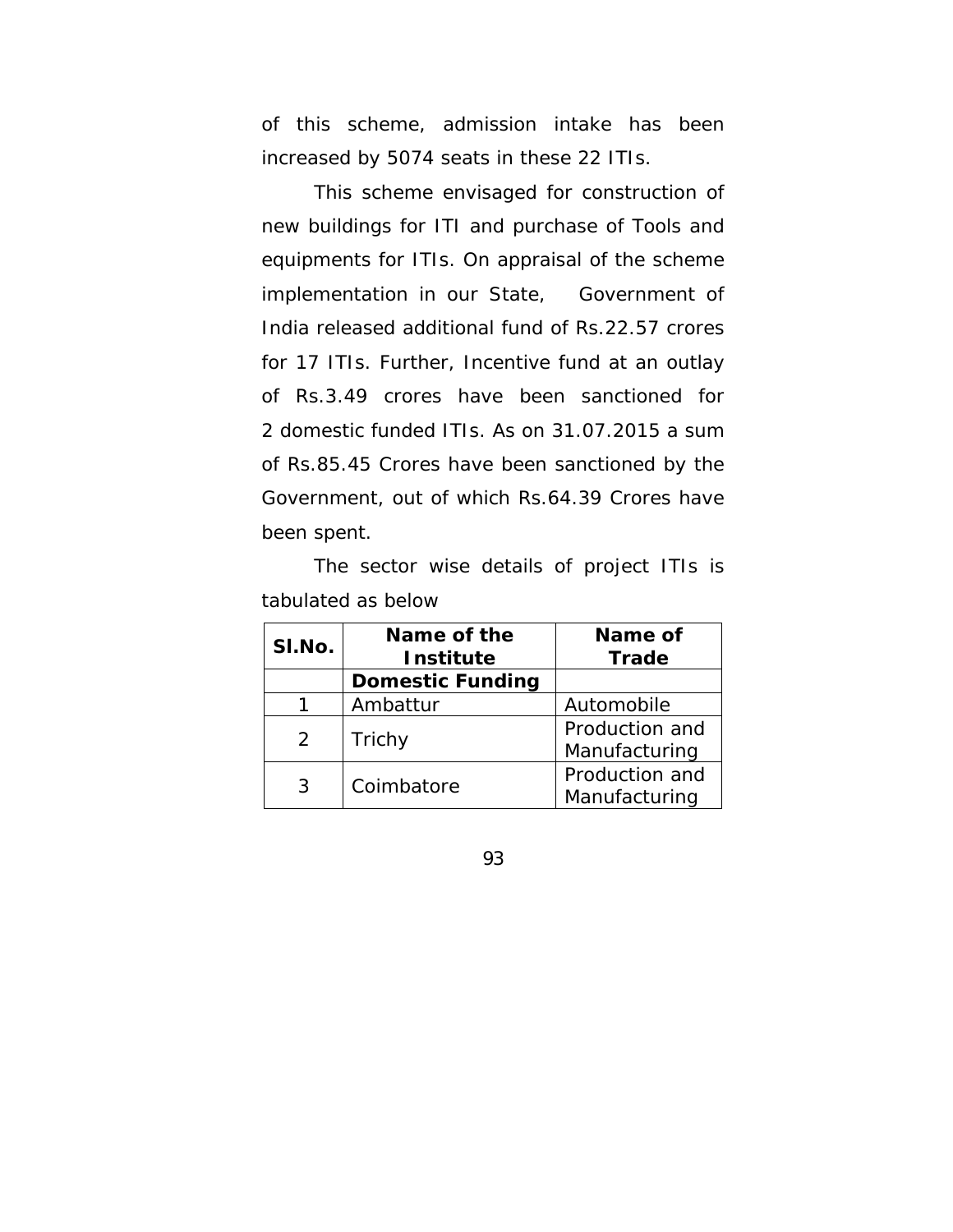of this scheme, admission intake has been increased by 5074 seats in these 22 ITIs.

This scheme envisaged for construction of new buildings for ITI and purchase of Tools and equipments for ITIs. On appraisal of the scheme implementation in our State, Government of India released additional fund of Rs.22.57 crores for 17 ITIs. Further, Incentive fund at an outlay of Rs.3.49 crores have been sanctioned for 2 domestic funded ITIs. As on 31.07.2015 a sum of Rs.85.45 Crores have been sanctioned by the Government, out of which Rs.64.39 Crores have been spent.

The sector wise details of project ITIs is tabulated as below

| Sl.No. | Name of the Institute | Name of Trade |
|---|---|---|
| | **Domestic Funding** | |
| 1 | Ambattur | Automobile |
| 2 | Trichy | Production and Manufacturing |
| 3 | Coimbatore | Production and Manufacturing |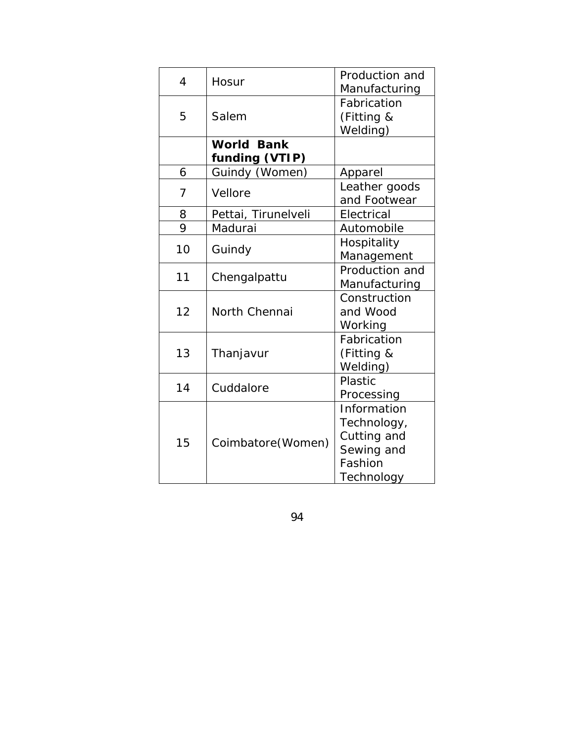| | | |
|---|---|---|
| 4 | Hosur | Production and Manufacturing |
| 5 | Salem | Fabrication (Fitting & Welding) |
| | **World Bank funding (VTIP)** | |
| 6 | Guindy (Women) | Apparel |
| 7 | Vellore | Leather goods and Footwear |
| 8 | Pettai, Tirunelveli | Electrical |
| 9 | Madurai | Automobile |
| 10 | Guindy | Hospitality Management |
| 11 | Chengalpattu | Production and Manufacturing |
| 12 | North Chennai | Construction and Wood Working |
| 13 | Thanjavur | Fabrication (Fitting & Welding) |
| 14 | Cuddalore | Plastic Processing |
| 15 | Coimbatore(Women) | Information Technology, Cutting and Sewing and Fashion Technology |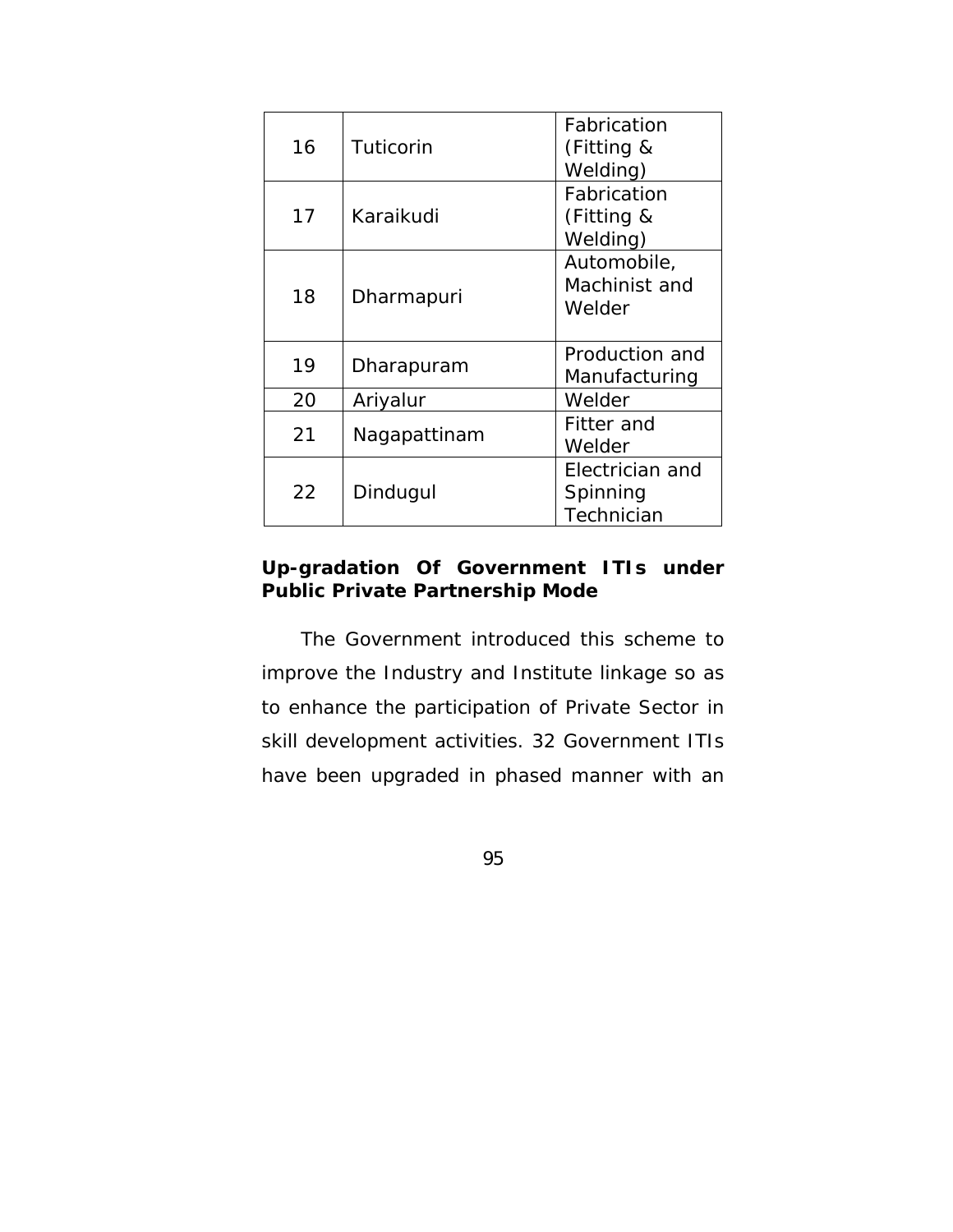| 16 | Tuticorin | Fabrication (Fitting & Welding) |
|---|---|---|
| 17 | Karaikudi | Fabrication (Fitting & Welding) |
| 18 | Dharmapuri | Automobile, Machinist and Welder |
| 19 | Dharapuram | Production and Manufacturing |
| 20 | Ariyalur | Welder |
| 21 | Nagapattinam | Fitter and Welder |
| 22 | Dindugul | Electrician and Spinning Technician |

**Up-gradation Of Government ITIs under Public Private Partnership Mode**

The Government introduced this scheme to improve the Industry and Institute linkage so as to enhance the participation of Private Sector in skill development activities. 32 Government ITIs have been upgraded in phased manner with an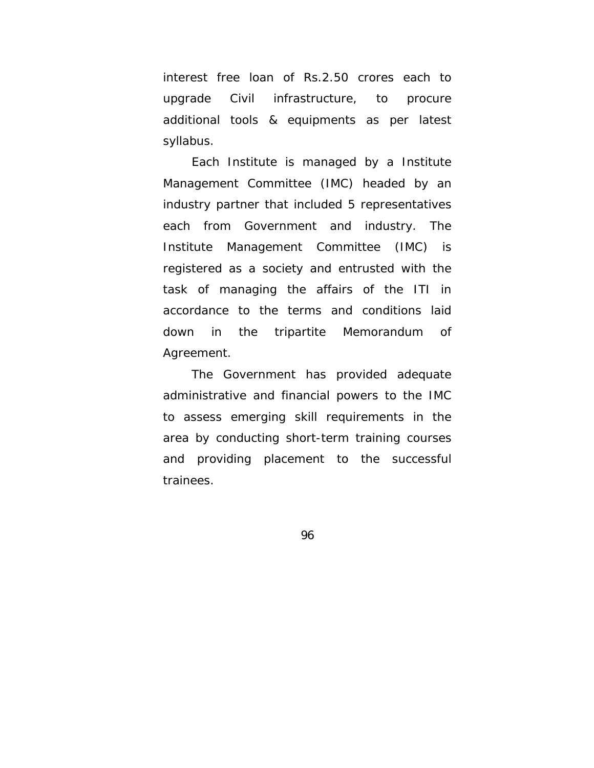interest free loan of Rs.2.50 crores each to upgrade Civil infrastructure, to procure additional tools & equipments as per latest syllabus.

Each Institute is managed by a Institute Management Committee (IMC) headed by an industry partner that included 5 representatives each from Government and industry. The Institute Management Committee (IMC) is registered as a society and entrusted with the task of managing the affairs of the ITI in accordance to the terms and conditions laid down in the tripartite Memorandum of Agreement.

The Government has provided adequate administrative and financial powers to the IMC to assess emerging skill requirements in the area by conducting short-term training courses and providing placement to the successful trainees.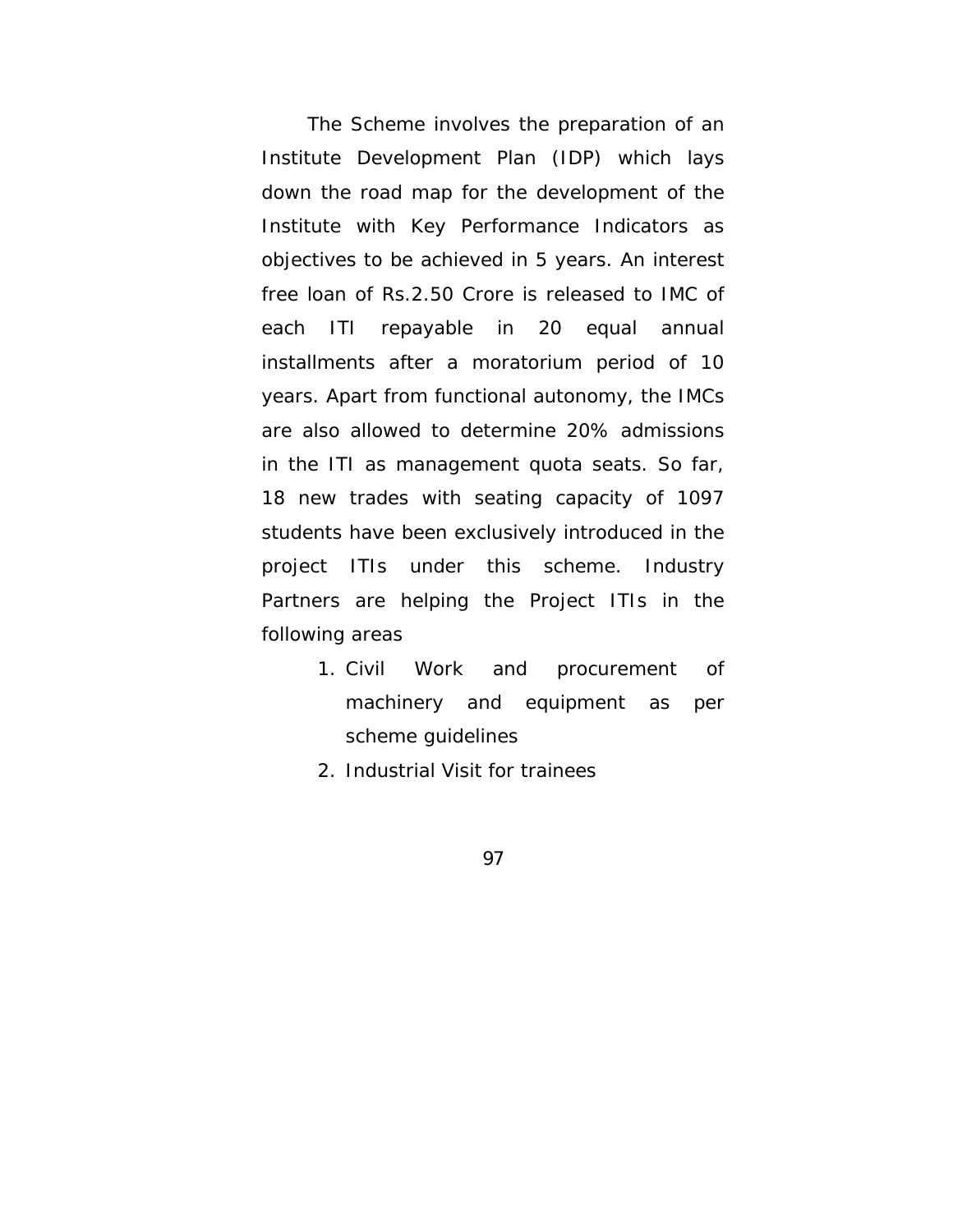The Scheme involves the preparation of an Institute Development Plan (IDP) which lays down the road map for the development of the Institute with Key Performance Indicators as objectives to be achieved in 5 years. An interest free loan of Rs.2.50 Crore is released to IMC of each ITI repayable in 20 equal annual installments after a moratorium period of 10 years. Apart from functional autonomy, the IMCs are also allowed to determine 20% admissions in the ITI as management quota seats. So far, 18 new trades with seating capacity of 1097 students have been exclusively introduced in the project ITIs under this scheme. Industry Partners are helping the Project ITIs in the following areas

1. Civil Work and procurement of machinery and equipment as per scheme guidelines
2. Industrial Visit for trainees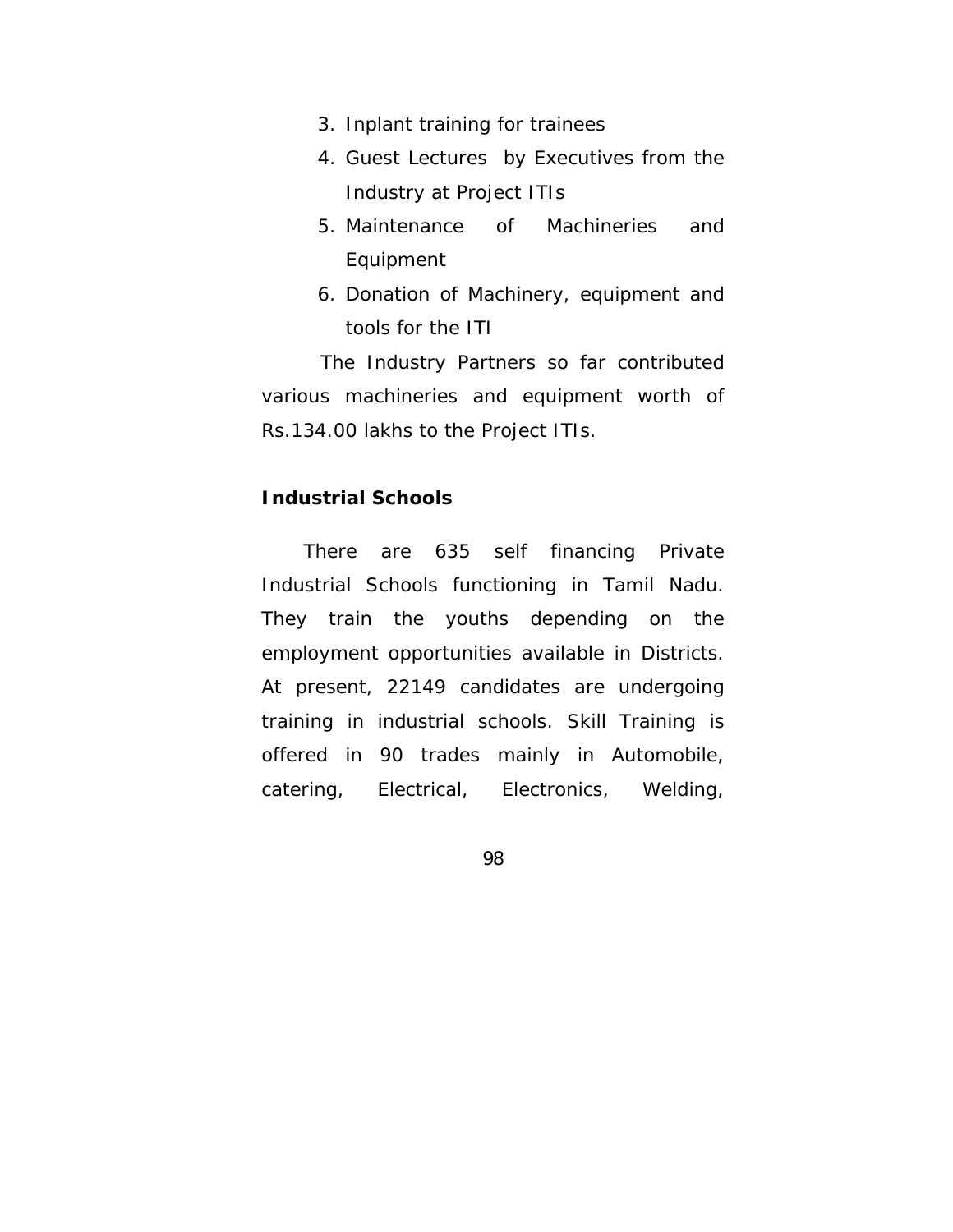3. Inplant training for trainees
4. Guest Lectures by Executives from the Industry at Project ITIs
5. Maintenance of Machineries and Equipment
6. Donation of Machinery, equipment and tools for the ITI

The Industry Partners so far contributed various machineries and equipment worth of Rs.134.00 lakhs to the Project ITIs.

**Industrial Schools**

There are 635 self financing Private Industrial Schools functioning in Tamil Nadu. They train the youths depending on the employment opportunities available in Districts. At present, 22149 candidates are undergoing training in industrial schools. Skill Training is offered in 90 trades mainly in Automobile, catering, Electrical, Electronics, Welding,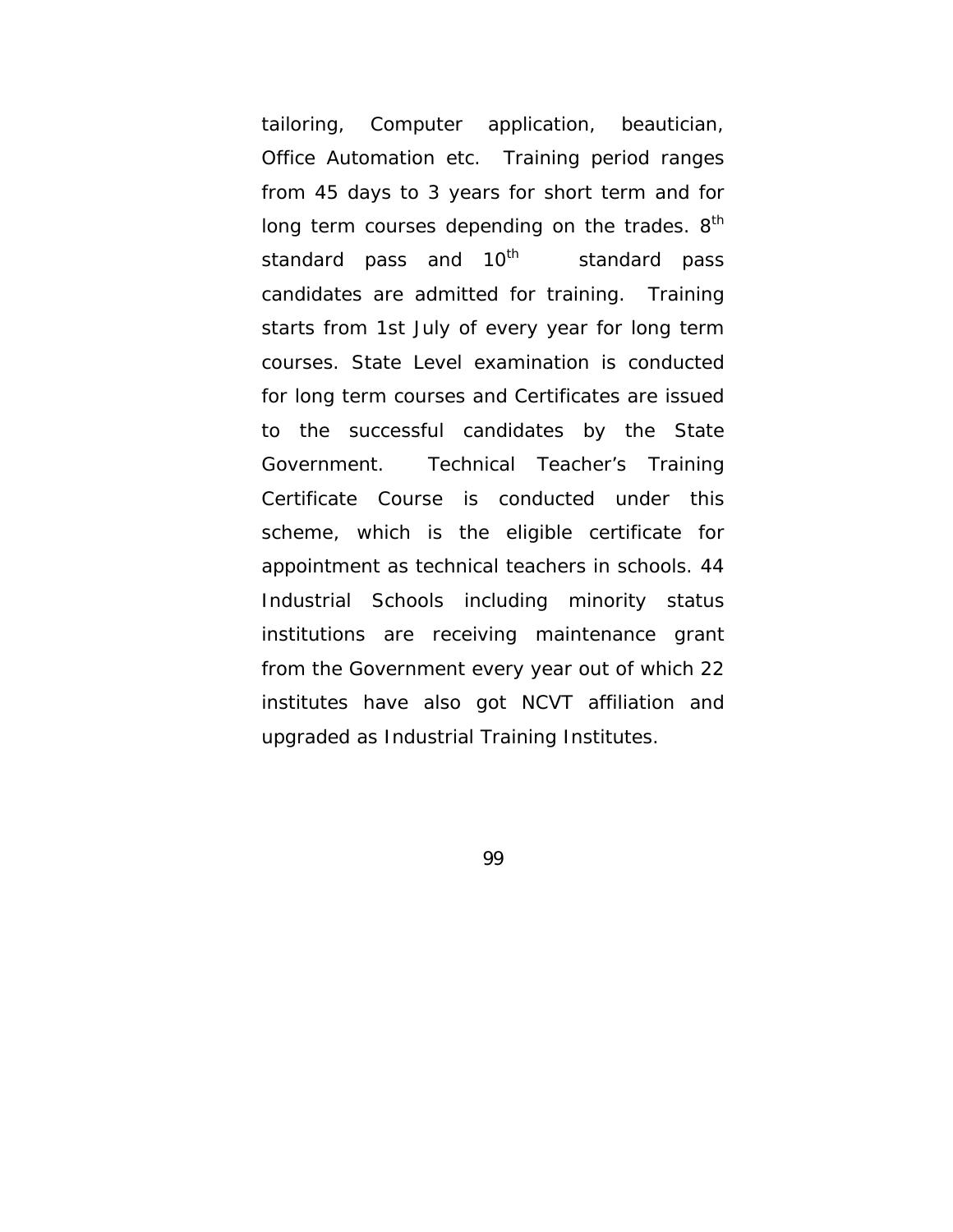tailoring, Computer application, beautician, Office Automation etc. Training period ranges from 45 days to 3 years for short term and for long term courses depending on the trades. $8^{th}$ standard pass and $10^{th}$ standard pass candidates are admitted for training. Training starts from 1st July of every year for long term courses. State Level examination is conducted for long term courses and Certificates are issued to the successful candidates by the State Government. Technical Teacher's Training Certificate Course is conducted under this scheme, which is the eligible certificate for appointment as technical teachers in schools. 44 Industrial Schools including minority status institutions are receiving maintenance grant from the Government every year out of which 22 institutes have also got NCVT affiliation and upgraded as Industrial Training Institutes.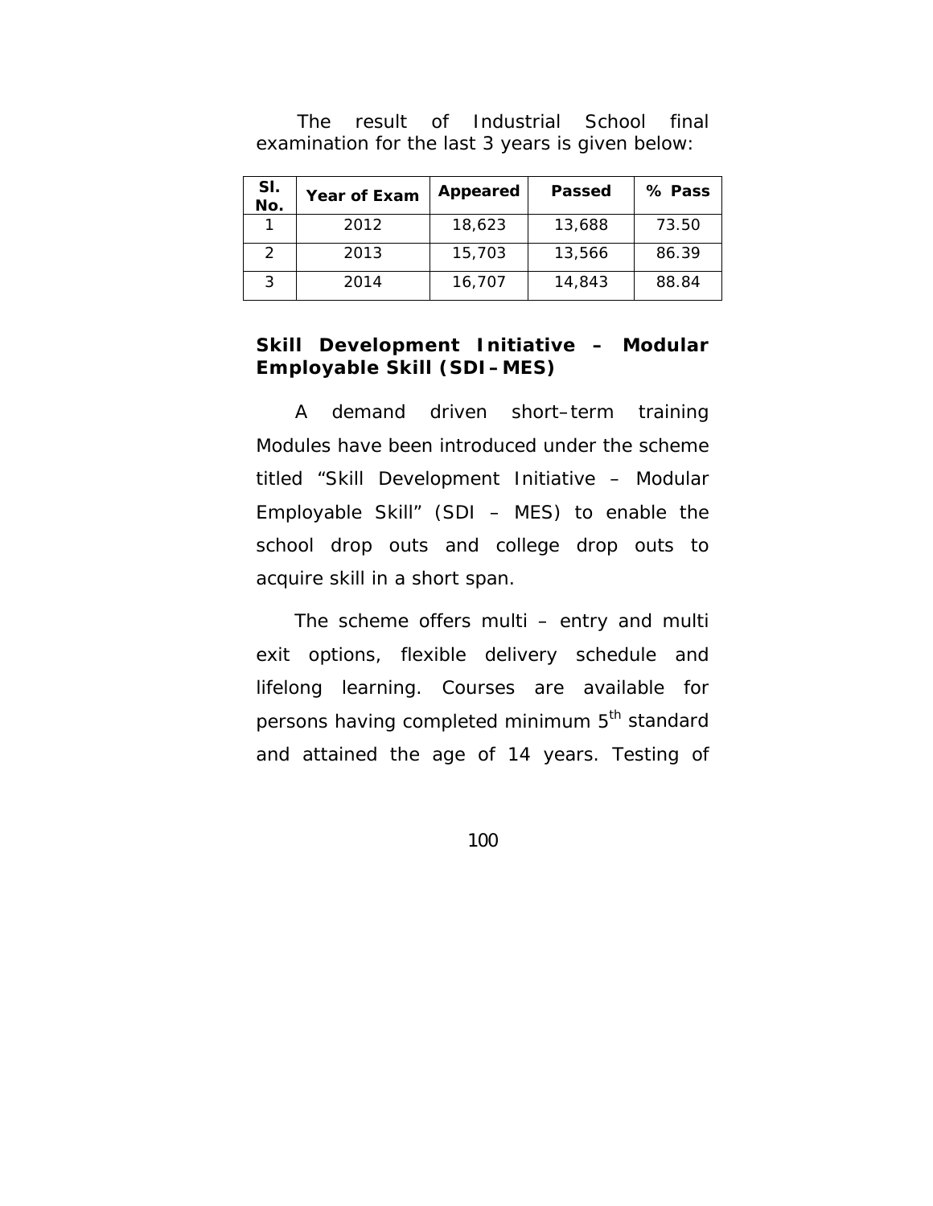The result of Industrial School final examination for the last 3 years is given below:

| Sl. No. | Year of Exam | Appeared | Passed | % Pass |
|---|---|---|---|---|
| 1 | 2012 | 18,623 | 13,688 | 73.50 |
| 2 | 2013 | 15,703 | 13,566 | 86.39 |
| 3 | 2014 | 16,707 | 14,843 | 88.84 |

**Skill Development Initiative – Modular Employable Skill (SDI–MES)**

A demand driven short–term training Modules have been introduced under the scheme titled "Skill Development Initiative – Modular Employable Skill" (SDI – MES) to enable the school drop outs and college drop outs to acquire skill in a short span.

The scheme offers multi – entry and multi exit options, flexible delivery schedule and lifelong learning. Courses are available for persons having completed minimum 5th standard and attained the age of 14 years. Testing of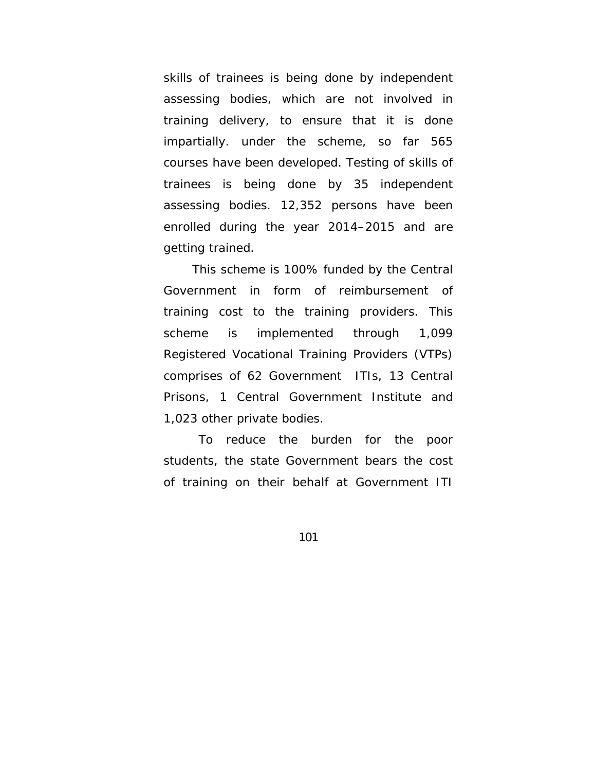skills of trainees is being done by independent assessing bodies, which are not involved in training delivery, to ensure that it is done impartially. under the scheme, so far 565 courses have been developed. Testing of skills of trainees is being done by 35 independent assessing bodies. 12,352 persons have been enrolled during the year 2014–2015 and are getting trained.

This scheme is 100% funded by the Central Government in form of reimbursement of training cost to the training providers. This scheme is implemented through 1,099 Registered Vocational Training Providers (VTPs) comprises of 62 Government ITIs, 13 Central Prisons, 1 Central Government Institute and 1,023 other private bodies.

To reduce the burden for the poor students, the state Government bears the cost of training on their behalf at Government ITI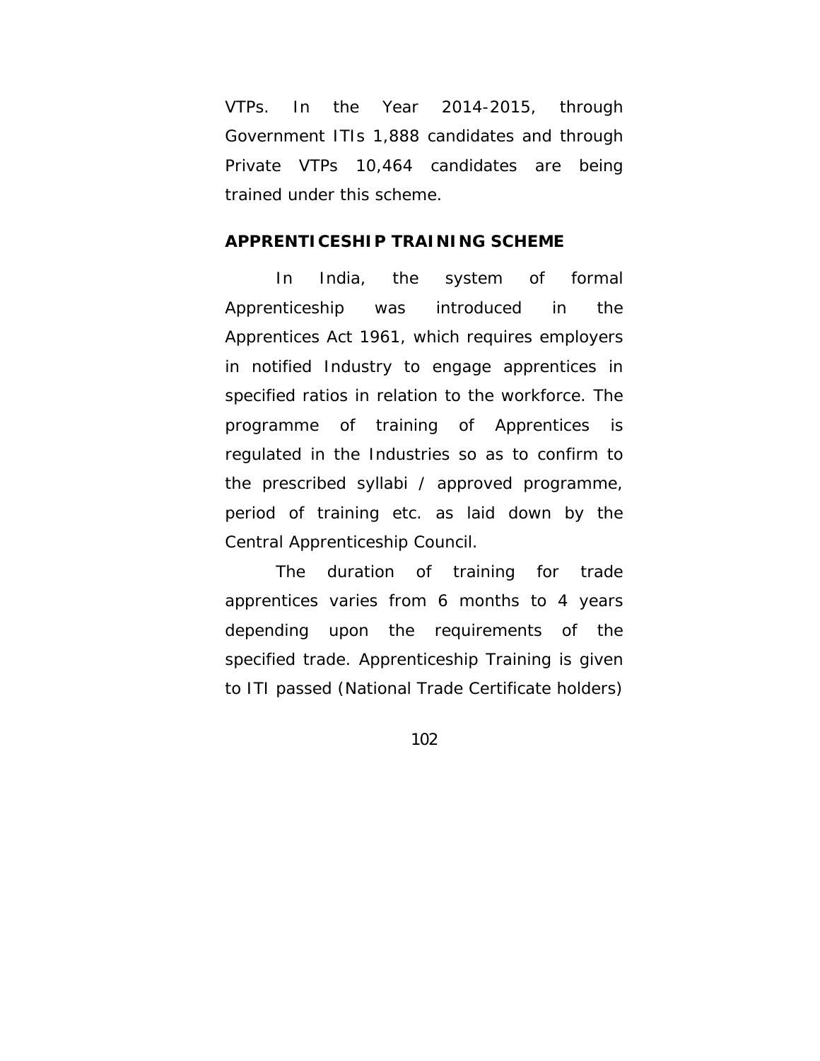VTPs. In the Year 2014-2015, through Government ITIs 1,888 candidates and through Private VTPs 10,464 candidates are being trained under this scheme.

**APPRENTICESHIP TRAINING SCHEME**

In India, the system of formal Apprenticeship was introduced in the Apprentices Act 1961, which requires employers in notified Industry to engage apprentices in specified ratios in relation to the workforce. The programme of training of Apprentices is regulated in the Industries so as to confirm to the prescribed syllabi / approved programme, period of training etc. as laid down by the Central Apprenticeship Council.

The duration of training for trade apprentices varies from 6 months to 4 years depending upon the requirements of the specified trade. Apprenticeship Training is given to ITI passed (National Trade Certificate holders)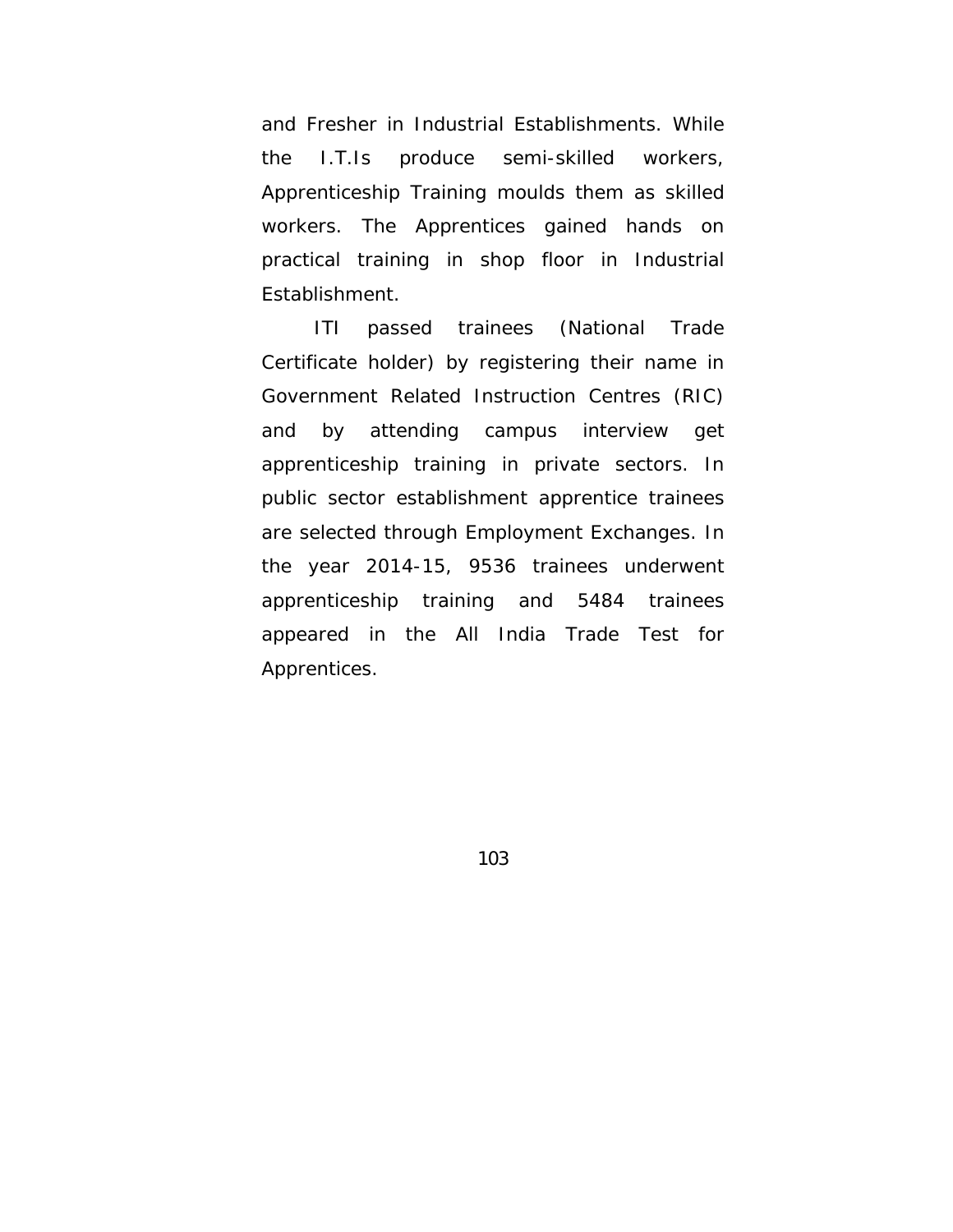and Fresher in Industrial Establishments. While the I.T.Is produce semi-skilled workers, Apprenticeship Training moulds them as skilled workers. The Apprentices gained hands on practical training in shop floor in Industrial Establishment.

ITI passed trainees (National Trade Certificate holder) by registering their name in Government Related Instruction Centres (RIC) and by attending campus interview get apprenticeship training in private sectors. In public sector establishment apprentice trainees are selected through Employment Exchanges. In the year 2014-15, 9536 trainees underwent apprenticeship training and 5484 trainees appeared in the All India Trade Test for Apprentices.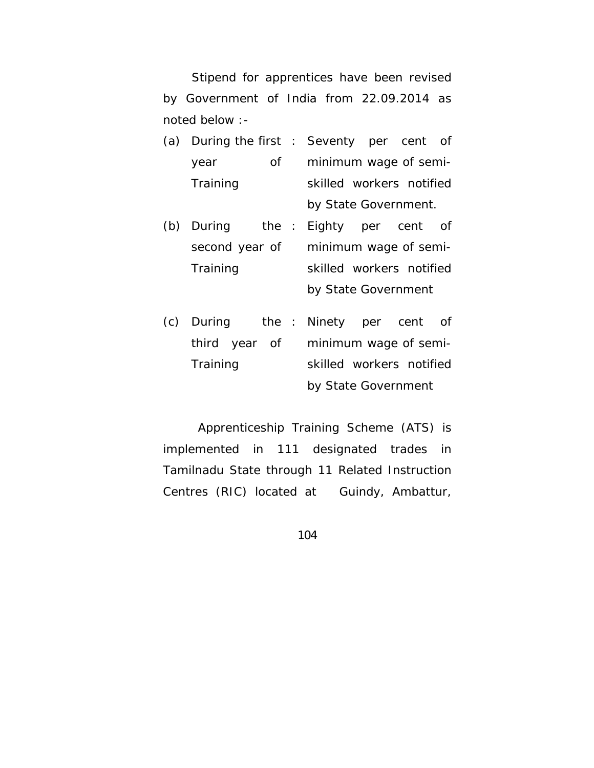Stipend for apprentices have been revised by Government of India from 22.09.2014 as noted below :-

| | | | |
|---|---|---|---|
| (a) | During the first year of Training | : | Seventy per cent of minimum wage of semi-skilled workers notified by State Government. |
| (b) | During the second year of Training | : | Eighty per cent of minimum wage of semi-skilled workers notified by State Government |
| (c) | During the third year of Training | : | Ninety per cent of minimum wage of semi-skilled workers notified by State Government |

Apprenticeship Training Scheme (ATS) is implemented in 111 designated trades in Tamilnadu State through 11 Related Instruction Centres (RIC) located at Guindy, Ambattur,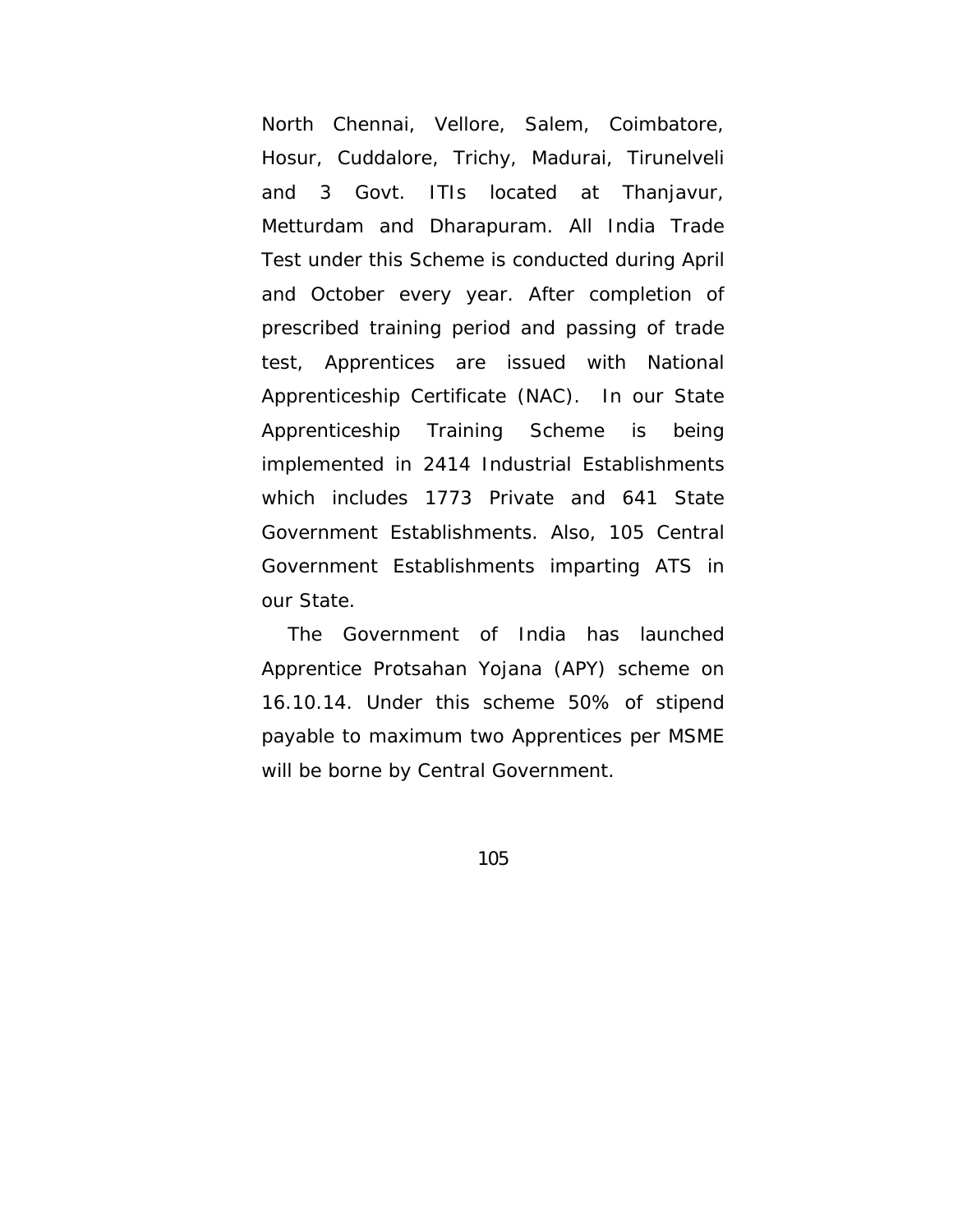North Chennai, Vellore, Salem, Coimbatore, Hosur, Cuddalore, Trichy, Madurai, Tirunelveli and 3 Govt. ITIs located at Thanjavur, Metturdam and Dharapuram. All India Trade Test under this Scheme is conducted during April and October every year. After completion of prescribed training period and passing of trade test, Apprentices are issued with National Apprenticeship Certificate (NAC). In our State Apprenticeship Training Scheme is being implemented in 2414 Industrial Establishments which includes 1773 Private and 641 State Government Establishments. Also, 105 Central Government Establishments imparting ATS in our State.

The Government of India has launched Apprentice Protsahan Yojana (APY) scheme on 16.10.14. Under this scheme 50% of stipend payable to maximum two Apprentices per MSME will be borne by Central Government.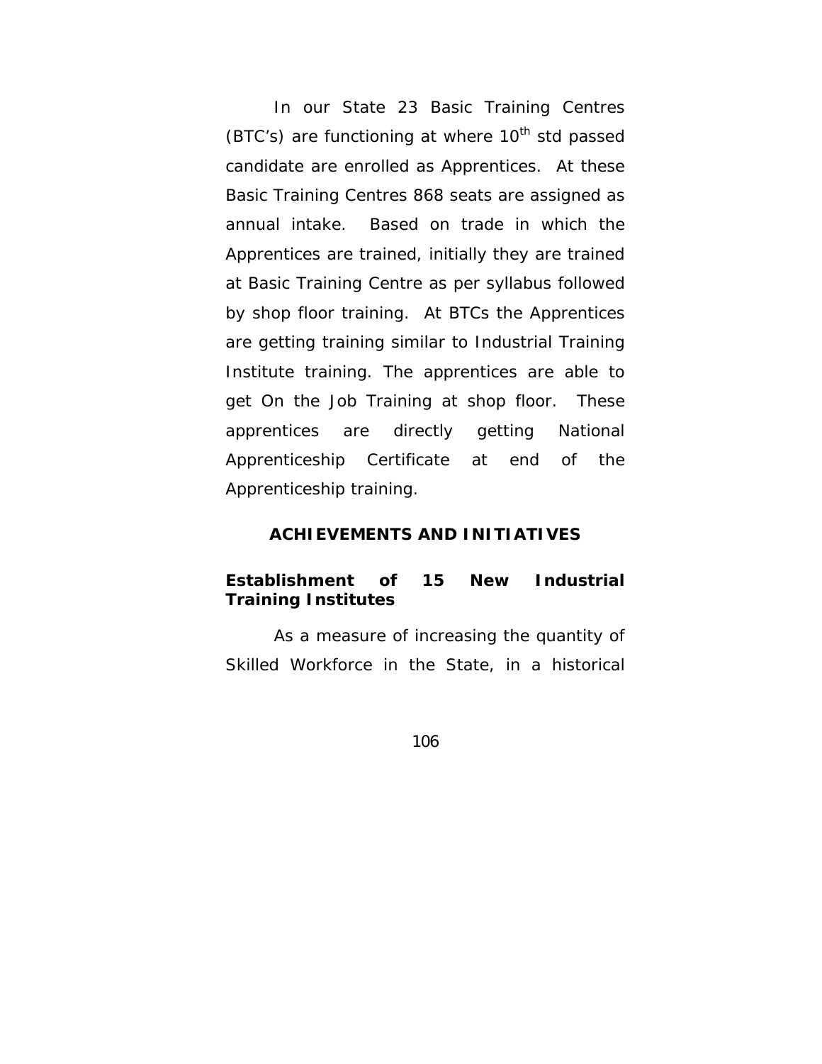In our State 23 Basic Training Centres (BTC's) are functioning at where 10th std passed candidate are enrolled as Apprentices. At these Basic Training Centres 868 seats are assigned as annual intake. Based on trade in which the Apprentices are trained, initially they are trained at Basic Training Centre as per syllabus followed by shop floor training. At BTCs the Apprentices are getting training similar to Industrial Training Institute training. The apprentices are able to get On the Job Training at shop floor. These apprentices are directly getting National Apprenticeship Certificate at end of the Apprenticeship training.

## ACHIEVEMENTS AND INITIATIVES

### Establishment of 15 New Industrial Training Institutes

As a measure of increasing the quantity of Skilled Workforce in the State, in a historical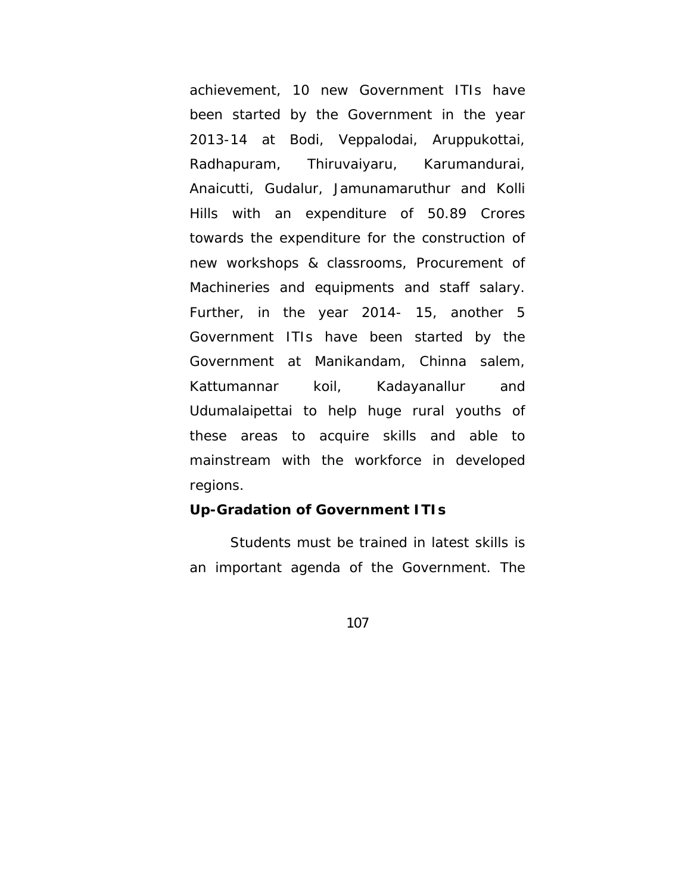achievement, 10 new Government ITIs have been started by the Government in the year 2013-14 at Bodi, Veppalodai, Aruppukottai, Radhapuram, Thiruvaiyaru, Karumandurai, Anaicutti, Gudalur, Jamunamaruthur and Kolli Hills with an expenditure of 50.89 Crores towards the expenditure for the construction of new workshops & classrooms, Procurement of Machineries and equipments and staff salary. Further, in the year 2014- 15, another 5 Government ITIs have been started by the Government at Manikandam, Chinna salem, Kattumannar koil, Kadayanallur and Udumalaipettai to help huge rural youths of these areas to acquire skills and able to mainstream with the workforce in developed regions.

**Up-Gradation of Government ITIs**

Students must be trained in latest skills is an important agenda of the Government. The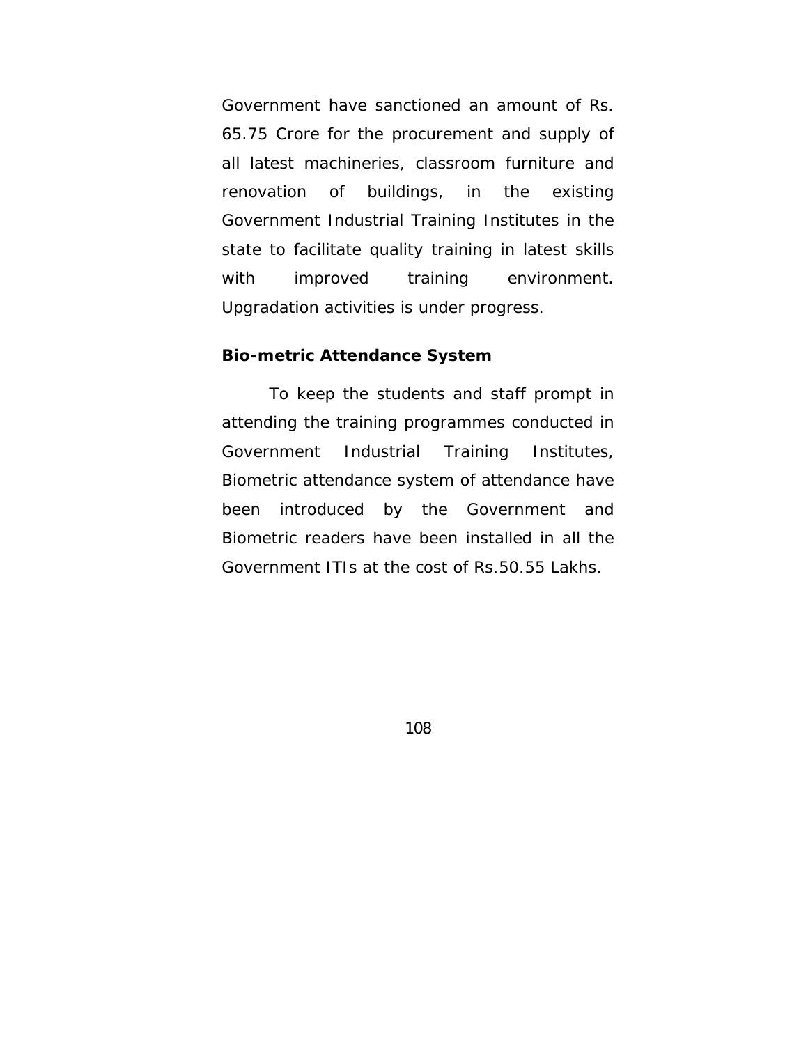Government have sanctioned an amount of Rs. 65.75 Crore for the procurement and supply of all latest machineries, classroom furniture and renovation of buildings, in the existing Government Industrial Training Institutes in the state to facilitate quality training in latest skills with improved training environment. Upgradation activities is under progress.

**Bio-metric Attendance System**

To keep the students and staff prompt in attending the training programmes conducted in Government Industrial Training Institutes, Biometric attendance system of attendance have been introduced by the Government and Biometric readers have been installed in all the Government ITIs at the cost of Rs.50.55 Lakhs.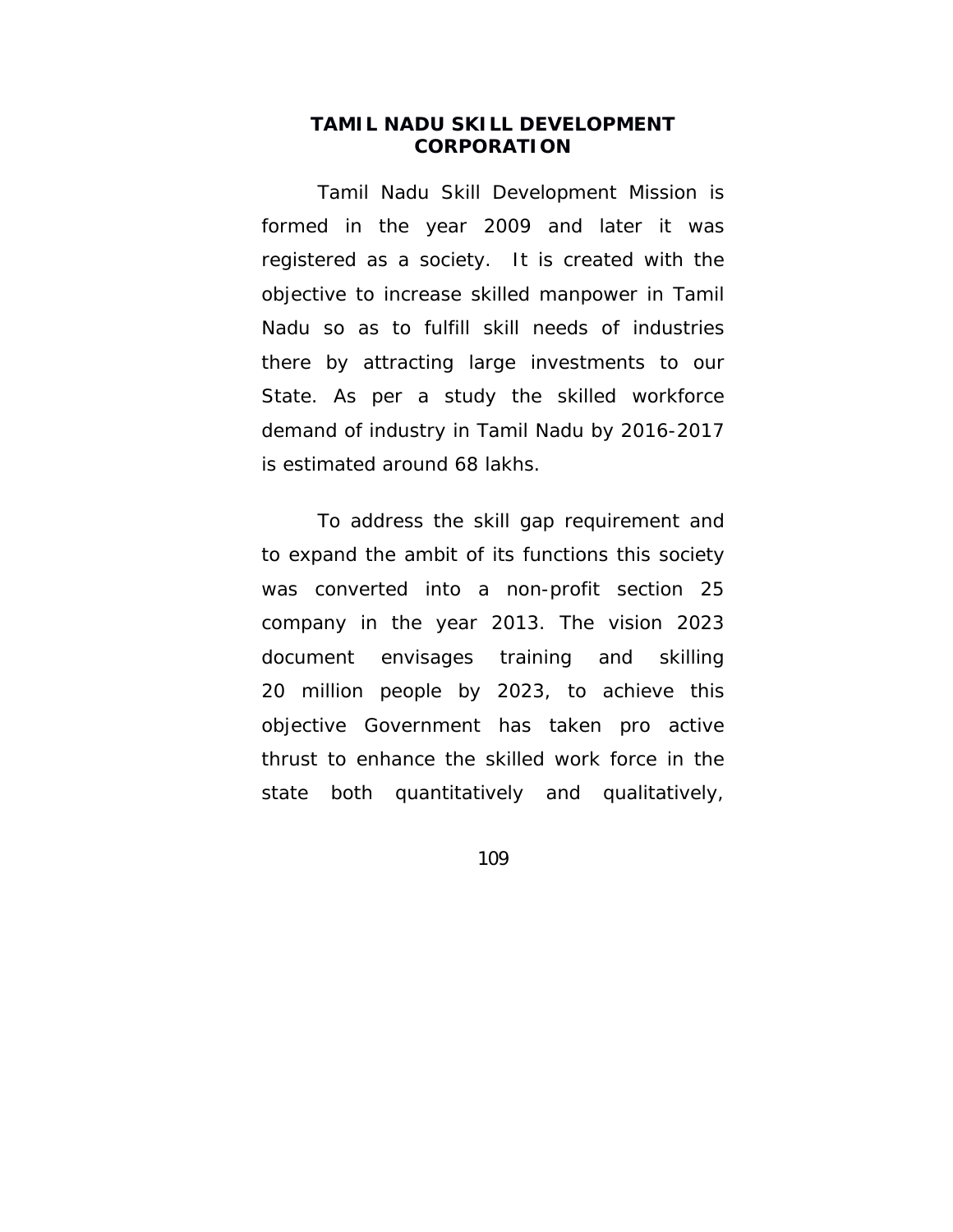## TAMIL NADU SKILL DEVELOPMENT CORPORATION

Tamil Nadu Skill Development Mission is formed in the year 2009 and later it was registered as a society. It is created with the objective to increase skilled manpower in Tamil Nadu so as to fulfill skill needs of industries there by attracting large investments to our State. As per a study the skilled workforce demand of industry in Tamil Nadu by 2016-2017 is estimated around 68 lakhs.

To address the skill gap requirement and to expand the ambit of its functions this society was converted into a non-profit section 25 company in the year 2013. The vision 2023 document envisages training and skilling 20 million people by 2023, to achieve this objective Government has taken pro active thrust to enhance the skilled work force in the state both quantitatively and qualitatively,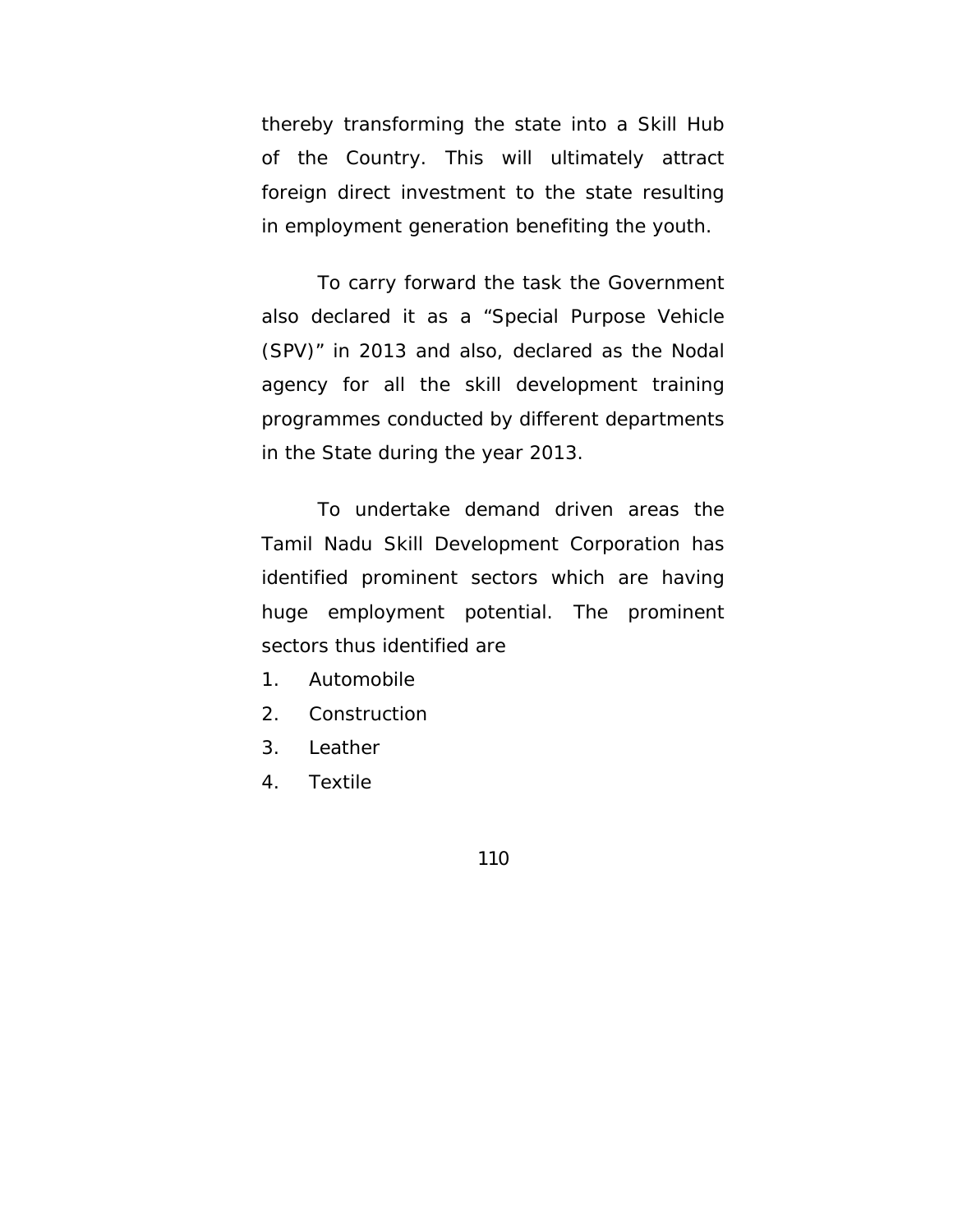thereby transforming the state into a Skill Hub of the Country. This will ultimately attract foreign direct investment to the state resulting in employment generation benefiting the youth.

To carry forward the task the Government also declared it as a “Special Purpose Vehicle (SPV)” in 2013 and also, declared as the Nodal agency for all the skill development training programmes conducted by different departments in the State during the year 2013.

To undertake demand driven areas the Tamil Nadu Skill Development Corporation has identified prominent sectors which are having huge employment potential. The prominent sectors thus identified are

1. Automobile
2. Construction
3. Leather
4. Textile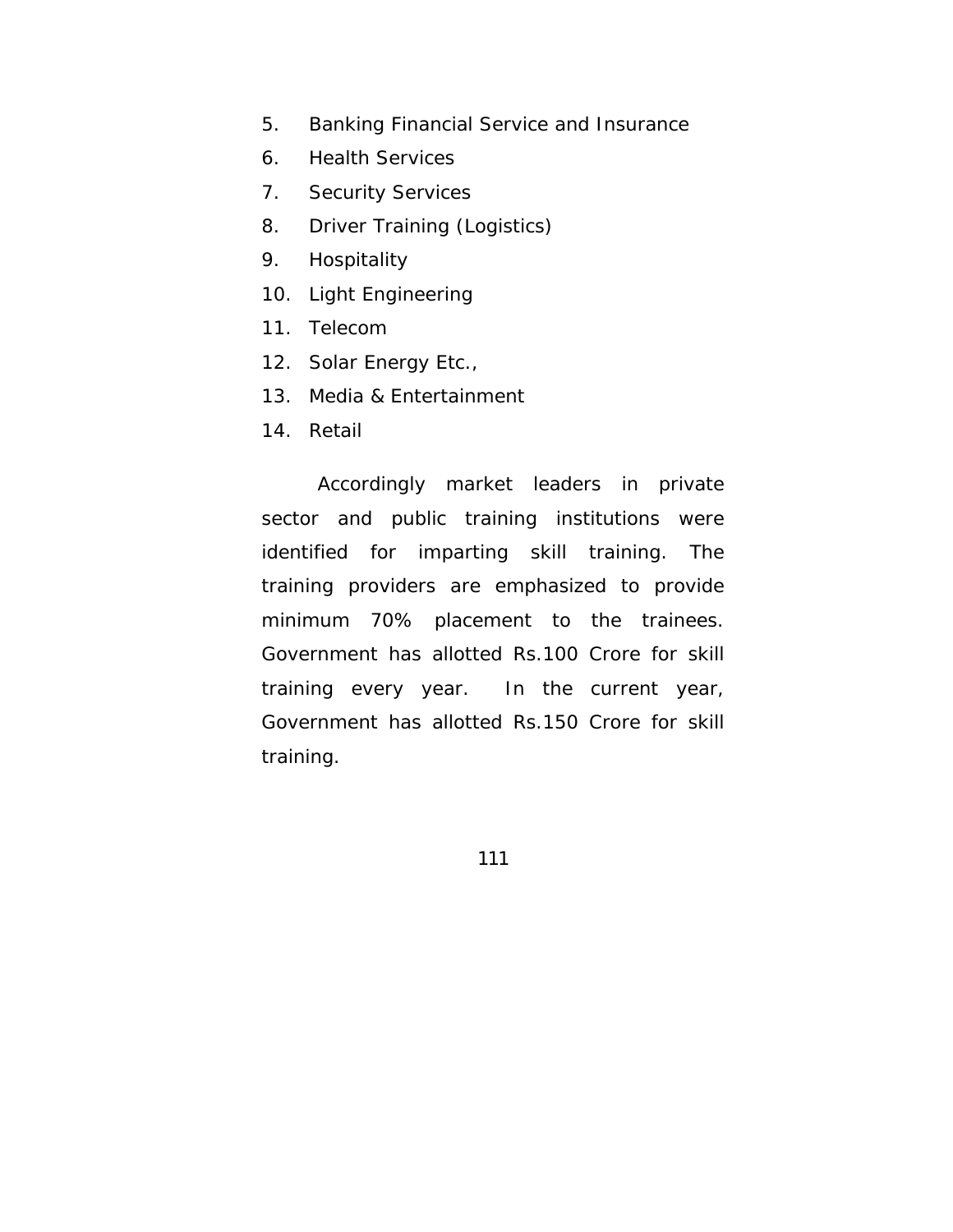5. Banking Financial Service and Insurance
6. Health Services
7. Security Services
8. Driver Training (Logistics)
9. Hospitality
10. Light Engineering
11. Telecom
12. Solar Energy Etc.,
13. Media & Entertainment
14. Retail

Accordingly market leaders in private sector and public training institutions were identified for imparting skill training. The training providers are emphasized to provide minimum 70% placement to the trainees. Government has allotted Rs.100 Crore for skill training every year. In the current year, Government has allotted Rs.150 Crore for skill training.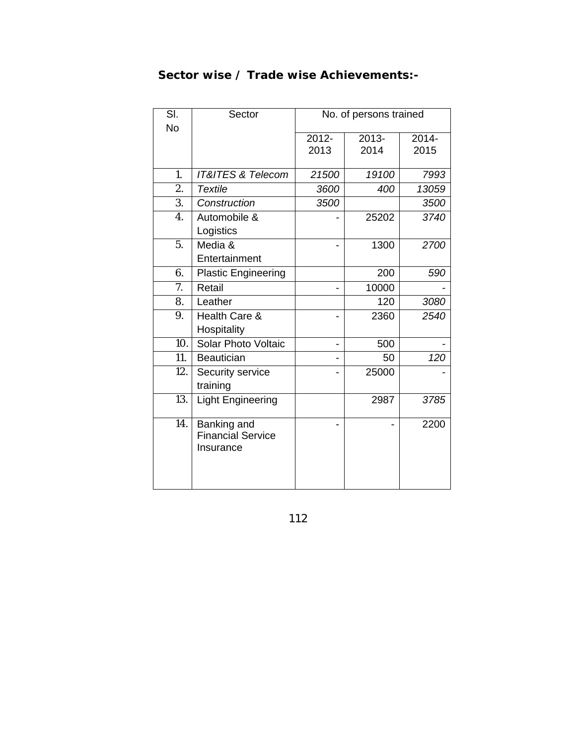**Sector wise / Trade wise Achievements:-**

| Sl. No | Sector | No. of persons trained | | |
|---|---|---|---|---|
| | | 2012-2013 | 2013-2014 | 2014-2015 |
| 1. | *IT&ITES & Telecom* | *21500* | *19100* | *7993* |
| 2. | *Textile* | *3600* | *400* | *13059* |
| 3. | *Construction* | *3500* | | *3500* |
| 4. | Automobile & Logistics | - | 25202 | *3740* |
| 5. | Media & Entertainment | - | 1300 | *2700* |
| 6. | Plastic Engineering | | 200 | *590* |
| 7. | Retail | - | 10000 | - |
| 8. | Leather | | 120 | *3080* |
| 9. | Health Care & Hospitality | - | 2360 | *2540* |
| 10. | Solar Photo Voltaic | - | 500 | - |
| 11. | Beautician | - | 50 | *120* |
| 12. | Security service training | - | 25000 | - |
| 13. | Light Engineering | | 2987 | *3785* |
| 14. | Banking and Financial Service Insurance | - | - | 2200 |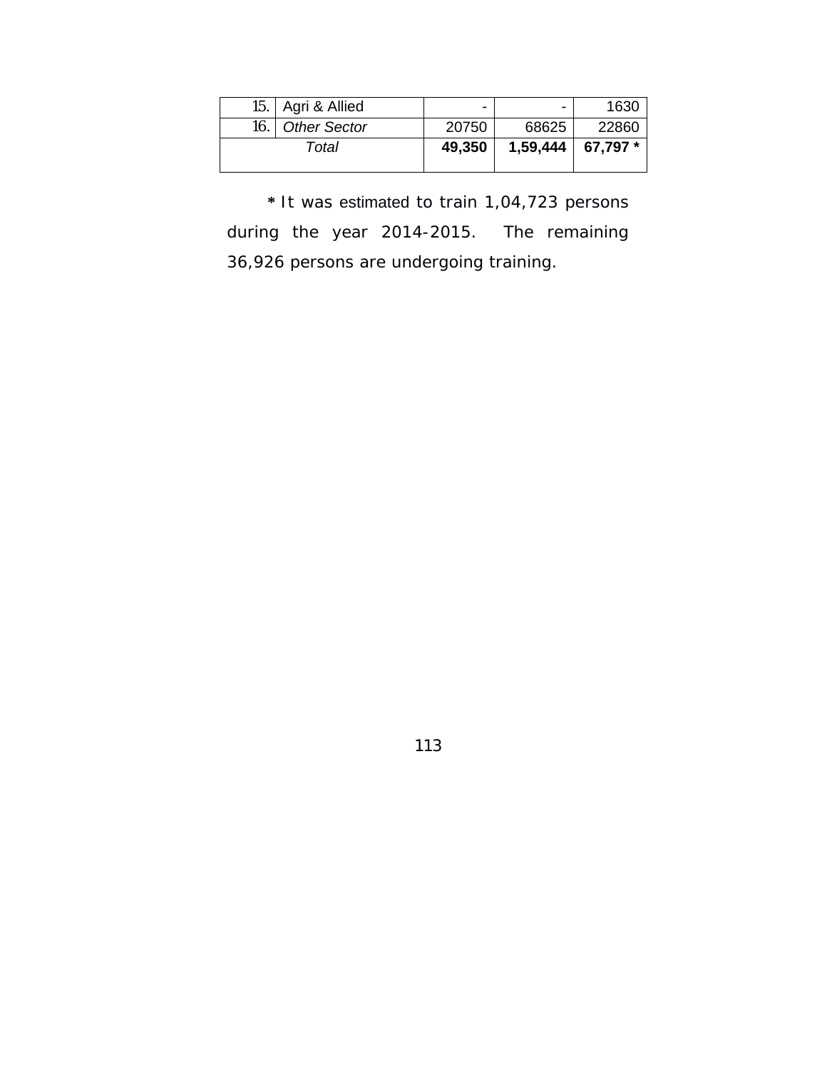| 15. | Agri & Allied | - | - | 1630 |
|---|---|---|---|---|
| 16. | *Other Sector* | 20750 | 68625 | 22860 |
| | *Total* | **49,350** | **1,59,444** | **67,797 *** |

**\*** It was estimated to train 1,04,723 persons during the year 2014-2015. The remaining 36,926 persons are undergoing training.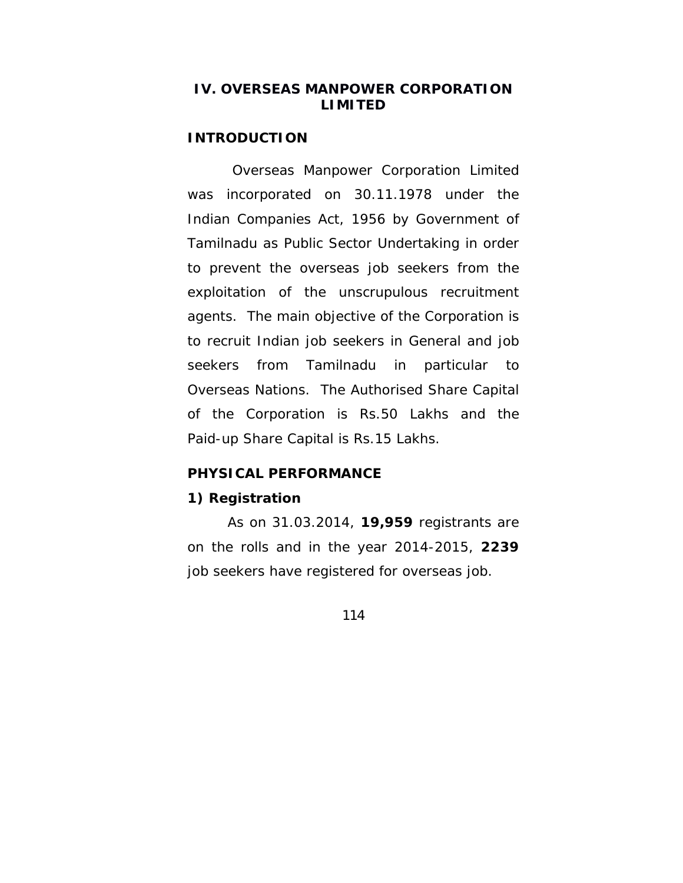## IV. OVERSEAS MANPOWER CORPORATION LIMITED

### INTRODUCTION

Overseas Manpower Corporation Limited was incorporated on 30.11.1978 under the Indian Companies Act, 1956 by Government of Tamilnadu as Public Sector Undertaking in order to prevent the overseas job seekers from the exploitation of the unscrupulous recruitment agents. The main objective of the Corporation is to recruit Indian job seekers in General and job seekers from Tamilnadu in particular to Overseas Nations. The Authorised Share Capital of the Corporation is Rs.50 Lakhs and the Paid-up Share Capital is Rs.15 Lakhs.

### PHYSICAL PERFORMANCE

**1) Registration**

As on 31.03.2014, **19,959** registrants are on the rolls and in the year 2014-2015, **2239** job seekers have registered for overseas job.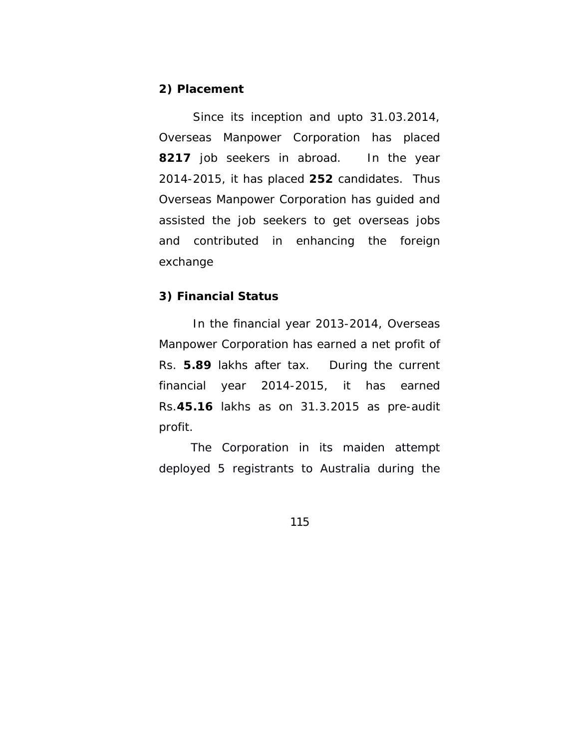**2) Placement**

Since its inception and upto 31.03.2014, Overseas Manpower Corporation has placed **8217** job seekers in abroad. In the year 2014-2015, it has placed **252** candidates. Thus Overseas Manpower Corporation has guided and assisted the job seekers to get overseas jobs and contributed in enhancing the foreign exchange

**3) Financial Status**

In the financial year 2013-2014, Overseas Manpower Corporation has earned a net profit of Rs. **5.89** lakhs after tax. During the current financial year 2014-2015, it has earned Rs.**45.16** lakhs as on 31.3.2015 as pre-audit profit.

The Corporation in its maiden attempt deployed 5 registrants to Australia during the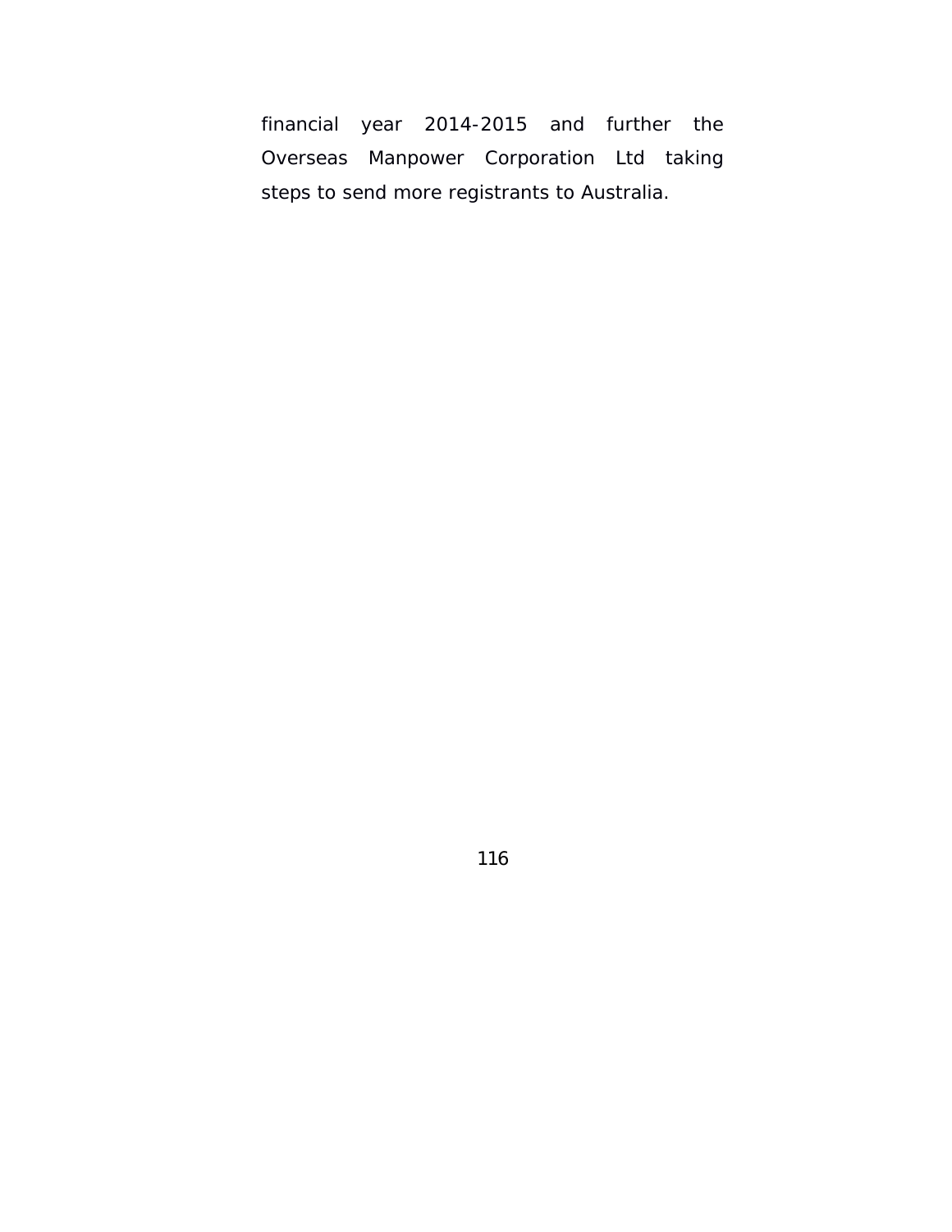financial year 2014-2015 and further the Overseas Manpower Corporation Ltd taking steps to send more registrants to Australia.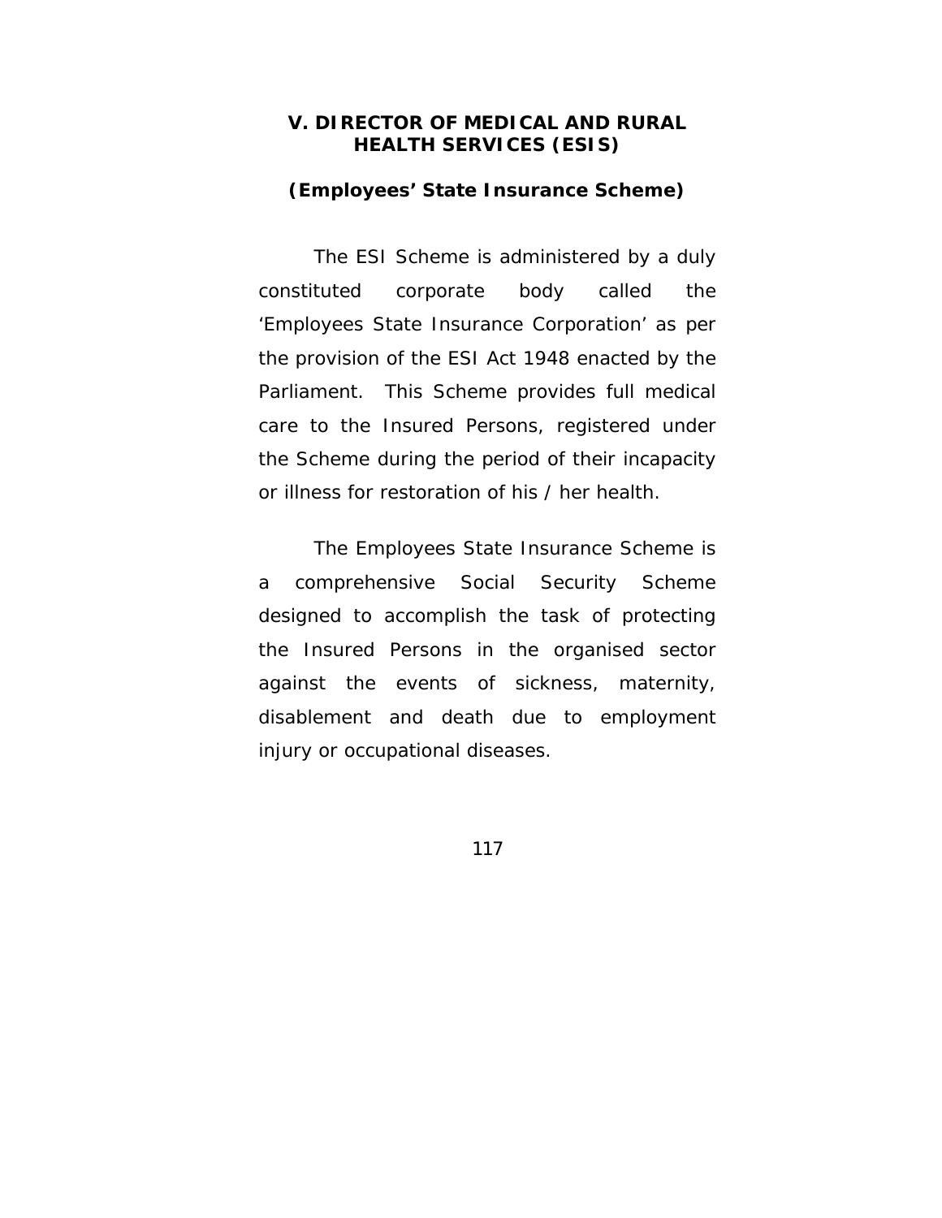## V. DIRECTOR OF MEDICAL AND RURAL HEALTH SERVICES (ESIS)

### (Employees' State Insurance Scheme)

The ESI Scheme is administered by a duly constituted corporate body called the 'Employees State Insurance Corporation' as per the provision of the ESI Act 1948 enacted by the Parliament. This Scheme provides full medical care to the Insured Persons, registered under the Scheme during the period of their incapacity or illness for restoration of his / her health.

The Employees State Insurance Scheme is a comprehensive Social Security Scheme designed to accomplish the task of protecting the Insured Persons in the organised sector against the events of sickness, maternity, disablement and death due to employment injury or occupational diseases.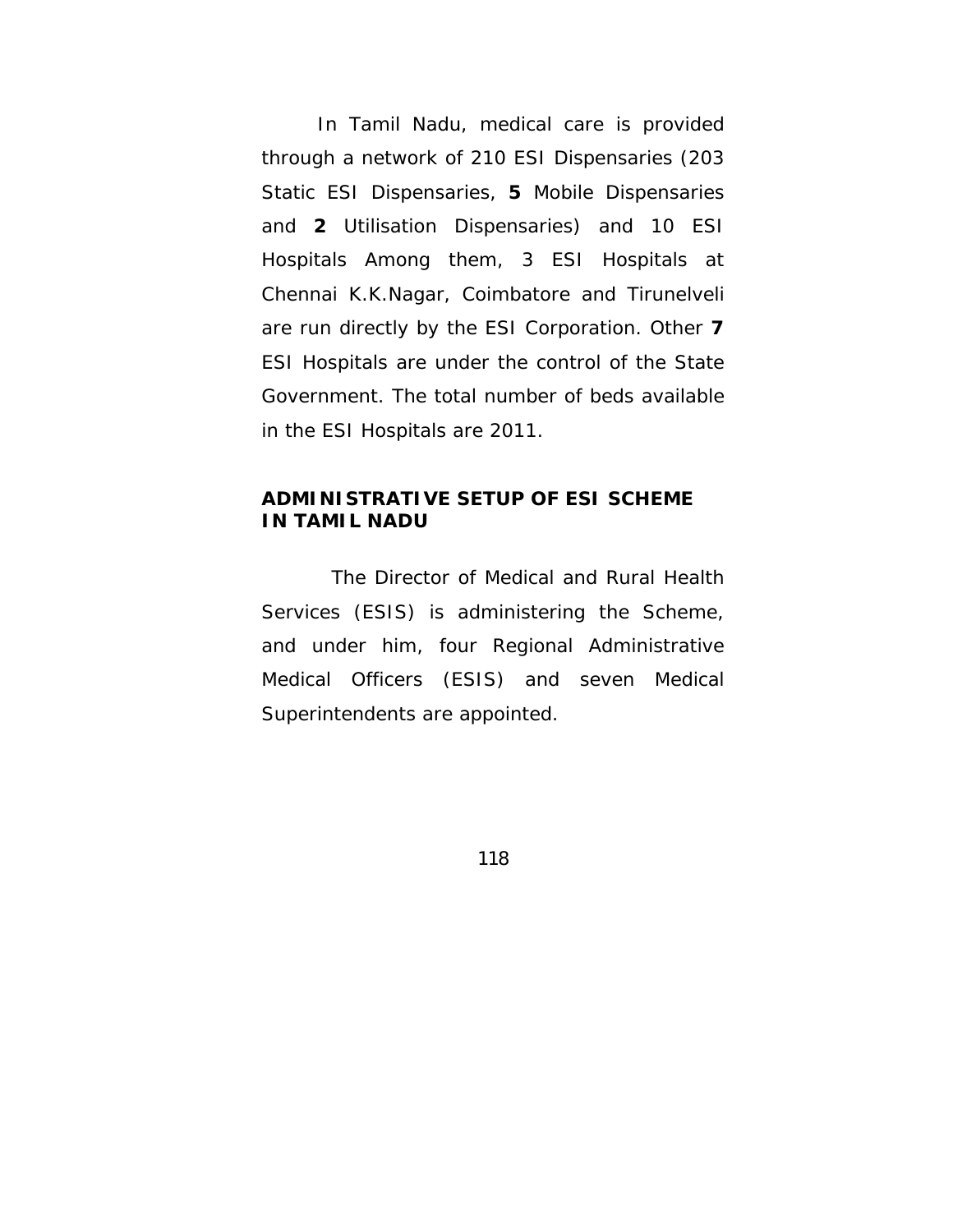In Tamil Nadu, medical care is provided through a network of 210 ESI Dispensaries (203 Static ESI Dispensaries, **5** Mobile Dispensaries and **2** Utilisation Dispensaries) and 10 ESI Hospitals Among them, 3 ESI Hospitals at Chennai K.K.Nagar, Coimbatore and Tirunelveli are run directly by the ESI Corporation. Other **7** ESI Hospitals are under the control of the State Government. The total number of beds available in the ESI Hospitals are 2011.

**ADMINISTRATIVE SETUP OF ESI SCHEME IN TAMIL NADU**

The Director of Medical and Rural Health Services (ESIS) is administering the Scheme, and under him, four Regional Administrative Medical Officers (ESIS) and seven Medical Superintendents are appointed.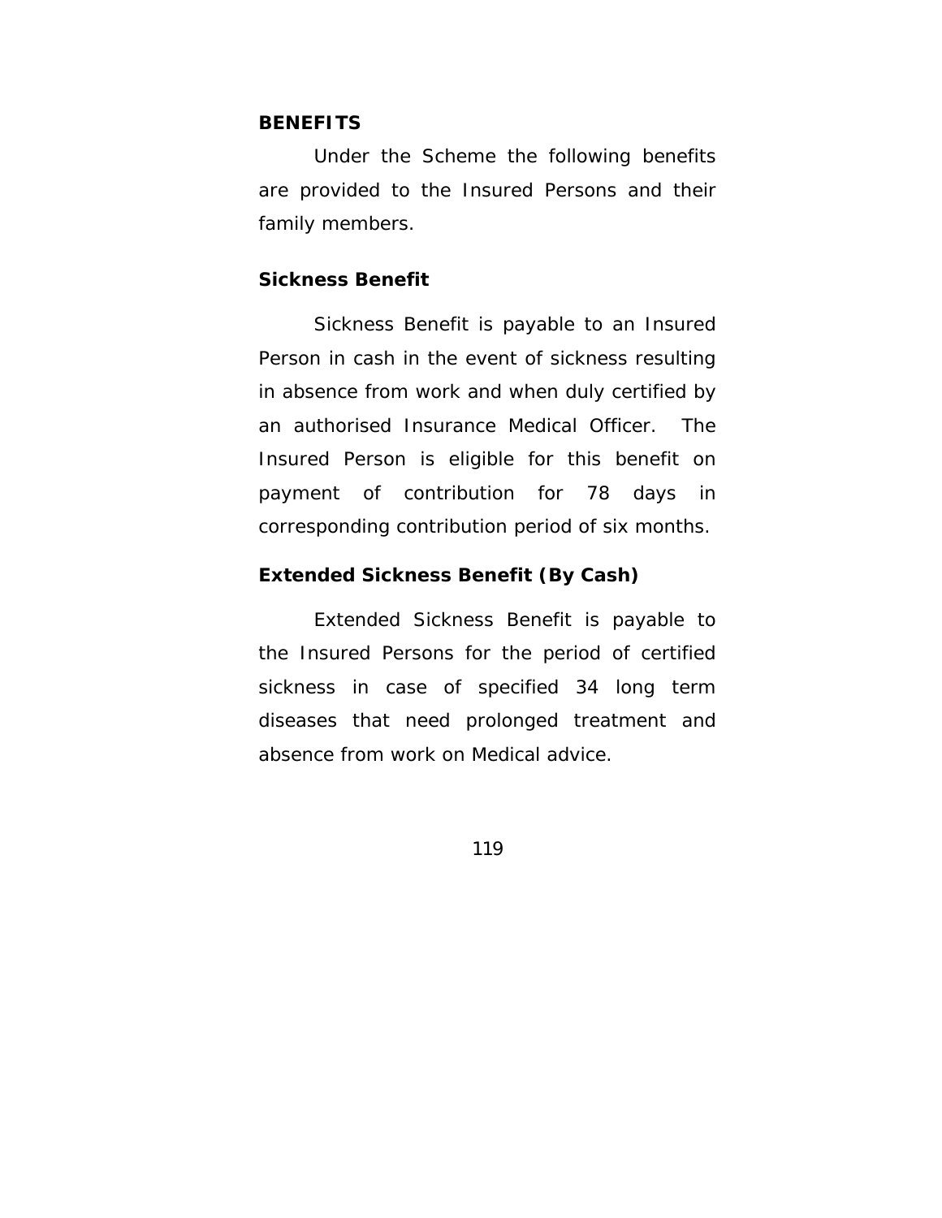## BENEFITS

Under the Scheme the following benefits are provided to the Insured Persons and their family members.

### Sickness Benefit

Sickness Benefit is payable to an Insured Person in cash in the event of sickness resulting in absence from work and when duly certified by an authorised Insurance Medical Officer. The Insured Person is eligible for this benefit on payment of contribution for 78 days in corresponding contribution period of six months.

### Extended Sickness Benefit (By Cash)

Extended Sickness Benefit is payable to the Insured Persons for the period of certified sickness in case of specified 34 long term diseases that need prolonged treatment and absence from work on Medical advice.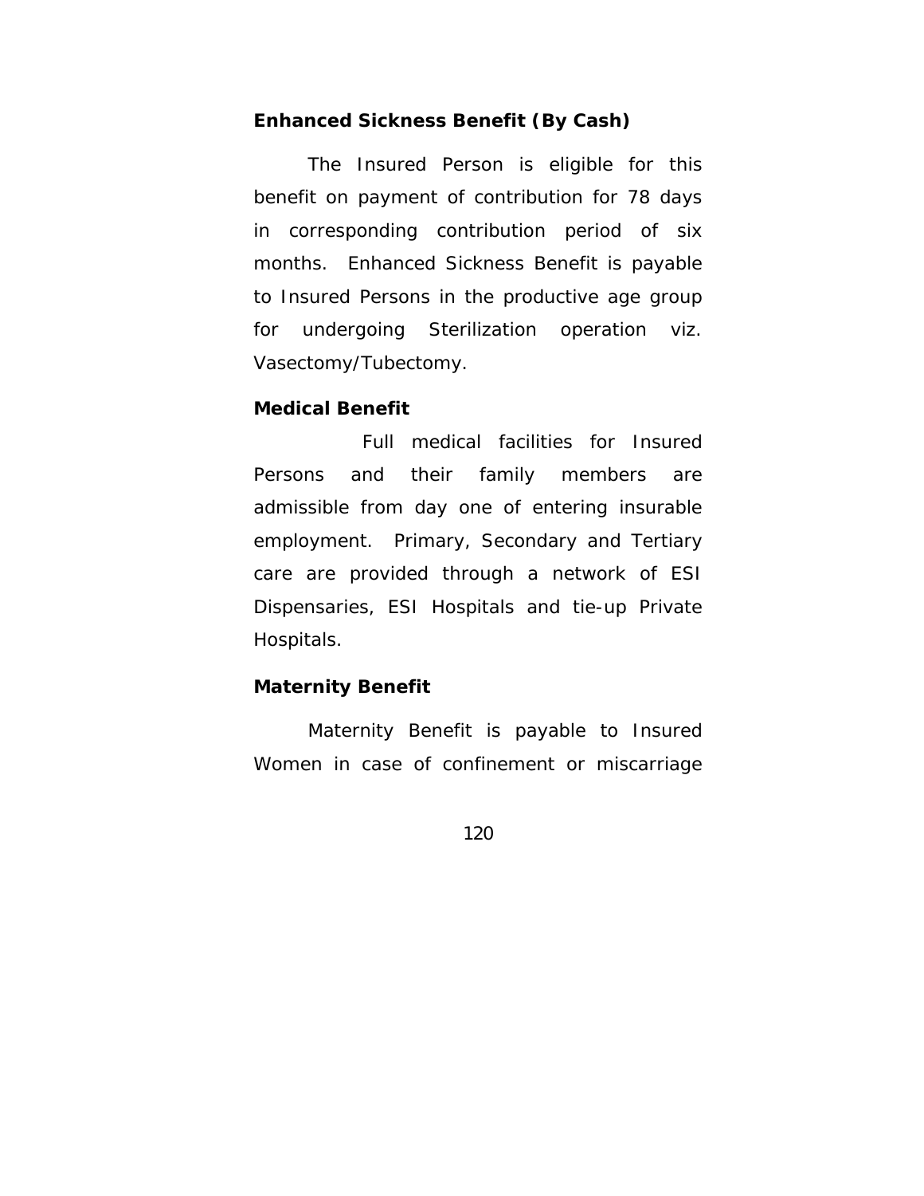**Enhanced Sickness Benefit (By Cash)**

The Insured Person is eligible for this benefit on payment of contribution for 78 days in corresponding contribution period of six months. Enhanced Sickness Benefit is payable to Insured Persons in the productive age group for undergoing Sterilization operation viz. Vasectomy/Tubectomy.

**Medical Benefit**

Full medical facilities for Insured Persons and their family members are admissible from day one of entering insurable employment. Primary, Secondary and Tertiary care are provided through a network of ESI Dispensaries, ESI Hospitals and tie-up Private Hospitals.

**Maternity Benefit**

Maternity Benefit is payable to Insured Women in case of confinement or miscarriage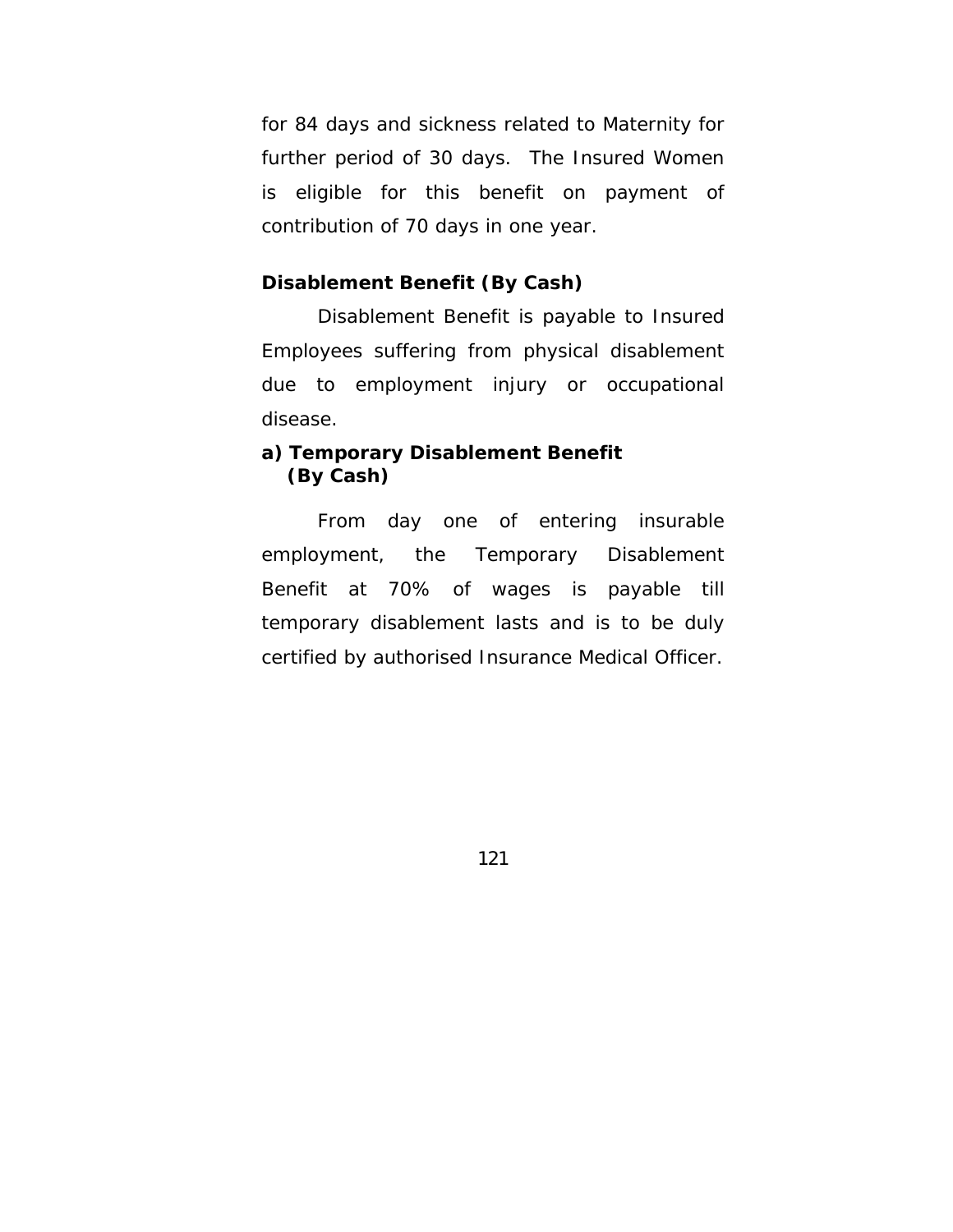for 84 days and sickness related to Maternity for further period of 30 days. The Insured Women is eligible for this benefit on payment of contribution of 70 days in one year.

**Disablement Benefit (By Cash)**

Disablement Benefit is payable to Insured Employees suffering from physical disablement due to employment injury or occupational disease.

**a) Temporary Disablement Benefit (By Cash)**

From day one of entering insurable employment, the Temporary Disablement Benefit at 70% of wages is payable till temporary disablement lasts and is to be duly certified by authorised Insurance Medical Officer.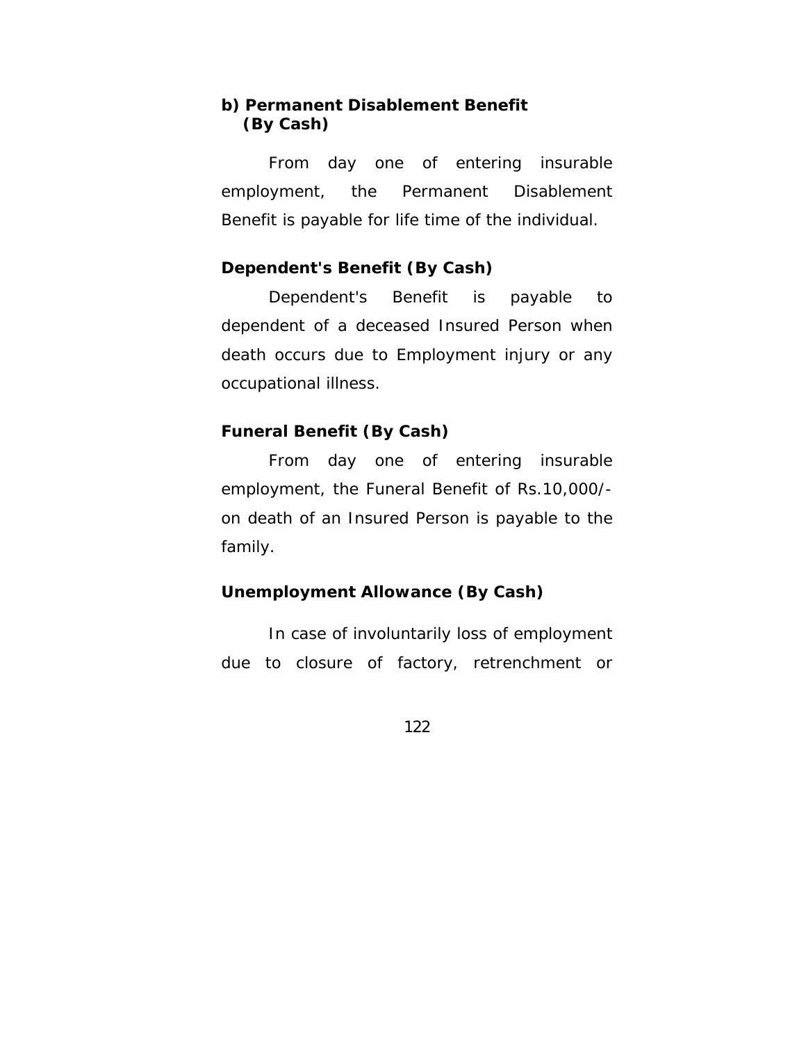**b) Permanent Disablement Benefit (By Cash)**

From day one of entering insurable employment, the Permanent Disablement Benefit is payable for life time of the individual.

**Dependent's Benefit (By Cash)**

Dependent's Benefit is payable to dependent of a deceased Insured Person when death occurs due to Employment injury or any occupational illness.

**Funeral Benefit (By Cash)**

From day one of entering insurable employment, the Funeral Benefit of Rs.10,000/- on death of an Insured Person is payable to the family.

**Unemployment Allowance (By Cash)**

In case of involuntarily loss of employment due to closure of factory, retrenchment or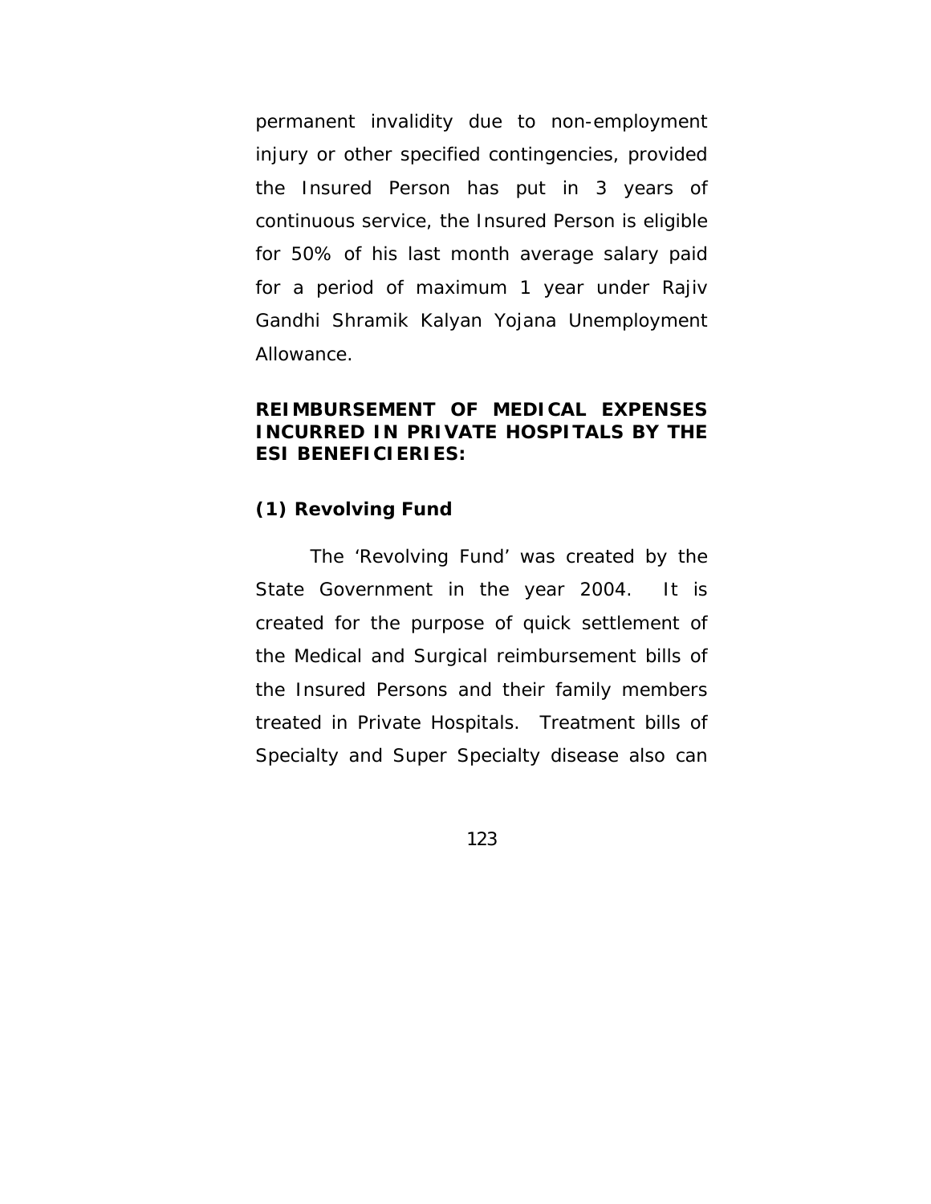permanent invalidity due to non-employment injury or other specified contingencies, provided the Insured Person has put in 3 years of continuous service, the Insured Person is eligible for 50% of his last month average salary paid for a period of maximum 1 year under Rajiv Gandhi Shramik Kalyan Yojana Unemployment Allowance.

## REIMBURSEMENT OF MEDICAL EXPENSES INCURRED IN PRIVATE HOSPITALS BY THE ESI BENEFICIERIES:

### (1) Revolving Fund

The 'Revolving Fund' was created by the State Government in the year 2004. It is created for the purpose of quick settlement of the Medical and Surgical reimbursement bills of the Insured Persons and their family members treated in Private Hospitals. Treatment bills of Specialty and Super Specialty disease also can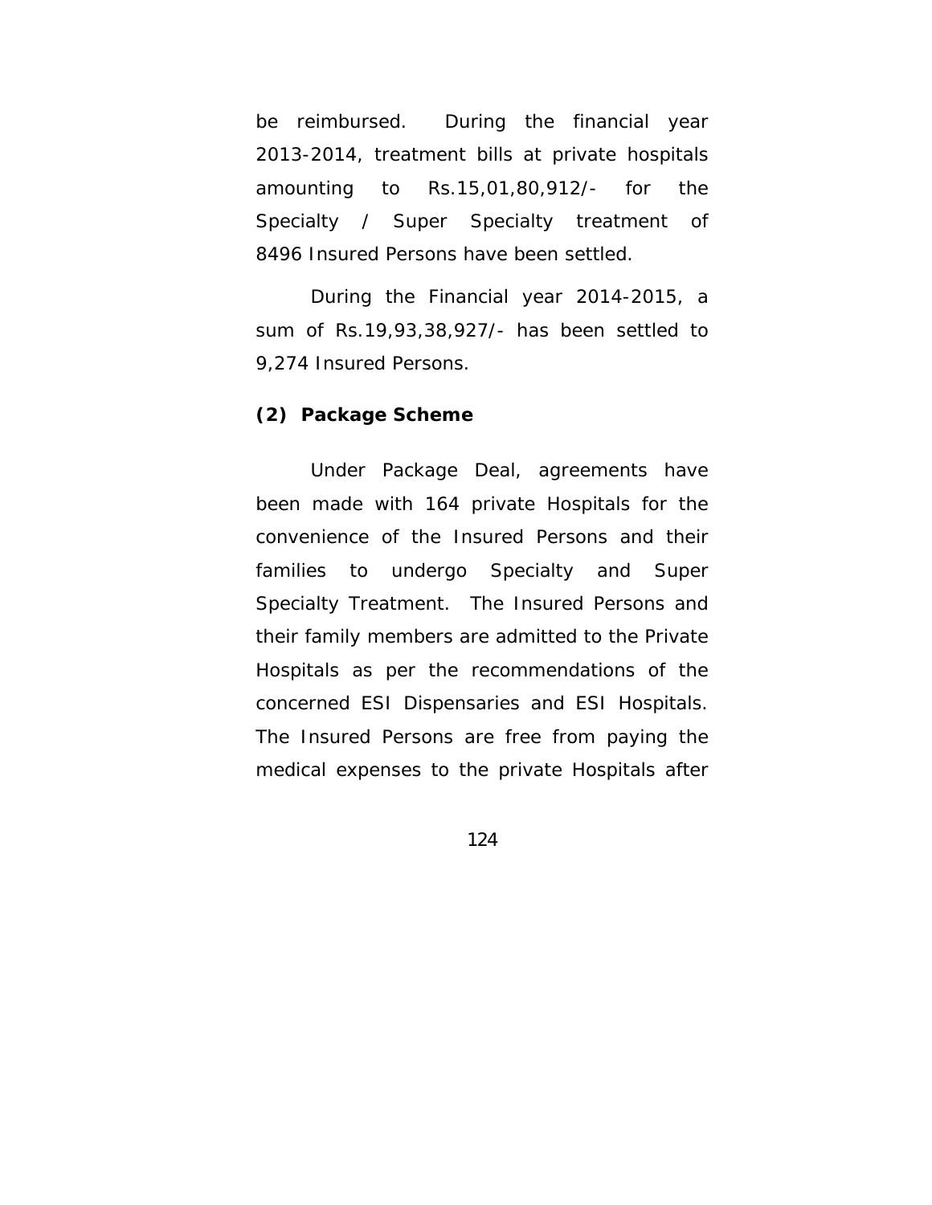be reimbursed. During the financial year 2013-2014, treatment bills at private hospitals amounting to Rs.15,01,80,912/- for the Specialty / Super Specialty treatment of 8496 Insured Persons have been settled.

During the Financial year 2014-2015, a sum of Rs.19,93,38,927/- has been settled to 9,274 Insured Persons.

**(2) Package Scheme**

Under Package Deal, agreements have been made with 164 private Hospitals for the convenience of the Insured Persons and their families to undergo Specialty and Super Specialty Treatment. The Insured Persons and their family members are admitted to the Private Hospitals as per the recommendations of the concerned ESI Dispensaries and ESI Hospitals. The Insured Persons are free from paying the medical expenses to the private Hospitals after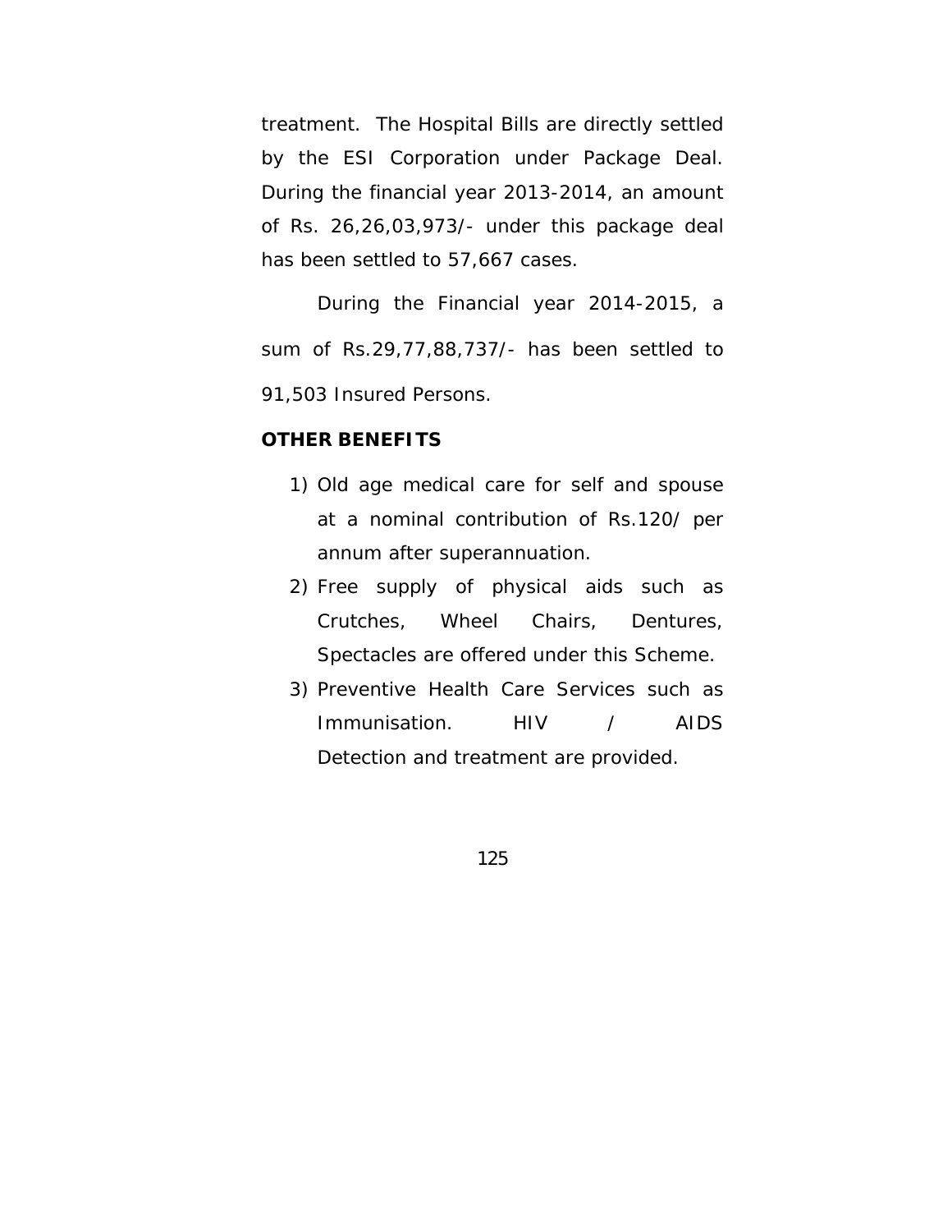treatment. The Hospital Bills are directly settled by the ESI Corporation under Package Deal. During the financial year 2013-2014, an amount of Rs. 26,26,03,973/- under this package deal has been settled to 57,667 cases.

During the Financial year 2014-2015, a sum of Rs.29,77,88,737/- has been settled to 91,503 Insured Persons.

**OTHER BENEFITS**

1) Old age medical care for self and spouse at a nominal contribution of Rs.120/ per annum after superannuation.
2) Free supply of physical aids such as Crutches, Wheel Chairs, Dentures, Spectacles are offered under this Scheme.
3) Preventive Health Care Services such as Immunisation. HIV / AIDS Detection and treatment are provided.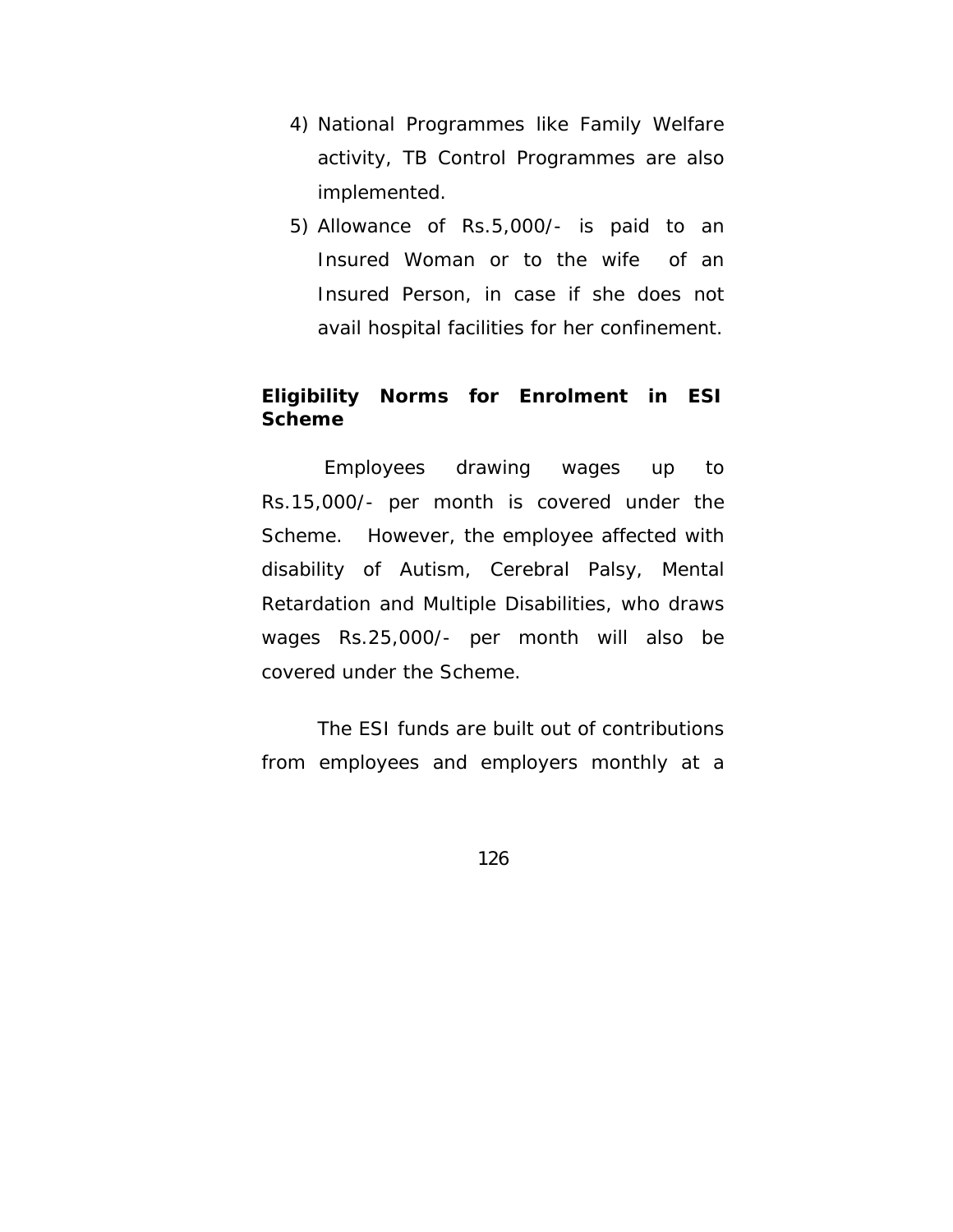4) National Programmes like Family Welfare activity, TB Control Programmes are also implemented.
5) Allowance of Rs.5,000/- is paid to an Insured Woman or to the wife of an Insured Person, in case if she does not avail hospital facilities for her confinement.

**Eligibility Norms for Enrolment in ESI Scheme**

Employees drawing wages up to Rs.15,000/- per month is covered under the Scheme. However, the employee affected with disability of Autism, Cerebral Palsy, Mental Retardation and Multiple Disabilities, who draws wages Rs.25,000/- per month will also be covered under the Scheme.

The ESI funds are built out of contributions from employees and employers monthly at a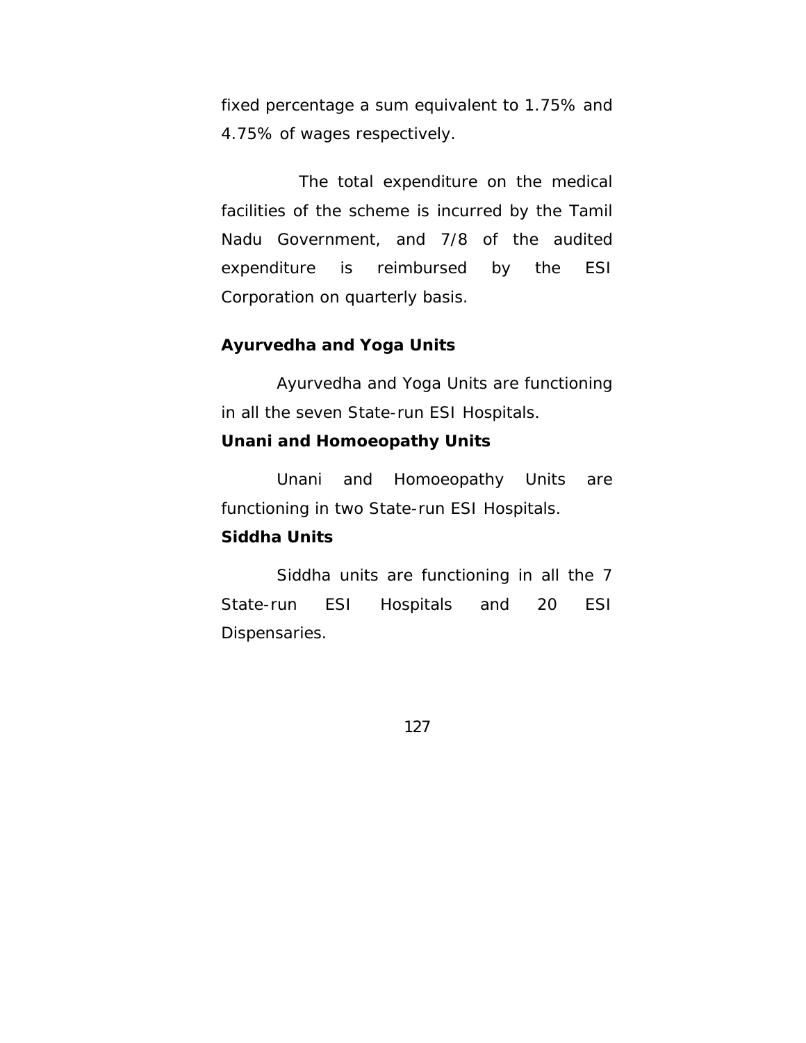fixed percentage a sum equivalent to 1.75% and 4.75% of wages respectively.

The total expenditure on the medical facilities of the scheme is incurred by the Tamil Nadu Government, and 7/8 of the audited expenditure is reimbursed by the ESI Corporation on quarterly basis.

**Ayurvedha and Yoga Units**

Ayurvedha and Yoga Units are functioning in all the seven State-run ESI Hospitals.

**Unani and Homoeopathy Units**

Unani and Homoeopathy Units are functioning in two State-run ESI Hospitals.

**Siddha Units**

Siddha units are functioning in all the 7 State-run ESI Hospitals and 20 ESI Dispensaries.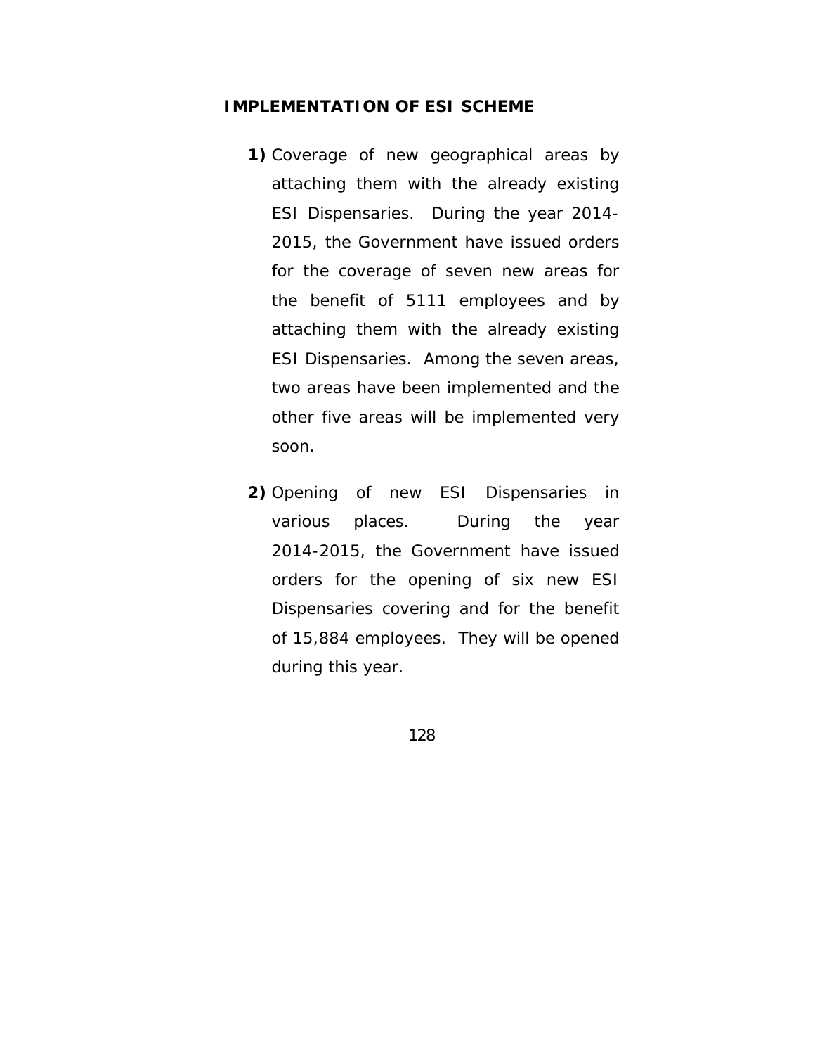**IMPLEMENTATION OF ESI SCHEME**

**1)** Coverage of new geographical areas by attaching them with the already existing ESI Dispensaries. During the year 2014-2015, the Government have issued orders for the coverage of seven new areas for the benefit of 5111 employees and by attaching them with the already existing ESI Dispensaries. Among the seven areas, two areas have been implemented and the other five areas will be implemented very soon.

**2)** Opening of new ESI Dispensaries in various places. During the year 2014-2015, the Government have issued orders for the opening of six new ESI Dispensaries covering and for the benefit of 15,884 employees. They will be opened during this year.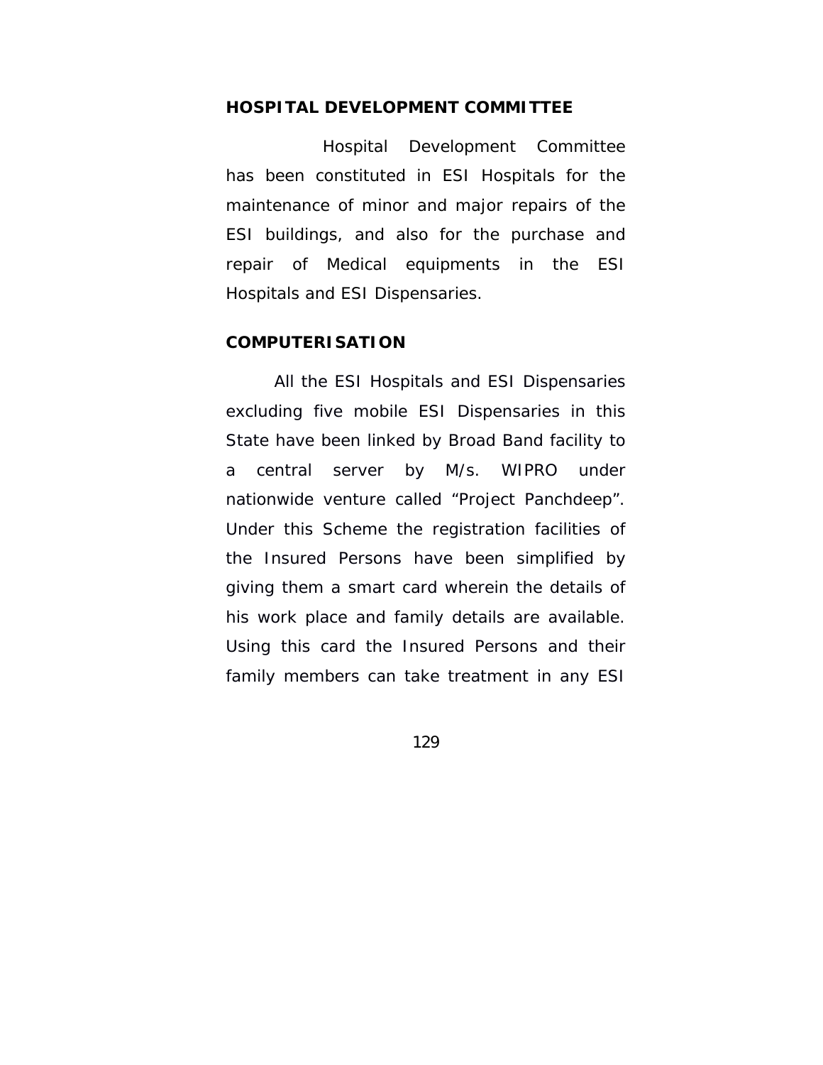## HOSPITAL DEVELOPMENT COMMITTEE

Hospital Development Committee has been constituted in ESI Hospitals for the maintenance of minor and major repairs of the ESI buildings, and also for the purchase and repair of Medical equipments in the ESI Hospitals and ESI Dispensaries.

## COMPUTERISATION

All the ESI Hospitals and ESI Dispensaries excluding five mobile ESI Dispensaries in this State have been linked by Broad Band facility to a central server by M/s. WIPRO under nationwide venture called "Project Panchdeep". Under this Scheme the registration facilities of the Insured Persons have been simplified by giving them a smart card wherein the details of his work place and family details are available. Using this card the Insured Persons and their family members can take treatment in any ESI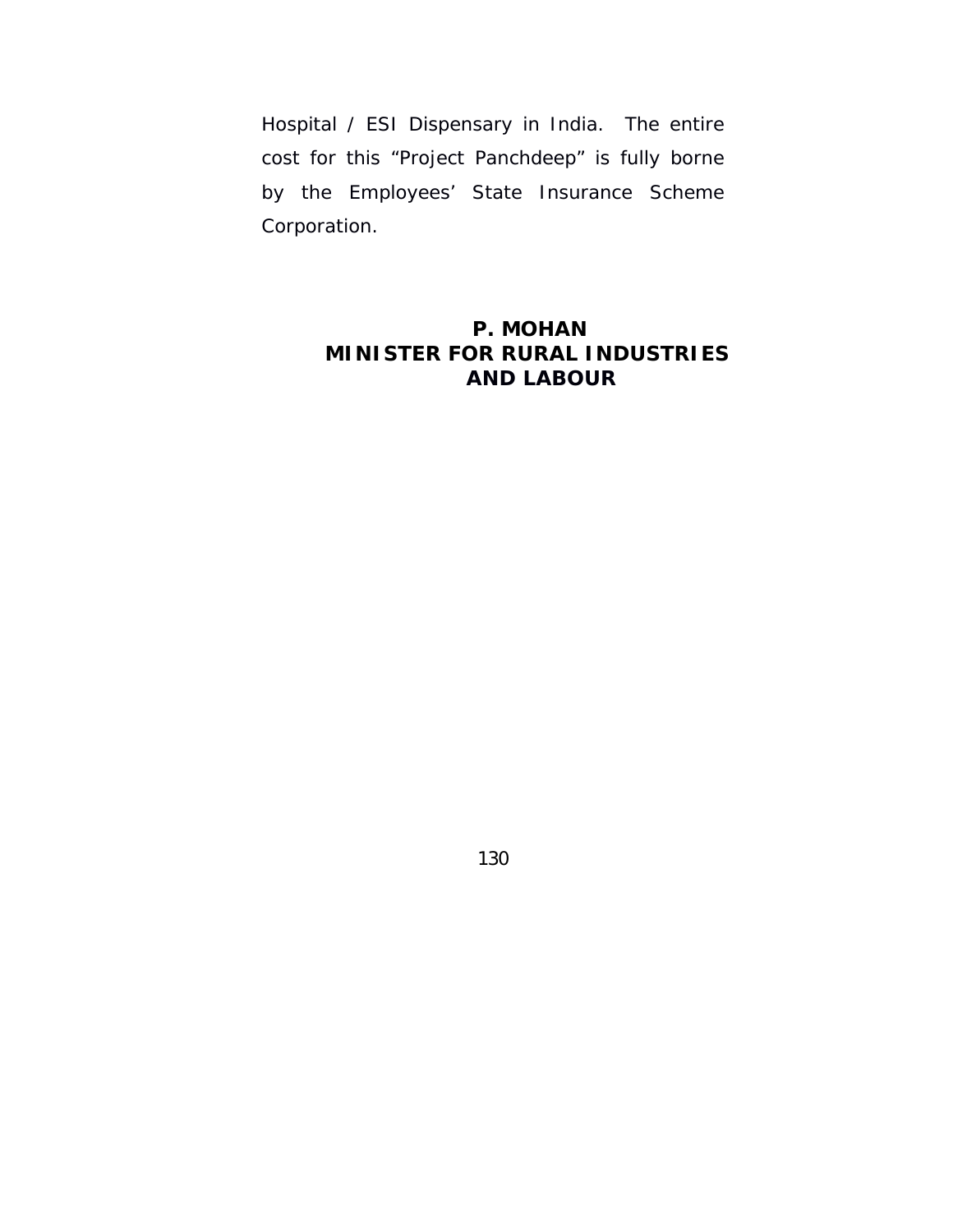Hospital / ESI Dispensary in India. The entire cost for this "Project Panchdeep" is fully borne by the Employees' State Insurance Scheme Corporation.

**P. MOHAN**
**MINISTER FOR RURAL INDUSTRIES AND LABOUR**